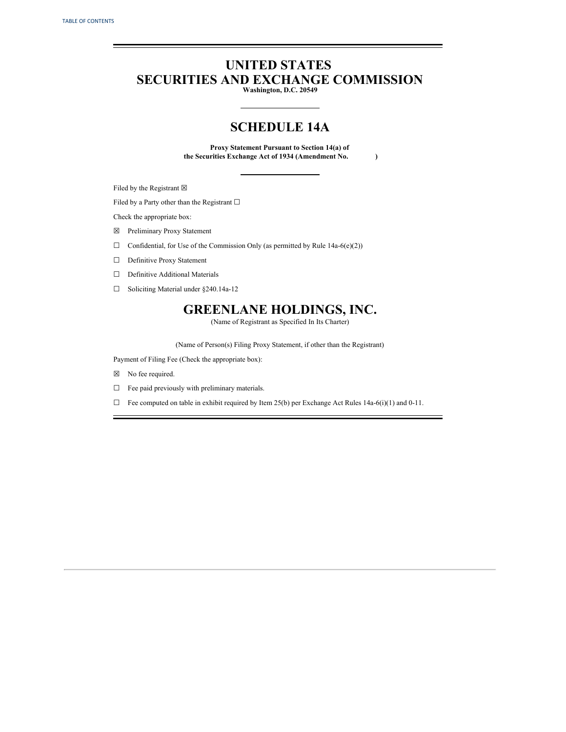# UNITED STATES
# SECURITIES AND EXCHANGE COMMISSION

**Washington, D.C. 20549**

## SCHEDULE 14A

**Proxy Statement Pursuant to Section 14(a) of the Securities Exchange Act of 1934 (Amendment No. )**

Filed by the Registrant ☒

Filed by a Party other than the Registrant ☐

Check the appropriate box:

☒ Preliminary Proxy Statement

☐ Confidential, for Use of the Commission Only (as permitted by Rule 14a-6(e)(2))

☐ Definitive Proxy Statement

☐ Definitive Additional Materials

☐ Soliciting Material under §240.14a-12

## GREENLANE HOLDINGS, INC.

(Name of Registrant as Specified In Its Charter)

(Name of Person(s) Filing Proxy Statement, if other than the Registrant)

Payment of Filing Fee (Check the appropriate box):

☒ No fee required.

☐ Fee paid previously with preliminary materials.

☐ Fee computed on table in exhibit required by Item 25(b) per Exchange Act Rules 14a-6(i)(1) and 0-11.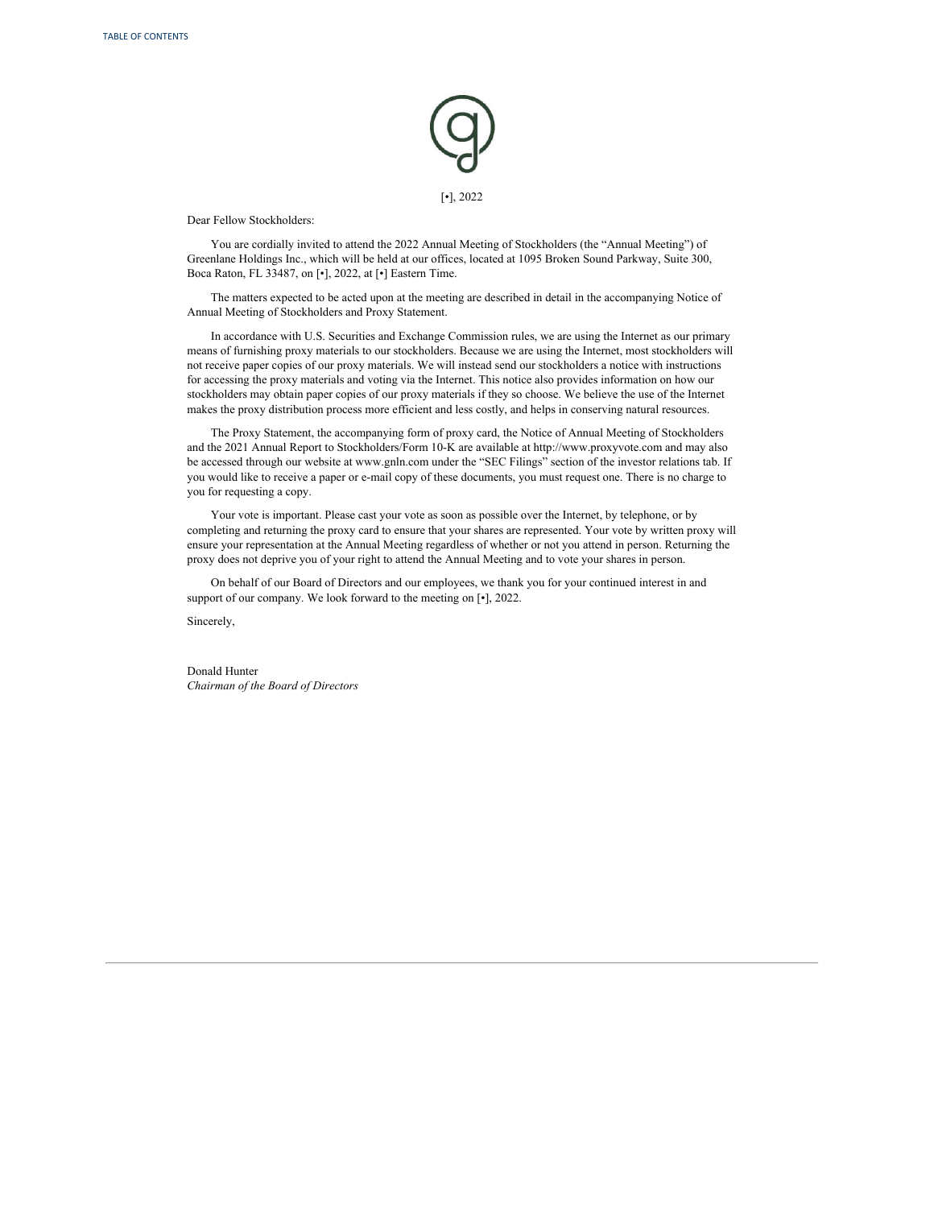[•], 2022

Dear Fellow Stockholders:

You are cordially invited to attend the 2022 Annual Meeting of Stockholders (the "Annual Meeting") of Greenlane Holdings Inc., which will be held at our offices, located at 1095 Broken Sound Parkway, Suite 300, Boca Raton, FL 33487, on [•], 2022, at [•] Eastern Time.

The matters expected to be acted upon at the meeting are described in detail in the accompanying Notice of Annual Meeting of Stockholders and Proxy Statement.

In accordance with U.S. Securities and Exchange Commission rules, we are using the Internet as our primary means of furnishing proxy materials to our stockholders. Because we are using the Internet, most stockholders will not receive paper copies of our proxy materials. We will instead send our stockholders a notice with instructions for accessing the proxy materials and voting via the Internet. This notice also provides information on how our stockholders may obtain paper copies of our proxy materials if they so choose. We believe the use of the Internet makes the proxy distribution process more efficient and less costly, and helps in conserving natural resources.

The Proxy Statement, the accompanying form of proxy card, the Notice of Annual Meeting of Stockholders and the 2021 Annual Report to Stockholders/Form 10-K are available at http://www.proxyvote.com and may also be accessed through our website at www.gnln.com under the "SEC Filings" section of the investor relations tab. If you would like to receive a paper or e-mail copy of these documents, you must request one. There is no charge to you for requesting a copy.

Your vote is important. Please cast your vote as soon as possible over the Internet, by telephone, or by completing and returning the proxy card to ensure that your shares are represented. Your vote by written proxy will ensure your representation at the Annual Meeting regardless of whether or not you attend in person. Returning the proxy does not deprive you of your right to attend the Annual Meeting and to vote your shares in person.

On behalf of our Board of Directors and our employees, we thank you for your continued interest in and support of our company. We look forward to the meeting on [•], 2022.

Sincerely,

Donald Hunter
*Chairman of the Board of Directors*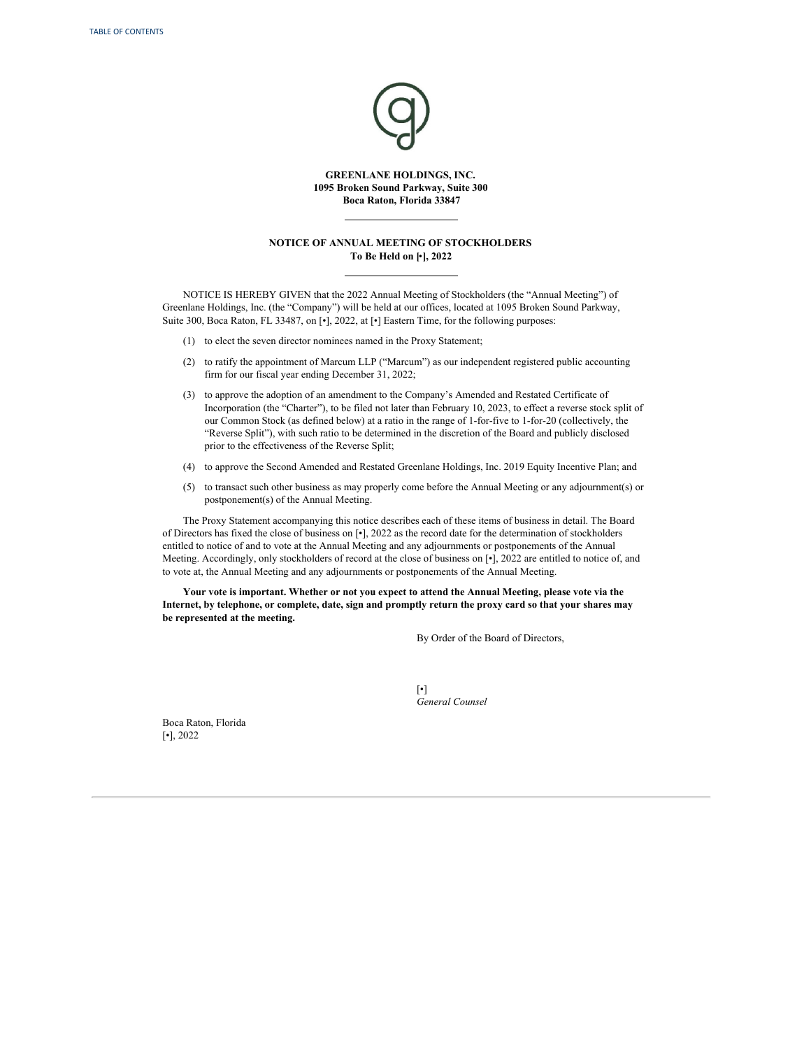**GREENLANE HOLDINGS, INC.**
**1095 Broken Sound Parkway, Suite 300**
**Boca Raton, Florida 33847**

---

**NOTICE OF ANNUAL MEETING OF STOCKHOLDERS**
**To Be Held on [•], 2022**

---

NOTICE IS HEREBY GIVEN that the 2022 Annual Meeting of Stockholders (the "Annual Meeting") of Greenlane Holdings, Inc. (the "Company") will be held at our offices, located at 1095 Broken Sound Parkway, Suite 300, Boca Raton, FL 33487, on [•], 2022, at [•] Eastern Time, for the following purposes:

(1) to elect the seven director nominees named in the Proxy Statement;

(2) to ratify the appointment of Marcum LLP ("Marcum") as our independent registered public accounting firm for our fiscal year ending December 31, 2022;

(3) to approve the adoption of an amendment to the Company's Amended and Restated Certificate of Incorporation (the "Charter"), to be filed not later than February 10, 2023, to effect a reverse stock split of our Common Stock (as defined below) at a ratio in the range of 1-for-five to 1-for-20 (collectively, the "Reverse Split"), with such ratio to be determined in the discretion of the Board and publicly disclosed prior to the effectiveness of the Reverse Split;

(4) to approve the Second Amended and Restated Greenlane Holdings, Inc. 2019 Equity Incentive Plan; and

(5) to transact such other business as may properly come before the Annual Meeting or any adjournment(s) or postponement(s) of the Annual Meeting.

The Proxy Statement accompanying this notice describes each of these items of business in detail. The Board of Directors has fixed the close of business on [•], 2022 as the record date for the determination of stockholders entitled to notice of and to vote at the Annual Meeting and any adjournments or postponements of the Annual Meeting. Accordingly, only stockholders of record at the close of business on [•], 2022 are entitled to notice of, and to vote at, the Annual Meeting and any adjournments or postponements of the Annual Meeting.

**Your vote is important. Whether or not you expect to attend the Annual Meeting, please vote via the Internet, by telephone, or complete, date, sign and promptly return the proxy card so that your shares may be represented at the meeting.**

By Order of the Board of Directors,

[•]
*General Counsel*

Boca Raton, Florida
[•], 2022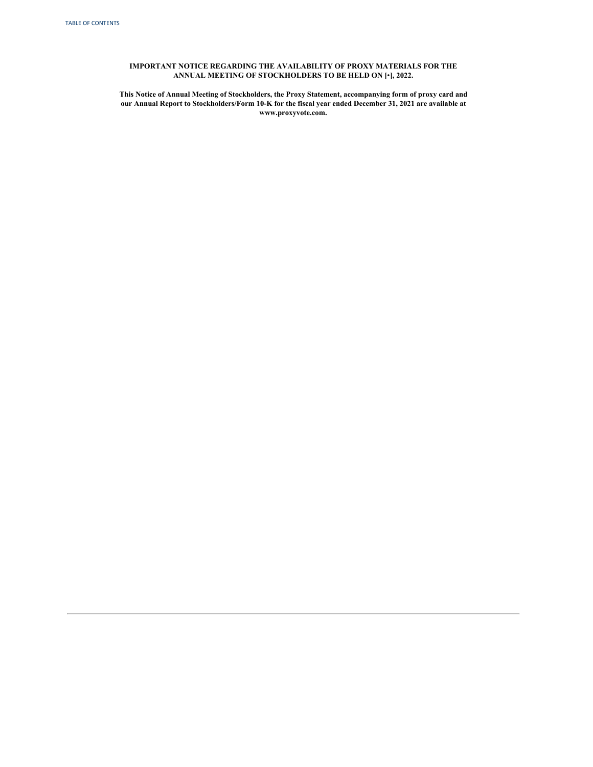**IMPORTANT NOTICE REGARDING THE AVAILABILITY OF PROXY MATERIALS FOR THE ANNUAL MEETING OF STOCKHOLDERS TO BE HELD ON [•], 2022.**

**This Notice of Annual Meeting of Stockholders, the Proxy Statement, accompanying form of proxy card and our Annual Report to Stockholders/Form 10-K for the fiscal year ended December 31, 2021 are available at www.proxyvote.com.**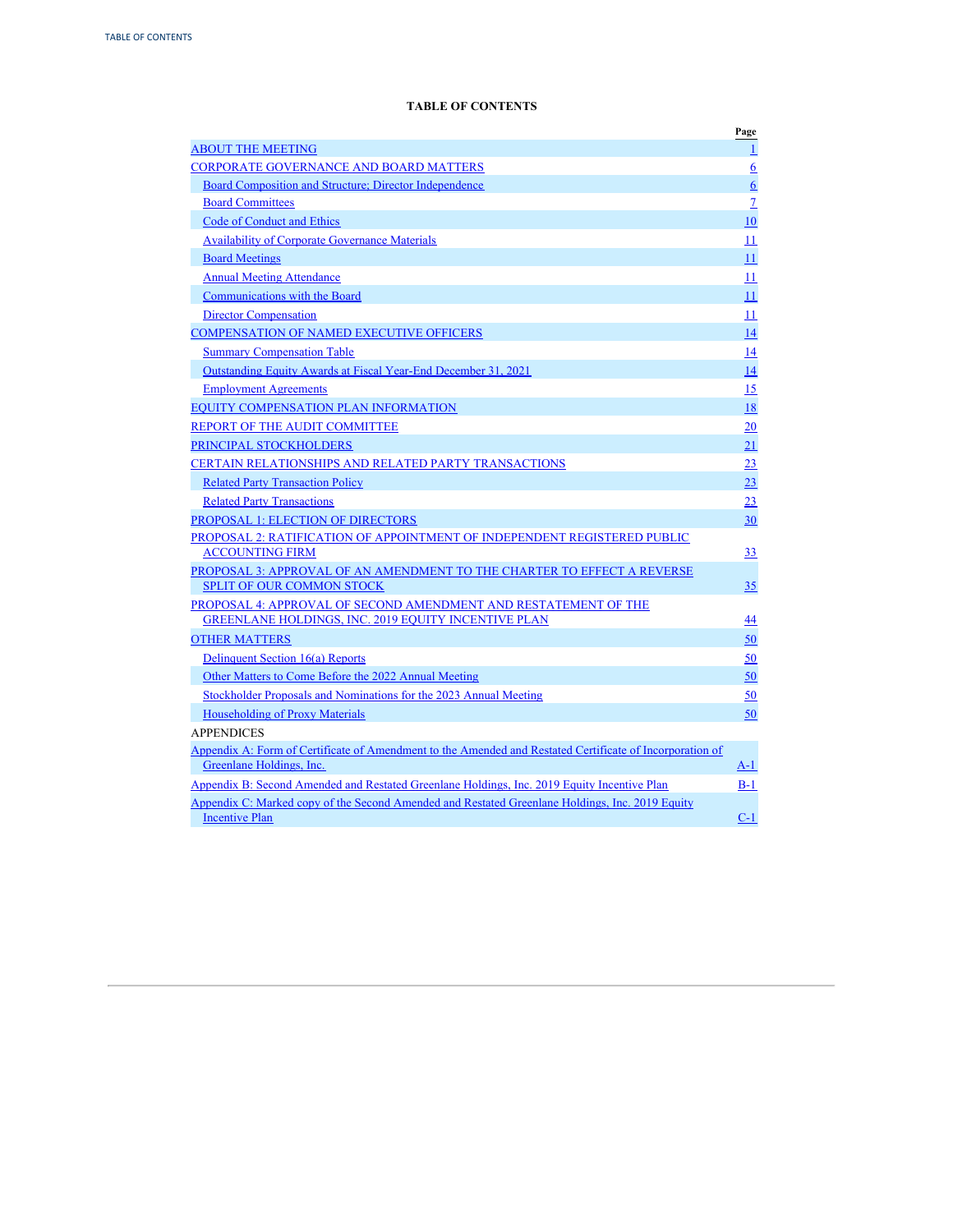# TABLE OF CONTENTS

| | Page |
|---|---|
| ABOUT THE MEETING | 1 |
| CORPORATE GOVERNANCE AND BOARD MATTERS | 6 |
| Board Composition and Structure; Director Independence | 6 |
| Board Committees | 7 |
| Code of Conduct and Ethics | 10 |
| Availability of Corporate Governance Materials | 11 |
| Board Meetings | 11 |
| Annual Meeting Attendance | 11 |
| Communications with the Board | 11 |
| Director Compensation | 11 |
| COMPENSATION OF NAMED EXECUTIVE OFFICERS | 14 |
| Summary Compensation Table | 14 |
| Outstanding Equity Awards at Fiscal Year-End December 31, 2021 | 14 |
| Employment Agreements | 15 |
| EQUITY COMPENSATION PLAN INFORMATION | 18 |
| REPORT OF THE AUDIT COMMITTEE | 20 |
| PRINCIPAL STOCKHOLDERS | 21 |
| CERTAIN RELATIONSHIPS AND RELATED PARTY TRANSACTIONS | 23 |
| Related Party Transaction Policy | 23 |
| Related Party Transactions | 23 |
| PROPOSAL 1: ELECTION OF DIRECTORS | 30 |
| PROPOSAL 2: RATIFICATION OF APPOINTMENT OF INDEPENDENT REGISTERED PUBLIC ACCOUNTING FIRM | 33 |
| PROPOSAL 3: APPROVAL OF AN AMENDMENT TO THE CHARTER TO EFFECT A REVERSE SPLIT OF OUR COMMON STOCK | 35 |
| PROPOSAL 4: APPROVAL OF SECOND AMENDMENT AND RESTATEMENT OF THE GREENLANE HOLDINGS, INC. 2019 EQUITY INCENTIVE PLAN | 44 |
| OTHER MATTERS | 50 |
| Delinquent Section 16(a) Reports | 50 |
| Other Matters to Come Before the 2022 Annual Meeting | 50 |
| Stockholder Proposals and Nominations for the 2023 Annual Meeting | 50 |
| Householding of Proxy Materials | 50 |
| APPENDICES | |
| Appendix A: Form of Certificate of Amendment to the Amended and Restated Certificate of Incorporation of Greenlane Holdings, Inc. | A-1 |
| Appendix B: Second Amended and Restated Greenlane Holdings, Inc. 2019 Equity Incentive Plan | B-1 |
| Appendix C: Marked copy of the Second Amended and Restated Greenlane Holdings, Inc. 2019 Equity Incentive Plan | C-1 |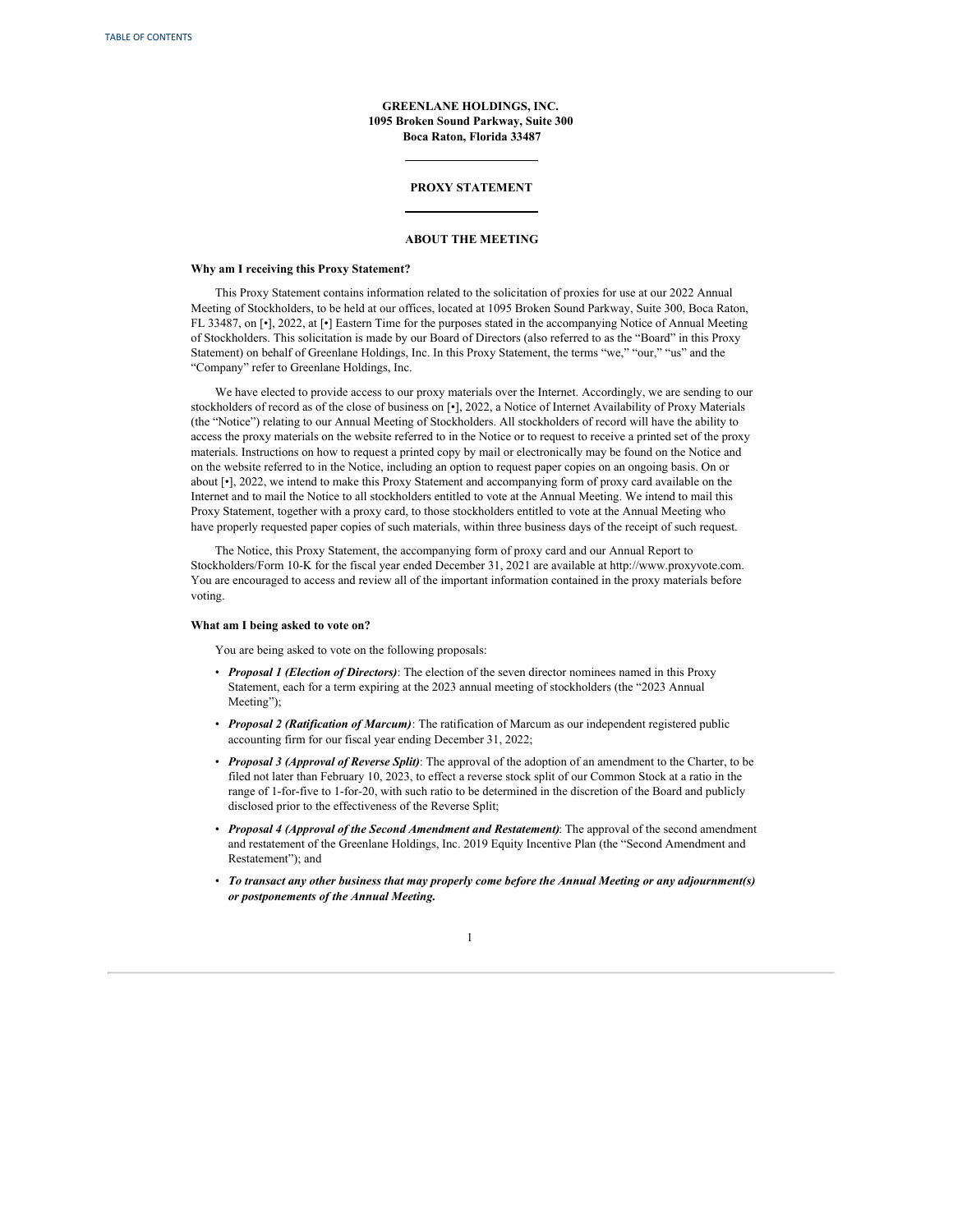**GREENLANE HOLDINGS, INC.**
**1095 Broken Sound Parkway, Suite 300**
**Boca Raton, Florida 33487**

---

## PROXY STATEMENT

---

## ABOUT THE MEETING

### Why am I receiving this Proxy Statement?

This Proxy Statement contains information related to the solicitation of proxies for use at our 2022 Annual Meeting of Stockholders, to be held at our offices, located at 1095 Broken Sound Parkway, Suite 300, Boca Raton, FL 33487, on [•], 2022, at [•] Eastern Time for the purposes stated in the accompanying Notice of Annual Meeting of Stockholders. This solicitation is made by our Board of Directors (also referred to as the "Board" in this Proxy Statement) on behalf of Greenlane Holdings, Inc. In this Proxy Statement, the terms "we," "our," "us" and the "Company" refer to Greenlane Holdings, Inc.

We have elected to provide access to our proxy materials over the Internet. Accordingly, we are sending to our stockholders of record as of the close of business on [•], 2022, a Notice of Internet Availability of Proxy Materials (the "Notice") relating to our Annual Meeting of Stockholders. All stockholders of record will have the ability to access the proxy materials on the website referred to in the Notice or to request to receive a printed set of the proxy materials. Instructions on how to request a printed copy by mail or electronically may be found on the Notice and on the website referred to in the Notice, including an option to request paper copies on an ongoing basis. On or about [•], 2022, we intend to make this Proxy Statement and accompanying form of proxy card available on the Internet and to mail the Notice to all stockholders entitled to vote at the Annual Meeting. We intend to mail this Proxy Statement, together with a proxy card, to those stockholders entitled to vote at the Annual Meeting who have properly requested paper copies of such materials, within three business days of the receipt of such request.

The Notice, this Proxy Statement, the accompanying form of proxy card and our Annual Report to Stockholders/Form 10-K for the fiscal year ended December 31, 2021 are available at http://www.proxyvote.com. You are encouraged to access and review all of the important information contained in the proxy materials before voting.

### What am I being asked to vote on?

You are being asked to vote on the following proposals:

- ***Proposal 1 (Election of Directors)***: The election of the seven director nominees named in this Proxy Statement, each for a term expiring at the 2023 annual meeting of stockholders (the "2023 Annual Meeting");
- ***Proposal 2 (Ratification of Marcum)***: The ratification of Marcum as our independent registered public accounting firm for our fiscal year ending December 31, 2022;
- ***Proposal 3 (Approval of Reverse Split)***: The approval of the adoption of an amendment to the Charter, to be filed not later than February 10, 2023, to effect a reverse stock split of our Common Stock at a ratio in the range of 1-for-five to 1-for-20, with such ratio to be determined in the discretion of the Board and publicly disclosed prior to the effectiveness of the Reverse Split;
- ***Proposal 4 (Approval of the Second Amendment and Restatement)***: The approval of the second amendment and restatement of the Greenlane Holdings, Inc. 2019 Equity Incentive Plan (the "Second Amendment and Restatement"); and
- ***To transact any other business that may properly come before the Annual Meeting or any adjournment(s) or postponements of the Annual Meeting.***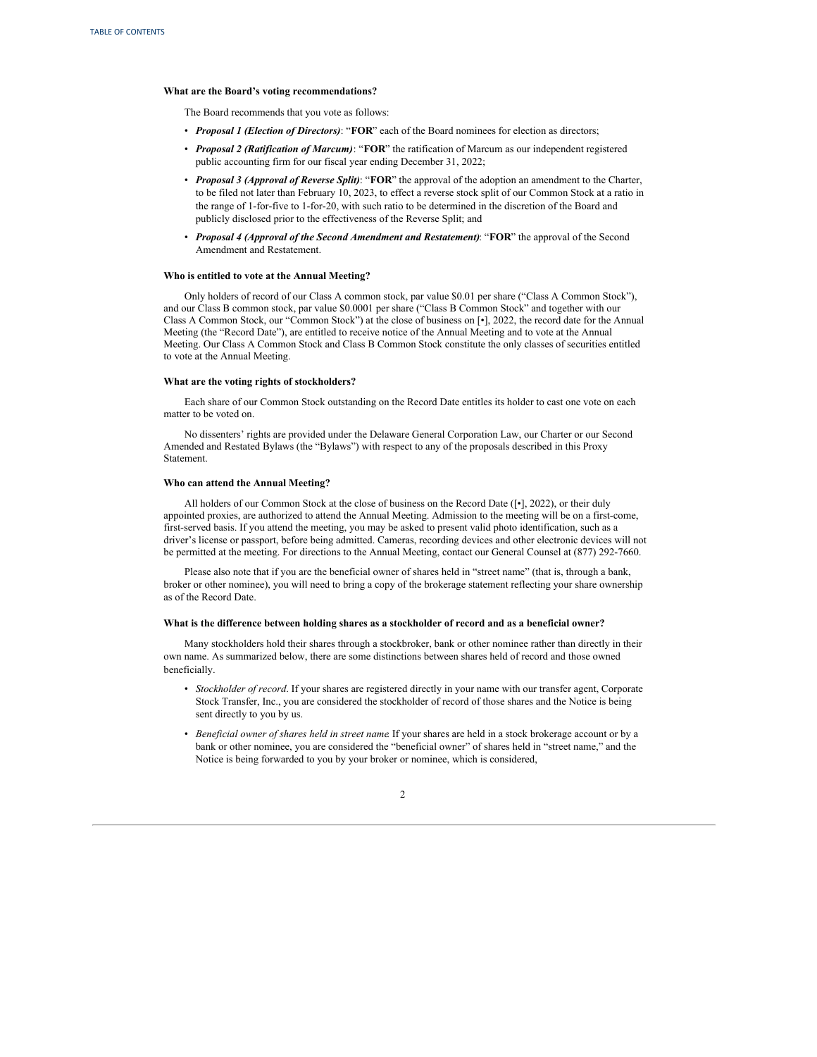**What are the Board's voting recommendations?**

The Board recommends that you vote as follows:

- ***Proposal 1 (Election of Directors)***: "**FOR**" each of the Board nominees for election as directors;
- ***Proposal 2 (Ratification of Marcum)***: "**FOR**" the ratification of Marcum as our independent registered public accounting firm for our fiscal year ending December 31, 2022;
- ***Proposal 3 (Approval of Reverse Split)***: "**FOR**" the approval of the adoption an amendment to the Charter, to be filed not later than February 10, 2023, to effect a reverse stock split of our Common Stock at a ratio in the range of 1-for-five to 1-for-20, with such ratio to be determined in the discretion of the Board and publicly disclosed prior to the effectiveness of the Reverse Split; and
- ***Proposal 4 (Approval of the Second Amendment and Restatement)***: "**FOR**" the approval of the Second Amendment and Restatement.

**Who is entitled to vote at the Annual Meeting?**

Only holders of record of our Class A common stock, par value $0.01 per share ("Class A Common Stock"), and our Class B common stock, par value $0.0001 per share ("Class B Common Stock" and together with our Class A Common Stock, our "Common Stock") at the close of business on [•], 2022, the record date for the Annual Meeting (the "Record Date"), are entitled to receive notice of the Annual Meeting and to vote at the Annual Meeting. Our Class A Common Stock and Class B Common Stock constitute the only classes of securities entitled to vote at the Annual Meeting.

**What are the voting rights of stockholders?**

Each share of our Common Stock outstanding on the Record Date entitles its holder to cast one vote on each matter to be voted on.

No dissenters' rights are provided under the Delaware General Corporation Law, our Charter or our Second Amended and Restated Bylaws (the "Bylaws") with respect to any of the proposals described in this Proxy Statement.

**Who can attend the Annual Meeting?**

All holders of our Common Stock at the close of business on the Record Date ([•], 2022), or their duly appointed proxies, are authorized to attend the Annual Meeting. Admission to the meeting will be on a first-come, first-served basis. If you attend the meeting, you may be asked to present valid photo identification, such as a driver's license or passport, before being admitted. Cameras, recording devices and other electronic devices will not be permitted at the meeting. For directions to the Annual Meeting, contact our General Counsel at (877) 292-7660.

Please also note that if you are the beneficial owner of shares held in "street name" (that is, through a bank, broker or other nominee), you will need to bring a copy of the brokerage statement reflecting your share ownership as of the Record Date.

**What is the difference between holding shares as a stockholder of record and as a beneficial owner?**

Many stockholders hold their shares through a stockbroker, bank or other nominee rather than directly in their own name. As summarized below, there are some distinctions between shares held of record and those owned beneficially.

- *Stockholder of record*. If your shares are registered directly in your name with our transfer agent, Corporate Stock Transfer, Inc., you are considered the stockholder of record of those shares and the Notice is being sent directly to you by us.
- *Beneficial owner of shares held in street name*. If your shares are held in a stock brokerage account or by a bank or other nominee, you are considered the "beneficial owner" of shares held in "street name," and the Notice is being forwarded to you by your broker or nominee, which is considered,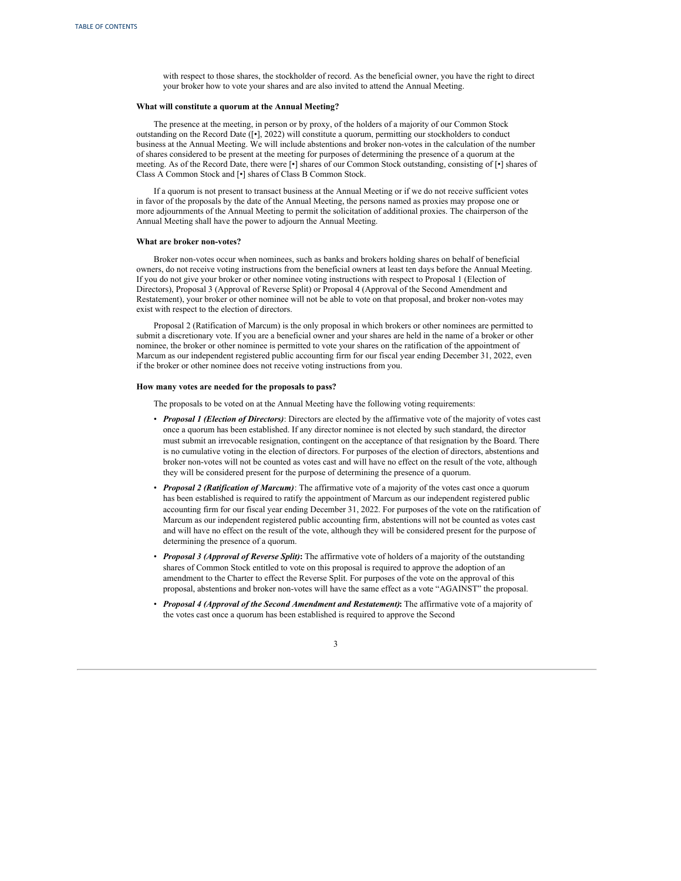with respect to those shares, the stockholder of record. As the beneficial owner, you have the right to direct your broker how to vote your shares and are also invited to attend the Annual Meeting.

**What will constitute a quorum at the Annual Meeting?**

The presence at the meeting, in person or by proxy, of the holders of a majority of our Common Stock outstanding on the Record Date ([•], 2022) will constitute a quorum, permitting our stockholders to conduct business at the Annual Meeting. We will include abstentions and broker non-votes in the calculation of the number of shares considered to be present at the meeting for purposes of determining the presence of a quorum at the meeting. As of the Record Date, there were [•] shares of our Common Stock outstanding, consisting of [•] shares of Class A Common Stock and [•] shares of Class B Common Stock.

If a quorum is not present to transact business at the Annual Meeting or if we do not receive sufficient votes in favor of the proposals by the date of the Annual Meeting, the persons named as proxies may propose one or more adjournments of the Annual Meeting to permit the solicitation of additional proxies. The chairperson of the Annual Meeting shall have the power to adjourn the Annual Meeting.

**What are broker non-votes?**

Broker non-votes occur when nominees, such as banks and brokers holding shares on behalf of beneficial owners, do not receive voting instructions from the beneficial owners at least ten days before the Annual Meeting. If you do not give your broker or other nominee voting instructions with respect to Proposal 1 (Election of Directors), Proposal 3 (Approval of Reverse Split) or Proposal 4 (Approval of the Second Amendment and Restatement), your broker or other nominee will not be able to vote on that proposal, and broker non-votes may exist with respect to the election of directors.

Proposal 2 (Ratification of Marcum) is the only proposal in which brokers or other nominees are permitted to submit a discretionary vote. If you are a beneficial owner and your shares are held in the name of a broker or other nominee, the broker or other nominee is permitted to vote your shares on the ratification of the appointment of Marcum as our independent registered public accounting firm for our fiscal year ending December 31, 2022, even if the broker or other nominee does not receive voting instructions from you.

**How many votes are needed for the proposals to pass?**

The proposals to be voted on at the Annual Meeting have the following voting requirements:

- ***Proposal 1 (Election of Directors)***: Directors are elected by the affirmative vote of the majority of votes cast once a quorum has been established. If any director nominee is not elected by such standard, the director must submit an irrevocable resignation, contingent on the acceptance of that resignation by the Board. There is no cumulative voting in the election of directors. For purposes of the election of directors, abstentions and broker non-votes will not be counted as votes cast and will have no effect on the result of the vote, although they will be considered present for the purpose of determining the presence of a quorum.
- ***Proposal 2 (Ratification of Marcum)***: The affirmative vote of a majority of the votes cast once a quorum has been established is required to ratify the appointment of Marcum as our independent registered public accounting firm for our fiscal year ending December 31, 2022. For purposes of the vote on the ratification of Marcum as our independent registered public accounting firm, abstentions will not be counted as votes cast and will have no effect on the result of the vote, although they will be considered present for the purpose of determining the presence of a quorum.
- ***Proposal 3 (Approval of Reverse Split)*****:** The affirmative vote of holders of a majority of the outstanding shares of Common Stock entitled to vote on this proposal is required to approve the adoption of an amendment to the Charter to effect the Reverse Split. For purposes of the vote on the approval of this proposal, abstentions and broker non-votes will have the same effect as a vote "AGAINST" the proposal.
- ***Proposal 4 (Approval of the Second Amendment and Restatement)*****:** The affirmative vote of a majority of the votes cast once a quorum has been established is required to approve the Second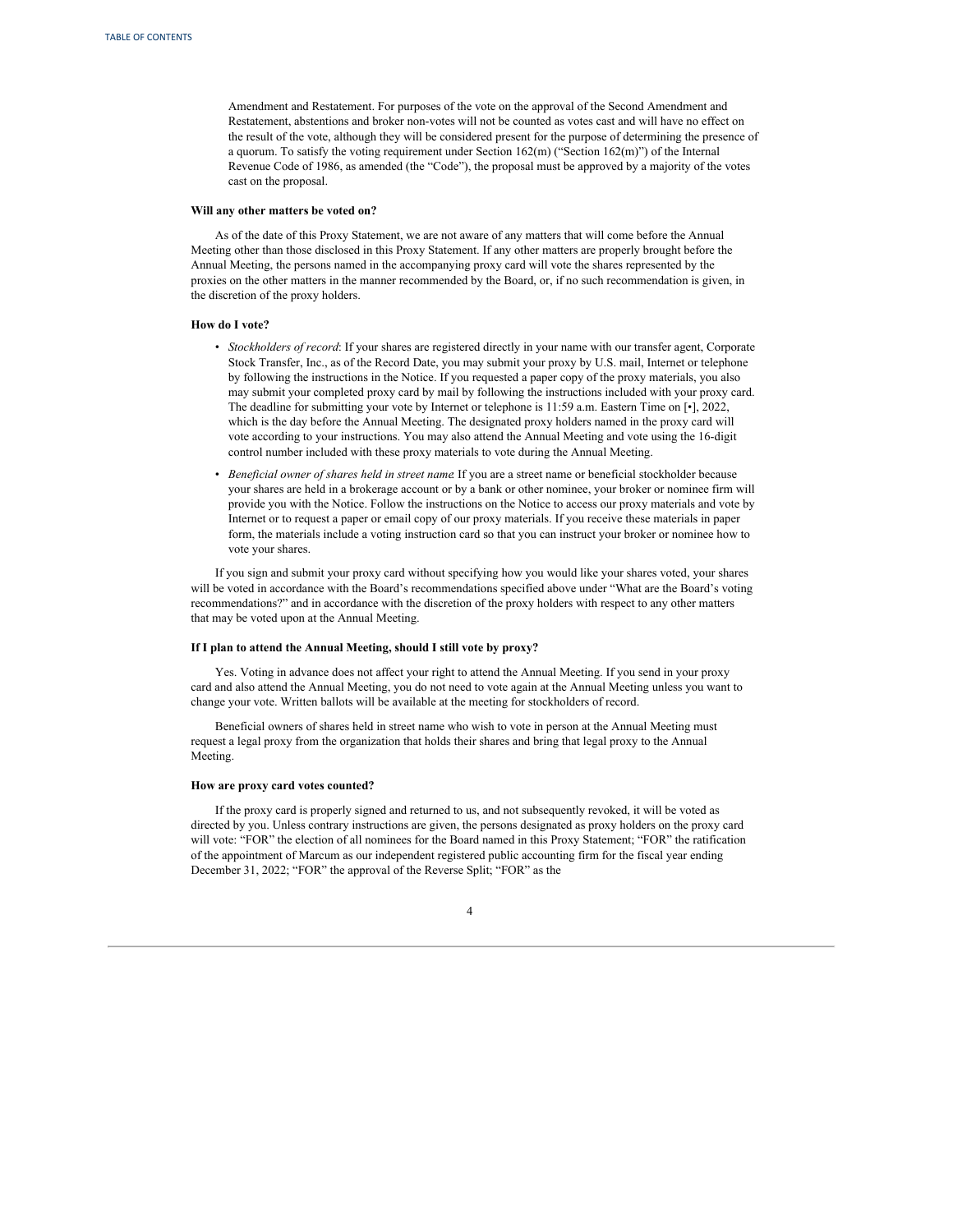Amendment and Restatement. For purposes of the vote on the approval of the Second Amendment and Restatement, abstentions and broker non-votes will not be counted as votes cast and will have no effect on the result of the vote, although they will be considered present for the purpose of determining the presence of a quorum. To satisfy the voting requirement under Section 162(m) ("Section 162(m)") of the Internal Revenue Code of 1986, as amended (the "Code"), the proposal must be approved by a majority of the votes cast on the proposal.

**Will any other matters be voted on?**

As of the date of this Proxy Statement, we are not aware of any matters that will come before the Annual Meeting other than those disclosed in this Proxy Statement. If any other matters are properly brought before the Annual Meeting, the persons named in the accompanying proxy card will vote the shares represented by the proxies on the other matters in the manner recommended by the Board, or, if no such recommendation is given, in the discretion of the proxy holders.

**How do I vote?**

- *Stockholders of record*: If your shares are registered directly in your name with our transfer agent, Corporate Stock Transfer, Inc., as of the Record Date, you may submit your proxy by U.S. mail, Internet or telephone by following the instructions in the Notice. If you requested a paper copy of the proxy materials, you also may submit your completed proxy card by mail by following the instructions included with your proxy card. The deadline for submitting your vote by Internet or telephone is 11:59 a.m. Eastern Time on [•], 2022, which is the day before the Annual Meeting. The designated proxy holders named in the proxy card will vote according to your instructions. You may also attend the Annual Meeting and vote using the 16-digit control number included with these proxy materials to vote during the Annual Meeting.
- *Beneficial owner of shares held in street name*: If you are a street name or beneficial stockholder because your shares are held in a brokerage account or by a bank or other nominee, your broker or nominee firm will provide you with the Notice. Follow the instructions on the Notice to access our proxy materials and vote by Internet or to request a paper or email copy of our proxy materials. If you receive these materials in paper form, the materials include a voting instruction card so that you can instruct your broker or nominee how to vote your shares.

If you sign and submit your proxy card without specifying how you would like your shares voted, your shares will be voted in accordance with the Board's recommendations specified above under "What are the Board's voting recommendations?" and in accordance with the discretion of the proxy holders with respect to any other matters that may be voted upon at the Annual Meeting.

**If I plan to attend the Annual Meeting, should I still vote by proxy?**

Yes. Voting in advance does not affect your right to attend the Annual Meeting. If you send in your proxy card and also attend the Annual Meeting, you do not need to vote again at the Annual Meeting unless you want to change your vote. Written ballots will be available at the meeting for stockholders of record.

Beneficial owners of shares held in street name who wish to vote in person at the Annual Meeting must request a legal proxy from the organization that holds their shares and bring that legal proxy to the Annual Meeting.

**How are proxy card votes counted?**

If the proxy card is properly signed and returned to us, and not subsequently revoked, it will be voted as directed by you. Unless contrary instructions are given, the persons designated as proxy holders on the proxy card will vote: "FOR" the election of all nominees for the Board named in this Proxy Statement; "FOR" the ratification of the appointment of Marcum as our independent registered public accounting firm for the fiscal year ending December 31, 2022; "FOR" the approval of the Reverse Split; "FOR" as the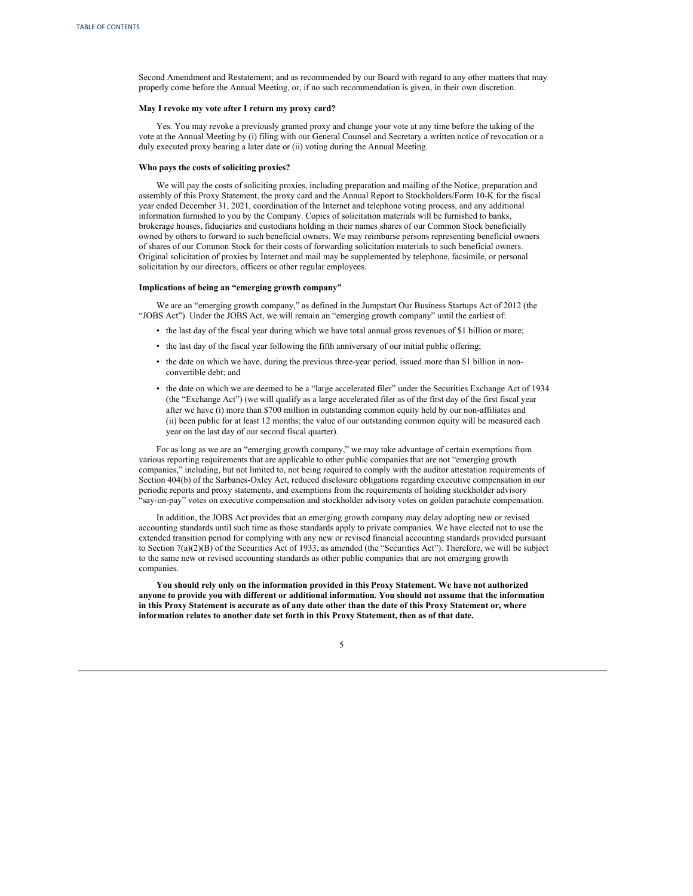Second Amendment and Restatement; and as recommended by our Board with regard to any other matters that may properly come before the Annual Meeting, or, if no such recommendation is given, in their own discretion.

**May I revoke my vote after I return my proxy card?**

Yes. You may revoke a previously granted proxy and change your vote at any time before the taking of the vote at the Annual Meeting by (i) filing with our General Counsel and Secretary a written notice of revocation or a duly executed proxy bearing a later date or (ii) voting during the Annual Meeting.

**Who pays the costs of soliciting proxies?**

We will pay the costs of soliciting proxies, including preparation and mailing of the Notice, preparation and assembly of this Proxy Statement, the proxy card and the Annual Report to Stockholders/Form 10-K for the fiscal year ended December 31, 2021, coordination of the Internet and telephone voting process, and any additional information furnished to you by the Company. Copies of solicitation materials will be furnished to banks, brokerage houses, fiduciaries and custodians holding in their names shares of our Common Stock beneficially owned by others to forward to such beneficial owners. We may reimburse persons representing beneficial owners of shares of our Common Stock for their costs of forwarding solicitation materials to such beneficial owners. Original solicitation of proxies by Internet and mail may be supplemented by telephone, facsimile, or personal solicitation by our directors, officers or other regular employees.

**Implications of being an "emerging growth company"**

We are an "emerging growth company," as defined in the Jumpstart Our Business Startups Act of 2012 (the "JOBS Act"). Under the JOBS Act, we will remain an "emerging growth company" until the earliest of:

- the last day of the fiscal year during which we have total annual gross revenues of $1 billion or more;
- the last day of the fiscal year following the fifth anniversary of our initial public offering;
- the date on which we have, during the previous three-year period, issued more than $1 billion in non-convertible debt; and
- the date on which we are deemed to be a "large accelerated filer" under the Securities Exchange Act of 1934 (the "Exchange Act") (we will qualify as a large accelerated filer as of the first day of the first fiscal year after we have (i) more than $700 million in outstanding common equity held by our non-affiliates and (ii) been public for at least 12 months; the value of our outstanding common equity will be measured each year on the last day of our second fiscal quarter).

For as long as we are an "emerging growth company," we may take advantage of certain exemptions from various reporting requirements that are applicable to other public companies that are not "emerging growth companies," including, but not limited to, not being required to comply with the auditor attestation requirements of Section 404(b) of the Sarbanes-Oxley Act, reduced disclosure obligations regarding executive compensation in our periodic reports and proxy statements, and exemptions from the requirements of holding stockholder advisory "say-on-pay" votes on executive compensation and stockholder advisory votes on golden parachute compensation.

In addition, the JOBS Act provides that an emerging growth company may delay adopting new or revised accounting standards until such time as those standards apply to private companies. We have elected not to use the extended transition period for complying with any new or revised financial accounting standards provided pursuant to Section 7(a)(2)(B) of the Securities Act of 1933, as amended (the "Securities Act"). Therefore, we will be subject to the same new or revised accounting standards as other public companies that are not emerging growth companies.

**You should rely only on the information provided in this Proxy Statement. We have not authorized anyone to provide you with different or additional information. You should not assume that the information in this Proxy Statement is accurate as of any date other than the date of this Proxy Statement or, where information relates to another date set forth in this Proxy Statement, then as of that date.**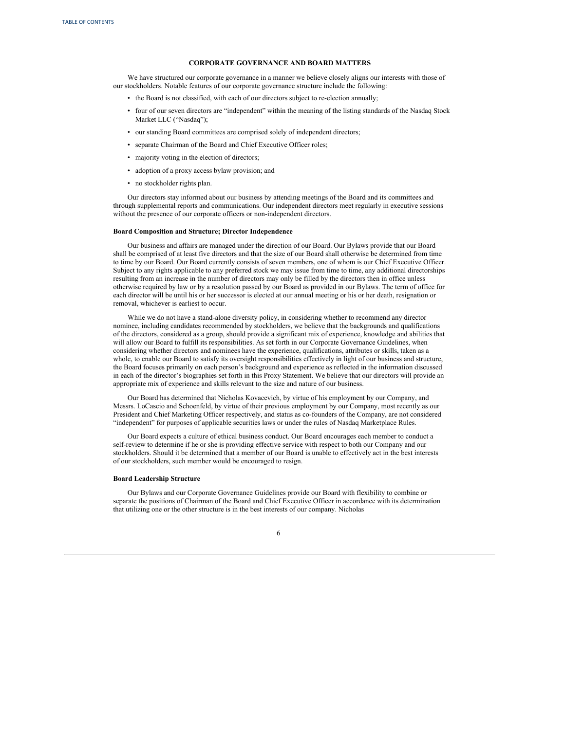## CORPORATE GOVERNANCE AND BOARD MATTERS

We have structured our corporate governance in a manner we believe closely aligns our interests with those of our stockholders. Notable features of our corporate governance structure include the following:

- the Board is not classified, with each of our directors subject to re-election annually;
- four of our seven directors are "independent" within the meaning of the listing standards of the Nasdaq Stock Market LLC ("Nasdaq");
- our standing Board committees are comprised solely of independent directors;
- separate Chairman of the Board and Chief Executive Officer roles;
- majority voting in the election of directors;
- adoption of a proxy access bylaw provision; and
- no stockholder rights plan.

Our directors stay informed about our business by attending meetings of the Board and its committees and through supplemental reports and communications. Our independent directors meet regularly in executive sessions without the presence of our corporate officers or non-independent directors.

### Board Composition and Structure; Director Independence

Our business and affairs are managed under the direction of our Board. Our Bylaws provide that our Board shall be comprised of at least five directors and that the size of our Board shall otherwise be determined from time to time by our Board. Our Board currently consists of seven members, one of whom is our Chief Executive Officer. Subject to any rights applicable to any preferred stock we may issue from time to time, any additional directorships resulting from an increase in the number of directors may only be filled by the directors then in office unless otherwise required by law or by a resolution passed by our Board as provided in our Bylaws. The term of office for each director will be until his or her successor is elected at our annual meeting or his or her death, resignation or removal, whichever is earliest to occur.

While we do not have a stand-alone diversity policy, in considering whether to recommend any director nominee, including candidates recommended by stockholders, we believe that the backgrounds and qualifications of the directors, considered as a group, should provide a significant mix of experience, knowledge and abilities that will allow our Board to fulfill its responsibilities. As set forth in our Corporate Governance Guidelines, when considering whether directors and nominees have the experience, qualifications, attributes or skills, taken as a whole, to enable our Board to satisfy its oversight responsibilities effectively in light of our business and structure, the Board focuses primarily on each person's background and experience as reflected in the information discussed in each of the director's biographies set forth in this Proxy Statement. We believe that our directors will provide an appropriate mix of experience and skills relevant to the size and nature of our business.

Our Board has determined that Nicholas Kovacevich, by virtue of his employment by our Company, and Messrs. LoCascio and Schoenfeld, by virtue of their previous employment by our Company, most recently as our President and Chief Marketing Officer respectively, and status as co-founders of the Company, are not considered "independent" for purposes of applicable securities laws or under the rules of Nasdaq Marketplace Rules.

Our Board expects a culture of ethical business conduct. Our Board encourages each member to conduct a self-review to determine if he or she is providing effective service with respect to both our Company and our stockholders. Should it be determined that a member of our Board is unable to effectively act in the best interests of our stockholders, such member would be encouraged to resign.

### Board Leadership Structure

Our Bylaws and our Corporate Governance Guidelines provide our Board with flexibility to combine or separate the positions of Chairman of the Board and Chief Executive Officer in accordance with its determination that utilizing one or the other structure is in the best interests of our company. Nicholas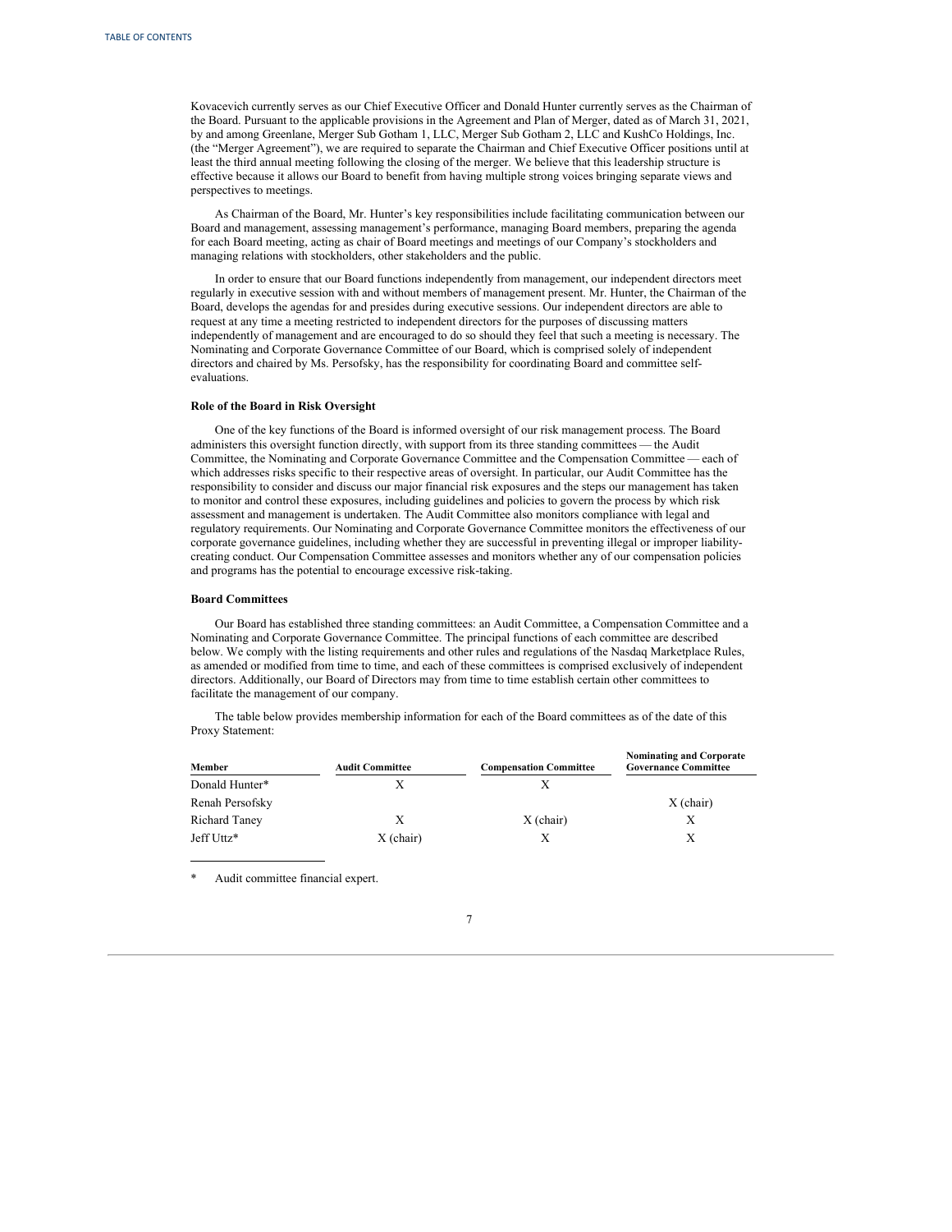Kovacevich currently serves as our Chief Executive Officer and Donald Hunter currently serves as the Chairman of the Board. Pursuant to the applicable provisions in the Agreement and Plan of Merger, dated as of March 31, 2021, by and among Greenlane, Merger Sub Gotham 1, LLC, Merger Sub Gotham 2, LLC and KushCo Holdings, Inc. (the "Merger Agreement"), we are required to separate the Chairman and Chief Executive Officer positions until at least the third annual meeting following the closing of the merger. We believe that this leadership structure is effective because it allows our Board to benefit from having multiple strong voices bringing separate views and perspectives to meetings.

As Chairman of the Board, Mr. Hunter's key responsibilities include facilitating communication between our Board and management, assessing management's performance, managing Board members, preparing the agenda for each Board meeting, acting as chair of Board meetings and meetings of our Company's stockholders and managing relations with stockholders, other stakeholders and the public.

In order to ensure that our Board functions independently from management, our independent directors meet regularly in executive session with and without members of management present. Mr. Hunter, the Chairman of the Board, develops the agendas for and presides during executive sessions. Our independent directors are able to request at any time a meeting restricted to independent directors for the purposes of discussing matters independently of management and are encouraged to do so should they feel that such a meeting is necessary. The Nominating and Corporate Governance Committee of our Board, which is comprised solely of independent directors and chaired by Ms. Persofsky, has the responsibility for coordinating Board and committee self-evaluations.

### Role of the Board in Risk Oversight

One of the key functions of the Board is informed oversight of our risk management process. The Board administers this oversight function directly, with support from its three standing committees — the Audit Committee, the Nominating and Corporate Governance Committee and the Compensation Committee — each of which addresses risks specific to their respective areas of oversight. In particular, our Audit Committee has the responsibility to consider and discuss our major financial risk exposures and the steps our management has taken to monitor and control these exposures, including guidelines and policies to govern the process by which risk assessment and management is undertaken. The Audit Committee also monitors compliance with legal and regulatory requirements. Our Nominating and Corporate Governance Committee monitors the effectiveness of our corporate governance guidelines, including whether they are successful in preventing illegal or improper liability-creating conduct. Our Compensation Committee assesses and monitors whether any of our compensation policies and programs has the potential to encourage excessive risk-taking.

### Board Committees

Our Board has established three standing committees: an Audit Committee, a Compensation Committee and a Nominating and Corporate Governance Committee. The principal functions of each committee are described below. We comply with the listing requirements and other rules and regulations of the Nasdaq Marketplace Rules, as amended or modified from time to time, and each of these committees is comprised exclusively of independent directors. Additionally, our Board of Directors may from time to time establish certain other committees to facilitate the management of our company.

The table below provides membership information for each of the Board committees as of the date of this Proxy Statement:

| Member | Audit Committee | Compensation Committee | Nominating and Corporate Governance Committee |
|---|---|---|---|
| Donald Hunter* | X | X | |
| Renah Persofsky | | | X (chair) |
| Richard Taney | X | X (chair) | X |
| Jeff Uttz* | X (chair) | X | X |

\* Audit committee financial expert.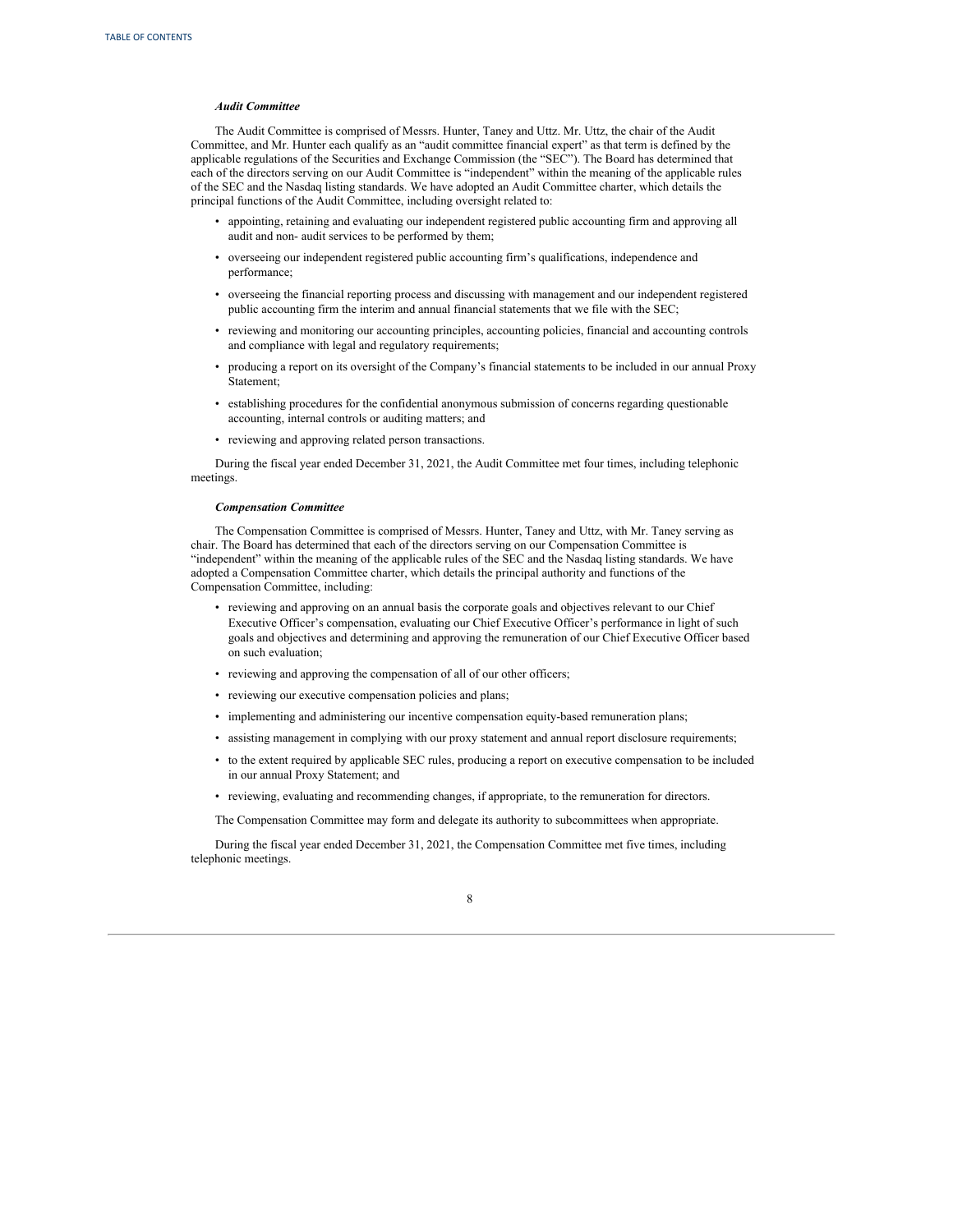***Audit Committee***

The Audit Committee is comprised of Messrs. Hunter, Taney and Uttz. Mr. Uttz, the chair of the Audit Committee, and Mr. Hunter each qualify as an “audit committee financial expert” as that term is defined by the applicable regulations of the Securities and Exchange Commission (the “SEC”). The Board has determined that each of the directors serving on our Audit Committee is “independent” within the meaning of the applicable rules of the SEC and the Nasdaq listing standards. We have adopted an Audit Committee charter, which details the principal functions of the Audit Committee, including oversight related to:

- appointing, retaining and evaluating our independent registered public accounting firm and approving all audit and non- audit services to be performed by them;
- overseeing our independent registered public accounting firm’s qualifications, independence and performance;
- overseeing the financial reporting process and discussing with management and our independent registered public accounting firm the interim and annual financial statements that we file with the SEC;
- reviewing and monitoring our accounting principles, accounting policies, financial and accounting controls and compliance with legal and regulatory requirements;
- producing a report on its oversight of the Company’s financial statements to be included in our annual Proxy Statement;
- establishing procedures for the confidential anonymous submission of concerns regarding questionable accounting, internal controls or auditing matters; and
- reviewing and approving related person transactions.

During the fiscal year ended December 31, 2021, the Audit Committee met four times, including telephonic meetings.

***Compensation Committee***

The Compensation Committee is comprised of Messrs. Hunter, Taney and Uttz, with Mr. Taney serving as chair. The Board has determined that each of the directors serving on our Compensation Committee is “independent” within the meaning of the applicable rules of the SEC and the Nasdaq listing standards. We have adopted a Compensation Committee charter, which details the principal authority and functions of the Compensation Committee, including:

- reviewing and approving on an annual basis the corporate goals and objectives relevant to our Chief Executive Officer’s compensation, evaluating our Chief Executive Officer’s performance in light of such goals and objectives and determining and approving the remuneration of our Chief Executive Officer based on such evaluation;
- reviewing and approving the compensation of all of our other officers;
- reviewing our executive compensation policies and plans;
- implementing and administering our incentive compensation equity-based remuneration plans;
- assisting management in complying with our proxy statement and annual report disclosure requirements;
- to the extent required by applicable SEC rules, producing a report on executive compensation to be included in our annual Proxy Statement; and
- reviewing, evaluating and recommending changes, if appropriate, to the remuneration for directors.

The Compensation Committee may form and delegate its authority to subcommittees when appropriate.

During the fiscal year ended December 31, 2021, the Compensation Committee met five times, including telephonic meetings.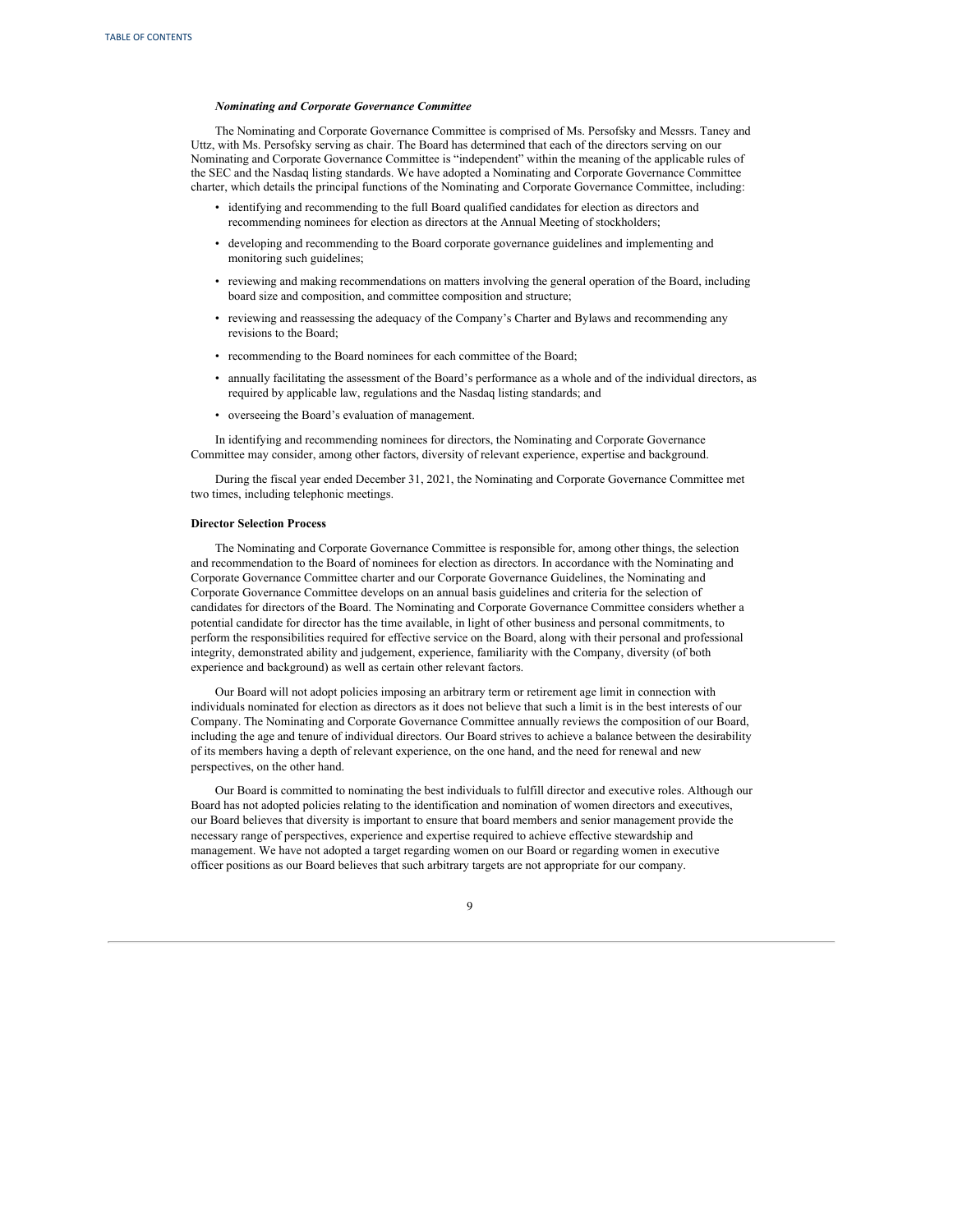***Nominating and Corporate Governance Committee***

The Nominating and Corporate Governance Committee is comprised of Ms. Persofsky and Messrs. Taney and Uttz, with Ms. Persofsky serving as chair. The Board has determined that each of the directors serving on our Nominating and Corporate Governance Committee is "independent" within the meaning of the applicable rules of the SEC and the Nasdaq listing standards. We have adopted a Nominating and Corporate Governance Committee charter, which details the principal functions of the Nominating and Corporate Governance Committee, including:

- identifying and recommending to the full Board qualified candidates for election as directors and recommending nominees for election as directors at the Annual Meeting of stockholders;
- developing and recommending to the Board corporate governance guidelines and implementing and monitoring such guidelines;
- reviewing and making recommendations on matters involving the general operation of the Board, including board size and composition, and committee composition and structure;
- reviewing and reassessing the adequacy of the Company's Charter and Bylaws and recommending any revisions to the Board;
- recommending to the Board nominees for each committee of the Board;
- annually facilitating the assessment of the Board's performance as a whole and of the individual directors, as required by applicable law, regulations and the Nasdaq listing standards; and
- overseeing the Board's evaluation of management.

In identifying and recommending nominees for directors, the Nominating and Corporate Governance Committee may consider, among other factors, diversity of relevant experience, expertise and background.

During the fiscal year ended December 31, 2021, the Nominating and Corporate Governance Committee met two times, including telephonic meetings.

**Director Selection Process**

The Nominating and Corporate Governance Committee is responsible for, among other things, the selection and recommendation to the Board of nominees for election as directors. In accordance with the Nominating and Corporate Governance Committee charter and our Corporate Governance Guidelines, the Nominating and Corporate Governance Committee develops on an annual basis guidelines and criteria for the selection of candidates for directors of the Board. The Nominating and Corporate Governance Committee considers whether a potential candidate for director has the time available, in light of other business and personal commitments, to perform the responsibilities required for effective service on the Board, along with their personal and professional integrity, demonstrated ability and judgement, experience, familiarity with the Company, diversity (of both experience and background) as well as certain other relevant factors.

Our Board will not adopt policies imposing an arbitrary term or retirement age limit in connection with individuals nominated for election as directors as it does not believe that such a limit is in the best interests of our Company. The Nominating and Corporate Governance Committee annually reviews the composition of our Board, including the age and tenure of individual directors. Our Board strives to achieve a balance between the desirability of its members having a depth of relevant experience, on the one hand, and the need for renewal and new perspectives, on the other hand.

Our Board is committed to nominating the best individuals to fulfill director and executive roles. Although our Board has not adopted policies relating to the identification and nomination of women directors and executives, our Board believes that diversity is important to ensure that board members and senior management provide the necessary range of perspectives, experience and expertise required to achieve effective stewardship and management. We have not adopted a target regarding women on our Board or regarding women in executive officer positions as our Board believes that such arbitrary targets are not appropriate for our company.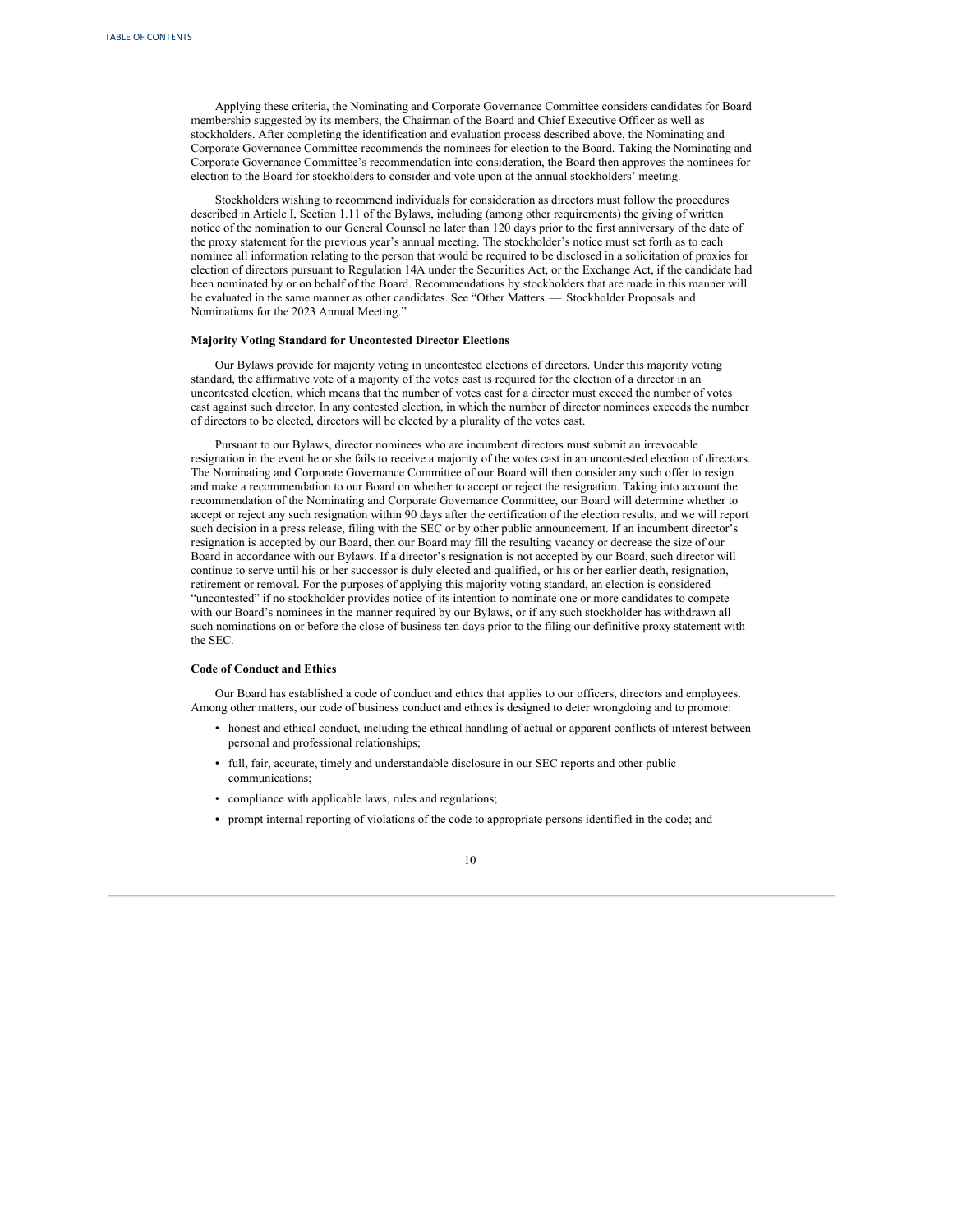Applying these criteria, the Nominating and Corporate Governance Committee considers candidates for Board membership suggested by its members, the Chairman of the Board and Chief Executive Officer as well as stockholders. After completing the identification and evaluation process described above, the Nominating and Corporate Governance Committee recommends the nominees for election to the Board. Taking the Nominating and Corporate Governance Committee's recommendation into consideration, the Board then approves the nominees for election to the Board for stockholders to consider and vote upon at the annual stockholders' meeting.

Stockholders wishing to recommend individuals for consideration as directors must follow the procedures described in Article I, Section 1.11 of the Bylaws, including (among other requirements) the giving of written notice of the nomination to our General Counsel no later than 120 days prior to the first anniversary of the date of the proxy statement for the previous year's annual meeting. The stockholder's notice must set forth as to each nominee all information relating to the person that would be required to be disclosed in a solicitation of proxies for election of directors pursuant to Regulation 14A under the Securities Act, or the Exchange Act, if the candidate had been nominated by or on behalf of the Board. Recommendations by stockholders that are made in this manner will be evaluated in the same manner as other candidates. See "Other Matters — Stockholder Proposals and Nominations for the 2023 Annual Meeting."

**Majority Voting Standard for Uncontested Director Elections**

Our Bylaws provide for majority voting in uncontested elections of directors. Under this majority voting standard, the affirmative vote of a majority of the votes cast is required for the election of a director in an uncontested election, which means that the number of votes cast for a director must exceed the number of votes cast against such director. In any contested election, in which the number of director nominees exceeds the number of directors to be elected, directors will be elected by a plurality of the votes cast.

Pursuant to our Bylaws, director nominees who are incumbent directors must submit an irrevocable resignation in the event he or she fails to receive a majority of the votes cast in an uncontested election of directors. The Nominating and Corporate Governance Committee of our Board will then consider any such offer to resign and make a recommendation to our Board on whether to accept or reject the resignation. Taking into account the recommendation of the Nominating and Corporate Governance Committee, our Board will determine whether to accept or reject any such resignation within 90 days after the certification of the election results, and we will report such decision in a press release, filing with the SEC or by other public announcement. If an incumbent director's resignation is accepted by our Board, then our Board may fill the resulting vacancy or decrease the size of our Board in accordance with our Bylaws. If a director's resignation is not accepted by our Board, such director will continue to serve until his or her successor is duly elected and qualified, or his or her earlier death, resignation, retirement or removal. For the purposes of applying this majority voting standard, an election is considered "uncontested" if no stockholder provides notice of its intention to nominate one or more candidates to compete with our Board's nominees in the manner required by our Bylaws, or if any such stockholder has withdrawn all such nominations on or before the close of business ten days prior to the filing our definitive proxy statement with the SEC.

**Code of Conduct and Ethics**

Our Board has established a code of conduct and ethics that applies to our officers, directors and employees. Among other matters, our code of business conduct and ethics is designed to deter wrongdoing and to promote:

- honest and ethical conduct, including the ethical handling of actual or apparent conflicts of interest between personal and professional relationships;
- full, fair, accurate, timely and understandable disclosure in our SEC reports and other public communications;
- compliance with applicable laws, rules and regulations;
- prompt internal reporting of violations of the code to appropriate persons identified in the code; and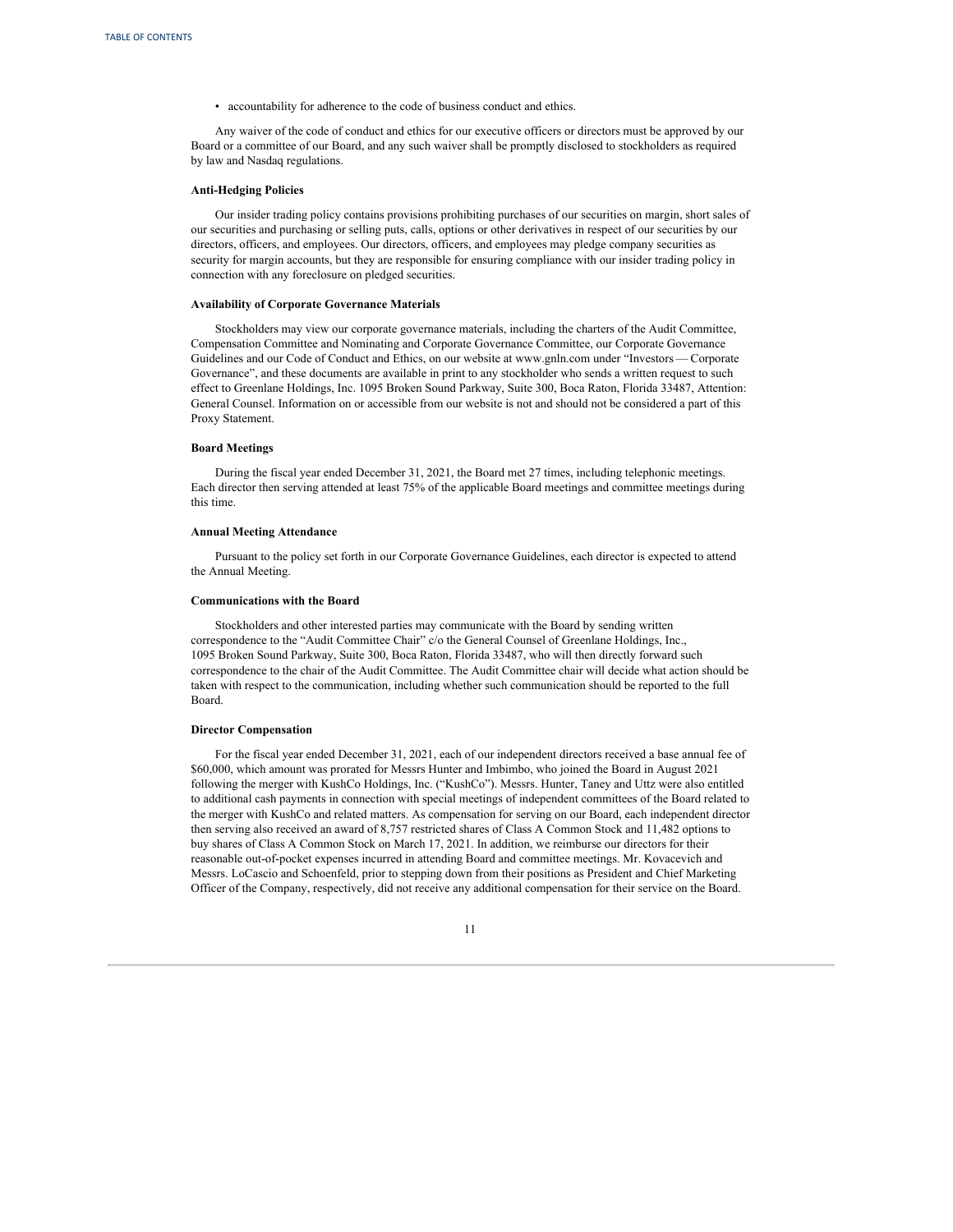- accountability for adherence to the code of business conduct and ethics.

Any waiver of the code of conduct and ethics for our executive officers or directors must be approved by our Board or a committee of our Board, and any such waiver shall be promptly disclosed to stockholders as required by law and Nasdaq regulations.

**Anti-Hedging Policies**

Our insider trading policy contains provisions prohibiting purchases of our securities on margin, short sales of our securities and purchasing or selling puts, calls, options or other derivatives in respect of our securities by our directors, officers, and employees. Our directors, officers, and employees may pledge company securities as security for margin accounts, but they are responsible for ensuring compliance with our insider trading policy in connection with any foreclosure on pledged securities.

**Availability of Corporate Governance Materials**

Stockholders may view our corporate governance materials, including the charters of the Audit Committee, Compensation Committee and Nominating and Corporate Governance Committee, our Corporate Governance Guidelines and our Code of Conduct and Ethics, on our website at www.gnln.com under "Investors — Corporate Governance", and these documents are available in print to any stockholder who sends a written request to such effect to Greenlane Holdings, Inc. 1095 Broken Sound Parkway, Suite 300, Boca Raton, Florida 33487, Attention: General Counsel. Information on or accessible from our website is not and should not be considered a part of this Proxy Statement.

**Board Meetings**

During the fiscal year ended December 31, 2021, the Board met 27 times, including telephonic meetings. Each director then serving attended at least 75% of the applicable Board meetings and committee meetings during this time.

**Annual Meeting Attendance**

Pursuant to the policy set forth in our Corporate Governance Guidelines, each director is expected to attend the Annual Meeting.

**Communications with the Board**

Stockholders and other interested parties may communicate with the Board by sending written correspondence to the "Audit Committee Chair" c/o the General Counsel of Greenlane Holdings, Inc., 1095 Broken Sound Parkway, Suite 300, Boca Raton, Florida 33487, who will then directly forward such correspondence to the chair of the Audit Committee. The Audit Committee chair will decide what action should be taken with respect to the communication, including whether such communication should be reported to the full Board.

**Director Compensation**

For the fiscal year ended December 31, 2021, each of our independent directors received a base annual fee of $60,000, which amount was prorated for Messrs Hunter and Imbimbo, who joined the Board in August 2021 following the merger with KushCo Holdings, Inc. ("KushCo"). Messrs. Hunter, Taney and Uttz were also entitled to additional cash payments in connection with special meetings of independent committees of the Board related to the merger with KushCo and related matters. As compensation for serving on our Board, each independent director then serving also received an award of 8,757 restricted shares of Class A Common Stock and 11,482 options to buy shares of Class A Common Stock on March 17, 2021. In addition, we reimburse our directors for their reasonable out-of-pocket expenses incurred in attending Board and committee meetings. Mr. Kovacevich and Messrs. LoCascio and Schoenfeld, prior to stepping down from their positions as President and Chief Marketing Officer of the Company, respectively, did not receive any additional compensation for their service on the Board.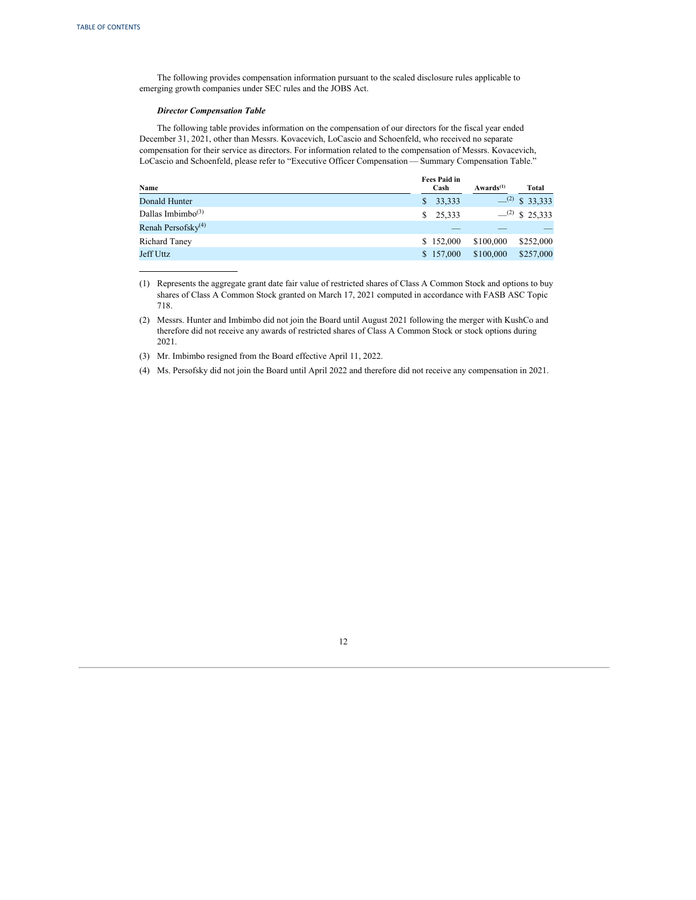The following provides compensation information pursuant to the scaled disclosure rules applicable to emerging growth companies under SEC rules and the JOBS Act.

***Director Compensation Table***

The following table provides information on the compensation of our directors for the fiscal year ended December 31, 2021, other than Messrs. Kovacevich, LoCascio and Schoenfeld, who received no separate compensation for their service as directors. For information related to the compensation of Messrs. Kovacevich, LoCascio and Schoenfeld, please refer to "Executive Officer Compensation — Summary Compensation Table."

| Name | Fees Paid in Cash | Awards[1] | Total |
|---|---|---|---|
| Donald Hunter | $ 33,333 | —[2] | $ 33,333 |
| Dallas Imbimbo[3] | $ 25,333 | —[2] | $ 25,333 |
| Renah Persofsky[4] | — | — | — |
| Richard Taney | $ 152,000 | $100,000 | $252,000 |
| Jeff Uttz | $ 157,000 | $100,000 | $257,000 |

(1) Represents the aggregate grant date fair value of restricted shares of Class A Common Stock and options to buy shares of Class A Common Stock granted on March 17, 2021 computed in accordance with FASB ASC Topic 718.

(2) Messrs. Hunter and Imbimbo did not join the Board until August 2021 following the merger with KushCo and therefore did not receive any awards of restricted shares of Class A Common Stock or stock options during 2021.

(3) Mr. Imbimbo resigned from the Board effective April 11, 2022.

(4) Ms. Persofsky did not join the Board until April 2022 and therefore did not receive any compensation in 2021.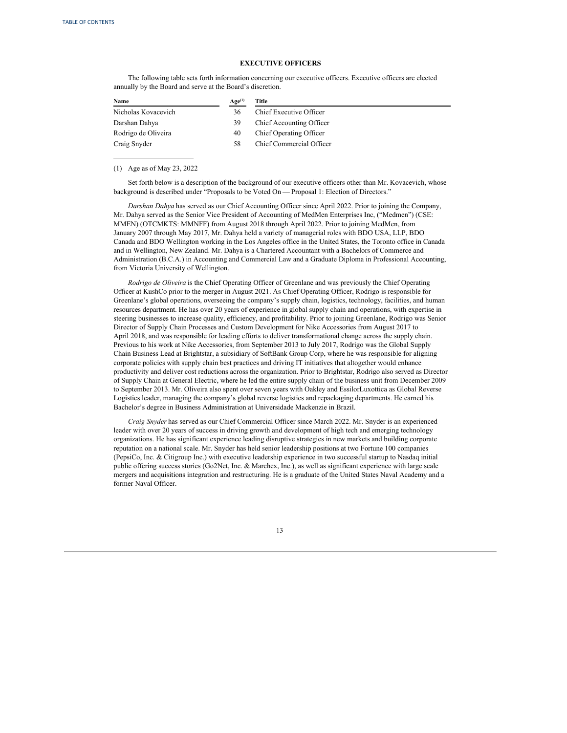## EXECUTIVE OFFICERS

The following table sets forth information concerning our executive officers. Executive officers are elected annually by the Board and serve at the Board's discretion.

| Name | Age[(1)] | Title |
|---|---|---|
| Nicholas Kovacevich | 36 | Chief Executive Officer |
| Darshan Dahya | 39 | Chief Accounting Officer |
| Rodrigo de Oliveira | 40 | Chief Operating Officer |
| Craig Snyder | 58 | Chief Commercial Officer |

(1) Age as of May 23, 2022

Set forth below is a description of the background of our executive officers other than Mr. Kovacevich, whose background is described under "Proposals to be Voted On — Proposal 1: Election of Directors."

*Darshan Dahya* has served as our Chief Accounting Officer since April 2022. Prior to joining the Company, Mr. Dahya served as the Senior Vice President of Accounting of MedMen Enterprises Inc, ("Medmen") (CSE: MMEN) (OTCMKTS: MMNFF) from August 2018 through April 2022. Prior to joining MedMen, from January 2007 through May 2017, Mr. Dahya held a variety of managerial roles with BDO USA, LLP, BDO Canada and BDO Wellington working in the Los Angeles office in the United States, the Toronto office in Canada and in Wellington, New Zealand. Mr. Dahya is a Chartered Accountant with a Bachelors of Commerce and Administration (B.C.A.) in Accounting and Commercial Law and a Graduate Diploma in Professional Accounting, from Victoria University of Wellington.

*Rodrigo de Oliveira* is the Chief Operating Officer of Greenlane and was previously the Chief Operating Officer at KushCo prior to the merger in August 2021. As Chief Operating Officer, Rodrigo is responsible for Greenlane's global operations, overseeing the company's supply chain, logistics, technology, facilities, and human resources department. He has over 20 years of experience in global supply chain and operations, with expertise in steering businesses to increase quality, efficiency, and profitability. Prior to joining Greenlane, Rodrigo was Senior Director of Supply Chain Processes and Custom Development for Nike Accessories from August 2017 to April 2018, and was responsible for leading efforts to deliver transformational change across the supply chain. Previous to his work at Nike Accessories, from September 2013 to July 2017, Rodrigo was the Global Supply Chain Business Lead at Brightstar, a subsidiary of SoftBank Group Corp, where he was responsible for aligning corporate policies with supply chain best practices and driving IT initiatives that altogether would enhance productivity and deliver cost reductions across the organization. Prior to Brightstar, Rodrigo also served as Director of Supply Chain at General Electric, where he led the entire supply chain of the business unit from December 2009 to September 2013. Mr. Oliveira also spent over seven years with Oakley and EssilorLuxottica as Global Reverse Logistics leader, managing the company's global reverse logistics and repackaging departments. He earned his Bachelor's degree in Business Administration at Universidade Mackenzie in Brazil.

*Craig Snyder* has served as our Chief Commercial Officer since March 2022. Mr. Snyder is an experienced leader with over 20 years of success in driving growth and development of high tech and emerging technology organizations. He has significant experience leading disruptive strategies in new markets and building corporate reputation on a national scale. Mr. Snyder has held senior leadership positions at two Fortune 100 companies (PepsiCo, Inc. & Citigroup Inc.) with executive leadership experience in two successful startup to Nasdaq initial public offering success stories (Go2Net, Inc. & Marchex, Inc.), as well as significant experience with large scale mergers and acquisitions integration and restructuring. He is a graduate of the United States Naval Academy and a former Naval Officer.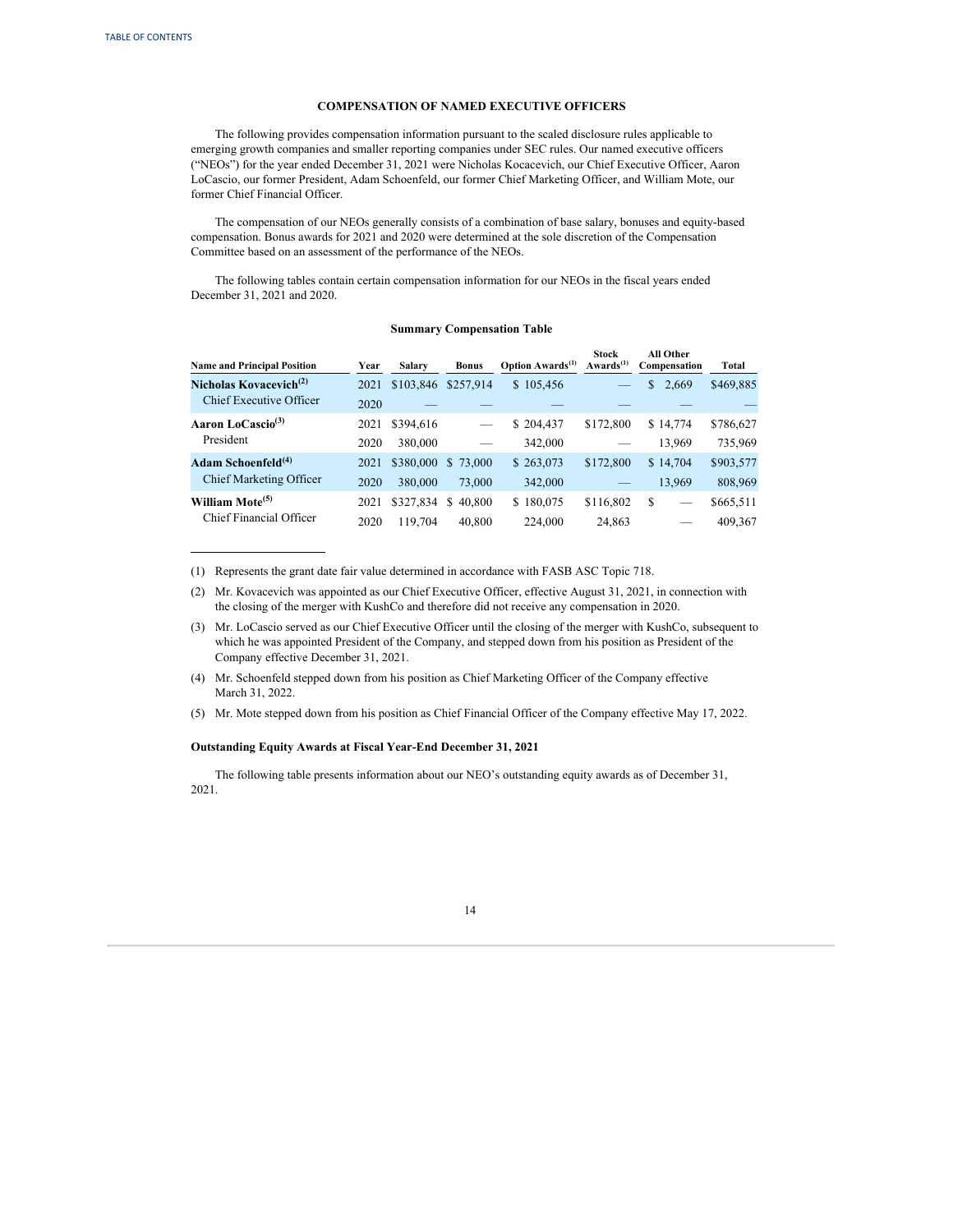## COMPENSATION OF NAMED EXECUTIVE OFFICERS

The following provides compensation information pursuant to the scaled disclosure rules applicable to emerging growth companies and smaller reporting companies under SEC rules. Our named executive officers ("NEOs") for the year ended December 31, 2021 were Nicholas Kocacevich, our Chief Executive Officer, Aaron LoCascio, our former President, Adam Schoenfeld, our former Chief Marketing Officer, and William Mote, our former Chief Financial Officer.

The compensation of our NEOs generally consists of a combination of base salary, bonuses and equity-based compensation. Bonus awards for 2021 and 2020 were determined at the sole discretion of the Compensation Committee based on an assessment of the performance of the NEOs.

The following tables contain certain compensation information for our NEOs in the fiscal years ended December 31, 2021 and 2020.

### Summary Compensation Table

| Name and Principal Position | Year | Salary | Bonus | Option Awards[(1)] | Stock Awards[(1)] | All Other Compensation | Total |
|---|---|---|---|---|---|---|---|
| **Nicholas Kovacevich[(2)]** | 2021 | $103,846 | $257,914 | $ 105,456 | — | $ 2,669 | $469,885 |
| Chief Executive Officer | 2020 | — | — | — | — | — | — |
| **Aaron LoCascio[(3)]** | 2021 | $394,616 | — | $ 204,437 | $172,800 | $ 14,774 | $786,627 |
| President | 2020 | 380,000 | — | 342,000 | — | 13,969 | 735,969 |
| **Adam Schoenfeld[(4)]** | 2021 | $380,000 | $ 73,000 | $ 263,073 | $172,800 | $ 14,704 | $903,577 |
| Chief Marketing Officer | 2020 | 380,000 | 73,000 | 342,000 | — | 13,969 | 808,969 |
| **William Mote[(5)]** | 2021 | $327,834 | $ 40,800 | $ 180,075 | $116,802 | $ — | $665,511 |
| Chief Financial Officer | 2020 | 119,704 | 40,800 | 224,000 | 24,863 | — | 409,367 |

(1) Represents the grant date fair value determined in accordance with FASB ASC Topic 718.

(2) Mr. Kovacevich was appointed as our Chief Executive Officer, effective August 31, 2021, in connection with the closing of the merger with KushCo and therefore did not receive any compensation in 2020.

(3) Mr. LoCascio served as our Chief Executive Officer until the closing of the merger with KushCo, subsequent to which he was appointed President of the Company, and stepped down from his position as President of the Company effective December 31, 2021.

(4) Mr. Schoenfeld stepped down from his position as Chief Marketing Officer of the Company effective March 31, 2022.

(5) Mr. Mote stepped down from his position as Chief Financial Officer of the Company effective May 17, 2022.

**Outstanding Equity Awards at Fiscal Year-End December 31, 2021**

The following table presents information about our NEO's outstanding equity awards as of December 31, 2021.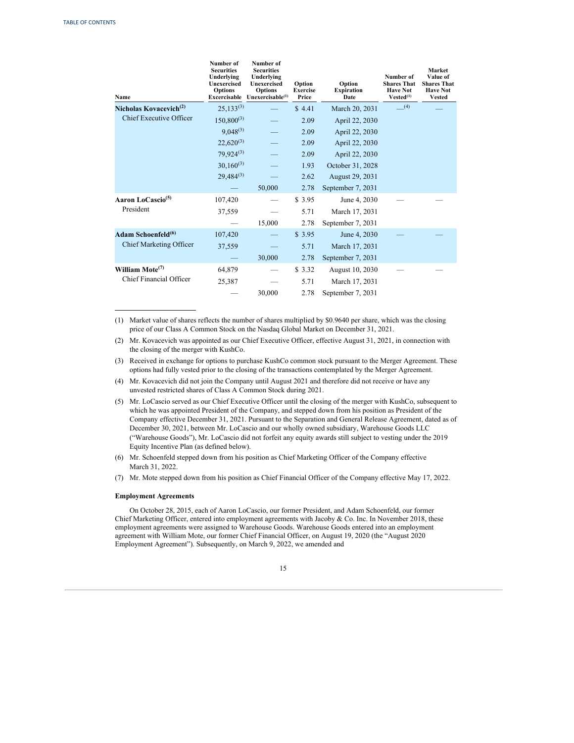| Name | Number of Securities Underlying Unexercised Options Excercisable | Number of Securities Underlying Unexercised Options Unexercisable[(1)] | Option Exercise Price | Option Expiration Date | Number of Shares That Have Not Vested[(1)] | Market Value of Shares That Have Not Vested |
|---|---|---|---|---|---|---|
| **Nicholas Kovacevich[(2)]** Chief Executive Officer | 25,133[(3)] | — | $ 4.41 | March 20, 2031 | —[(4)] | — |
| | 150,800[(3)] | — | 2.09 | April 22, 2030 | | |
| | 9,048[(3)] | — | 2.09 | April 22, 2030 | | |
| | 22,620[(3)] | — | 2.09 | April 22, 2030 | | |
| | 79,924[(3)] | — | 2.09 | April 22, 2030 | | |
| | 30,160[(3)] | — | 1.93 | October 31, 2028 | | |
| | 29,484[(3)] | — | 2.62 | August 29, 2031 | | |
| | — | 50,000 | 2.78 | September 7, 2031 | | |
| **Aaron LoCascio[(5)]** President | 107,420 | — | $ 3.95 | June 4, 2030 | — | — |
| | 37,559 | — | 5.71 | March 17, 2031 | | |
| | — | 15,000 | 2.78 | September 7, 2031 | | |
| **Adam Schoenfeld[(6)]** Chief Marketing Officer | 107,420 | — | $ 3.95 | June 4, 2030 | — | — |
| | 37,559 | — | 5.71 | March 17, 2031 | | |
| | — | 30,000 | 2.78 | September 7, 2031 | | |
| **William Mote[(7)]** Chief Financial Officer | 64,879 | — | $ 3.32 | August 10, 2030 | — | — |
| | 25,387 | — | 5.71 | March 17, 2031 | | |
| | — | 30,000 | 2.78 | September 7, 2031 | | |

(1) Market value of shares reflects the number of shares multiplied by $0.9640 per share, which was the closing price of our Class A Common Stock on the Nasdaq Global Market on December 31, 2021.

(2) Mr. Kovacevich was appointed as our Chief Executive Officer, effective August 31, 2021, in connection with the closing of the merger with KushCo.

(3) Received in exchange for options to purchase KushCo common stock pursuant to the Merger Agreement. These options had fully vested prior to the closing of the transactions contemplated by the Merger Agreement.

(4) Mr. Kovacevich did not join the Company until August 2021 and therefore did not receive or have any unvested restricted shares of Class A Common Stock during 2021.

(5) Mr. LoCascio served as our Chief Executive Officer until the closing of the merger with KushCo, subsequent to which he was appointed President of the Company, and stepped down from his position as President of the Company effective December 31, 2021. Pursuant to the Separation and General Release Agreement, dated as of December 30, 2021, between Mr. LoCascio and our wholly owned subsidiary, Warehouse Goods LLC ("Warehouse Goods"), Mr. LoCascio did not forfeit any equity awards still subject to vesting under the 2019 Equity Incentive Plan (as defined below).

(6) Mr. Schoenfeld stepped down from his position as Chief Marketing Officer of the Company effective March 31, 2022.

(7) Mr. Mote stepped down from his position as Chief Financial Officer of the Company effective May 17, 2022.

**Employment Agreements**

On October 28, 2015, each of Aaron LoCascio, our former President, and Adam Schoenfeld, our former Chief Marketing Officer, entered into employment agreements with Jacoby & Co. Inc. In November 2018, these employment agreements were assigned to Warehouse Goods. Warehouse Goods entered into an employment agreement with William Mote, our former Chief Financial Officer, on August 19, 2020 (the "August 2020 Employment Agreement"). Subsequently, on March 9, 2022, we amended and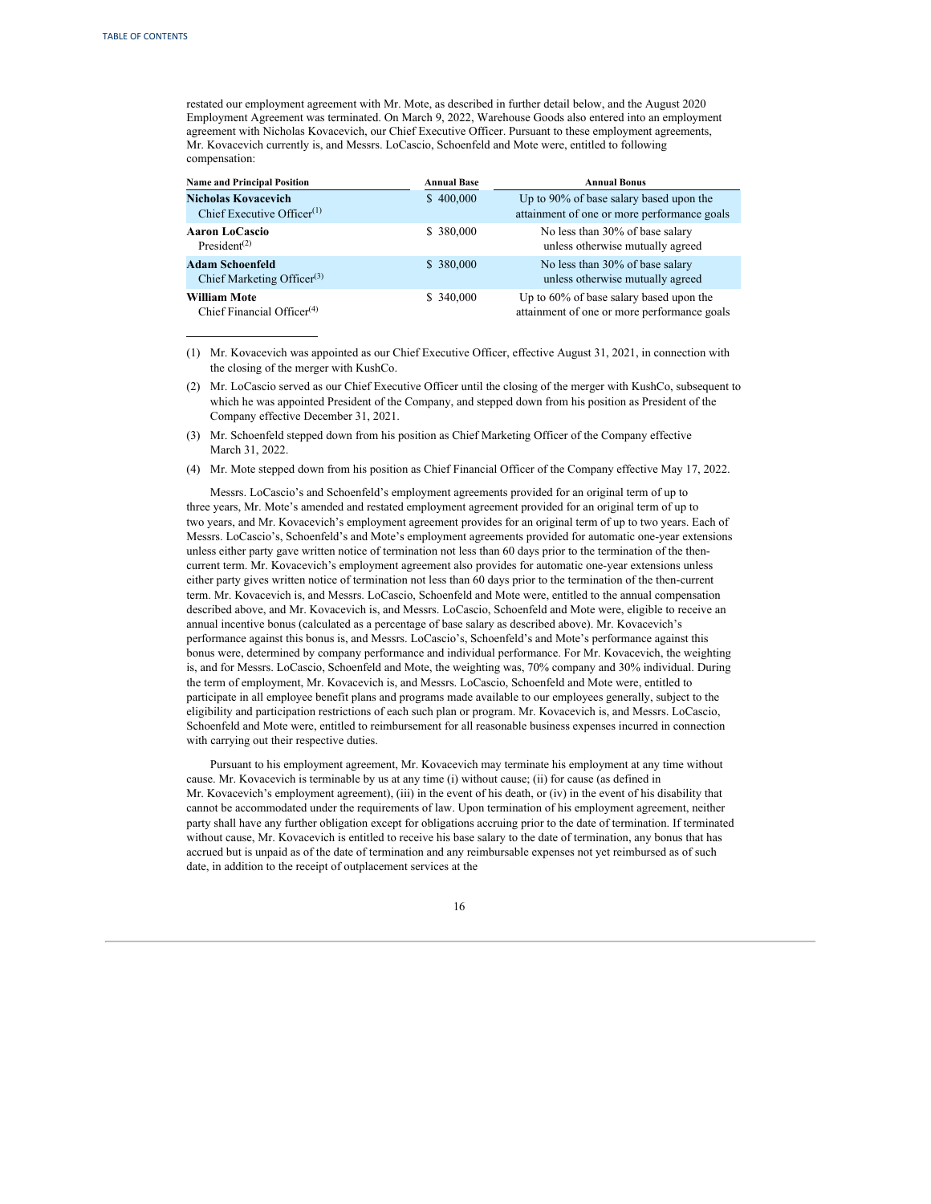restated our employment agreement with Mr. Mote, as described in further detail below, and the August 2020 Employment Agreement was terminated. On March 9, 2022, Warehouse Goods also entered into an employment agreement with Nicholas Kovacevich, our Chief Executive Officer. Pursuant to these employment agreements, Mr. Kovacevich currently is, and Messrs. LoCascio, Schoenfeld and Mote were, entitled to following compensation:

| Name and Principal Position | Annual Base | Annual Bonus |
|---|---|---|
| **Nicholas Kovacevich**<br>Chief Executive Officer[(1)] | $ 400,000 | Up to 90% of base salary based upon the attainment of one or more performance goals |
| **Aaron LoCascio**<br>President[(2)] | $ 380,000 | No less than 30% of base salary unless otherwise mutually agreed |
| **Adam Schoenfeld**<br>Chief Marketing Officer[(3)] | $ 380,000 | No less than 30% of base salary unless otherwise mutually agreed |
| **William Mote**<br>Chief Financial Officer[(4)] | $ 340,000 | Up to 60% of base salary based upon the attainment of one or more performance goals |

(1) Mr. Kovacevich was appointed as our Chief Executive Officer, effective August 31, 2021, in connection with the closing of the merger with KushCo.

(2) Mr. LoCascio served as our Chief Executive Officer until the closing of the merger with KushCo, subsequent to which he was appointed President of the Company, and stepped down from his position as President of the Company effective December 31, 2021.

(3) Mr. Schoenfeld stepped down from his position as Chief Marketing Officer of the Company effective March 31, 2022.

(4) Mr. Mote stepped down from his position as Chief Financial Officer of the Company effective May 17, 2022.

Messrs. LoCascio's and Schoenfeld's employment agreements provided for an original term of up to three years, Mr. Mote's amended and restated employment agreement provided for an original term of up to two years, and Mr. Kovacevich's employment agreement provides for an original term of up to two years. Each of Messrs. LoCascio's, Schoenfeld's and Mote's employment agreements provided for automatic one-year extensions unless either party gave written notice of termination not less than 60 days prior to the termination of the then-current term. Mr. Kovacevich's employment agreement also provides for automatic one-year extensions unless either party gives written notice of termination not less than 60 days prior to the termination of the then-current term. Mr. Kovacevich is, and Messrs. LoCascio, Schoenfeld and Mote were, entitled to the annual compensation described above, and Mr. Kovacevich is, and Messrs. LoCascio, Schoenfeld and Mote were, eligible to receive an annual incentive bonus (calculated as a percentage of base salary as described above). Mr. Kovacevich's performance against this bonus is, and Messrs. LoCascio's, Schoenfeld's and Mote's performance against this bonus were, determined by company performance and individual performance. For Mr. Kovacevich, the weighting is, and for Messrs. LoCascio, Schoenfeld and Mote, the weighting was, 70% company and 30% individual. During the term of employment, Mr. Kovacevich is, and Messrs. LoCascio, Schoenfeld and Mote were, entitled to participate in all employee benefit plans and programs made available to our employees generally, subject to the eligibility and participation restrictions of each such plan or program. Mr. Kovacevich is, and Messrs. LoCascio, Schoenfeld and Mote were, entitled to reimbursement for all reasonable business expenses incurred in connection with carrying out their respective duties.

Pursuant to his employment agreement, Mr. Kovacevich may terminate his employment at any time without cause. Mr. Kovacevich is terminable by us at any time (i) without cause; (ii) for cause (as defined in Mr. Kovacevich's employment agreement), (iii) in the event of his death, or (iv) in the event of his disability that cannot be accommodated under the requirements of law. Upon termination of his employment agreement, neither party shall have any further obligation except for obligations accruing prior to the date of termination. If terminated without cause, Mr. Kovacevich is entitled to receive his base salary to the date of termination, any bonus that has accrued but is unpaid as of the date of termination and any reimbursable expenses not yet reimbursed as of such date, in addition to the receipt of outplacement services at the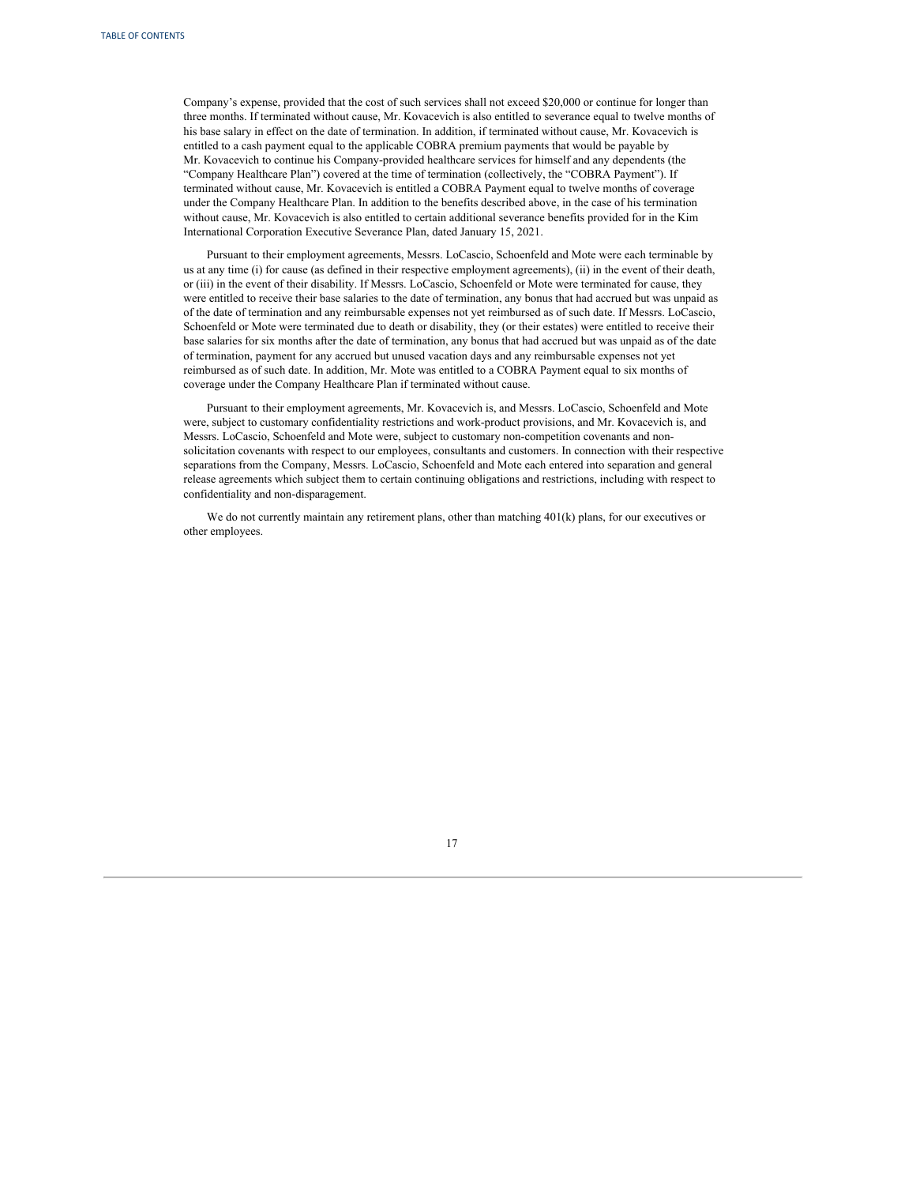Company's expense, provided that the cost of such services shall not exceed $20,000 or continue for longer than three months. If terminated without cause, Mr. Kovacevich is also entitled to severance equal to twelve months of his base salary in effect on the date of termination. In addition, if terminated without cause, Mr. Kovacevich is entitled to a cash payment equal to the applicable COBRA premium payments that would be payable by Mr. Kovacevich to continue his Company-provided healthcare services for himself and any dependents (the "Company Healthcare Plan") covered at the time of termination (collectively, the "COBRA Payment"). If terminated without cause, Mr. Kovacevich is entitled a COBRA Payment equal to twelve months of coverage under the Company Healthcare Plan. In addition to the benefits described above, in the case of his termination without cause, Mr. Kovacevich is also entitled to certain additional severance benefits provided for in the Kim International Corporation Executive Severance Plan, dated January 15, 2021.

Pursuant to their employment agreements, Messrs. LoCascio, Schoenfeld and Mote were each terminable by us at any time (i) for cause (as defined in their respective employment agreements), (ii) in the event of their death, or (iii) in the event of their disability. If Messrs. LoCascio, Schoenfeld or Mote were terminated for cause, they were entitled to receive their base salaries to the date of termination, any bonus that had accrued but was unpaid as of the date of termination and any reimbursable expenses not yet reimbursed as of such date. If Messrs. LoCascio, Schoenfeld or Mote were terminated due to death or disability, they (or their estates) were entitled to receive their base salaries for six months after the date of termination, any bonus that had accrued but was unpaid as of the date of termination, payment for any accrued but unused vacation days and any reimbursable expenses not yet reimbursed as of such date. In addition, Mr. Mote was entitled to a COBRA Payment equal to six months of coverage under the Company Healthcare Plan if terminated without cause.

Pursuant to their employment agreements, Mr. Kovacevich is, and Messrs. LoCascio, Schoenfeld and Mote were, subject to customary confidentiality restrictions and work-product provisions, and Mr. Kovacevich is, and Messrs. LoCascio, Schoenfeld and Mote were, subject to customary non-competition covenants and non-solicitation covenants with respect to our employees, consultants and customers. In connection with their respective separations from the Company, Messrs. LoCascio, Schoenfeld and Mote each entered into separation and general release agreements which subject them to certain continuing obligations and restrictions, including with respect to confidentiality and non-disparagement.

We do not currently maintain any retirement plans, other than matching 401(k) plans, for our executives or other employees.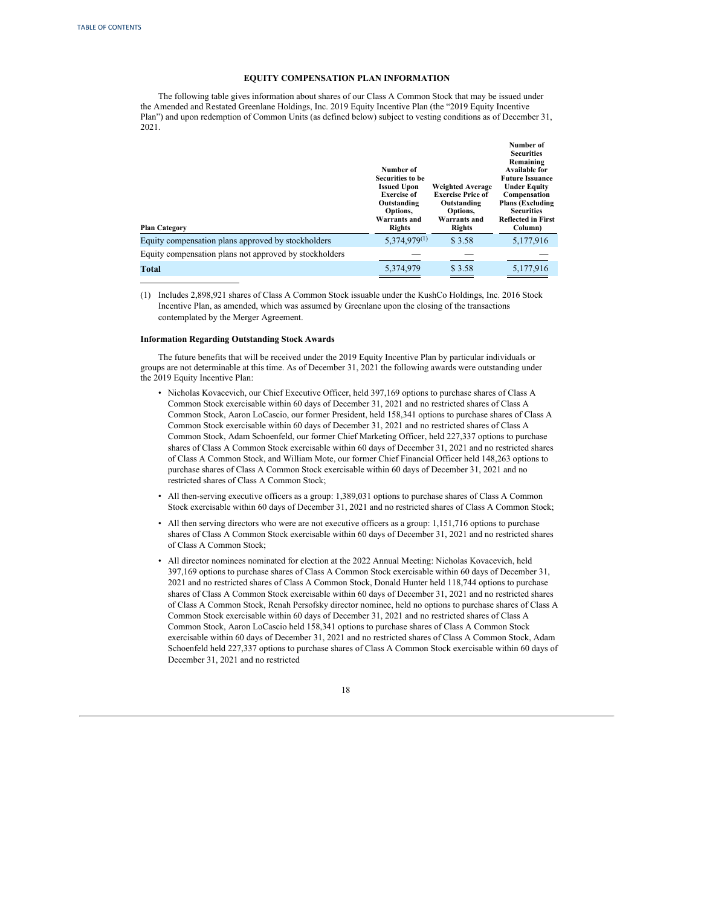## EQUITY COMPENSATION PLAN INFORMATION

The following table gives information about shares of our Class A Common Stock that may be issued under the Amended and Restated Greenlane Holdings, Inc. 2019 Equity Incentive Plan (the "2019 Equity Incentive Plan") and upon redemption of Common Units (as defined below) subject to vesting conditions as of December 31, 2021.

| Plan Category | Number of Securities to be Issued Upon Exercise of Outstanding Options, Warrants and Rights | Weighted Average Exercise Price of Outstanding Options, Warrants and Rights | Number of Securities Remaining Available for Future Issuance Under Equity Compensation Plans (Excluding Securities Reflected in First Column) |
|---|---|---|---|
| Equity compensation plans approved by stockholders | 5,374,979[(1)] | $ 3.58 | 5,177,916 |
| Equity compensation plans not approved by stockholders | — | — | — |
| **Total** | 5,374,979 | $ 3.58 | 5,177,916 |

(1) Includes 2,898,921 shares of Class A Common Stock issuable under the KushCo Holdings, Inc. 2016 Stock Incentive Plan, as amended, which was assumed by Greenlane upon the closing of the transactions contemplated by the Merger Agreement.

**Information Regarding Outstanding Stock Awards**

The future benefits that will be received under the 2019 Equity Incentive Plan by particular individuals or groups are not determinable at this time. As of December 31, 2021 the following awards were outstanding under the 2019 Equity Incentive Plan:

- Nicholas Kovacevich, our Chief Executive Officer, held 397,169 options to purchase shares of Class A Common Stock exercisable within 60 days of December 31, 2021 and no restricted shares of Class A Common Stock, Aaron LoCascio, our former President, held 158,341 options to purchase shares of Class A Common Stock exercisable within 60 days of December 31, 2021 and no restricted shares of Class A Common Stock, Adam Schoenfeld, our former Chief Marketing Officer, held 227,337 options to purchase shares of Class A Common Stock exercisable within 60 days of December 31, 2021 and no restricted shares of Class A Common Stock, and William Mote, our former Chief Financial Officer held 148,263 options to purchase shares of Class A Common Stock exercisable within 60 days of December 31, 2021 and no restricted shares of Class A Common Stock;
- All then-serving executive officers as a group: 1,389,031 options to purchase shares of Class A Common Stock exercisable within 60 days of December 31, 2021 and no restricted shares of Class A Common Stock;
- All then serving directors who were are not executive officers as a group: 1,151,716 options to purchase shares of Class A Common Stock exercisable within 60 days of December 31, 2021 and no restricted shares of Class A Common Stock;
- All director nominees nominated for election at the 2022 Annual Meeting: Nicholas Kovacevich, held 397,169 options to purchase shares of Class A Common Stock exercisable within 60 days of December 31, 2021 and no restricted shares of Class A Common Stock, Donald Hunter held 118,744 options to purchase shares of Class A Common Stock exercisable within 60 days of December 31, 2021 and no restricted shares of Class A Common Stock, Renah Persofsky director nominee, held no options to purchase shares of Class A Common Stock exercisable within 60 days of December 31, 2021 and no restricted shares of Class A Common Stock, Aaron LoCascio held 158,341 options to purchase shares of Class A Common Stock exercisable within 60 days of December 31, 2021 and no restricted shares of Class A Common Stock, Adam Schoenfeld held 227,337 options to purchase shares of Class A Common Stock exercisable within 60 days of December 31, 2021 and no restricted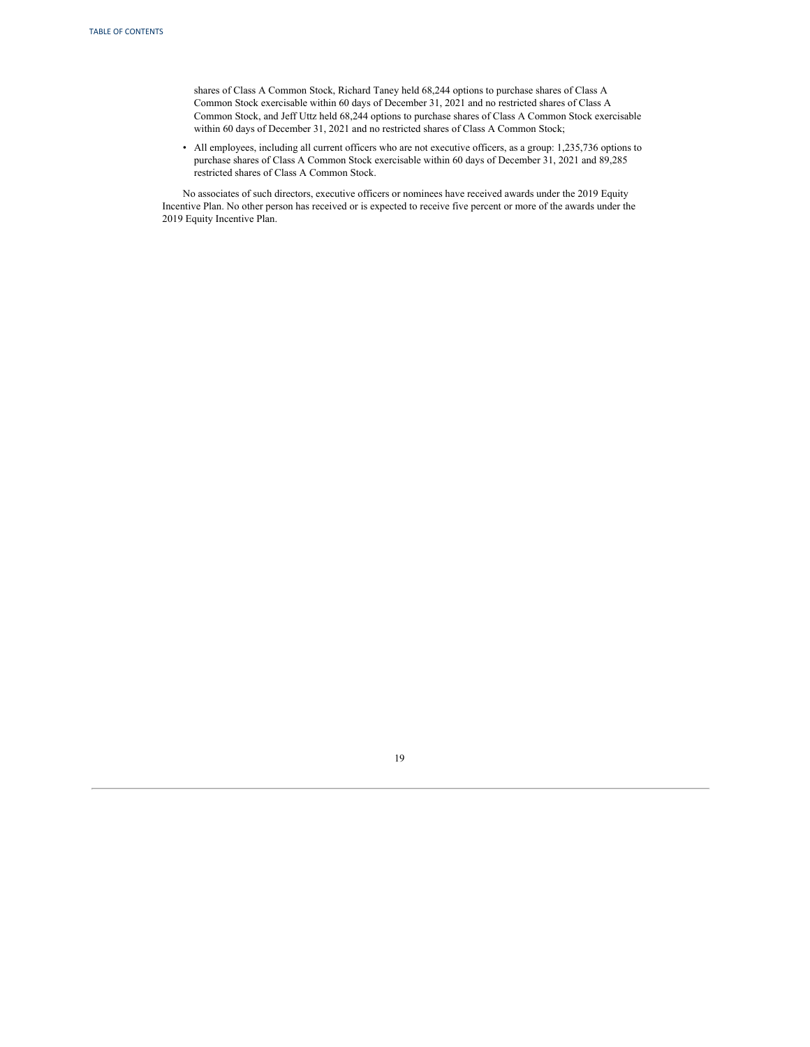shares of Class A Common Stock, Richard Taney held 68,244 options to purchase shares of Class A Common Stock exercisable within 60 days of December 31, 2021 and no restricted shares of Class A Common Stock, and Jeff Uttz held 68,244 options to purchase shares of Class A Common Stock exercisable within 60 days of December 31, 2021 and no restricted shares of Class A Common Stock;

- All employees, including all current officers who are not executive officers, as a group: 1,235,736 options to purchase shares of Class A Common Stock exercisable within 60 days of December 31, 2021 and 89,285 restricted shares of Class A Common Stock.

No associates of such directors, executive officers or nominees have received awards under the 2019 Equity Incentive Plan. No other person has received or is expected to receive five percent or more of the awards under the 2019 Equity Incentive Plan.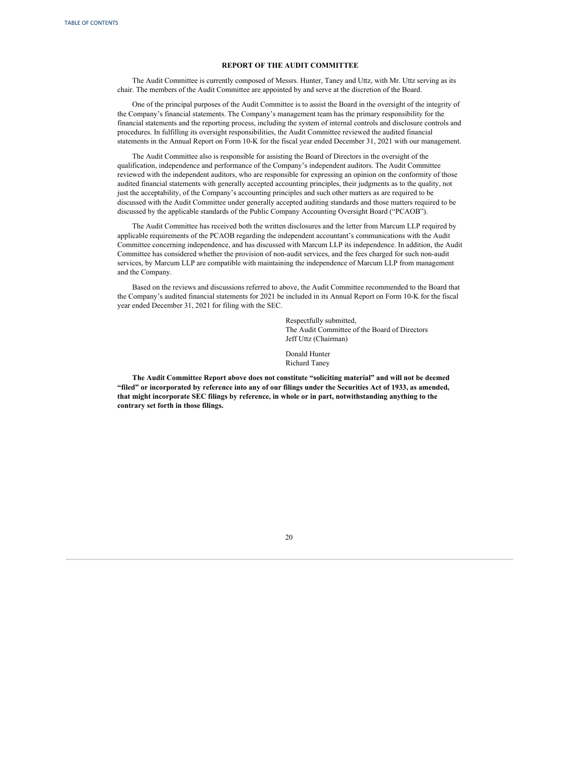## REPORT OF THE AUDIT COMMITTEE

The Audit Committee is currently composed of Messrs. Hunter, Taney and Uttz, with Mr. Uttz serving as its chair. The members of the Audit Committee are appointed by and serve at the discretion of the Board.

One of the principal purposes of the Audit Committee is to assist the Board in the oversight of the integrity of the Company's financial statements. The Company's management team has the primary responsibility for the financial statements and the reporting process, including the system of internal controls and disclosure controls and procedures. In fulfilling its oversight responsibilities, the Audit Committee reviewed the audited financial statements in the Annual Report on Form 10-K for the fiscal year ended December 31, 2021 with our management.

The Audit Committee also is responsible for assisting the Board of Directors in the oversight of the qualification, independence and performance of the Company's independent auditors. The Audit Committee reviewed with the independent auditors, who are responsible for expressing an opinion on the conformity of those audited financial statements with generally accepted accounting principles, their judgments as to the quality, not just the acceptability, of the Company's accounting principles and such other matters as are required to be discussed with the Audit Committee under generally accepted auditing standards and those matters required to be discussed by the applicable standards of the Public Company Accounting Oversight Board ("PCAOB").

The Audit Committee has received both the written disclosures and the letter from Marcum LLP required by applicable requirements of the PCAOB regarding the independent accountant's communications with the Audit Committee concerning independence, and has discussed with Marcum LLP its independence. In addition, the Audit Committee has considered whether the provision of non-audit services, and the fees charged for such non-audit services, by Marcum LLP are compatible with maintaining the independence of Marcum LLP from management and the Company.

Based on the reviews and discussions referred to above, the Audit Committee recommended to the Board that the Company's audited financial statements for 2021 be included in its Annual Report on Form 10-K for the fiscal year ended December 31, 2021 for filing with the SEC.

Respectfully submitted,
The Audit Committee of the Board of Directors
Jeff Uttz (Chairman)

Donald Hunter
Richard Taney

**The Audit Committee Report above does not constitute "soliciting material" and will not be deemed "filed" or incorporated by reference into any of our filings under the Securities Act of 1933, as amended, that might incorporate SEC filings by reference, in whole or in part, notwithstanding anything to the contrary set forth in those filings.**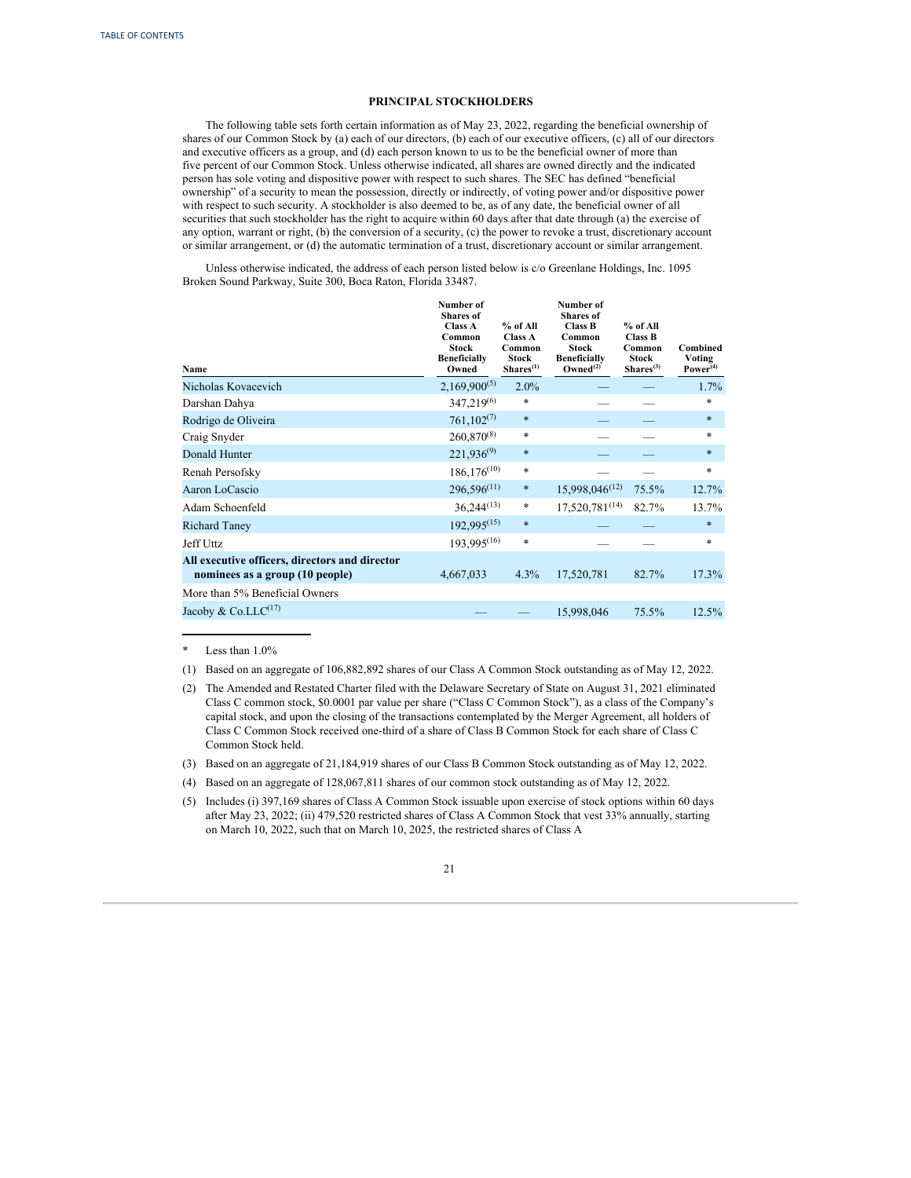## PRINCIPAL STOCKHOLDERS

The following table sets forth certain information as of May 23, 2022, regarding the beneficial ownership of shares of our Common Stock by (a) each of our directors, (b) each of our executive officers, (c) all of our directors and executive officers as a group, and (d) each person known to us to be the beneficial owner of more than five percent of our Common Stock. Unless otherwise indicated, all shares are owned directly and the indicated person has sole voting and dispositive power with respect to such shares. The SEC has defined "beneficial ownership" of a security to mean the possession, directly or indirectly, of voting power and/or dispositive power with respect to such security. A stockholder is also deemed to be, as of any date, the beneficial owner of all securities that such stockholder has the right to acquire within 60 days after that date through (a) the exercise of any option, warrant or right, (b) the conversion of a security, (c) the power to revoke a trust, discretionary account or similar arrangement, or (d) the automatic termination of a trust, discretionary account or similar arrangement.

Unless otherwise indicated, the address of each person listed below is c/o Greenlane Holdings, Inc. 1095 Broken Sound Parkway, Suite 300, Boca Raton, Florida 33487.

| Name | Number of Shares of Class A Common Stock Beneficially Owned | % of All Class A Common Stock Shares[(1)] | Number of Shares of Class B Common Stock Beneficially Owned[(2)] | % of All Class B Common Stock Shares[(3)] | Combined Voting Power[(4)] |
|---|---|---|---|---|---|
| Nicholas Kovacevich | 2,169,900[(5)] | 2.0% | — | — | 1.7% |
| Darshan Dahya | 347,219[(6)] | * | — | — | * |
| Rodrigo de Oliveira | 761,102[(7)] | * | — | — | * |
| Craig Snyder | 260,870[(8)] | * | — | — | * |
| Donald Hunter | 221,936[(9)] | * | — | — | * |
| Renah Persofsky | 186,176[(10)] | * | — | — | * |
| Aaron LoCascio | 296,596[(11)] | * | 15,998,046[(12)] | 75.5% | 12.7% |
| Adam Schoenfeld | 36,244[(13)] | * | 17,520,781[(14)] | 82.7% | 13.7% |
| Richard Taney | 192,995[(15)] | * | — | — | * |
| Jeff Uttz | 193,995[(16)] | * | — | — | * |
| **All executive officers, directors and director nominees as a group (10 people)** | 4,667,033 | 4.3% | 17,520,781 | 82.7% | 17.3% |
| More than 5% Beneficial Owners | | | | | |
| Jacoby & Co.LLC[(17)] | — | — | 15,998,046 | 75.5% | 12.5% |

\* Less than 1.0%

(1) Based on an aggregate of 106,882,892 shares of our Class A Common Stock outstanding as of May 12, 2022.

(2) The Amended and Restated Charter filed with the Delaware Secretary of State on August 31, 2021 eliminated Class C common stock, $0.0001 par value per share ("Class C Common Stock"), as a class of the Company's capital stock, and upon the closing of the transactions contemplated by the Merger Agreement, all holders of Class C Common Stock received one-third of a share of Class B Common Stock for each share of Class C Common Stock held.

(3) Based on an aggregate of 21,184,919 shares of our Class B Common Stock outstanding as of May 12, 2022.

(4) Based on an aggregate of 128,067,811 shares of our common stock outstanding as of May 12, 2022.

(5) Includes (i) 397,169 shares of Class A Common Stock issuable upon exercise of stock options within 60 days after May 23, 2022; (ii) 479,520 restricted shares of Class A Common Stock that vest 33% annually, starting on March 10, 2022, such that on March 10, 2025, the restricted shares of Class A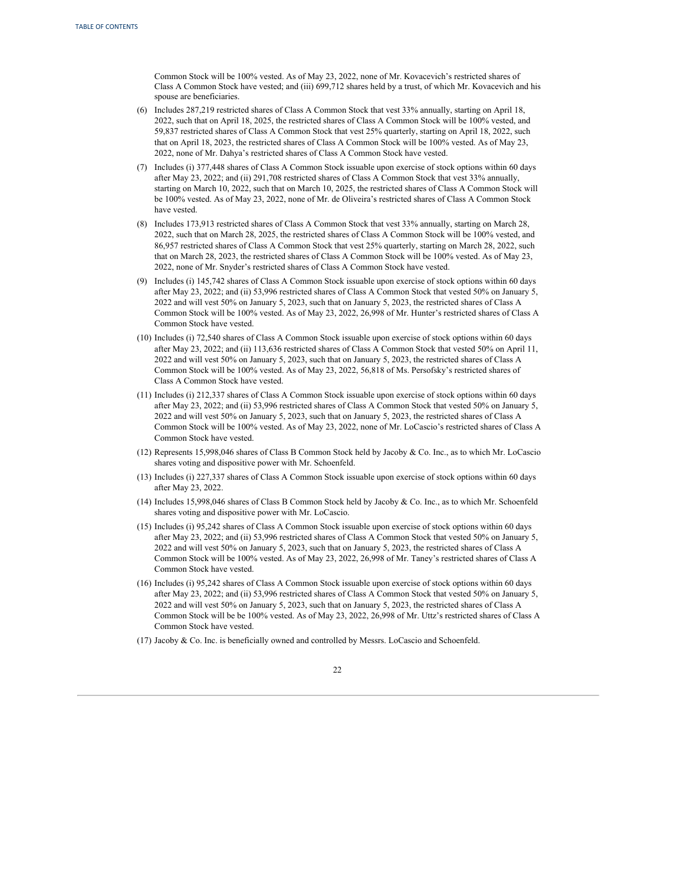Common Stock will be 100% vested. As of May 23, 2022, none of Mr. Kovacevich's restricted shares of Class A Common Stock have vested; and (iii) 699,712 shares held by a trust, of which Mr. Kovacevich and his spouse are beneficiaries.

(6) Includes 287,219 restricted shares of Class A Common Stock that vest 33% annually, starting on April 18, 2022, such that on April 18, 2025, the restricted shares of Class A Common Stock will be 100% vested, and 59,837 restricted shares of Class A Common Stock that vest 25% quarterly, starting on April 18, 2022, such that on April 18, 2023, the restricted shares of Class A Common Stock will be 100% vested. As of May 23, 2022, none of Mr. Dahya's restricted shares of Class A Common Stock have vested.

(7) Includes (i) 377,448 shares of Class A Common Stock issuable upon exercise of stock options within 60 days after May 23, 2022; and (ii) 291,708 restricted shares of Class A Common Stock that vest 33% annually, starting on March 10, 2022, such that on March 10, 2025, the restricted shares of Class A Common Stock will be 100% vested. As of May 23, 2022, none of Mr. de Oliveira's restricted shares of Class A Common Stock have vested.

(8) Includes 173,913 restricted shares of Class A Common Stock that vest 33% annually, starting on March 28, 2022, such that on March 28, 2025, the restricted shares of Class A Common Stock will be 100% vested, and 86,957 restricted shares of Class A Common Stock that vest 25% quarterly, starting on March 28, 2022, such that on March 28, 2023, the restricted shares of Class A Common Stock will be 100% vested. As of May 23, 2022, none of Mr. Snyder's restricted shares of Class A Common Stock have vested.

(9) Includes (i) 145,742 shares of Class A Common Stock issuable upon exercise of stock options within 60 days after May 23, 2022; and (ii) 53,996 restricted shares of Class A Common Stock that vested 50% on January 5, 2022 and will vest 50% on January 5, 2023, such that on January 5, 2023, the restricted shares of Class A Common Stock will be 100% vested. As of May 23, 2022, 26,998 of Mr. Hunter's restricted shares of Class A Common Stock have vested.

(10) Includes (i) 72,540 shares of Class A Common Stock issuable upon exercise of stock options within 60 days after May 23, 2022; and (ii) 113,636 restricted shares of Class A Common Stock that vested 50% on April 11, 2022 and will vest 50% on January 5, 2023, such that on January 5, 2023, the restricted shares of Class A Common Stock will be 100% vested. As of May 23, 2022, 56,818 of Ms. Persofsky's restricted shares of Class A Common Stock have vested.

(11) Includes (i) 212,337 shares of Class A Common Stock issuable upon exercise of stock options within 60 days after May 23, 2022; and (ii) 53,996 restricted shares of Class A Common Stock that vested 50% on January 5, 2022 and will vest 50% on January 5, 2023, such that on January 5, 2023, the restricted shares of Class A Common Stock will be 100% vested. As of May 23, 2022, none of Mr. LoCascio's restricted shares of Class A Common Stock have vested.

(12) Represents 15,998,046 shares of Class B Common Stock held by Jacoby & Co. Inc., as to which Mr. LoCascio shares voting and dispositive power with Mr. Schoenfeld.

(13) Includes (i) 227,337 shares of Class A Common Stock issuable upon exercise of stock options within 60 days after May 23, 2022.

(14) Includes 15,998,046 shares of Class B Common Stock held by Jacoby & Co. Inc., as to which Mr. Schoenfeld shares voting and dispositive power with Mr. LoCascio.

(15) Includes (i) 95,242 shares of Class A Common Stock issuable upon exercise of stock options within 60 days after May 23, 2022; and (ii) 53,996 restricted shares of Class A Common Stock that vested 50% on January 5, 2022 and will vest 50% on January 5, 2023, such that on January 5, 2023, the restricted shares of Class A Common Stock will be 100% vested. As of May 23, 2022, 26,998 of Mr. Taney's restricted shares of Class A Common Stock have vested.

(16) Includes (i) 95,242 shares of Class A Common Stock issuable upon exercise of stock options within 60 days after May 23, 2022; and (ii) 53,996 restricted shares of Class A Common Stock that vested 50% on January 5, 2022 and will vest 50% on January 5, 2023, such that on January 5, 2023, the restricted shares of Class A Common Stock will be be 100% vested. As of May 23, 2022, 26,998 of Mr. Uttz's restricted shares of Class A Common Stock have vested.

(17) Jacoby & Co. Inc. is beneficially owned and controlled by Messrs. LoCascio and Schoenfeld.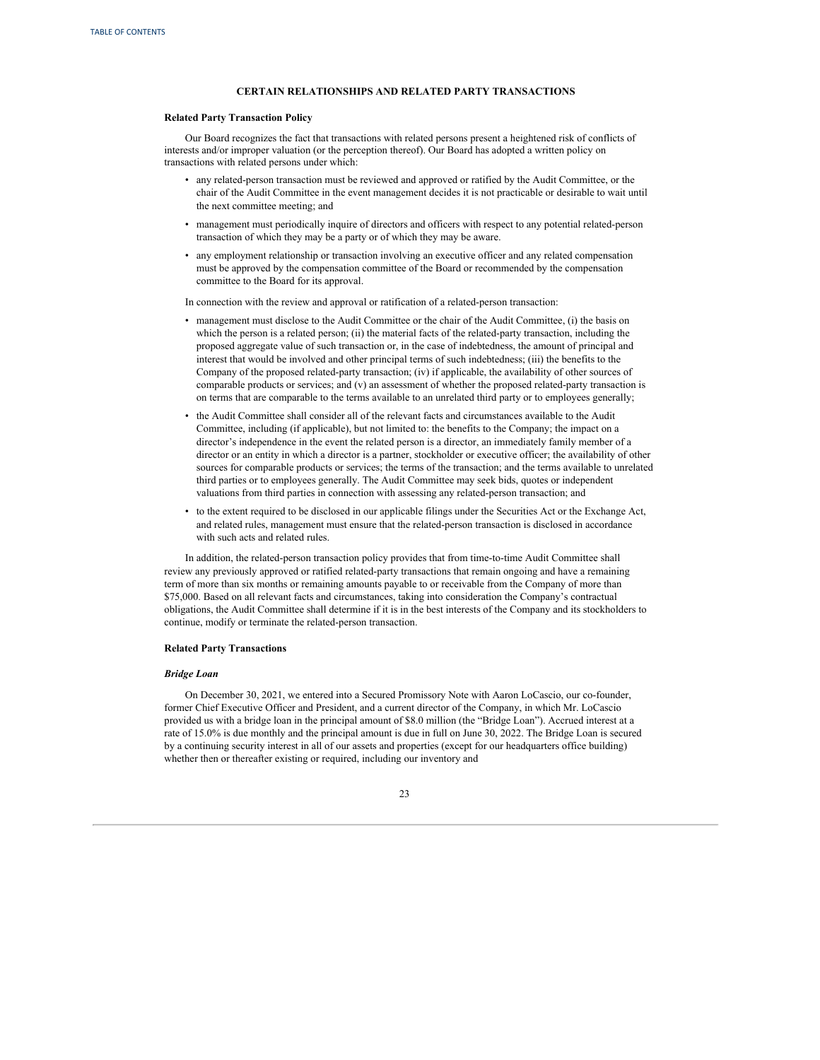## CERTAIN RELATIONSHIPS AND RELATED PARTY TRANSACTIONS

### Related Party Transaction Policy

Our Board recognizes the fact that transactions with related persons present a heightened risk of conflicts of interests and/or improper valuation (or the perception thereof). Our Board has adopted a written policy on transactions with related persons under which:

- any related-person transaction must be reviewed and approved or ratified by the Audit Committee, or the chair of the Audit Committee in the event management decides it is not practicable or desirable to wait until the next committee meeting; and
- management must periodically inquire of directors and officers with respect to any potential related-person transaction of which they may be a party or of which they may be aware.
- any employment relationship or transaction involving an executive officer and any related compensation must be approved by the compensation committee of the Board or recommended by the compensation committee to the Board for its approval.

In connection with the review and approval or ratification of a related-person transaction:

- management must disclose to the Audit Committee or the chair of the Audit Committee, (i) the basis on which the person is a related person; (ii) the material facts of the related-party transaction, including the proposed aggregate value of such transaction or, in the case of indebtedness, the amount of principal and interest that would be involved and other principal terms of such indebtedness; (iii) the benefits to the Company of the proposed related-party transaction; (iv) if applicable, the availability of other sources of comparable products or services; and (v) an assessment of whether the proposed related-party transaction is on terms that are comparable to the terms available to an unrelated third party or to employees generally;
- the Audit Committee shall consider all of the relevant facts and circumstances available to the Audit Committee, including (if applicable), but not limited to: the benefits to the Company; the impact on a director's independence in the event the related person is a director, an immediately family member of a director or an entity in which a director is a partner, stockholder or executive officer; the availability of other sources for comparable products or services; the terms of the transaction; and the terms available to unrelated third parties or to employees generally. The Audit Committee may seek bids, quotes or independent valuations from third parties in connection with assessing any related-person transaction; and
- to the extent required to be disclosed in our applicable filings under the Securities Act or the Exchange Act, and related rules, management must ensure that the related-person transaction is disclosed in accordance with such acts and related rules.

In addition, the related-person transaction policy provides that from time-to-time Audit Committee shall review any previously approved or ratified related-party transactions that remain ongoing and have a remaining term of more than six months or remaining amounts payable to or receivable from the Company of more than $75,000. Based on all relevant facts and circumstances, taking into consideration the Company's contractual obligations, the Audit Committee shall determine if it is in the best interests of the Company and its stockholders to continue, modify or terminate the related-person transaction.

### Related Party Transactions

#### *Bridge Loan*

On December 30, 2021, we entered into a Secured Promissory Note with Aaron LoCascio, our co-founder, former Chief Executive Officer and President, and a current director of the Company, in which Mr. LoCascio provided us with a bridge loan in the principal amount of $8.0 million (the "Bridge Loan"). Accrued interest at a rate of 15.0% is due monthly and the principal amount is due in full on June 30, 2022. The Bridge Loan is secured by a continuing security interest in all of our assets and properties (except for our headquarters office building) whether then or thereafter existing or required, including our inventory and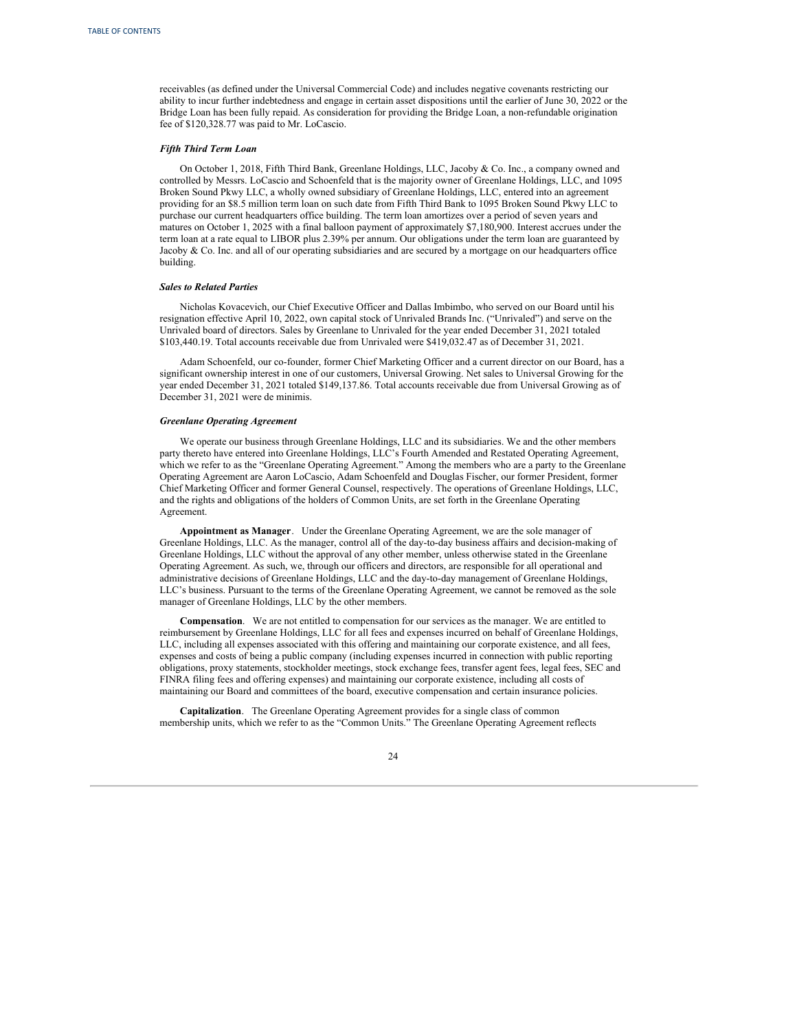receivables (as defined under the Universal Commercial Code) and includes negative covenants restricting our ability to incur further indebtedness and engage in certain asset dispositions until the earlier of June 30, 2022 or the Bridge Loan has been fully repaid. As consideration for providing the Bridge Loan, a non-refundable origination fee of $120,328.77 was paid to Mr. LoCascio.

### *Fifth Third Term Loan*

On October 1, 2018, Fifth Third Bank, Greenlane Holdings, LLC, Jacoby & Co. Inc., a company owned and controlled by Messrs. LoCascio and Schoenfeld that is the majority owner of Greenlane Holdings, LLC, and 1095 Broken Sound Pkwy LLC, a wholly owned subsidiary of Greenlane Holdings, LLC, entered into an agreement providing for an $8.5 million term loan on such date from Fifth Third Bank to 1095 Broken Sound Pkwy LLC to purchase our current headquarters office building. The term loan amortizes over a period of seven years and matures on October 1, 2025 with a final balloon payment of approximately $7,180,900. Interest accrues under the term loan at a rate equal to LIBOR plus 2.39% per annum. Our obligations under the term loan are guaranteed by Jacoby & Co. Inc. and all of our operating subsidiaries and are secured by a mortgage on our headquarters office building.

### *Sales to Related Parties*

Nicholas Kovacevich, our Chief Executive Officer and Dallas Imbimbo, who served on our Board until his resignation effective April 10, 2022, own capital stock of Unrivaled Brands Inc. ("Unrivaled") and serve on the Unrivaled board of directors. Sales by Greenlane to Unrivaled for the year ended December 31, 2021 totaled $103,440.19. Total accounts receivable due from Unrivaled were $419,032.47 as of December 31, 2021.

Adam Schoenfeld, our co-founder, former Chief Marketing Officer and a current director on our Board, has a significant ownership interest in one of our customers, Universal Growing. Net sales to Universal Growing for the year ended December 31, 2021 totaled $149,137.86. Total accounts receivable due from Universal Growing as of December 31, 2021 were de minimis.

### *Greenlane Operating Agreement*

We operate our business through Greenlane Holdings, LLC and its subsidiaries. We and the other members party thereto have entered into Greenlane Holdings, LLC's Fourth Amended and Restated Operating Agreement, which we refer to as the "Greenlane Operating Agreement." Among the members who are a party to the Greenlane Operating Agreement are Aaron LoCascio, Adam Schoenfeld and Douglas Fischer, our former President, former Chief Marketing Officer and former General Counsel, respectively. The operations of Greenlane Holdings, LLC, and the rights and obligations of the holders of Common Units, are set forth in the Greenlane Operating Agreement.

**Appointment as Manager**. Under the Greenlane Operating Agreement, we are the sole manager of Greenlane Holdings, LLC. As the manager, control all of the day-to-day business affairs and decision-making of Greenlane Holdings, LLC without the approval of any other member, unless otherwise stated in the Greenlane Operating Agreement. As such, we, through our officers and directors, are responsible for all operational and administrative decisions of Greenlane Holdings, LLC and the day-to-day management of Greenlane Holdings, LLC's business. Pursuant to the terms of the Greenlane Operating Agreement, we cannot be removed as the sole manager of Greenlane Holdings, LLC by the other members.

**Compensation**. We are not entitled to compensation for our services as the manager. We are entitled to reimbursement by Greenlane Holdings, LLC for all fees and expenses incurred on behalf of Greenlane Holdings, LLC, including all expenses associated with this offering and maintaining our corporate existence, and all fees, expenses and costs of being a public company (including expenses incurred in connection with public reporting obligations, proxy statements, stockholder meetings, stock exchange fees, transfer agent fees, legal fees, SEC and FINRA filing fees and offering expenses) and maintaining our corporate existence, including all costs of maintaining our Board and committees of the board, executive compensation and certain insurance policies.

**Capitalization**. The Greenlane Operating Agreement provides for a single class of common membership units, which we refer to as the "Common Units." The Greenlane Operating Agreement reflects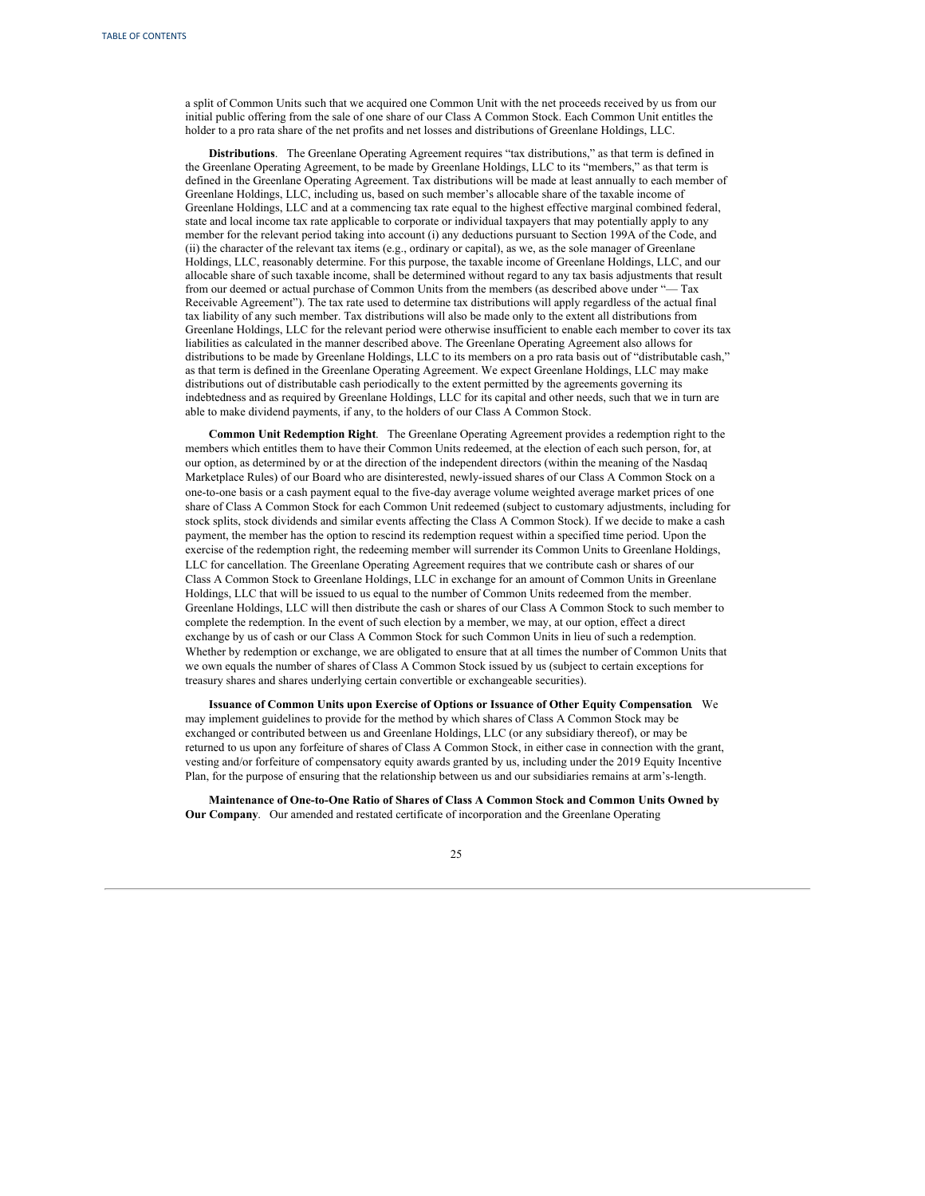a split of Common Units such that we acquired one Common Unit with the net proceeds received by us from our initial public offering from the sale of one share of our Class A Common Stock. Each Common Unit entitles the holder to a pro rata share of the net profits and net losses and distributions of Greenlane Holdings, LLC.

**Distributions**. The Greenlane Operating Agreement requires "tax distributions," as that term is defined in the Greenlane Operating Agreement, to be made by Greenlane Holdings, LLC to its "members," as that term is defined in the Greenlane Operating Agreement. Tax distributions will be made at least annually to each member of Greenlane Holdings, LLC, including us, based on such member's allocable share of the taxable income of Greenlane Holdings, LLC and at a commencing tax rate equal to the highest effective marginal combined federal, state and local income tax rate applicable to corporate or individual taxpayers that may potentially apply to any member for the relevant period taking into account (i) any deductions pursuant to Section 199A of the Code, and (ii) the character of the relevant tax items (e.g., ordinary or capital), as we, as the sole manager of Greenlane Holdings, LLC, reasonably determine. For this purpose, the taxable income of Greenlane Holdings, LLC, and our allocable share of such taxable income, shall be determined without regard to any tax basis adjustments that result from our deemed or actual purchase of Common Units from the members (as described above under "— Tax Receivable Agreement"). The tax rate used to determine tax distributions will apply regardless of the actual final tax liability of any such member. Tax distributions will also be made only to the extent all distributions from Greenlane Holdings, LLC for the relevant period were otherwise insufficient to enable each member to cover its tax liabilities as calculated in the manner described above. The Greenlane Operating Agreement also allows for distributions to be made by Greenlane Holdings, LLC to its members on a pro rata basis out of "distributable cash," as that term is defined in the Greenlane Operating Agreement. We expect Greenlane Holdings, LLC may make distributions out of distributable cash periodically to the extent permitted by the agreements governing its indebtedness and as required by Greenlane Holdings, LLC for its capital and other needs, such that we in turn are able to make dividend payments, if any, to the holders of our Class A Common Stock.

**Common Unit Redemption Right**. The Greenlane Operating Agreement provides a redemption right to the members which entitles them to have their Common Units redeemed, at the election of each such person, for, at our option, as determined by or at the direction of the independent directors (within the meaning of the Nasdaq Marketplace Rules) of our Board who are disinterested, newly-issued shares of our Class A Common Stock on a one-to-one basis or a cash payment equal to the five-day average volume weighted average market prices of one share of Class A Common Stock for each Common Unit redeemed (subject to customary adjustments, including for stock splits, stock dividends and similar events affecting the Class A Common Stock). If we decide to make a cash payment, the member has the option to rescind its redemption request within a specified time period. Upon the exercise of the redemption right, the redeeming member will surrender its Common Units to Greenlane Holdings, LLC for cancellation. The Greenlane Operating Agreement requires that we contribute cash or shares of our Class A Common Stock to Greenlane Holdings, LLC in exchange for an amount of Common Units in Greenlane Holdings, LLC that will be issued to us equal to the number of Common Units redeemed from the member. Greenlane Holdings, LLC will then distribute the cash or shares of our Class A Common Stock to such member to complete the redemption. In the event of such election by a member, we may, at our option, effect a direct exchange by us of cash or our Class A Common Stock for such Common Units in lieu of such a redemption. Whether by redemption or exchange, we are obligated to ensure that at all times the number of Common Units that we own equals the number of shares of Class A Common Stock issued by us (subject to certain exceptions for treasury shares and shares underlying certain convertible or exchangeable securities).

**Issuance of Common Units upon Exercise of Options or Issuance of Other Equity Compensation**. We may implement guidelines to provide for the method by which shares of Class A Common Stock may be exchanged or contributed between us and Greenlane Holdings, LLC (or any subsidiary thereof), or may be returned to us upon any forfeiture of shares of Class A Common Stock, in either case in connection with the grant, vesting and/or forfeiture of compensatory equity awards granted by us, including under the 2019 Equity Incentive Plan, for the purpose of ensuring that the relationship between us and our subsidiaries remains at arm's-length.

**Maintenance of One-to-One Ratio of Shares of Class A Common Stock and Common Units Owned by Our Company**. Our amended and restated certificate of incorporation and the Greenlane Operating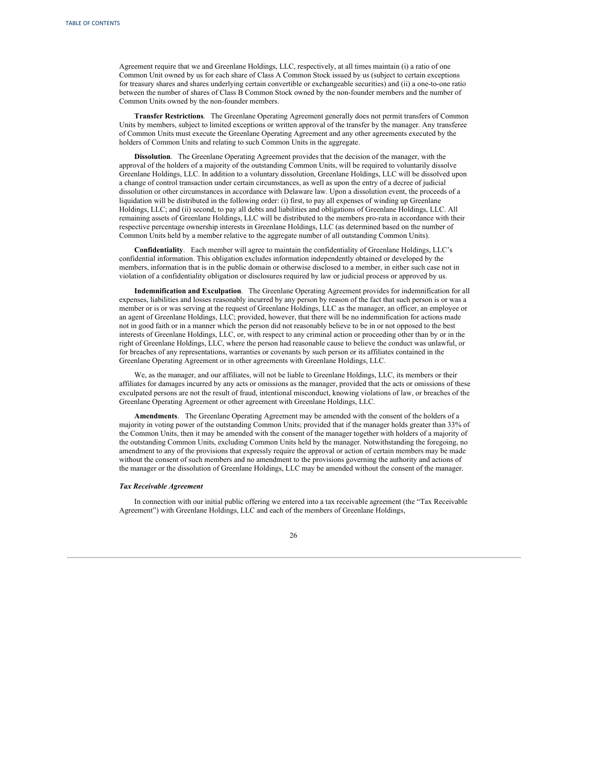Agreement require that we and Greenlane Holdings, LLC, respectively, at all times maintain (i) a ratio of one Common Unit owned by us for each share of Class A Common Stock issued by us (subject to certain exceptions for treasury shares and shares underlying certain convertible or exchangeable securities) and (ii) a one-to-one ratio between the number of shares of Class B Common Stock owned by the non-founder members and the number of Common Units owned by the non-founder members.

**Transfer Restrictions**. The Greenlane Operating Agreement generally does not permit transfers of Common Units by members, subject to limited exceptions or written approval of the transfer by the manager. Any transferee of Common Units must execute the Greenlane Operating Agreement and any other agreements executed by the holders of Common Units and relating to such Common Units in the aggregate.

**Dissolution**. The Greenlane Operating Agreement provides that the decision of the manager, with the approval of the holders of a majority of the outstanding Common Units, will be required to voluntarily dissolve Greenlane Holdings, LLC. In addition to a voluntary dissolution, Greenlane Holdings, LLC will be dissolved upon a change of control transaction under certain circumstances, as well as upon the entry of a decree of judicial dissolution or other circumstances in accordance with Delaware law. Upon a dissolution event, the proceeds of a liquidation will be distributed in the following order: (i) first, to pay all expenses of winding up Greenlane Holdings, LLC; and (ii) second, to pay all debts and liabilities and obligations of Greenlane Holdings, LLC. All remaining assets of Greenlane Holdings, LLC will be distributed to the members pro-rata in accordance with their respective percentage ownership interests in Greenlane Holdings, LLC (as determined based on the number of Common Units held by a member relative to the aggregate number of all outstanding Common Units).

**Confidentiality**. Each member will agree to maintain the confidentiality of Greenlane Holdings, LLC's confidential information. This obligation excludes information independently obtained or developed by the members, information that is in the public domain or otherwise disclosed to a member, in either such case not in violation of a confidentiality obligation or disclosures required by law or judicial process or approved by us.

**Indemnification and Exculpation**. The Greenlane Operating Agreement provides for indemnification for all expenses, liabilities and losses reasonably incurred by any person by reason of the fact that such person is or was a member or is or was serving at the request of Greenlane Holdings, LLC as the manager, an officer, an employee or an agent of Greenlane Holdings, LLC; provided, however, that there will be no indemnification for actions made not in good faith or in a manner which the person did not reasonably believe to be in or not opposed to the best interests of Greenlane Holdings, LLC, or, with respect to any criminal action or proceeding other than by or in the right of Greenlane Holdings, LLC, where the person had reasonable cause to believe the conduct was unlawful, or for breaches of any representations, warranties or covenants by such person or its affiliates contained in the Greenlane Operating Agreement or in other agreements with Greenlane Holdings, LLC.

We, as the manager, and our affiliates, will not be liable to Greenlane Holdings, LLC, its members or their affiliates for damages incurred by any acts or omissions as the manager, provided that the acts or omissions of these exculpated persons are not the result of fraud, intentional misconduct, knowing violations of law, or breaches of the Greenlane Operating Agreement or other agreement with Greenlane Holdings, LLC.

**Amendments**. The Greenlane Operating Agreement may be amended with the consent of the holders of a majority in voting power of the outstanding Common Units; provided that if the manager holds greater than 33% of the Common Units, then it may be amended with the consent of the manager together with holders of a majority of the outstanding Common Units, excluding Common Units held by the manager. Notwithstanding the foregoing, no amendment to any of the provisions that expressly require the approval or action of certain members may be made without the consent of such members and no amendment to the provisions governing the authority and actions of the manager or the dissolution of Greenlane Holdings, LLC may be amended without the consent of the manager.

***Tax Receivable Agreement***

In connection with our initial public offering we entered into a tax receivable agreement (the "Tax Receivable Agreement") with Greenlane Holdings, LLC and each of the members of Greenlane Holdings,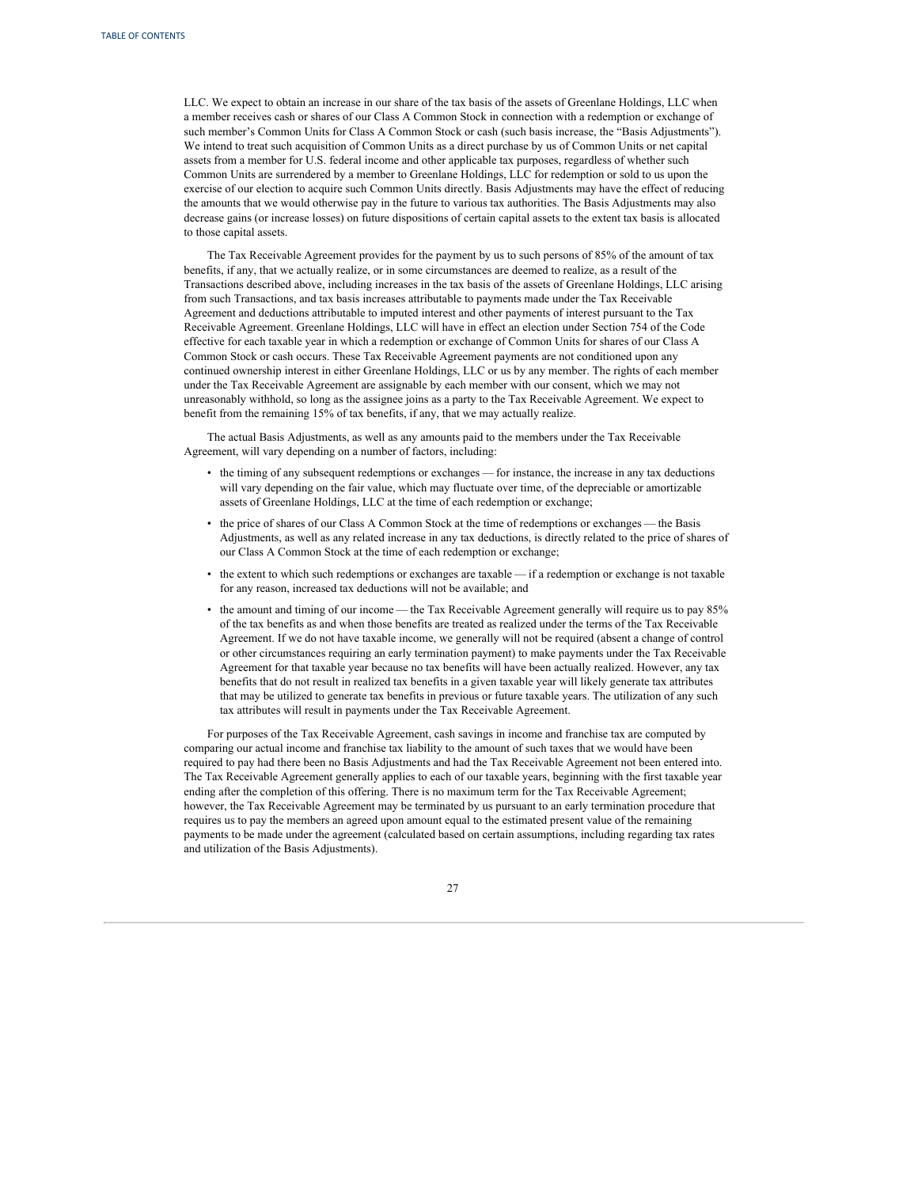LLC. We expect to obtain an increase in our share of the tax basis of the assets of Greenlane Holdings, LLC when a member receives cash or shares of our Class A Common Stock in connection with a redemption or exchange of such member's Common Units for Class A Common Stock or cash (such basis increase, the "Basis Adjustments"). We intend to treat such acquisition of Common Units as a direct purchase by us of Common Units or net capital assets from a member for U.S. federal income and other applicable tax purposes, regardless of whether such Common Units are surrendered by a member to Greenlane Holdings, LLC for redemption or sold to us upon the exercise of our election to acquire such Common Units directly. Basis Adjustments may have the effect of reducing the amounts that we would otherwise pay in the future to various tax authorities. The Basis Adjustments may also decrease gains (or increase losses) on future dispositions of certain capital assets to the extent tax basis is allocated to those capital assets.

The Tax Receivable Agreement provides for the payment by us to such persons of 85% of the amount of tax benefits, if any, that we actually realize, or in some circumstances are deemed to realize, as a result of the Transactions described above, including increases in the tax basis of the assets of Greenlane Holdings, LLC arising from such Transactions, and tax basis increases attributable to payments made under the Tax Receivable Agreement and deductions attributable to imputed interest and other payments of interest pursuant to the Tax Receivable Agreement. Greenlane Holdings, LLC will have in effect an election under Section 754 of the Code effective for each taxable year in which a redemption or exchange of Common Units for shares of our Class A Common Stock or cash occurs. These Tax Receivable Agreement payments are not conditioned upon any continued ownership interest in either Greenlane Holdings, LLC or us by any member. The rights of each member under the Tax Receivable Agreement are assignable by each member with our consent, which we may not unreasonably withhold, so long as the assignee joins as a party to the Tax Receivable Agreement. We expect to benefit from the remaining 15% of tax benefits, if any, that we may actually realize.

The actual Basis Adjustments, as well as any amounts paid to the members under the Tax Receivable Agreement, will vary depending on a number of factors, including:

- the timing of any subsequent redemptions or exchanges — for instance, the increase in any tax deductions will vary depending on the fair value, which may fluctuate over time, of the depreciable or amortizable assets of Greenlane Holdings, LLC at the time of each redemption or exchange;
- the price of shares of our Class A Common Stock at the time of redemptions or exchanges — the Basis Adjustments, as well as any related increase in any tax deductions, is directly related to the price of shares of our Class A Common Stock at the time of each redemption or exchange;
- the extent to which such redemptions or exchanges are taxable — if a redemption or exchange is not taxable for any reason, increased tax deductions will not be available; and
- the amount and timing of our income — the Tax Receivable Agreement generally will require us to pay 85% of the tax benefits as and when those benefits are treated as realized under the terms of the Tax Receivable Agreement. If we do not have taxable income, we generally will not be required (absent a change of control or other circumstances requiring an early termination payment) to make payments under the Tax Receivable Agreement for that taxable year because no tax benefits will have been actually realized. However, any tax benefits that do not result in realized tax benefits in a given taxable year will likely generate tax attributes that may be utilized to generate tax benefits in previous or future taxable years. The utilization of any such tax attributes will result in payments under the Tax Receivable Agreement.

For purposes of the Tax Receivable Agreement, cash savings in income and franchise tax are computed by comparing our actual income and franchise tax liability to the amount of such taxes that we would have been required to pay had there been no Basis Adjustments and had the Tax Receivable Agreement not been entered into. The Tax Receivable Agreement generally applies to each of our taxable years, beginning with the first taxable year ending after the completion of this offering. There is no maximum term for the Tax Receivable Agreement; however, the Tax Receivable Agreement may be terminated by us pursuant to an early termination procedure that requires us to pay the members an agreed upon amount equal to the estimated present value of the remaining payments to be made under the agreement (calculated based on certain assumptions, including regarding tax rates and utilization of the Basis Adjustments).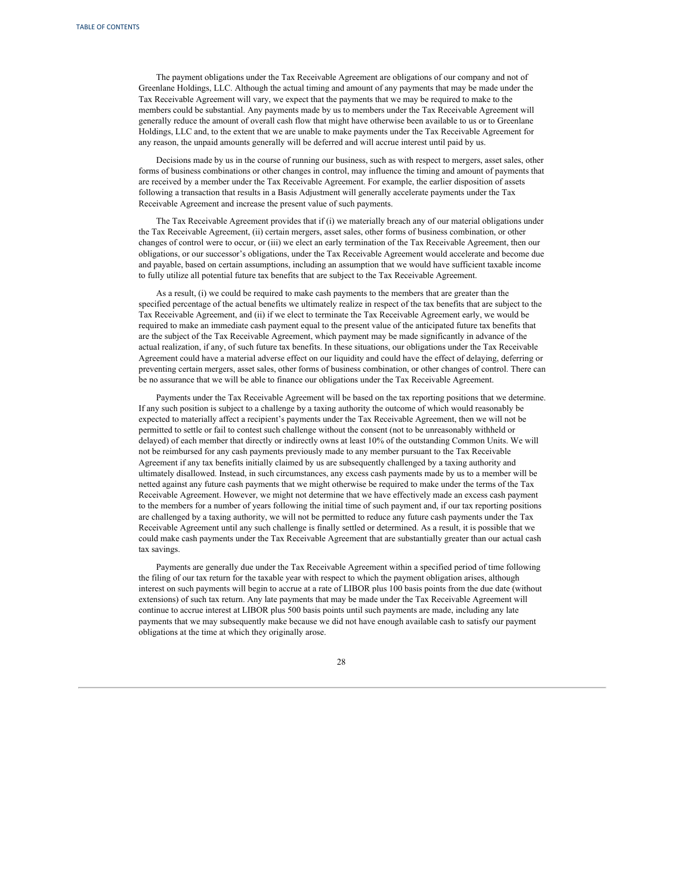The payment obligations under the Tax Receivable Agreement are obligations of our company and not of Greenlane Holdings, LLC. Although the actual timing and amount of any payments that may be made under the Tax Receivable Agreement will vary, we expect that the payments that we may be required to make to the members could be substantial. Any payments made by us to members under the Tax Receivable Agreement will generally reduce the amount of overall cash flow that might have otherwise been available to us or to Greenlane Holdings, LLC and, to the extent that we are unable to make payments under the Tax Receivable Agreement for any reason, the unpaid amounts generally will be deferred and will accrue interest until paid by us.

Decisions made by us in the course of running our business, such as with respect to mergers, asset sales, other forms of business combinations or other changes in control, may influence the timing and amount of payments that are received by a member under the Tax Receivable Agreement. For example, the earlier disposition of assets following a transaction that results in a Basis Adjustment will generally accelerate payments under the Tax Receivable Agreement and increase the present value of such payments.

The Tax Receivable Agreement provides that if (i) we materially breach any of our material obligations under the Tax Receivable Agreement, (ii) certain mergers, asset sales, other forms of business combination, or other changes of control were to occur, or (iii) we elect an early termination of the Tax Receivable Agreement, then our obligations, or our successor's obligations, under the Tax Receivable Agreement would accelerate and become due and payable, based on certain assumptions, including an assumption that we would have sufficient taxable income to fully utilize all potential future tax benefits that are subject to the Tax Receivable Agreement.

As a result, (i) we could be required to make cash payments to the members that are greater than the specified percentage of the actual benefits we ultimately realize in respect of the tax benefits that are subject to the Tax Receivable Agreement, and (ii) if we elect to terminate the Tax Receivable Agreement early, we would be required to make an immediate cash payment equal to the present value of the anticipated future tax benefits that are the subject of the Tax Receivable Agreement, which payment may be made significantly in advance of the actual realization, if any, of such future tax benefits. In these situations, our obligations under the Tax Receivable Agreement could have a material adverse effect on our liquidity and could have the effect of delaying, deferring or preventing certain mergers, asset sales, other forms of business combination, or other changes of control. There can be no assurance that we will be able to finance our obligations under the Tax Receivable Agreement.

Payments under the Tax Receivable Agreement will be based on the tax reporting positions that we determine. If any such position is subject to a challenge by a taxing authority the outcome of which would reasonably be expected to materially affect a recipient's payments under the Tax Receivable Agreement, then we will not be permitted to settle or fail to contest such challenge without the consent (not to be unreasonably withheld or delayed) of each member that directly or indirectly owns at least 10% of the outstanding Common Units. We will not be reimbursed for any cash payments previously made to any member pursuant to the Tax Receivable Agreement if any tax benefits initially claimed by us are subsequently challenged by a taxing authority and ultimately disallowed. Instead, in such circumstances, any excess cash payments made by us to a member will be netted against any future cash payments that we might otherwise be required to make under the terms of the Tax Receivable Agreement. However, we might not determine that we have effectively made an excess cash payment to the members for a number of years following the initial time of such payment and, if our tax reporting positions are challenged by a taxing authority, we will not be permitted to reduce any future cash payments under the Tax Receivable Agreement until any such challenge is finally settled or determined. As a result, it is possible that we could make cash payments under the Tax Receivable Agreement that are substantially greater than our actual cash tax savings.

Payments are generally due under the Tax Receivable Agreement within a specified period of time following the filing of our tax return for the taxable year with respect to which the payment obligation arises, although interest on such payments will begin to accrue at a rate of LIBOR plus 100 basis points from the due date (without extensions) of such tax return. Any late payments that may be made under the Tax Receivable Agreement will continue to accrue interest at LIBOR plus 500 basis points until such payments are made, including any late payments that we may subsequently make because we did not have enough available cash to satisfy our payment obligations at the time at which they originally arose.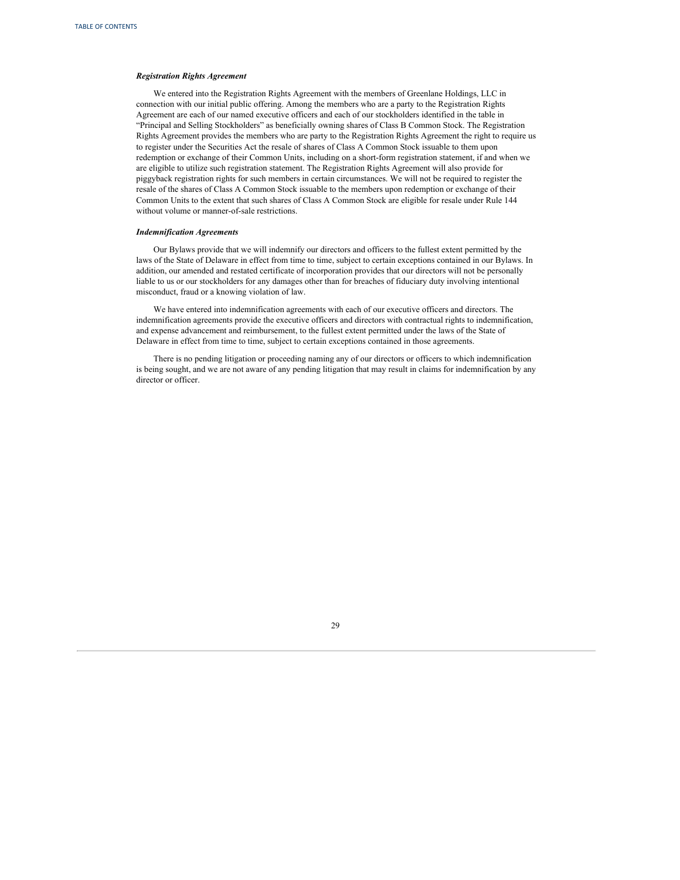***Registration Rights Agreement***

We entered into the Registration Rights Agreement with the members of Greenlane Holdings, LLC in connection with our initial public offering. Among the members who are a party to the Registration Rights Agreement are each of our named executive officers and each of our stockholders identified in the table in "Principal and Selling Stockholders" as beneficially owning shares of Class B Common Stock. The Registration Rights Agreement provides the members who are party to the Registration Rights Agreement the right to require us to register under the Securities Act the resale of shares of Class A Common Stock issuable to them upon redemption or exchange of their Common Units, including on a short-form registration statement, if and when we are eligible to utilize such registration statement. The Registration Rights Agreement will also provide for piggyback registration rights for such members in certain circumstances. We will not be required to register the resale of the shares of Class A Common Stock issuable to the members upon redemption or exchange of their Common Units to the extent that such shares of Class A Common Stock are eligible for resale under Rule 144 without volume or manner-of-sale restrictions.

***Indemnification Agreements***

Our Bylaws provide that we will indemnify our directors and officers to the fullest extent permitted by the laws of the State of Delaware in effect from time to time, subject to certain exceptions contained in our Bylaws. In addition, our amended and restated certificate of incorporation provides that our directors will not be personally liable to us or our stockholders for any damages other than for breaches of fiduciary duty involving intentional misconduct, fraud or a knowing violation of law.

We have entered into indemnification agreements with each of our executive officers and directors. The indemnification agreements provide the executive officers and directors with contractual rights to indemnification, and expense advancement and reimbursement, to the fullest extent permitted under the laws of the State of Delaware in effect from time to time, subject to certain exceptions contained in those agreements.

There is no pending litigation or proceeding naming any of our directors or officers to which indemnification is being sought, and we are not aware of any pending litigation that may result in claims for indemnification by any director or officer.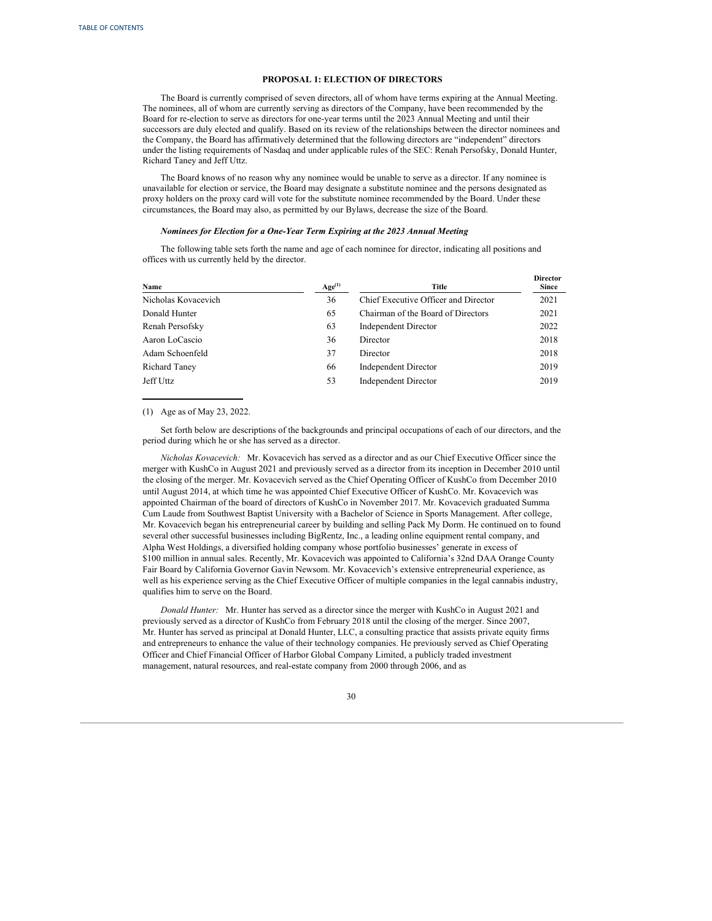## PROPOSAL 1: ELECTION OF DIRECTORS

The Board is currently comprised of seven directors, all of whom have terms expiring at the Annual Meeting. The nominees, all of whom are currently serving as directors of the Company, have been recommended by the Board for re-election to serve as directors for one-year terms until the 2023 Annual Meeting and until their successors are duly elected and qualify. Based on its review of the relationships between the director nominees and the Company, the Board has affirmatively determined that the following directors are "independent" directors under the listing requirements of Nasdaq and under applicable rules of the SEC: Renah Persofsky, Donald Hunter, Richard Taney and Jeff Uttz.

The Board knows of no reason why any nominee would be unable to serve as a director. If any nominee is unavailable for election or service, the Board may designate a substitute nominee and the persons designated as proxy holders on the proxy card will vote for the substitute nominee recommended by the Board. Under these circumstances, the Board may also, as permitted by our Bylaws, decrease the size of the Board.

### *Nominees for Election for a One-Year Term Expiring at the 2023 Annual Meeting*

The following table sets forth the name and age of each nominee for director, indicating all positions and offices with us currently held by the director.

| Name | Age[(1)] | Title | Director Since |
|---|---|---|---|
| Nicholas Kovacevich | 36 | Chief Executive Officer and Director | 2021 |
| Donald Hunter | 65 | Chairman of the Board of Directors | 2021 |
| Renah Persofsky | 63 | Independent Director | 2022 |
| Aaron LoCascio | 36 | Director | 2018 |
| Adam Schoenfeld | 37 | Director | 2018 |
| Richard Taney | 66 | Independent Director | 2019 |
| Jeff Uttz | 53 | Independent Director | 2019 |

(1) Age as of May 23, 2022.

Set forth below are descriptions of the backgrounds and principal occupations of each of our directors, and the period during which he or she has served as a director.

*Nicholas Kovacevich:* Mr. Kovacevich has served as a director and as our Chief Executive Officer since the merger with KushCo in August 2021 and previously served as a director from its inception in December 2010 until the closing of the merger. Mr. Kovacevich served as the Chief Operating Officer of KushCo from December 2010 until August 2014, at which time he was appointed Chief Executive Officer of KushCo. Mr. Kovacevich was appointed Chairman of the board of directors of KushCo in November 2017. Mr. Kovacevich graduated Summa Cum Laude from Southwest Baptist University with a Bachelor of Science in Sports Management. After college, Mr. Kovacevich began his entrepreneurial career by building and selling Pack My Dorm. He continued on to found several other successful businesses including BigRentz, Inc., a leading online equipment rental company, and Alpha West Holdings, a diversified holding company whose portfolio businesses' generate in excess of $100 million in annual sales. Recently, Mr. Kovacevich was appointed to California's 32nd DAA Orange County Fair Board by California Governor Gavin Newsom. Mr. Kovacevich's extensive entrepreneurial experience, as well as his experience serving as the Chief Executive Officer of multiple companies in the legal cannabis industry, qualifies him to serve on the Board.

*Donald Hunter:* Mr. Hunter has served as a director since the merger with KushCo in August 2021 and previously served as a director of KushCo from February 2018 until the closing of the merger. Since 2007, Mr. Hunter has served as principal at Donald Hunter, LLC, a consulting practice that assists private equity firms and entrepreneurs to enhance the value of their technology companies. He previously served as Chief Operating Officer and Chief Financial Officer of Harbor Global Company Limited, a publicly traded investment management, natural resources, and real-estate company from 2000 through 2006, and as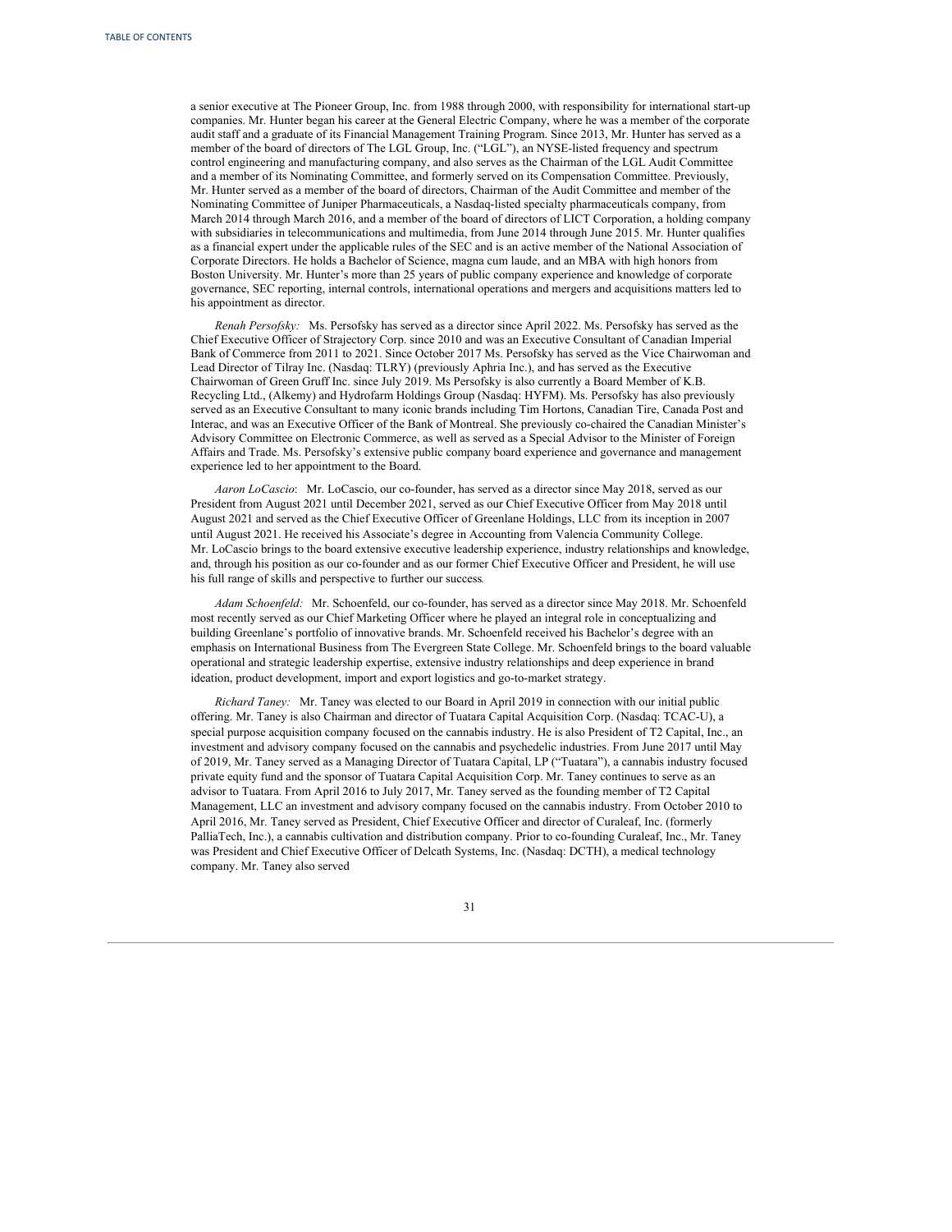a senior executive at The Pioneer Group, Inc. from 1988 through 2000, with responsibility for international start-up companies. Mr. Hunter began his career at the General Electric Company, where he was a member of the corporate audit staff and a graduate of its Financial Management Training Program. Since 2013, Mr. Hunter has served as a member of the board of directors of The LGL Group, Inc. ("LGL"), an NYSE-listed frequency and spectrum control engineering and manufacturing company, and also serves as the Chairman of the LGL Audit Committee and a member of its Nominating Committee, and formerly served on its Compensation Committee. Previously, Mr. Hunter served as a member of the board of directors, Chairman of the Audit Committee and member of the Nominating Committee of Juniper Pharmaceuticals, a Nasdaq-listed specialty pharmaceuticals company, from March 2014 through March 2016, and a member of the board of directors of LICT Corporation, a holding company with subsidiaries in telecommunications and multimedia, from June 2014 through June 2015. Mr. Hunter qualifies as a financial expert under the applicable rules of the SEC and is an active member of the National Association of Corporate Directors. He holds a Bachelor of Science, magna cum laude, and an MBA with high honors from Boston University. Mr. Hunter's more than 25 years of public company experience and knowledge of corporate governance, SEC reporting, internal controls, international operations and mergers and acquisitions matters led to his appointment as director.

*Renah Persofsky:* Ms. Persofsky has served as a director since April 2022. Ms. Persofsky has served as the Chief Executive Officer of Strajectory Corp. since 2010 and was an Executive Consultant of Canadian Imperial Bank of Commerce from 2011 to 2021. Since October 2017 Ms. Persofsky has served as the Vice Chairwoman and Lead Director of Tilray Inc. (Nasdaq: TLRY) (previously Aphria Inc.), and has served as the Executive Chairwoman of Green Gruff Inc. since July 2019. Ms Persofsky is also currently a Board Member of K.B. Recycling Ltd., (Alkemy) and Hydrofarm Holdings Group (Nasdaq: HYFM). Ms. Persofsky has also previously served as an Executive Consultant to many iconic brands including Tim Hortons, Canadian Tire, Canada Post and Interac, and was an Executive Officer of the Bank of Montreal. She previously co-chaired the Canadian Minister's Advisory Committee on Electronic Commerce, as well as served as a Special Advisor to the Minister of Foreign Affairs and Trade. Ms. Persofsky's extensive public company board experience and governance and management experience led to her appointment to the Board.

*Aaron LoCascio*: Mr. LoCascio, our co-founder, has served as a director since May 2018, served as our President from August 2021 until December 2021, served as our Chief Executive Officer from May 2018 until August 2021 and served as the Chief Executive Officer of Greenlane Holdings, LLC from its inception in 2007 until August 2021. He received his Associate's degree in Accounting from Valencia Community College. Mr. LoCascio brings to the board extensive executive leadership experience, industry relationships and knowledge, and, through his position as our co-founder and as our former Chief Executive Officer and President, he will use his full range of skills and perspective to further our success.

*Adam Schoenfeld:* Mr. Schoenfeld, our co-founder, has served as a director since May 2018. Mr. Schoenfeld most recently served as our Chief Marketing Officer where he played an integral role in conceptualizing and building Greenlane's portfolio of innovative brands. Mr. Schoenfeld received his Bachelor's degree with an emphasis on International Business from The Evergreen State College. Mr. Schoenfeld brings to the board valuable operational and strategic leadership expertise, extensive industry relationships and deep experience in brand ideation, product development, import and export logistics and go-to-market strategy.

*Richard Taney:* Mr. Taney was elected to our Board in April 2019 in connection with our initial public offering. Mr. Taney is also Chairman and director of Tuatara Capital Acquisition Corp. (Nasdaq: TCAC-U), a special purpose acquisition company focused on the cannabis industry. He is also President of T2 Capital, Inc., an investment and advisory company focused on the cannabis and psychedelic industries. From June 2017 until May of 2019, Mr. Taney served as a Managing Director of Tuatara Capital, LP ("Tuatara"), a cannabis industry focused private equity fund and the sponsor of Tuatara Capital Acquisition Corp. Mr. Taney continues to serve as an advisor to Tuatara. From April 2016 to July 2017, Mr. Taney served as the founding member of T2 Capital Management, LLC an investment and advisory company focused on the cannabis industry. From October 2010 to April 2016, Mr. Taney served as President, Chief Executive Officer and director of Curaleaf, Inc. (formerly PalliaTech, Inc.), a cannabis cultivation and distribution company. Prior to co-founding Curaleaf, Inc., Mr. Taney was President and Chief Executive Officer of Delcath Systems, Inc. (Nasdaq: DCTH), a medical technology company. Mr. Taney also served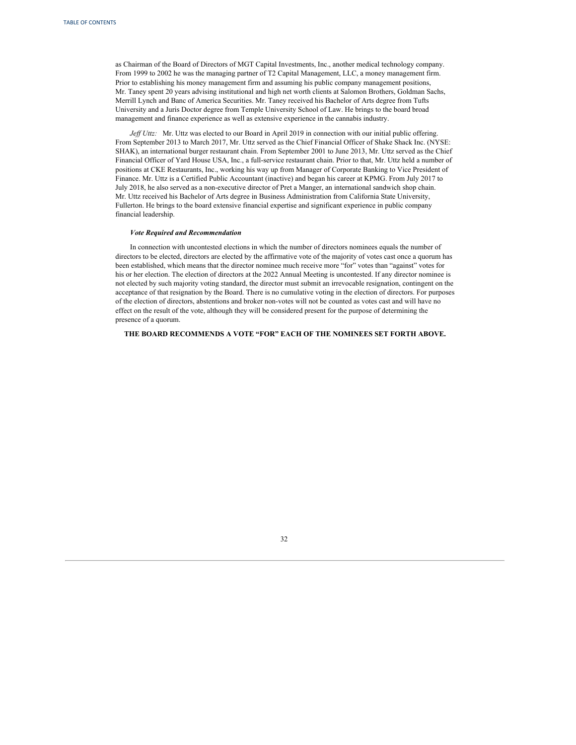as Chairman of the Board of Directors of MGT Capital Investments, Inc., another medical technology company. From 1999 to 2002 he was the managing partner of T2 Capital Management, LLC, a money management firm. Prior to establishing his money management firm and assuming his public company management positions, Mr. Taney spent 20 years advising institutional and high net worth clients at Salomon Brothers, Goldman Sachs, Merrill Lynch and Banc of America Securities. Mr. Taney received his Bachelor of Arts degree from Tufts University and a Juris Doctor degree from Temple University School of Law. He brings to the board broad management and finance experience as well as extensive experience in the cannabis industry.

*Jeff Uttz:* Mr. Uttz was elected to our Board in April 2019 in connection with our initial public offering. From September 2013 to March 2017, Mr. Uttz served as the Chief Financial Officer of Shake Shack Inc. (NYSE: SHAK), an international burger restaurant chain. From September 2001 to June 2013, Mr. Uttz served as the Chief Financial Officer of Yard House USA, Inc., a full-service restaurant chain. Prior to that, Mr. Uttz held a number of positions at CKE Restaurants, Inc., working his way up from Manager of Corporate Banking to Vice President of Finance. Mr. Uttz is a Certified Public Accountant (inactive) and began his career at KPMG. From July 2017 to July 2018, he also served as a non-executive director of Pret a Manger, an international sandwich shop chain. Mr. Uttz received his Bachelor of Arts degree in Business Administration from California State University, Fullerton. He brings to the board extensive financial expertise and significant experience in public company financial leadership.

***Vote Required and Recommendation***

In connection with uncontested elections in which the number of directors nominees equals the number of directors to be elected, directors are elected by the affirmative vote of the majority of votes cast once a quorum has been established, which means that the director nominee much receive more "for" votes than "against" votes for his or her election. The election of directors at the 2022 Annual Meeting is uncontested. If any director nominee is not elected by such majority voting standard, the director must submit an irrevocable resignation, contingent on the acceptance of that resignation by the Board. There is no cumulative voting in the election of directors. For purposes of the election of directors, abstentions and broker non-votes will not be counted as votes cast and will have no effect on the result of the vote, although they will be considered present for the purpose of determining the presence of a quorum.

**THE BOARD RECOMMENDS A VOTE "FOR" EACH OF THE NOMINEES SET FORTH ABOVE.**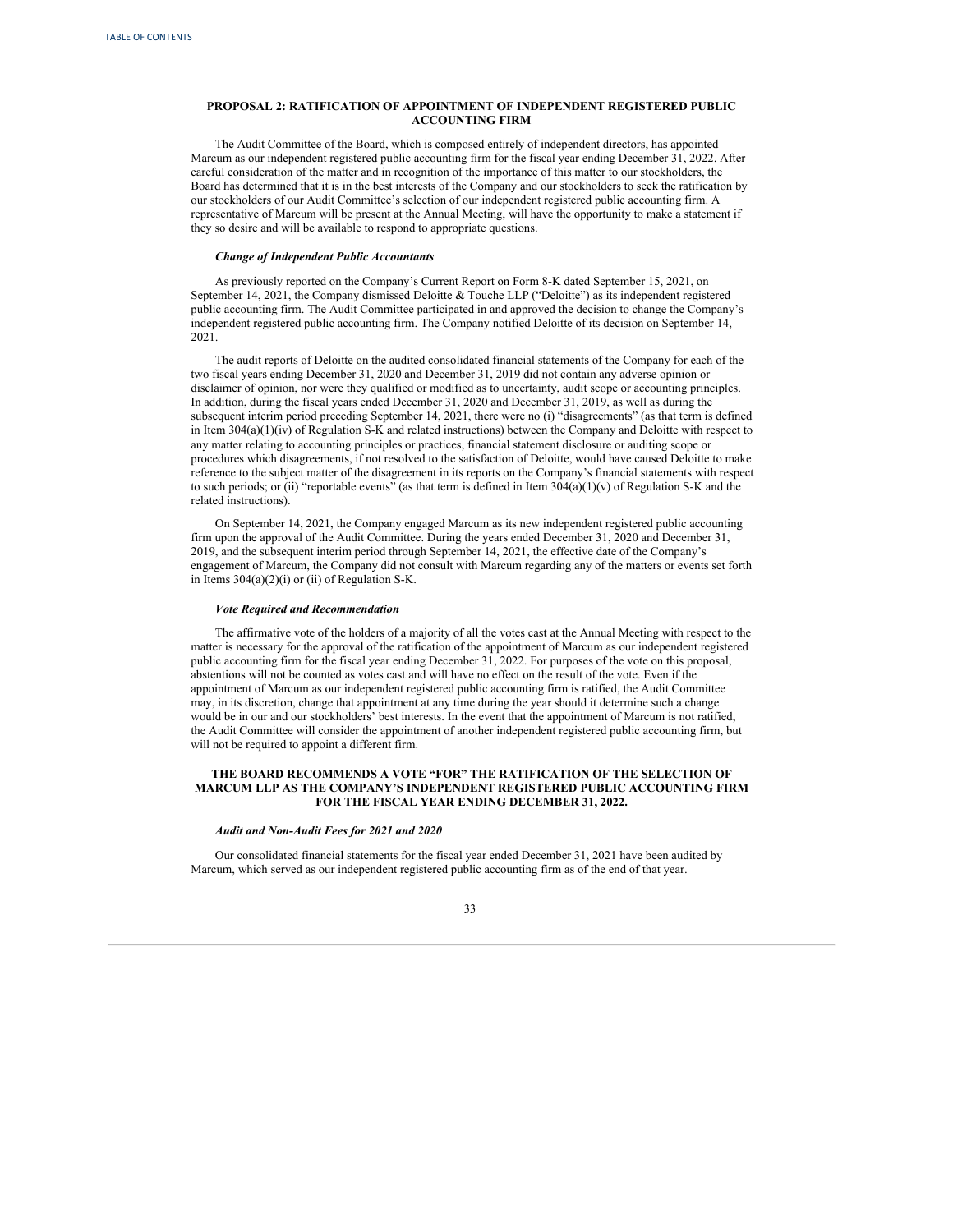## PROPOSAL 2: RATIFICATION OF APPOINTMENT OF INDEPENDENT REGISTERED PUBLIC ACCOUNTING FIRM

The Audit Committee of the Board, which is composed entirely of independent directors, has appointed Marcum as our independent registered public accounting firm for the fiscal year ending December 31, 2022. After careful consideration of the matter and in recognition of the importance of this matter to our stockholders, the Board has determined that it is in the best interests of the Company and our stockholders to seek the ratification by our stockholders of our Audit Committee's selection of our independent registered public accounting firm. A representative of Marcum will be present at the Annual Meeting, will have the opportunity to make a statement if they so desire and will be available to respond to appropriate questions.

***Change of Independent Public Accountants***

As previously reported on the Company's Current Report on Form 8-K dated September 15, 2021, on September 14, 2021, the Company dismissed Deloitte & Touche LLP ("Deloitte") as its independent registered public accounting firm. The Audit Committee participated in and approved the decision to change the Company's independent registered public accounting firm. The Company notified Deloitte of its decision on September 14, 2021.

The audit reports of Deloitte on the audited consolidated financial statements of the Company for each of the two fiscal years ending December 31, 2020 and December 31, 2019 did not contain any adverse opinion or disclaimer of opinion, nor were they qualified or modified as to uncertainty, audit scope or accounting principles. In addition, during the fiscal years ended December 31, 2020 and December 31, 2019, as well as during the subsequent interim period preceding September 14, 2021, there were no (i) "disagreements" (as that term is defined in Item 304(a)(1)(iv) of Regulation S-K and related instructions) between the Company and Deloitte with respect to any matter relating to accounting principles or practices, financial statement disclosure or auditing scope or procedures which disagreements, if not resolved to the satisfaction of Deloitte, would have caused Deloitte to make reference to the subject matter of the disagreement in its reports on the Company's financial statements with respect to such periods; or (ii) "reportable events" (as that term is defined in Item 304(a)(1)(v) of Regulation S-K and the related instructions).

On September 14, 2021, the Company engaged Marcum as its new independent registered public accounting firm upon the approval of the Audit Committee. During the years ended December 31, 2020 and December 31, 2019, and the subsequent interim period through September 14, 2021, the effective date of the Company's engagement of Marcum, the Company did not consult with Marcum regarding any of the matters or events set forth in Items 304(a)(2)(i) or (ii) of Regulation S-K.

***Vote Required and Recommendation***

The affirmative vote of the holders of a majority of all the votes cast at the Annual Meeting with respect to the matter is necessary for the approval of the ratification of the appointment of Marcum as our independent registered public accounting firm for the fiscal year ending December 31, 2022. For purposes of the vote on this proposal, abstentions will not be counted as votes cast and will have no effect on the result of the vote. Even if the appointment of Marcum as our independent registered public accounting firm is ratified, the Audit Committee may, in its discretion, change that appointment at any time during the year should it determine such a change would be in our and our stockholders' best interests. In the event that the appointment of Marcum is not ratified, the Audit Committee will consider the appointment of another independent registered public accounting firm, but will not be required to appoint a different firm.

**THE BOARD RECOMMENDS A VOTE "FOR" THE RATIFICATION OF THE SELECTION OF MARCUM LLP AS THE COMPANY'S INDEPENDENT REGISTERED PUBLIC ACCOUNTING FIRM FOR THE FISCAL YEAR ENDING DECEMBER 31, 2022.**

***Audit and Non-Audit Fees for 2021 and 2020***

Our consolidated financial statements for the fiscal year ended December 31, 2021 have been audited by Marcum, which served as our independent registered public accounting firm as of the end of that year.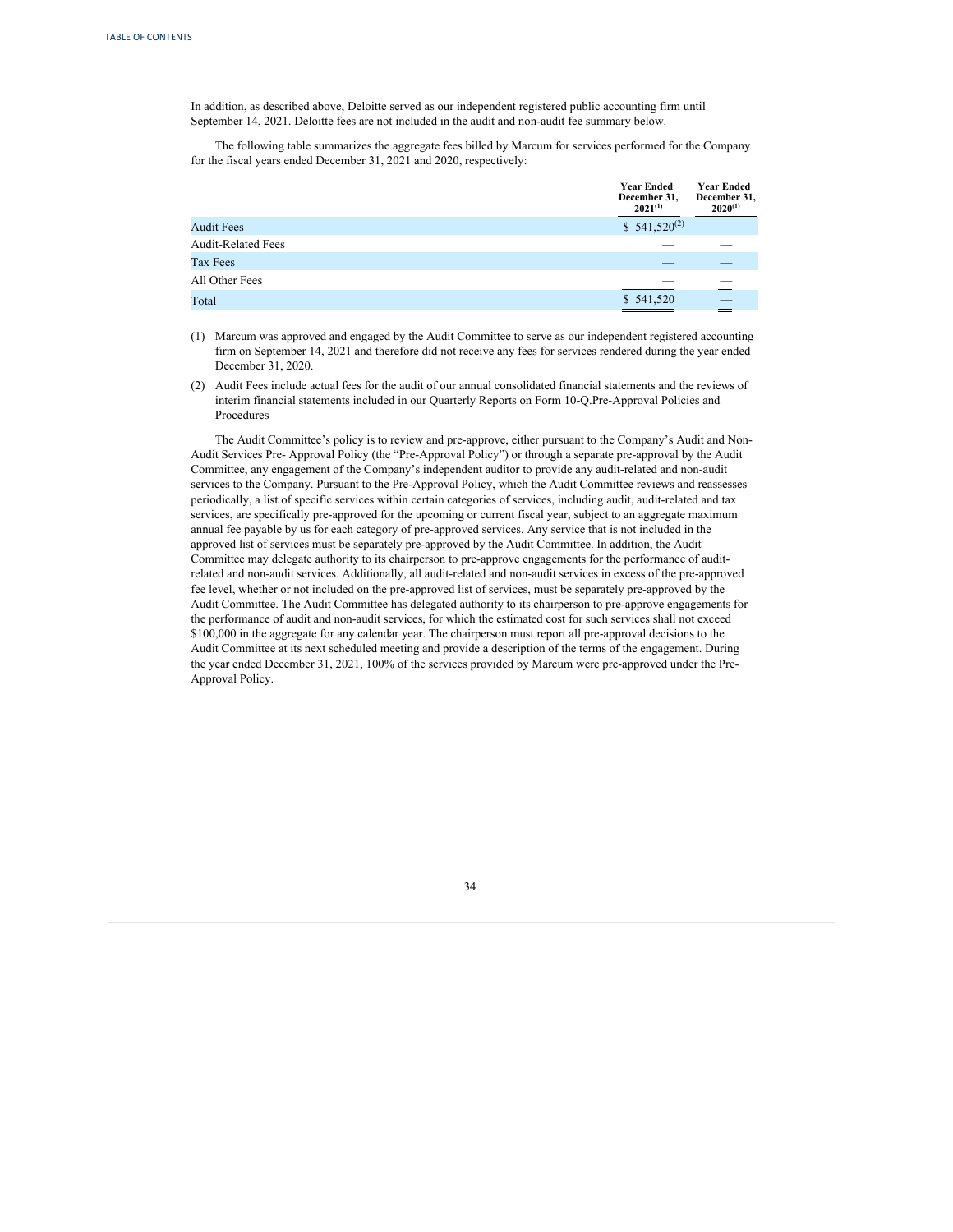In addition, as described above, Deloitte served as our independent registered public accounting firm until September 14, 2021. Deloitte fees are not included in the audit and non-audit fee summary below.

The following table summarizes the aggregate fees billed by Marcum for services performed for the Company for the fiscal years ended December 31, 2021 and 2020, respectively:

| | Year Ended December 31, 2021[(1)] | Year Ended December 31, 2020[(1)] |
|---|---|---|
| Audit Fees | $ 541,520[(2)] | — |
| Audit-Related Fees | — | — |
| Tax Fees | — | — |
| All Other Fees | — | — |
| Total | $ 541,520 | — |

(1) Marcum was approved and engaged by the Audit Committee to serve as our independent registered accounting firm on September 14, 2021 and therefore did not receive any fees for services rendered during the year ended December 31, 2020.

(2) Audit Fees include actual fees for the audit of our annual consolidated financial statements and the reviews of interim financial statements included in our Quarterly Reports on Form 10-Q.Pre-Approval Policies and Procedures

The Audit Committee's policy is to review and pre-approve, either pursuant to the Company's Audit and Non-Audit Services Pre- Approval Policy (the "Pre-Approval Policy") or through a separate pre-approval by the Audit Committee, any engagement of the Company's independent auditor to provide any audit-related and non-audit services to the Company. Pursuant to the Pre-Approval Policy, which the Audit Committee reviews and reassesses periodically, a list of specific services within certain categories of services, including audit, audit-related and tax services, are specifically pre-approved for the upcoming or current fiscal year, subject to an aggregate maximum annual fee payable by us for each category of pre-approved services. Any service that is not included in the approved list of services must be separately pre-approved by the Audit Committee. In addition, the Audit Committee may delegate authority to its chairperson to pre-approve engagements for the performance of audit-related and non-audit services. Additionally, all audit-related and non-audit services in excess of the pre-approved fee level, whether or not included on the pre-approved list of services, must be separately pre-approved by the Audit Committee. The Audit Committee has delegated authority to its chairperson to pre-approve engagements for the performance of audit and non-audit services, for which the estimated cost for such services shall not exceed $100,000 in the aggregate for any calendar year. The chairperson must report all pre-approval decisions to the Audit Committee at its next scheduled meeting and provide a description of the terms of the engagement. During the year ended December 31, 2021, 100% of the services provided by Marcum were pre-approved under the Pre-Approval Policy.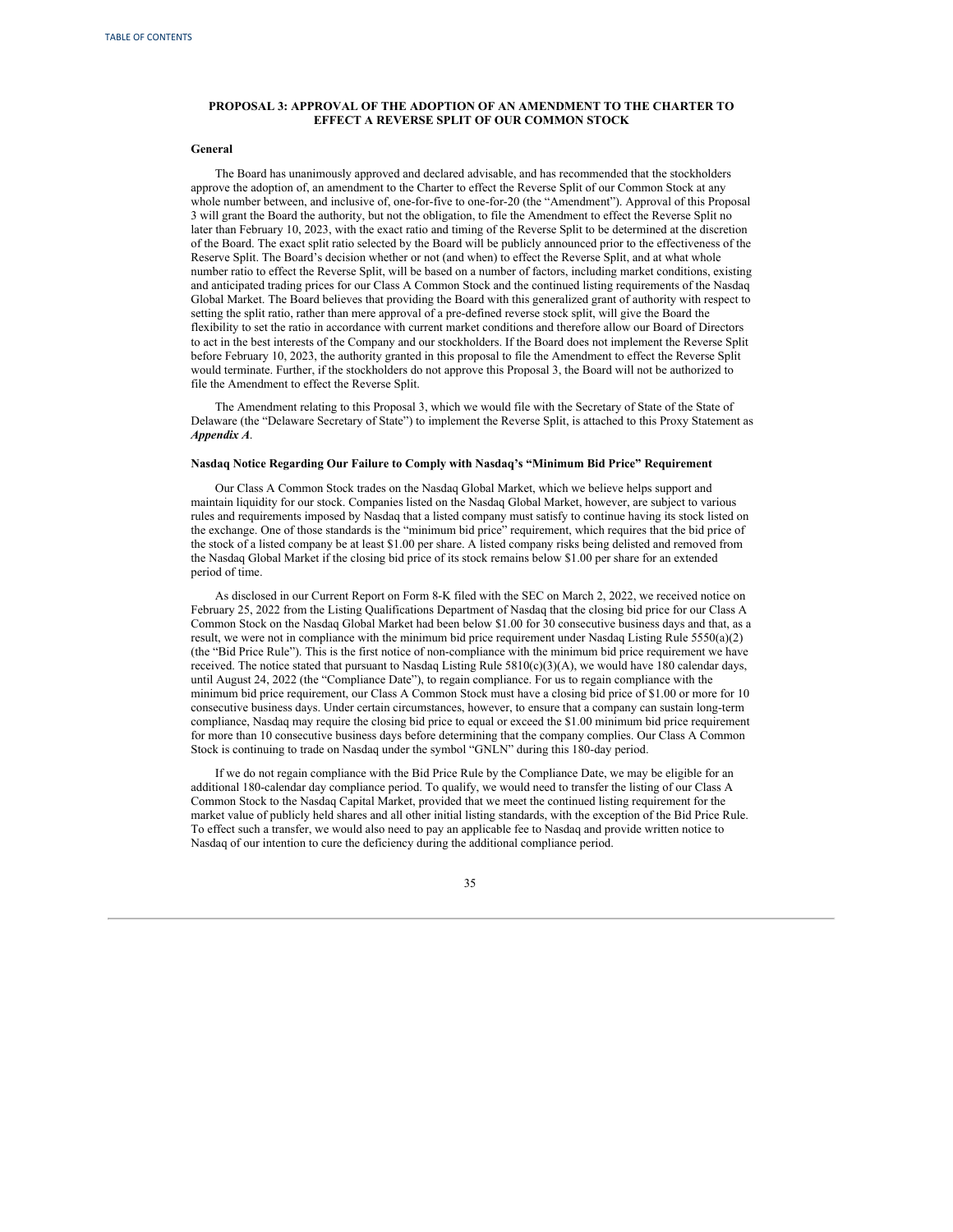## PROPOSAL 3: APPROVAL OF THE ADOPTION OF AN AMENDMENT TO THE CHARTER TO EFFECT A REVERSE SPLIT OF OUR COMMON STOCK

### General

The Board has unanimously approved and declared advisable, and has recommended that the stockholders approve the adoption of, an amendment to the Charter to effect the Reverse Split of our Common Stock at any whole number between, and inclusive of, one-for-five to one-for-20 (the "Amendment"). Approval of this Proposal 3 will grant the Board the authority, but not the obligation, to file the Amendment to effect the Reverse Split no later than February 10, 2023, with the exact ratio and timing of the Reverse Split to be determined at the discretion of the Board. The exact split ratio selected by the Board will be publicly announced prior to the effectiveness of the Reserve Split. The Board's decision whether or not (and when) to effect the Reverse Split, and at what whole number ratio to effect the Reverse Split, will be based on a number of factors, including market conditions, existing and anticipated trading prices for our Class A Common Stock and the continued listing requirements of the Nasdaq Global Market. The Board believes that providing the Board with this generalized grant of authority with respect to setting the split ratio, rather than mere approval of a pre-defined reverse stock split, will give the Board the flexibility to set the ratio in accordance with current market conditions and therefore allow our Board of Directors to act in the best interests of the Company and our stockholders. If the Board does not implement the Reverse Split before February 10, 2023, the authority granted in this proposal to file the Amendment to effect the Reverse Split would terminate. Further, if the stockholders do not approve this Proposal 3, the Board will not be authorized to file the Amendment to effect the Reverse Split.

The Amendment relating to this Proposal 3, which we would file with the Secretary of State of the State of Delaware (the "Delaware Secretary of State") to implement the Reverse Split, is attached to this Proxy Statement as ***Appendix A***.

### Nasdaq Notice Regarding Our Failure to Comply with Nasdaq's "Minimum Bid Price" Requirement

Our Class A Common Stock trades on the Nasdaq Global Market, which we believe helps support and maintain liquidity for our stock. Companies listed on the Nasdaq Global Market, however, are subject to various rules and requirements imposed by Nasdaq that a listed company must satisfy to continue having its stock listed on the exchange. One of those standards is the "minimum bid price" requirement, which requires that the bid price of the stock of a listed company be at least $1.00 per share. A listed company risks being delisted and removed from the Nasdaq Global Market if the closing bid price of its stock remains below $1.00 per share for an extended period of time.

As disclosed in our Current Report on Form 8-K filed with the SEC on March 2, 2022, we received notice on February 25, 2022 from the Listing Qualifications Department of Nasdaq that the closing bid price for our Class A Common Stock on the Nasdaq Global Market had been below $1.00 for 30 consecutive business days and that, as a result, we were not in compliance with the minimum bid price requirement under Nasdaq Listing Rule 5550(a)(2) (the "Bid Price Rule"). This is the first notice of non-compliance with the minimum bid price requirement we have received. The notice stated that pursuant to Nasdaq Listing Rule 5810(c)(3)(A), we would have 180 calendar days, until August 24, 2022 (the "Compliance Date"), to regain compliance. For us to regain compliance with the minimum bid price requirement, our Class A Common Stock must have a closing bid price of $1.00 or more for 10 consecutive business days. Under certain circumstances, however, to ensure that a company can sustain long-term compliance, Nasdaq may require the closing bid price to equal or exceed the $1.00 minimum bid price requirement for more than 10 consecutive business days before determining that the company complies. Our Class A Common Stock is continuing to trade on Nasdaq under the symbol "GNLN" during this 180-day period.

If we do not regain compliance with the Bid Price Rule by the Compliance Date, we may be eligible for an additional 180-calendar day compliance period. To qualify, we would need to transfer the listing of our Class A Common Stock to the Nasdaq Capital Market, provided that we meet the continued listing requirement for the market value of publicly held shares and all other initial listing standards, with the exception of the Bid Price Rule. To effect such a transfer, we would also need to pay an applicable fee to Nasdaq and provide written notice to Nasdaq of our intention to cure the deficiency during the additional compliance period.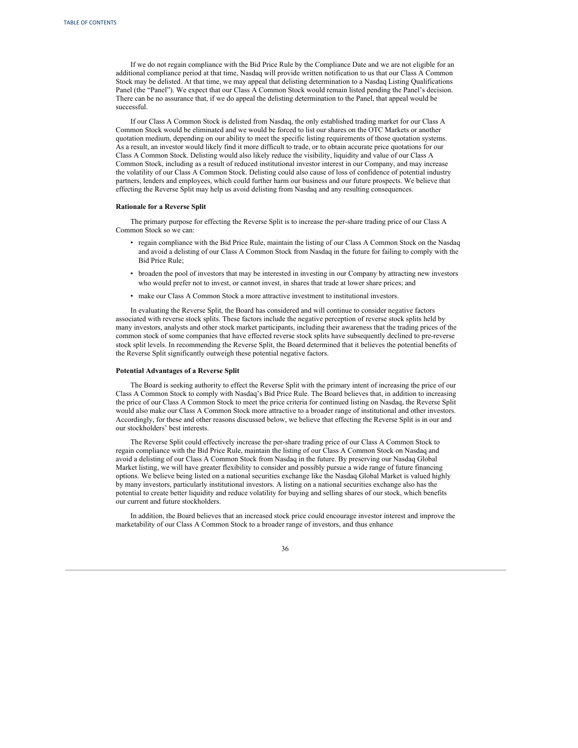If we do not regain compliance with the Bid Price Rule by the Compliance Date and we are not eligible for an additional compliance period at that time, Nasdaq will provide written notification to us that our Class A Common Stock may be delisted. At that time, we may appeal that delisting determination to a Nasdaq Listing Qualifications Panel (the "Panel"). We expect that our Class A Common Stock would remain listed pending the Panel's decision. There can be no assurance that, if we do appeal the delisting determination to the Panel, that appeal would be successful.

If our Class A Common Stock is delisted from Nasdaq, the only established trading market for our Class A Common Stock would be eliminated and we would be forced to list our shares on the OTC Markets or another quotation medium, depending on our ability to meet the specific listing requirements of those quotation systems. As a result, an investor would likely find it more difficult to trade, or to obtain accurate price quotations for our Class A Common Stock. Delisting would also likely reduce the visibility, liquidity and value of our Class A Common Stock, including as a result of reduced institutional investor interest in our Company, and may increase the volatility of our Class A Common Stock. Delisting could also cause of loss of confidence of potential industry partners, lenders and employees, which could further harm our business and our future prospects. We believe that effecting the Reverse Split may help us avoid delisting from Nasdaq and any resulting consequences.

**Rationale for a Reverse Split**

The primary purpose for effecting the Reverse Split is to increase the per-share trading price of our Class A Common Stock so we can:

- regain compliance with the Bid Price Rule, maintain the listing of our Class A Common Stock on the Nasdaq and avoid a delisting of our Class A Common Stock from Nasdaq in the future for failing to comply with the Bid Price Rule;
- broaden the pool of investors that may be interested in investing in our Company by attracting new investors who would prefer not to invest, or cannot invest, in shares that trade at lower share prices; and
- make our Class A Common Stock a more attractive investment to institutional investors.

In evaluating the Reverse Split, the Board has considered and will continue to consider negative factors associated with reverse stock splits. These factors include the negative perception of reverse stock splits held by many investors, analysts and other stock market participants, including their awareness that the trading prices of the common stock of some companies that have effected reverse stock splits have subsequently declined to pre-reverse stock split levels. In recommending the Reverse Split, the Board determined that it believes the potential benefits of the Reverse Split significantly outweigh these potential negative factors.

**Potential Advantages of a Reverse Split**

The Board is seeking authority to effect the Reverse Split with the primary intent of increasing the price of our Class A Common Stock to comply with Nasdaq's Bid Price Rule. The Board believes that, in addition to increasing the price of our Class A Common Stock to meet the price criteria for continued listing on Nasdaq, the Reverse Split would also make our Class A Common Stock more attractive to a broader range of institutional and other investors. Accordingly, for these and other reasons discussed below, we believe that effecting the Reverse Split is in our and our stockholders' best interests.

The Reverse Split could effectively increase the per-share trading price of our Class A Common Stock to regain compliance with the Bid Price Rule, maintain the listing of our Class A Common Stock on Nasdaq and avoid a delisting of our Class A Common Stock from Nasdaq in the future. By preserving our Nasdaq Global Market listing, we will have greater flexibility to consider and possibly pursue a wide range of future financing options. We believe being listed on a national securities exchange like the Nasdaq Global Market is valued highly by many investors, particularly institutional investors. A listing on a national securities exchange also has the potential to create better liquidity and reduce volatility for buying and selling shares of our stock, which benefits our current and future stockholders.

In addition, the Board believes that an increased stock price could encourage investor interest and improve the marketability of our Class A Common Stock to a broader range of investors, and thus enhance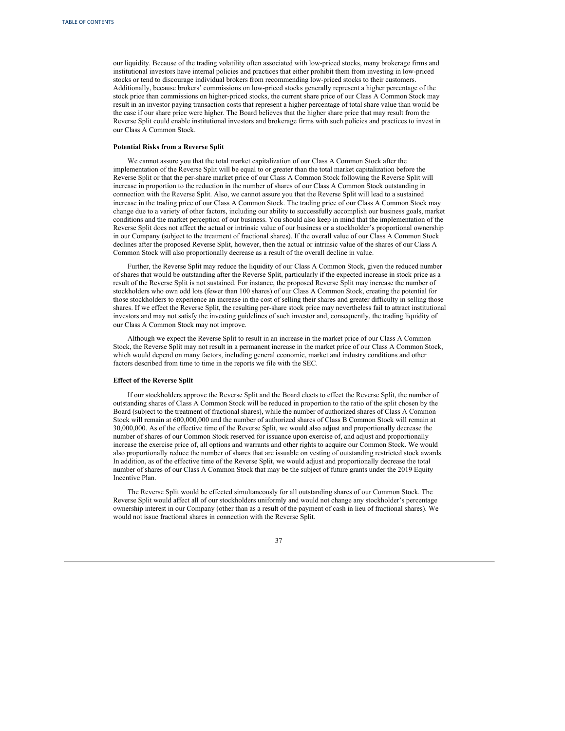our liquidity. Because of the trading volatility often associated with low-priced stocks, many brokerage firms and institutional investors have internal policies and practices that either prohibit them from investing in low-priced stocks or tend to discourage individual brokers from recommending low-priced stocks to their customers. Additionally, because brokers' commissions on low-priced stocks generally represent a higher percentage of the stock price than commissions on higher-priced stocks, the current share price of our Class A Common Stock may result in an investor paying transaction costs that represent a higher percentage of total share value than would be the case if our share price were higher. The Board believes that the higher share price that may result from the Reverse Split could enable institutional investors and brokerage firms with such policies and practices to invest in our Class A Common Stock.

**Potential Risks from a Reverse Split**

We cannot assure you that the total market capitalization of our Class A Common Stock after the implementation of the Reverse Split will be equal to or greater than the total market capitalization before the Reverse Split or that the per-share market price of our Class A Common Stock following the Reverse Split will increase in proportion to the reduction in the number of shares of our Class A Common Stock outstanding in connection with the Reverse Split. Also, we cannot assure you that the Reverse Split will lead to a sustained increase in the trading price of our Class A Common Stock. The trading price of our Class A Common Stock may change due to a variety of other factors, including our ability to successfully accomplish our business goals, market conditions and the market perception of our business. You should also keep in mind that the implementation of the Reverse Split does not affect the actual or intrinsic value of our business or a stockholder's proportional ownership in our Company (subject to the treatment of fractional shares). If the overall value of our Class A Common Stock declines after the proposed Reverse Split, however, then the actual or intrinsic value of the shares of our Class A Common Stock will also proportionally decrease as a result of the overall decline in value.

Further, the Reverse Split may reduce the liquidity of our Class A Common Stock, given the reduced number of shares that would be outstanding after the Reverse Split, particularly if the expected increase in stock price as a result of the Reverse Split is not sustained. For instance, the proposed Reverse Split may increase the number of stockholders who own odd lots (fewer than 100 shares) of our Class A Common Stock, creating the potential for those stockholders to experience an increase in the cost of selling their shares and greater difficulty in selling those shares. If we effect the Reverse Split, the resulting per-share stock price may nevertheless fail to attract institutional investors and may not satisfy the investing guidelines of such investor and, consequently, the trading liquidity of our Class A Common Stock may not improve.

Although we expect the Reverse Split to result in an increase in the market price of our Class A Common Stock, the Reverse Split may not result in a permanent increase in the market price of our Class A Common Stock, which would depend on many factors, including general economic, market and industry conditions and other factors described from time to time in the reports we file with the SEC.

**Effect of the Reverse Split**

If our stockholders approve the Reverse Split and the Board elects to effect the Reverse Split, the number of outstanding shares of Class A Common Stock will be reduced in proportion to the ratio of the split chosen by the Board (subject to the treatment of fractional shares), while the number of authorized shares of Class A Common Stock will remain at 600,000,000 and the number of authorized shares of Class B Common Stock will remain at 30,000,000. As of the effective time of the Reverse Split, we would also adjust and proportionally decrease the number of shares of our Common Stock reserved for issuance upon exercise of, and adjust and proportionally increase the exercise price of, all options and warrants and other rights to acquire our Common Stock. We would also proportionally reduce the number of shares that are issuable on vesting of outstanding restricted stock awards. In addition, as of the effective time of the Reverse Split, we would adjust and proportionally decrease the total number of shares of our Class A Common Stock that may be the subject of future grants under the 2019 Equity Incentive Plan.

The Reverse Split would be effected simultaneously for all outstanding shares of our Common Stock. The Reverse Split would affect all of our stockholders uniformly and would not change any stockholder's percentage ownership interest in our Company (other than as a result of the payment of cash in lieu of fractional shares). We would not issue fractional shares in connection with the Reverse Split.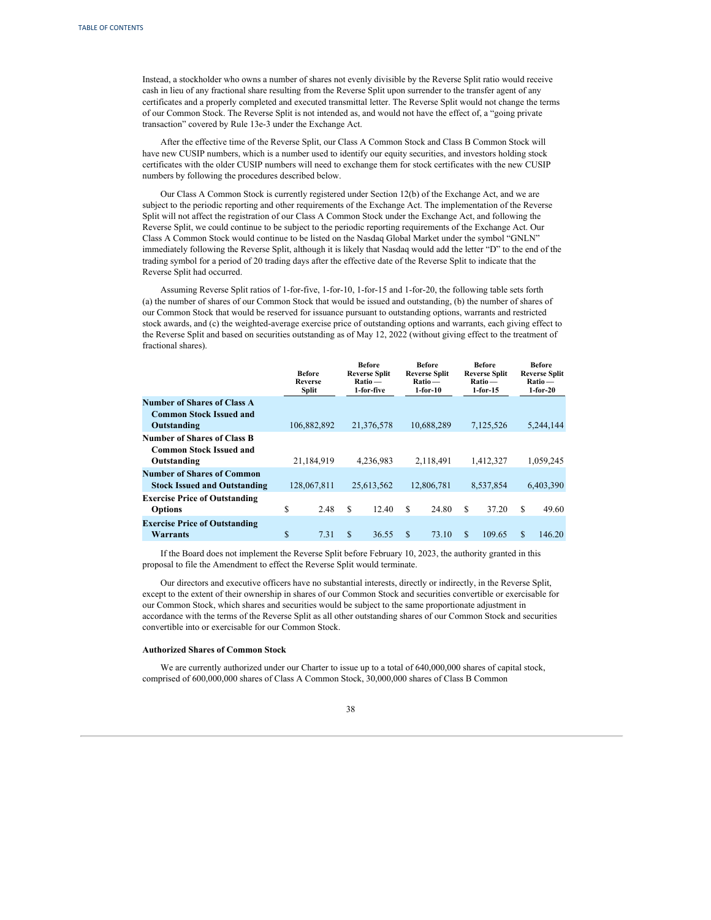Instead, a stockholder who owns a number of shares not evenly divisible by the Reverse Split ratio would receive cash in lieu of any fractional share resulting from the Reverse Split upon surrender to the transfer agent of any certificates and a properly completed and executed transmittal letter. The Reverse Split would not change the terms of our Common Stock. The Reverse Split is not intended as, and would not have the effect of, a "going private transaction" covered by Rule 13e-3 under the Exchange Act.

After the effective time of the Reverse Split, our Class A Common Stock and Class B Common Stock will have new CUSIP numbers, which is a number used to identify our equity securities, and investors holding stock certificates with the older CUSIP numbers will need to exchange them for stock certificates with the new CUSIP numbers by following the procedures described below.

Our Class A Common Stock is currently registered under Section 12(b) of the Exchange Act, and we are subject to the periodic reporting and other requirements of the Exchange Act. The implementation of the Reverse Split will not affect the registration of our Class A Common Stock under the Exchange Act, and following the Reverse Split, we could continue to be subject to the periodic reporting requirements of the Exchange Act. Our Class A Common Stock would continue to be listed on the Nasdaq Global Market under the symbol "GNLN" immediately following the Reverse Split, although it is likely that Nasdaq would add the letter "D" to the end of the trading symbol for a period of 20 trading days after the effective date of the Reverse Split to indicate that the Reverse Split had occurred.

Assuming Reverse Split ratios of 1-for-five, 1-for-10, 1-for-15 and 1-for-20, the following table sets forth (a) the number of shares of our Common Stock that would be issued and outstanding, (b) the number of shares of our Common Stock that would be reserved for issuance pursuant to outstanding options, warrants and restricted stock awards, and (c) the weighted-average exercise price of outstanding options and warrants, each giving effect to the Reverse Split and based on securities outstanding as of May 12, 2022 (without giving effect to the treatment of fractional shares).

| | Before Reverse Split | Before Reverse Split Ratio — 1-for-five | Before Reverse Split Ratio — 1-for-10 | Before Reverse Split Ratio — 1-for-15 | Before Reverse Split Ratio — 1-for-20 |
|---|---|---|---|---|---|
| **Number of Shares of Class A Common Stock Issued and Outstanding** | 106,882,892 | 21,376,578 | 10,688,289 | 7,125,526 | 5,244,144 |
| **Number of Shares of Class B Common Stock Issued and Outstanding** | 21,184,919 | 4,236,983 | 2,118,491 | 1,412,327 | 1,059,245 |
| **Number of Shares of Common Stock Issued and Outstanding** | 128,067,811 | 25,613,562 | 12,806,781 | 8,537,854 | 6,403,390 |
| **Exercise Price of Outstanding Options** | $ 2.48 | $ 12.40 | $ 24.80 | $ 37.20 | $ 49.60 |
| **Exercise Price of Outstanding Warrants** | $ 7.31 | $ 36.55 | $ 73.10 | $ 109.65 | $ 146.20 |

If the Board does not implement the Reverse Split before February 10, 2023, the authority granted in this proposal to file the Amendment to effect the Reverse Split would terminate.

Our directors and executive officers have no substantial interests, directly or indirectly, in the Reverse Split, except to the extent of their ownership in shares of our Common Stock and securities convertible or exercisable for our Common Stock, which shares and securities would be subject to the same proportionate adjustment in accordance with the terms of the Reverse Split as all other outstanding shares of our Common Stock and securities convertible into or exercisable for our Common Stock.

**Authorized Shares of Common Stock**

We are currently authorized under our Charter to issue up to a total of 640,000,000 shares of capital stock, comprised of 600,000,000 shares of Class A Common Stock, 30,000,000 shares of Class B Common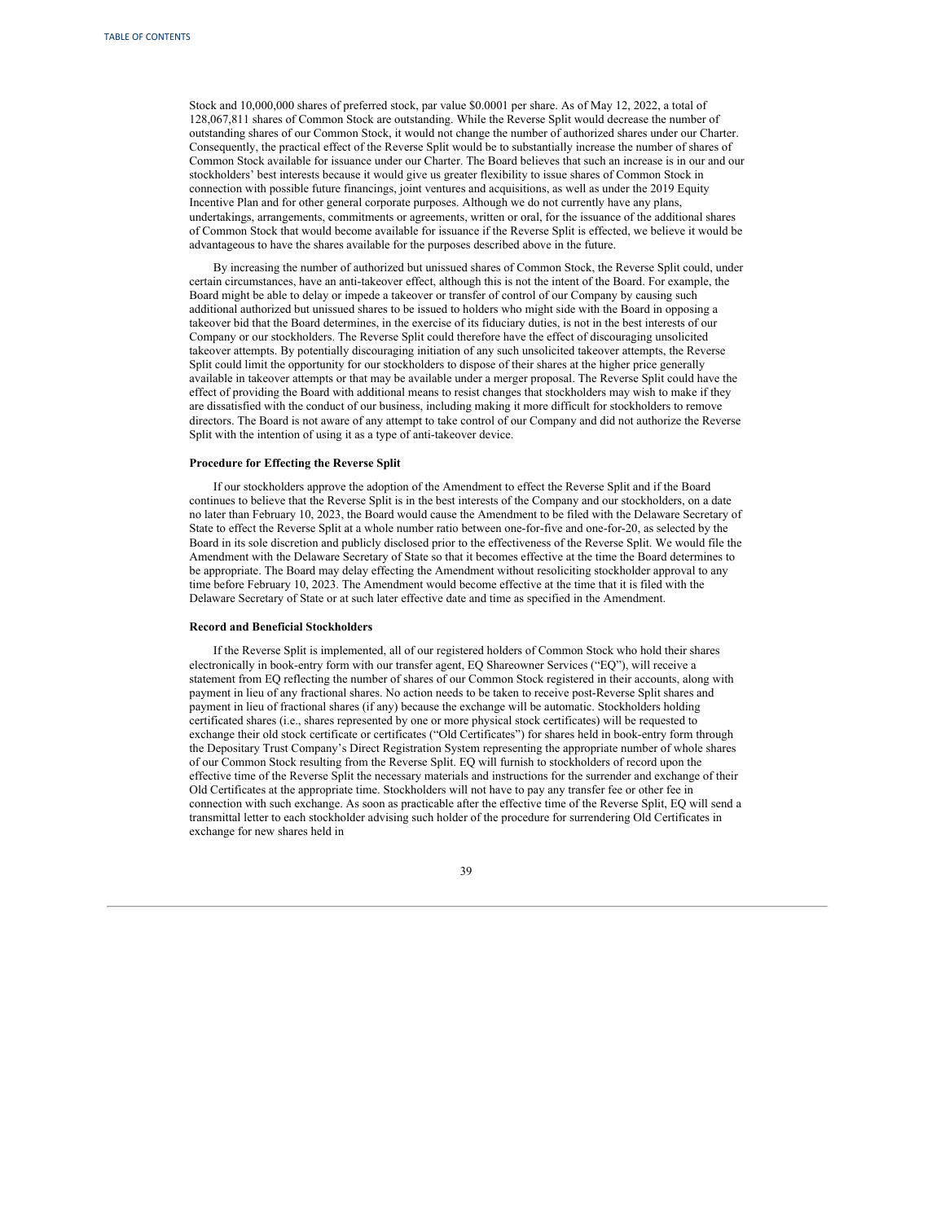Stock and 10,000,000 shares of preferred stock, par value $0.0001 per share. As of May 12, 2022, a total of 128,067,811 shares of Common Stock are outstanding. While the Reverse Split would decrease the number of outstanding shares of our Common Stock, it would not change the number of authorized shares under our Charter. Consequently, the practical effect of the Reverse Split would be to substantially increase the number of shares of Common Stock available for issuance under our Charter. The Board believes that such an increase is in our and our stockholders' best interests because it would give us greater flexibility to issue shares of Common Stock in connection with possible future financings, joint ventures and acquisitions, as well as under the 2019 Equity Incentive Plan and for other general corporate purposes. Although we do not currently have any plans, undertakings, arrangements, commitments or agreements, written or oral, for the issuance of the additional shares of Common Stock that would become available for issuance if the Reverse Split is effected, we believe it would be advantageous to have the shares available for the purposes described above in the future.

By increasing the number of authorized but unissued shares of Common Stock, the Reverse Split could, under certain circumstances, have an anti-takeover effect, although this is not the intent of the Board. For example, the Board might be able to delay or impede a takeover or transfer of control of our Company by causing such additional authorized but unissued shares to be issued to holders who might side with the Board in opposing a takeover bid that the Board determines, in the exercise of its fiduciary duties, is not in the best interests of our Company or our stockholders. The Reverse Split could therefore have the effect of discouraging unsolicited takeover attempts. By potentially discouraging initiation of any such unsolicited takeover attempts, the Reverse Split could limit the opportunity for our stockholders to dispose of their shares at the higher price generally available in takeover attempts or that may be available under a merger proposal. The Reverse Split could have the effect of providing the Board with additional means to resist changes that stockholders may wish to make if they are dissatisfied with the conduct of our business, including making it more difficult for stockholders to remove directors. The Board is not aware of any attempt to take control of our Company and did not authorize the Reverse Split with the intention of using it as a type of anti-takeover device.

**Procedure for Effecting the Reverse Split**

If our stockholders approve the adoption of the Amendment to effect the Reverse Split and if the Board continues to believe that the Reverse Split is in the best interests of the Company and our stockholders, on a date no later than February 10, 2023, the Board would cause the Amendment to be filed with the Delaware Secretary of State to effect the Reverse Split at a whole number ratio between one-for-five and one-for-20, as selected by the Board in its sole discretion and publicly disclosed prior to the effectiveness of the Reverse Split. We would file the Amendment with the Delaware Secretary of State so that it becomes effective at the time the Board determines to be appropriate. The Board may delay effecting the Amendment without resoliciting stockholder approval to any time before February 10, 2023. The Amendment would become effective at the time that it is filed with the Delaware Secretary of State or at such later effective date and time as specified in the Amendment.

**Record and Beneficial Stockholders**

If the Reverse Split is implemented, all of our registered holders of Common Stock who hold their shares electronically in book-entry form with our transfer agent, EQ Shareowner Services ("EQ"), will receive a statement from EQ reflecting the number of shares of our Common Stock registered in their accounts, along with payment in lieu of any fractional shares. No action needs to be taken to receive post-Reverse Split shares and payment in lieu of fractional shares (if any) because the exchange will be automatic. Stockholders holding certificated shares (i.e., shares represented by one or more physical stock certificates) will be requested to exchange their old stock certificate or certificates ("Old Certificates") for shares held in book-entry form through the Depositary Trust Company's Direct Registration System representing the appropriate number of whole shares of our Common Stock resulting from the Reverse Split. EQ will furnish to stockholders of record upon the effective time of the Reverse Split the necessary materials and instructions for the surrender and exchange of their Old Certificates at the appropriate time. Stockholders will not have to pay any transfer fee or other fee in connection with such exchange. As soon as practicable after the effective time of the Reverse Split, EQ will send a transmittal letter to each stockholder advising such holder of the procedure for surrendering Old Certificates in exchange for new shares held in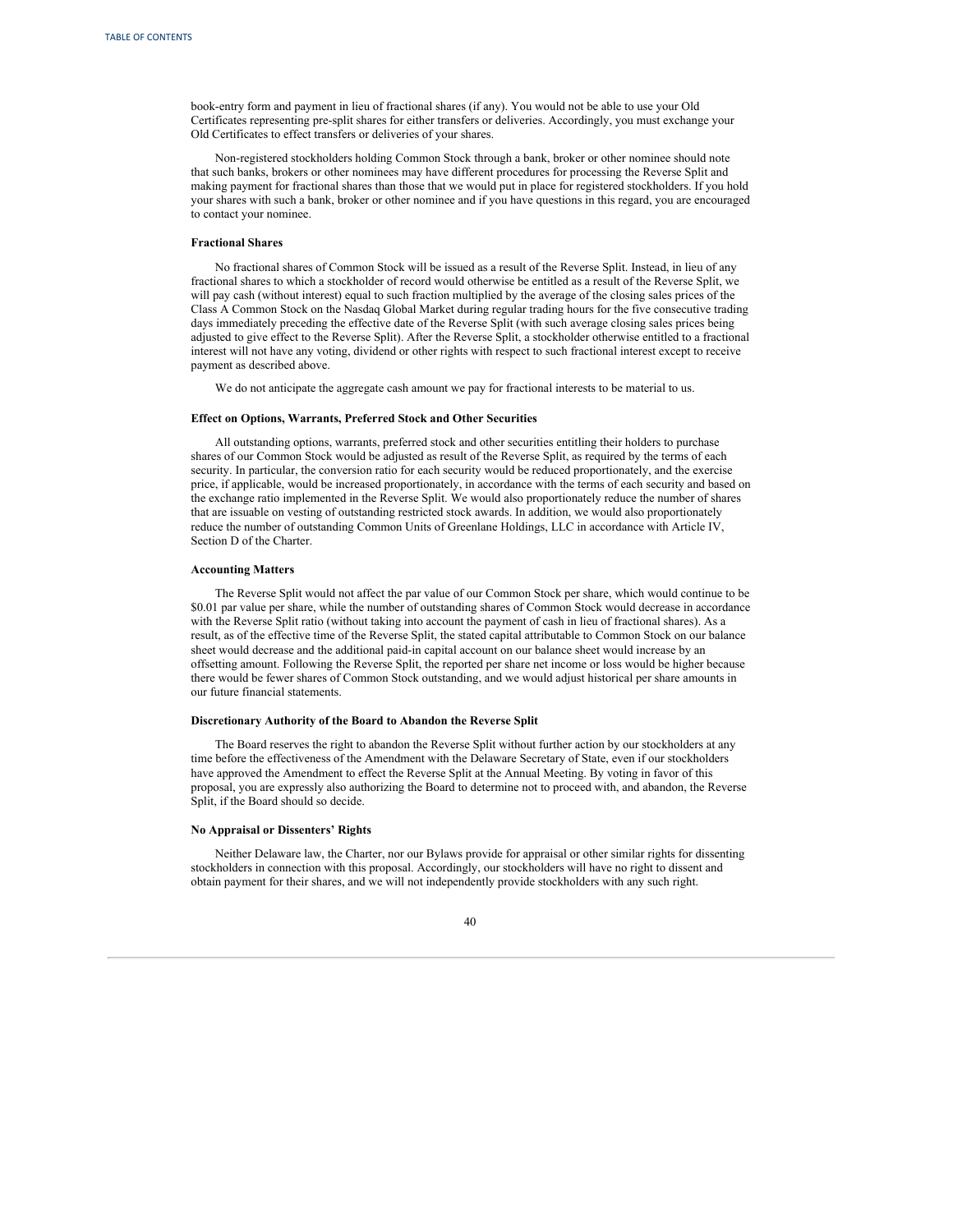book-entry form and payment in lieu of fractional shares (if any). You would not be able to use your Old Certificates representing pre-split shares for either transfers or deliveries. Accordingly, you must exchange your Old Certificates to effect transfers or deliveries of your shares.

Non-registered stockholders holding Common Stock through a bank, broker or other nominee should note that such banks, brokers or other nominees may have different procedures for processing the Reverse Split and making payment for fractional shares than those that we would put in place for registered stockholders. If you hold your shares with such a bank, broker or other nominee and if you have questions in this regard, you are encouraged to contact your nominee.

**Fractional Shares**

No fractional shares of Common Stock will be issued as a result of the Reverse Split. Instead, in lieu of any fractional shares to which a stockholder of record would otherwise be entitled as a result of the Reverse Split, we will pay cash (without interest) equal to such fraction multiplied by the average of the closing sales prices of the Class A Common Stock on the Nasdaq Global Market during regular trading hours for the five consecutive trading days immediately preceding the effective date of the Reverse Split (with such average closing sales prices being adjusted to give effect to the Reverse Split). After the Reverse Split, a stockholder otherwise entitled to a fractional interest will not have any voting, dividend or other rights with respect to such fractional interest except to receive payment as described above.

We do not anticipate the aggregate cash amount we pay for fractional interests to be material to us.

**Effect on Options, Warrants, Preferred Stock and Other Securities**

All outstanding options, warrants, preferred stock and other securities entitling their holders to purchase shares of our Common Stock would be adjusted as result of the Reverse Split, as required by the terms of each security. In particular, the conversion ratio for each security would be reduced proportionately, and the exercise price, if applicable, would be increased proportionately, in accordance with the terms of each security and based on the exchange ratio implemented in the Reverse Split. We would also proportionately reduce the number of shares that are issuable on vesting of outstanding restricted stock awards. In addition, we would also proportionately reduce the number of outstanding Common Units of Greenlane Holdings, LLC in accordance with Article IV, Section D of the Charter.

**Accounting Matters**

The Reverse Split would not affect the par value of our Common Stock per share, which would continue to be $0.01 par value per share, while the number of outstanding shares of Common Stock would decrease in accordance with the Reverse Split ratio (without taking into account the payment of cash in lieu of fractional shares). As a result, as of the effective time of the Reverse Split, the stated capital attributable to Common Stock on our balance sheet would decrease and the additional paid-in capital account on our balance sheet would increase by an offsetting amount. Following the Reverse Split, the reported per share net income or loss would be higher because there would be fewer shares of Common Stock outstanding, and we would adjust historical per share amounts in our future financial statements.

**Discretionary Authority of the Board to Abandon the Reverse Split**

The Board reserves the right to abandon the Reverse Split without further action by our stockholders at any time before the effectiveness of the Amendment with the Delaware Secretary of State, even if our stockholders have approved the Amendment to effect the Reverse Split at the Annual Meeting. By voting in favor of this proposal, you are expressly also authorizing the Board to determine not to proceed with, and abandon, the Reverse Split, if the Board should so decide.

**No Appraisal or Dissenters' Rights**

Neither Delaware law, the Charter, nor our Bylaws provide for appraisal or other similar rights for dissenting stockholders in connection with this proposal. Accordingly, our stockholders will have no right to dissent and obtain payment for their shares, and we will not independently provide stockholders with any such right.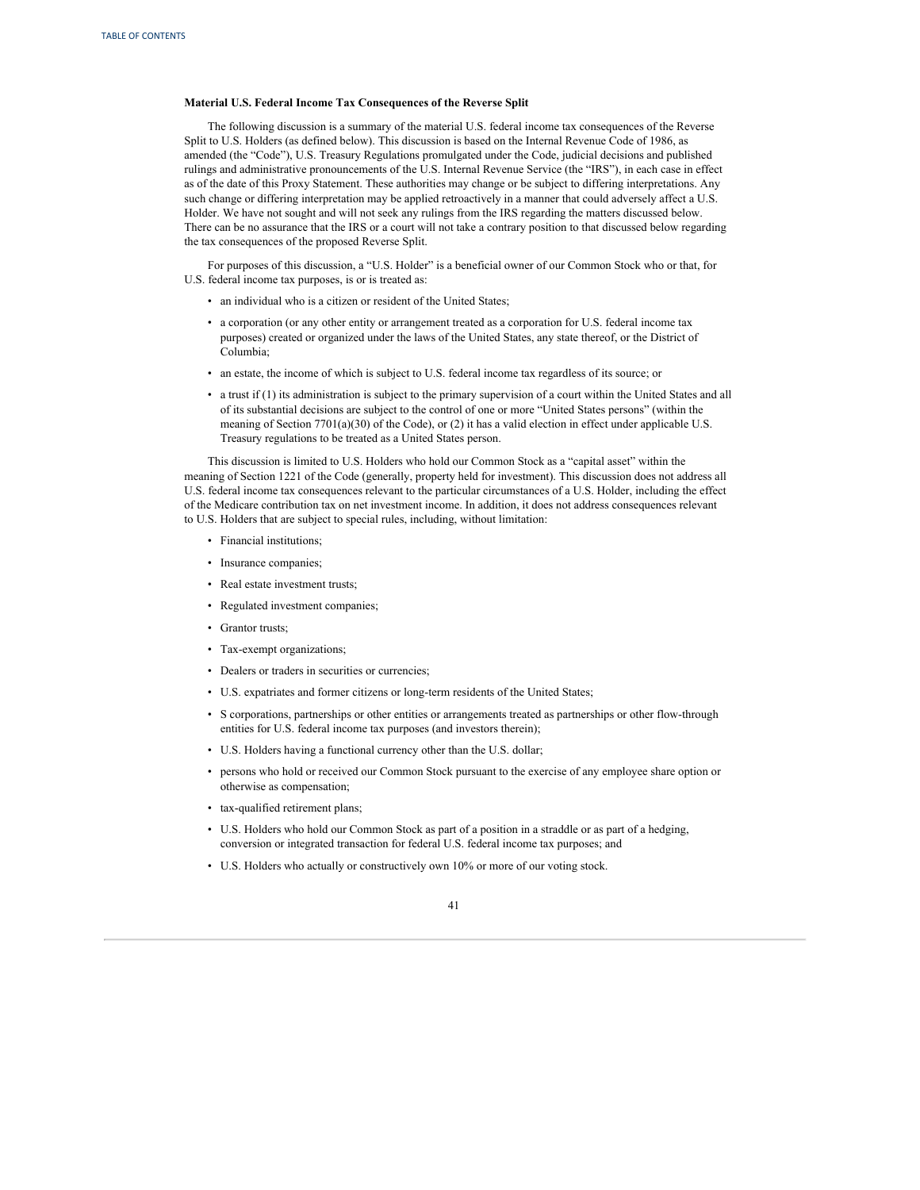**Material U.S. Federal Income Tax Consequences of the Reverse Split**

The following discussion is a summary of the material U.S. federal income tax consequences of the Reverse Split to U.S. Holders (as defined below). This discussion is based on the Internal Revenue Code of 1986, as amended (the "Code"), U.S. Treasury Regulations promulgated under the Code, judicial decisions and published rulings and administrative pronouncements of the U.S. Internal Revenue Service (the "IRS"), in each case in effect as of the date of this Proxy Statement. These authorities may change or be subject to differing interpretations. Any such change or differing interpretation may be applied retroactively in a manner that could adversely affect a U.S. Holder. We have not sought and will not seek any rulings from the IRS regarding the matters discussed below. There can be no assurance that the IRS or a court will not take a contrary position to that discussed below regarding the tax consequences of the proposed Reverse Split.

For purposes of this discussion, a "U.S. Holder" is a beneficial owner of our Common Stock who or that, for U.S. federal income tax purposes, is or is treated as:

- an individual who is a citizen or resident of the United States;
- a corporation (or any other entity or arrangement treated as a corporation for U.S. federal income tax purposes) created or organized under the laws of the United States, any state thereof, or the District of Columbia;
- an estate, the income of which is subject to U.S. federal income tax regardless of its source; or
- a trust if (1) its administration is subject to the primary supervision of a court within the United States and all of its substantial decisions are subject to the control of one or more "United States persons" (within the meaning of Section 7701(a)(30) of the Code), or (2) it has a valid election in effect under applicable U.S. Treasury regulations to be treated as a United States person.

This discussion is limited to U.S. Holders who hold our Common Stock as a "capital asset" within the meaning of Section 1221 of the Code (generally, property held for investment). This discussion does not address all U.S. federal income tax consequences relevant to the particular circumstances of a U.S. Holder, including the effect of the Medicare contribution tax on net investment income. In addition, it does not address consequences relevant to U.S. Holders that are subject to special rules, including, without limitation:

- Financial institutions;
- Insurance companies;
- Real estate investment trusts;
- Regulated investment companies;
- Grantor trusts;
- Tax-exempt organizations;
- Dealers or traders in securities or currencies;
- U.S. expatriates and former citizens or long-term residents of the United States;
- S corporations, partnerships or other entities or arrangements treated as partnerships or other flow-through entities for U.S. federal income tax purposes (and investors therein);
- U.S. Holders having a functional currency other than the U.S. dollar;
- persons who hold or received our Common Stock pursuant to the exercise of any employee share option or otherwise as compensation;
- tax-qualified retirement plans;
- U.S. Holders who hold our Common Stock as part of a position in a straddle or as part of a hedging, conversion or integrated transaction for federal U.S. federal income tax purposes; and
- U.S. Holders who actually or constructively own 10% or more of our voting stock.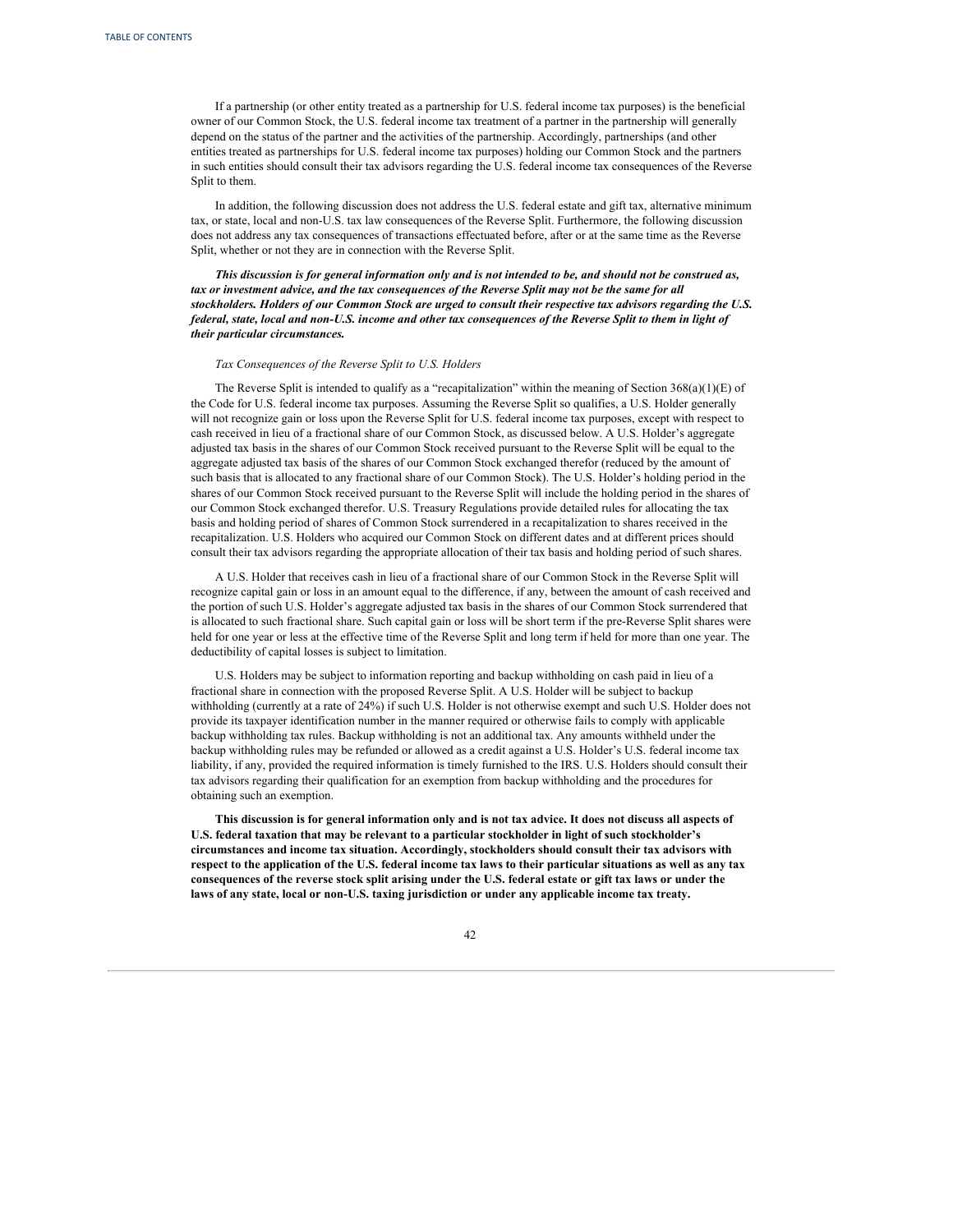If a partnership (or other entity treated as a partnership for U.S. federal income tax purposes) is the beneficial owner of our Common Stock, the U.S. federal income tax treatment of a partner in the partnership will generally depend on the status of the partner and the activities of the partnership. Accordingly, partnerships (and other entities treated as partnerships for U.S. federal income tax purposes) holding our Common Stock and the partners in such entities should consult their tax advisors regarding the U.S. federal income tax consequences of the Reverse Split to them.

In addition, the following discussion does not address the U.S. federal estate and gift tax, alternative minimum tax, or state, local and non-U.S. tax law consequences of the Reverse Split. Furthermore, the following discussion does not address any tax consequences of transactions effectuated before, after or at the same time as the Reverse Split, whether or not they are in connection with the Reverse Split.

***This discussion is for general information only and is not intended to be, and should not be construed as, tax or investment advice, and the tax consequences of the Reverse Split may not be the same for all stockholders. Holders of our Common Stock are urged to consult their respective tax advisors regarding the U.S. federal, state, local and non-U.S. income and other tax consequences of the Reverse Split to them in light of their particular circumstances.***

*Tax Consequences of the Reverse Split to U.S. Holders*

The Reverse Split is intended to qualify as a "recapitalization" within the meaning of Section 368(a)(1)(E) of the Code for U.S. federal income tax purposes. Assuming the Reverse Split so qualifies, a U.S. Holder generally will not recognize gain or loss upon the Reverse Split for U.S. federal income tax purposes, except with respect to cash received in lieu of a fractional share of our Common Stock, as discussed below. A U.S. Holder's aggregate adjusted tax basis in the shares of our Common Stock received pursuant to the Reverse Split will be equal to the aggregate adjusted tax basis of the shares of our Common Stock exchanged therefor (reduced by the amount of such basis that is allocated to any fractional share of our Common Stock). The U.S. Holder's holding period in the shares of our Common Stock received pursuant to the Reverse Split will include the holding period in the shares of our Common Stock exchanged therefor. U.S. Treasury Regulations provide detailed rules for allocating the tax basis and holding period of shares of Common Stock surrendered in a recapitalization to shares received in the recapitalization. U.S. Holders who acquired our Common Stock on different dates and at different prices should consult their tax advisors regarding the appropriate allocation of their tax basis and holding period of such shares.

A U.S. Holder that receives cash in lieu of a fractional share of our Common Stock in the Reverse Split will recognize capital gain or loss in an amount equal to the difference, if any, between the amount of cash received and the portion of such U.S. Holder's aggregate adjusted tax basis in the shares of our Common Stock surrendered that is allocated to such fractional share. Such capital gain or loss will be short term if the pre-Reverse Split shares were held for one year or less at the effective time of the Reverse Split and long term if held for more than one year. The deductibility of capital losses is subject to limitation.

U.S. Holders may be subject to information reporting and backup withholding on cash paid in lieu of a fractional share in connection with the proposed Reverse Split. A U.S. Holder will be subject to backup withholding (currently at a rate of 24%) if such U.S. Holder is not otherwise exempt and such U.S. Holder does not provide its taxpayer identification number in the manner required or otherwise fails to comply with applicable backup withholding tax rules. Backup withholding is not an additional tax. Any amounts withheld under the backup withholding rules may be refunded or allowed as a credit against a U.S. Holder's U.S. federal income tax liability, if any, provided the required information is timely furnished to the IRS. U.S. Holders should consult their tax advisors regarding their qualification for an exemption from backup withholding and the procedures for obtaining such an exemption.

**This discussion is for general information only and is not tax advice. It does not discuss all aspects of U.S. federal taxation that may be relevant to a particular stockholder in light of such stockholder's circumstances and income tax situation. Accordingly, stockholders should consult their tax advisors with respect to the application of the U.S. federal income tax laws to their particular situations as well as any tax consequences of the reverse stock split arising under the U.S. federal estate or gift tax laws or under the laws of any state, local or non-U.S. taxing jurisdiction or under any applicable income tax treaty.**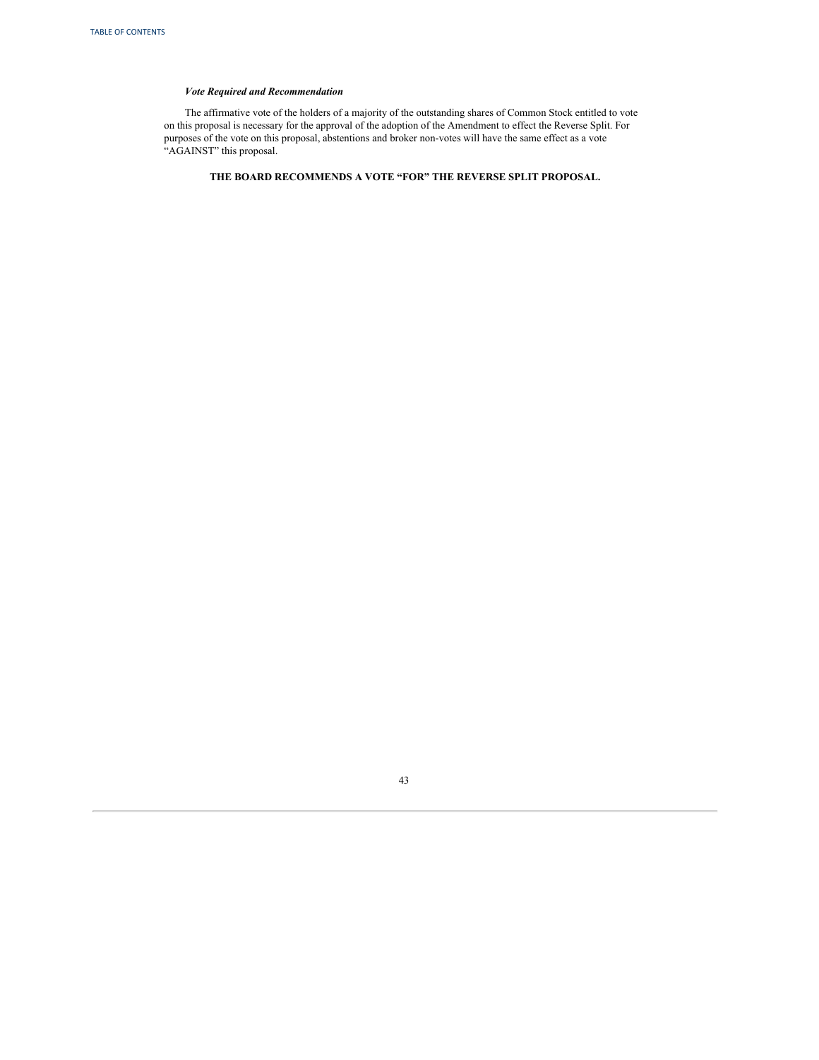***Vote Required and Recommendation***

The affirmative vote of the holders of a majority of the outstanding shares of Common Stock entitled to vote on this proposal is necessary for the approval of the adoption of the Amendment to effect the Reverse Split. For purposes of the vote on this proposal, abstentions and broker non-votes will have the same effect as a vote "AGAINST" this proposal.

**THE BOARD RECOMMENDS A VOTE "FOR" THE REVERSE SPLIT PROPOSAL.**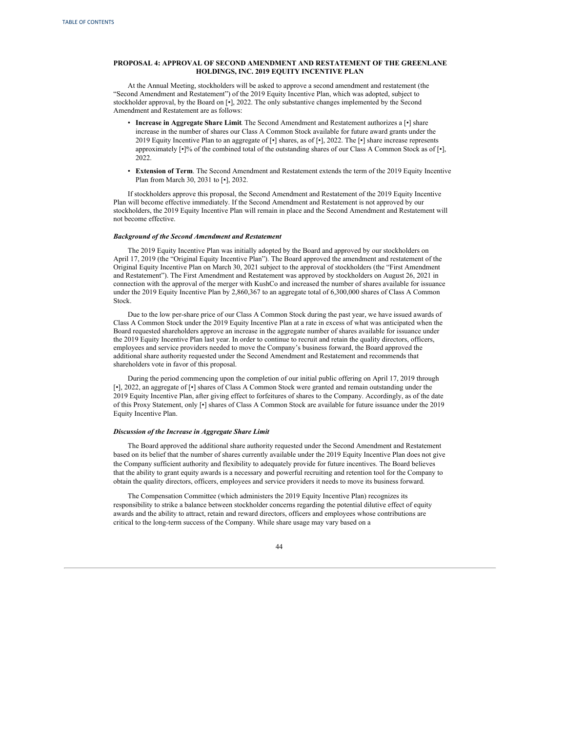## PROPOSAL 4: APPROVAL OF SECOND AMENDMENT AND RESTATEMENT OF THE GREENLANE HOLDINGS, INC. 2019 EQUITY INCENTIVE PLAN

At the Annual Meeting, stockholders will be asked to approve a second amendment and restatement (the "Second Amendment and Restatement") of the 2019 Equity Incentive Plan, which was adopted, subject to stockholder approval, by the Board on [•], 2022. The only substantive changes implemented by the Second Amendment and Restatement are as follows:

- **Increase in Aggregate Share Limit**. The Second Amendment and Restatement authorizes a [•] share increase in the number of shares our Class A Common Stock available for future award grants under the 2019 Equity Incentive Plan to an aggregate of [•] shares, as of [•], 2022. The [•] share increase represents approximately [•]% of the combined total of the outstanding shares of our Class A Common Stock as of [•], 2022.
- **Extension of Term**. The Second Amendment and Restatement extends the term of the 2019 Equity Incentive Plan from March 30, 2031 to [•], 2032.

If stockholders approve this proposal, the Second Amendment and Restatement of the 2019 Equity Incentive Plan will become effective immediately. If the Second Amendment and Restatement is not approved by our stockholders, the 2019 Equity Incentive Plan will remain in place and the Second Amendment and Restatement will not become effective.

***Background of the Second Amendment and Restatement***

The 2019 Equity Incentive Plan was initially adopted by the Board and approved by our stockholders on April 17, 2019 (the "Original Equity Incentive Plan"). The Board approved the amendment and restatement of the Original Equity Incentive Plan on March 30, 2021 subject to the approval of stockholders (the "First Amendment and Restatement"). The First Amendment and Restatement was approved by stockholders on August 26, 2021 in connection with the approval of the merger with KushCo and increased the number of shares available for issuance under the 2019 Equity Incentive Plan by 2,860,367 to an aggregate total of 6,300,000 shares of Class A Common Stock.

Due to the low per-share price of our Class A Common Stock during the past year, we have issued awards of Class A Common Stock under the 2019 Equity Incentive Plan at a rate in excess of what was anticipated when the Board requested shareholders approve an increase in the aggregate number of shares available for issuance under the 2019 Equity Incentive Plan last year. In order to continue to recruit and retain the quality directors, officers, employees and service providers needed to move the Company's business forward, the Board approved the additional share authority requested under the Second Amendment and Restatement and recommends that shareholders vote in favor of this proposal.

During the period commencing upon the completion of our initial public offering on April 17, 2019 through [•], 2022, an aggregate of [•] shares of Class A Common Stock were granted and remain outstanding under the 2019 Equity Incentive Plan, after giving effect to forfeitures of shares to the Company. Accordingly, as of the date of this Proxy Statement, only [•] shares of Class A Common Stock are available for future issuance under the 2019 Equity Incentive Plan.

***Discussion of the Increase in Aggregate Share Limit***

The Board approved the additional share authority requested under the Second Amendment and Restatement based on its belief that the number of shares currently available under the 2019 Equity Incentive Plan does not give the Company sufficient authority and flexibility to adequately provide for future incentives. The Board believes that the ability to grant equity awards is a necessary and powerful recruiting and retention tool for the Company to obtain the quality directors, officers, employees and service providers it needs to move its business forward.

The Compensation Committee (which administers the 2019 Equity Incentive Plan) recognizes its responsibility to strike a balance between stockholder concerns regarding the potential dilutive effect of equity awards and the ability to attract, retain and reward directors, officers and employees whose contributions are critical to the long-term success of the Company. While share usage may vary based on a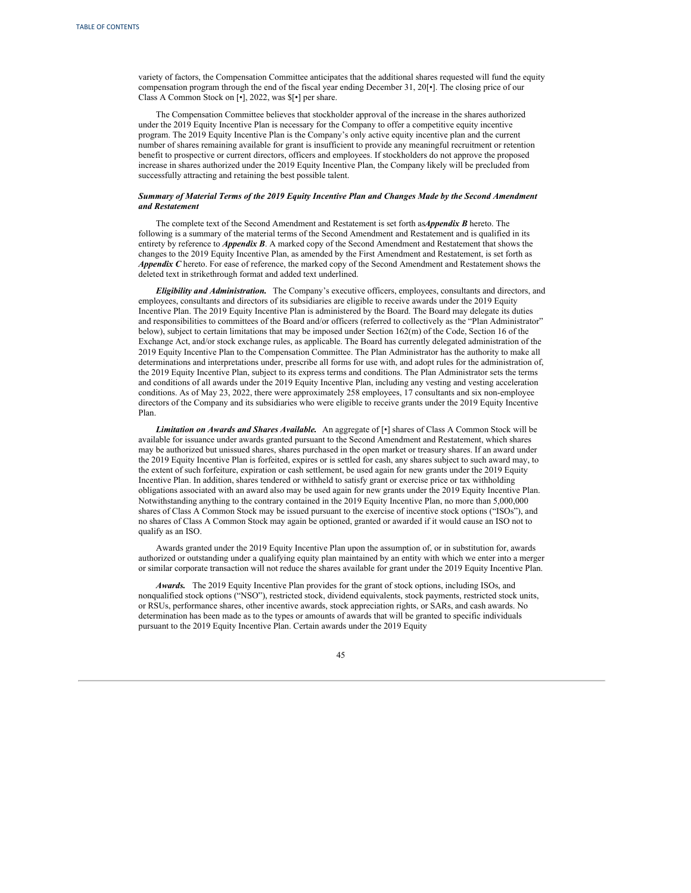variety of factors, the Compensation Committee anticipates that the additional shares requested will fund the equity compensation program through the end of the fiscal year ending December 31, 20[•]. The closing price of our Class A Common Stock on [•], 2022, was $[•] per share.

The Compensation Committee believes that stockholder approval of the increase in the shares authorized under the 2019 Equity Incentive Plan is necessary for the Company to offer a competitive equity incentive program. The 2019 Equity Incentive Plan is the Company's only active equity incentive plan and the current number of shares remaining available for grant is insufficient to provide any meaningful recruitment or retention benefit to prospective or current directors, officers and employees. If stockholders do not approve the proposed increase in shares authorized under the 2019 Equity Incentive Plan, the Company likely will be precluded from successfully attracting and retaining the best possible talent.

***Summary of Material Terms of the 2019 Equity Incentive Plan and Changes Made by the Second Amendment and Restatement***

The complete text of the Second Amendment and Restatement is set forth as ***Appendix B*** hereto. The following is a summary of the material terms of the Second Amendment and Restatement and is qualified in its entirety by reference to ***Appendix B***. A marked copy of the Second Amendment and Restatement that shows the changes to the 2019 Equity Incentive Plan, as amended by the First Amendment and Restatement, is set forth as ***Appendix C*** hereto. For ease of reference, the marked copy of the Second Amendment and Restatement shows the deleted text in strikethrough format and added text underlined.

***Eligibility and Administration.*** The Company's executive officers, employees, consultants and directors, and employees, consultants and directors of its subsidiaries are eligible to receive awards under the 2019 Equity Incentive Plan. The 2019 Equity Incentive Plan is administered by the Board. The Board may delegate its duties and responsibilities to committees of the Board and/or officers (referred to collectively as the "Plan Administrator" below), subject to certain limitations that may be imposed under Section 162(m) of the Code, Section 16 of the Exchange Act, and/or stock exchange rules, as applicable. The Board has currently delegated administration of the 2019 Equity Incentive Plan to the Compensation Committee. The Plan Administrator has the authority to make all determinations and interpretations under, prescribe all forms for use with, and adopt rules for the administration of, the 2019 Equity Incentive Plan, subject to its express terms and conditions. The Plan Administrator sets the terms and conditions of all awards under the 2019 Equity Incentive Plan, including any vesting and vesting acceleration conditions. As of May 23, 2022, there were approximately 258 employees, 17 consultants and six non-employee directors of the Company and its subsidiaries who were eligible to receive grants under the 2019 Equity Incentive Plan.

***Limitation on Awards and Shares Available.*** An aggregate of [•] shares of Class A Common Stock will be available for issuance under awards granted pursuant to the Second Amendment and Restatement, which shares may be authorized but unissued shares, shares purchased in the open market or treasury shares. If an award under the 2019 Equity Incentive Plan is forfeited, expires or is settled for cash, any shares subject to such award may, to the extent of such forfeiture, expiration or cash settlement, be used again for new grants under the 2019 Equity Incentive Plan. In addition, shares tendered or withheld to satisfy grant or exercise price or tax withholding obligations associated with an award also may be used again for new grants under the 2019 Equity Incentive Plan. Notwithstanding anything to the contrary contained in the 2019 Equity Incentive Plan, no more than 5,000,000 shares of Class A Common Stock may be issued pursuant to the exercise of incentive stock options ("ISOs"), and no shares of Class A Common Stock may again be optioned, granted or awarded if it would cause an ISO not to qualify as an ISO.

Awards granted under the 2019 Equity Incentive Plan upon the assumption of, or in substitution for, awards authorized or outstanding under a qualifying equity plan maintained by an entity with which we enter into a merger or similar corporate transaction will not reduce the shares available for grant under the 2019 Equity Incentive Plan.

***Awards.*** The 2019 Equity Incentive Plan provides for the grant of stock options, including ISOs, and nonqualified stock options ("NSO"), restricted stock, dividend equivalents, stock payments, restricted stock units, or RSUs, performance shares, other incentive awards, stock appreciation rights, or SARs, and cash awards. No determination has been made as to the types or amounts of awards that will be granted to specific individuals pursuant to the 2019 Equity Incentive Plan. Certain awards under the 2019 Equity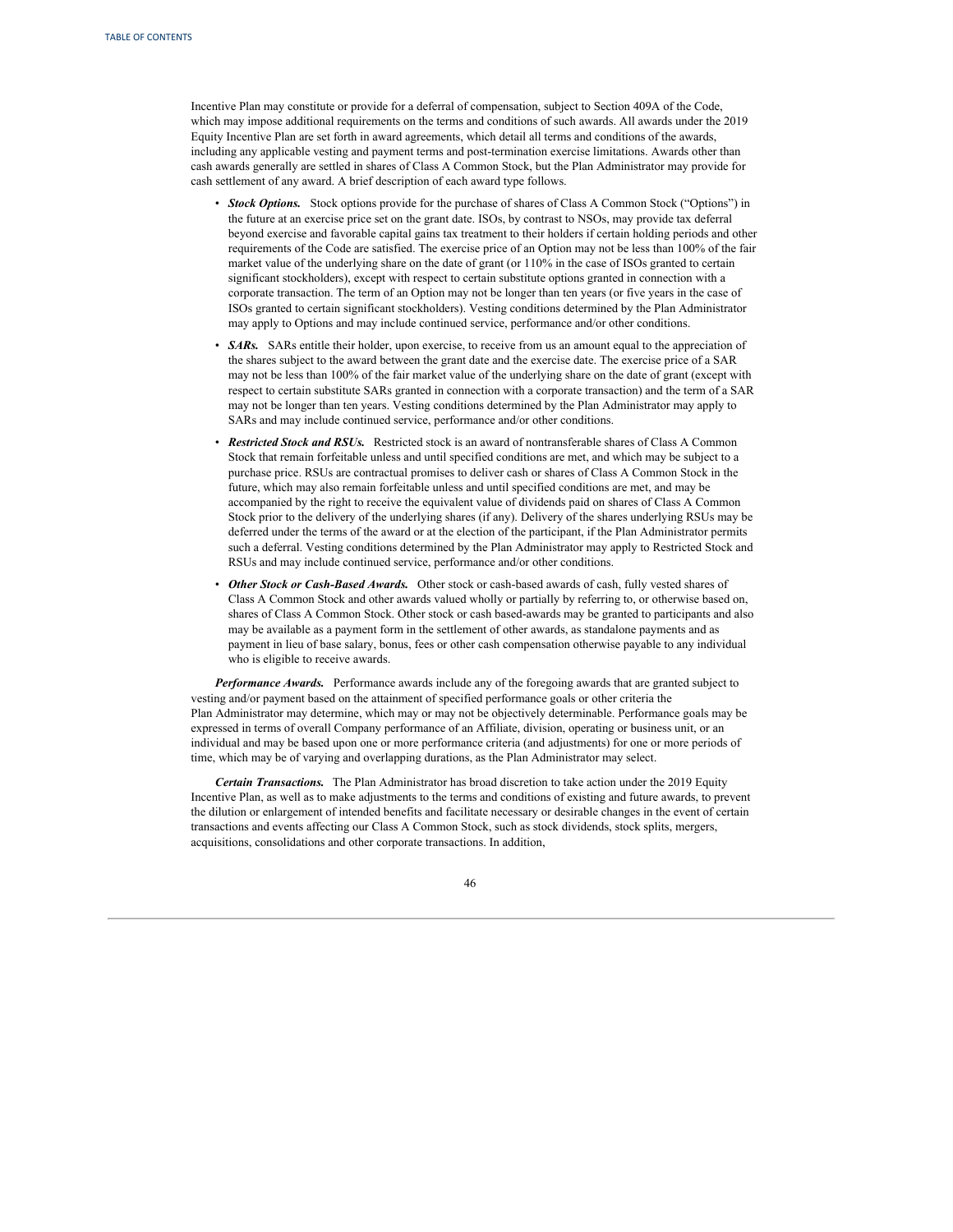Incentive Plan may constitute or provide for a deferral of compensation, subject to Section 409A of the Code, which may impose additional requirements on the terms and conditions of such awards. All awards under the 2019 Equity Incentive Plan are set forth in award agreements, which detail all terms and conditions of the awards, including any applicable vesting and payment terms and post-termination exercise limitations. Awards other than cash awards generally are settled in shares of Class A Common Stock, but the Plan Administrator may provide for cash settlement of any award. A brief description of each award type follows.

- ***Stock Options.*** Stock options provide for the purchase of shares of Class A Common Stock ("Options") in the future at an exercise price set on the grant date. ISOs, by contrast to NSOs, may provide tax deferral beyond exercise and favorable capital gains tax treatment to their holders if certain holding periods and other requirements of the Code are satisfied. The exercise price of an Option may not be less than 100% of the fair market value of the underlying share on the date of grant (or 110% in the case of ISOs granted to certain significant stockholders), except with respect to certain substitute options granted in connection with a corporate transaction. The term of an Option may not be longer than ten years (or five years in the case of ISOs granted to certain significant stockholders). Vesting conditions determined by the Plan Administrator may apply to Options and may include continued service, performance and/or other conditions.
- ***SARs.*** SARs entitle their holder, upon exercise, to receive from us an amount equal to the appreciation of the shares subject to the award between the grant date and the exercise date. The exercise price of a SAR may not be less than 100% of the fair market value of the underlying share on the date of grant (except with respect to certain substitute SARs granted in connection with a corporate transaction) and the term of a SAR may not be longer than ten years. Vesting conditions determined by the Plan Administrator may apply to SARs and may include continued service, performance and/or other conditions.
- ***Restricted Stock and RSUs.*** Restricted stock is an award of nontransferable shares of Class A Common Stock that remain forfeitable unless and until specified conditions are met, and which may be subject to a purchase price. RSUs are contractual promises to deliver cash or shares of Class A Common Stock in the future, which may also remain forfeitable unless and until specified conditions are met, and may be accompanied by the right to receive the equivalent value of dividends paid on shares of Class A Common Stock prior to the delivery of the underlying shares (if any). Delivery of the shares underlying RSUs may be deferred under the terms of the award or at the election of the participant, if the Plan Administrator permits such a deferral. Vesting conditions determined by the Plan Administrator may apply to Restricted Stock and RSUs and may include continued service, performance and/or other conditions.
- ***Other Stock or Cash-Based Awards.*** Other stock or cash-based awards of cash, fully vested shares of Class A Common Stock and other awards valued wholly or partially by referring to, or otherwise based on, shares of Class A Common Stock. Other stock or cash based-awards may be granted to participants and also may be available as a payment form in the settlement of other awards, as standalone payments and as payment in lieu of base salary, bonus, fees or other cash compensation otherwise payable to any individual who is eligible to receive awards.

***Performance Awards.*** Performance awards include any of the foregoing awards that are granted subject to vesting and/or payment based on the attainment of specified performance goals or other criteria the Plan Administrator may determine, which may or may not be objectively determinable. Performance goals may be expressed in terms of overall Company performance of an Affiliate, division, operating or business unit, or an individual and may be based upon one or more performance criteria (and adjustments) for one or more periods of time, which may be of varying and overlapping durations, as the Plan Administrator may select.

***Certain Transactions.*** The Plan Administrator has broad discretion to take action under the 2019 Equity Incentive Plan, as well as to make adjustments to the terms and conditions of existing and future awards, to prevent the dilution or enlargement of intended benefits and facilitate necessary or desirable changes in the event of certain transactions and events affecting our Class A Common Stock, such as stock dividends, stock splits, mergers, acquisitions, consolidations and other corporate transactions. In addition,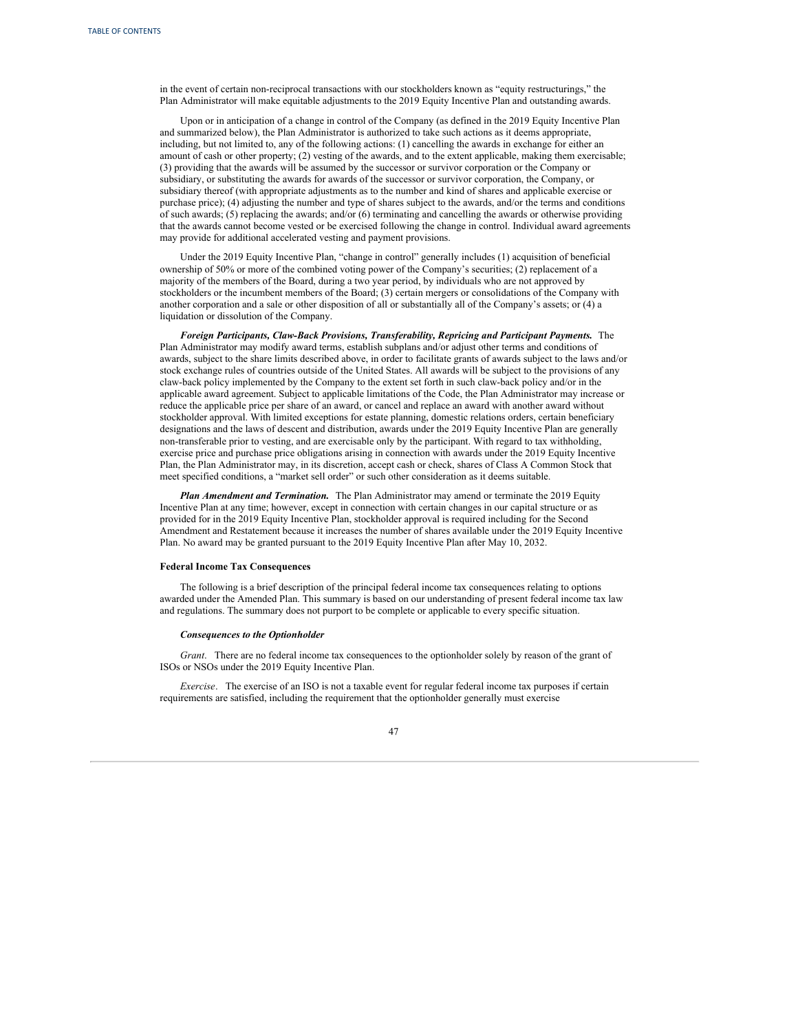in the event of certain non-reciprocal transactions with our stockholders known as "equity restructurings," the Plan Administrator will make equitable adjustments to the 2019 Equity Incentive Plan and outstanding awards.

Upon or in anticipation of a change in control of the Company (as defined in the 2019 Equity Incentive Plan and summarized below), the Plan Administrator is authorized to take such actions as it deems appropriate, including, but not limited to, any of the following actions: (1) cancelling the awards in exchange for either an amount of cash or other property; (2) vesting of the awards, and to the extent applicable, making them exercisable; (3) providing that the awards will be assumed by the successor or survivor corporation or the Company or subsidiary, or substituting the awards for awards of the successor or survivor corporation, the Company, or subsidiary thereof (with appropriate adjustments as to the number and kind of shares and applicable exercise or purchase price); (4) adjusting the number and type of shares subject to the awards, and/or the terms and conditions of such awards; (5) replacing the awards; and/or (6) terminating and cancelling the awards or otherwise providing that the awards cannot become vested or be exercised following the change in control. Individual award agreements may provide for additional accelerated vesting and payment provisions.

Under the 2019 Equity Incentive Plan, "change in control" generally includes (1) acquisition of beneficial ownership of 50% or more of the combined voting power of the Company's securities; (2) replacement of a majority of the members of the Board, during a two year period, by individuals who are not approved by stockholders or the incumbent members of the Board; (3) certain mergers or consolidations of the Company with another corporation and a sale or other disposition of all or substantially all of the Company's assets; or (4) a liquidation or dissolution of the Company.

***Foreign Participants, Claw-Back Provisions, Transferability, Repricing and Participant Payments.*** The Plan Administrator may modify award terms, establish subplans and/or adjust other terms and conditions of awards, subject to the share limits described above, in order to facilitate grants of awards subject to the laws and/or stock exchange rules of countries outside of the United States. All awards will be subject to the provisions of any claw-back policy implemented by the Company to the extent set forth in such claw-back policy and/or in the applicable award agreement. Subject to applicable limitations of the Code, the Plan Administrator may increase or reduce the applicable price per share of an award, or cancel and replace an award with another award without stockholder approval. With limited exceptions for estate planning, domestic relations orders, certain beneficiary designations and the laws of descent and distribution, awards under the 2019 Equity Incentive Plan are generally non-transferable prior to vesting, and are exercisable only by the participant. With regard to tax withholding, exercise price and purchase price obligations arising in connection with awards under the 2019 Equity Incentive Plan, the Plan Administrator may, in its discretion, accept cash or check, shares of Class A Common Stock that meet specified conditions, a "market sell order" or such other consideration as it deems suitable.

***Plan Amendment and Termination.*** The Plan Administrator may amend or terminate the 2019 Equity Incentive Plan at any time; however, except in connection with certain changes in our capital structure or as provided for in the 2019 Equity Incentive Plan, stockholder approval is required including for the Second Amendment and Restatement because it increases the number of shares available under the 2019 Equity Incentive Plan. No award may be granted pursuant to the 2019 Equity Incentive Plan after May 10, 2032.

**Federal Income Tax Consequences**

The following is a brief description of the principal federal income tax consequences relating to options awarded under the Amended Plan. This summary is based on our understanding of present federal income tax law and regulations. The summary does not purport to be complete or applicable to every specific situation.

***Consequences to the Optionholder***

*Grant*. There are no federal income tax consequences to the optionholder solely by reason of the grant of ISOs or NSOs under the 2019 Equity Incentive Plan.

*Exercise*. The exercise of an ISO is not a taxable event for regular federal income tax purposes if certain requirements are satisfied, including the requirement that the optionholder generally must exercise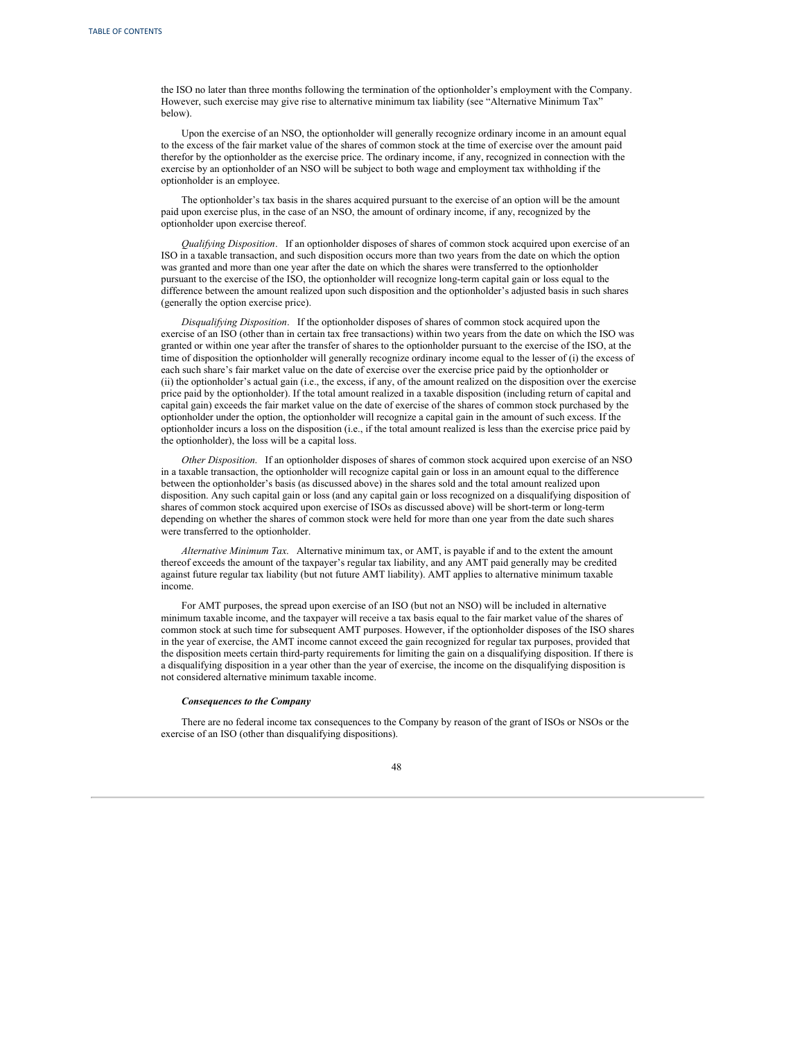the ISO no later than three months following the termination of the optionholder's employment with the Company. However, such exercise may give rise to alternative minimum tax liability (see "Alternative Minimum Tax" below).

Upon the exercise of an NSO, the optionholder will generally recognize ordinary income in an amount equal to the excess of the fair market value of the shares of common stock at the time of exercise over the amount paid therefor by the optionholder as the exercise price. The ordinary income, if any, recognized in connection with the exercise by an optionholder of an NSO will be subject to both wage and employment tax withholding if the optionholder is an employee.

The optionholder's tax basis in the shares acquired pursuant to the exercise of an option will be the amount paid upon exercise plus, in the case of an NSO, the amount of ordinary income, if any, recognized by the optionholder upon exercise thereof.

*Qualifying Disposition*. If an optionholder disposes of shares of common stock acquired upon exercise of an ISO in a taxable transaction, and such disposition occurs more than two years from the date on which the option was granted and more than one year after the date on which the shares were transferred to the optionholder pursuant to the exercise of the ISO, the optionholder will recognize long-term capital gain or loss equal to the difference between the amount realized upon such disposition and the optionholder's adjusted basis in such shares (generally the option exercise price).

*Disqualifying Disposition*. If the optionholder disposes of shares of common stock acquired upon the exercise of an ISO (other than in certain tax free transactions) within two years from the date on which the ISO was granted or within one year after the transfer of shares to the optionholder pursuant to the exercise of the ISO, at the time of disposition the optionholder will generally recognize ordinary income equal to the lesser of (i) the excess of each such share's fair market value on the date of exercise over the exercise price paid by the optionholder or (ii) the optionholder's actual gain (i.e., the excess, if any, of the amount realized on the disposition over the exercise price paid by the optionholder). If the total amount realized in a taxable disposition (including return of capital and capital gain) exceeds the fair market value on the date of exercise of the shares of common stock purchased by the optionholder under the option, the optionholder will recognize a capital gain in the amount of such excess. If the optionholder incurs a loss on the disposition (i.e., if the total amount realized is less than the exercise price paid by the optionholder), the loss will be a capital loss.

*Other Disposition.* If an optionholder disposes of shares of common stock acquired upon exercise of an NSO in a taxable transaction, the optionholder will recognize capital gain or loss in an amount equal to the difference between the optionholder's basis (as discussed above) in the shares sold and the total amount realized upon disposition. Any such capital gain or loss (and any capital gain or loss recognized on a disqualifying disposition of shares of common stock acquired upon exercise of ISOs as discussed above) will be short-term or long-term depending on whether the shares of common stock were held for more than one year from the date such shares were transferred to the optionholder.

*Alternative Minimum Tax.* Alternative minimum tax, or AMT, is payable if and to the extent the amount thereof exceeds the amount of the taxpayer's regular tax liability, and any AMT paid generally may be credited against future regular tax liability (but not future AMT liability). AMT applies to alternative minimum taxable income.

For AMT purposes, the spread upon exercise of an ISO (but not an NSO) will be included in alternative minimum taxable income, and the taxpayer will receive a tax basis equal to the fair market value of the shares of common stock at such time for subsequent AMT purposes. However, if the optionholder disposes of the ISO shares in the year of exercise, the AMT income cannot exceed the gain recognized for regular tax purposes, provided that the disposition meets certain third-party requirements for limiting the gain on a disqualifying disposition. If there is a disqualifying disposition in a year other than the year of exercise, the income on the disqualifying disposition is not considered alternative minimum taxable income.

***Consequences to the Company***

There are no federal income tax consequences to the Company by reason of the grant of ISOs or NSOs or the exercise of an ISO (other than disqualifying dispositions).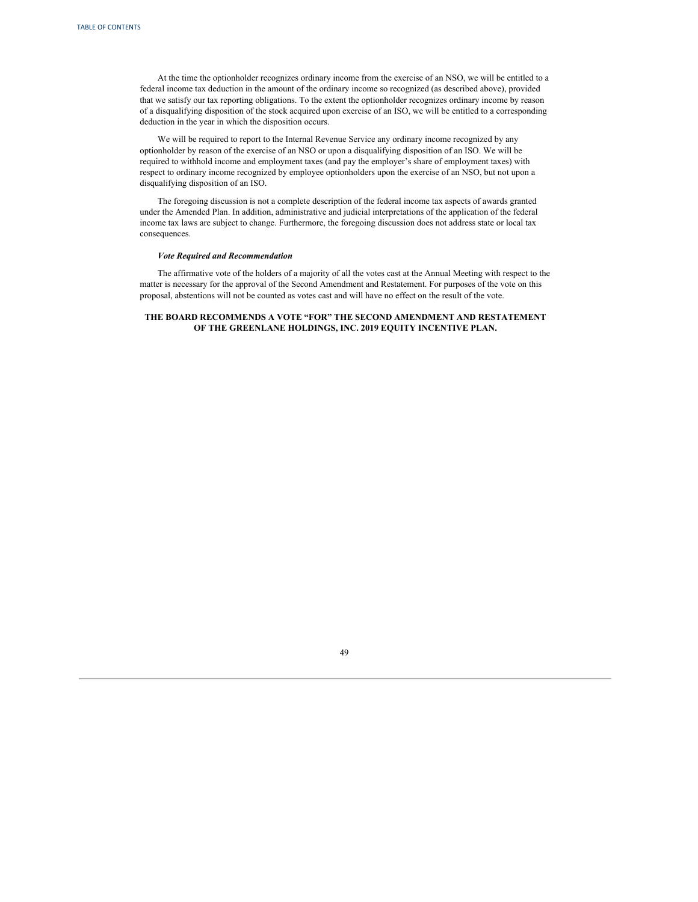At the time the optionholder recognizes ordinary income from the exercise of an NSO, we will be entitled to a federal income tax deduction in the amount of the ordinary income so recognized (as described above), provided that we satisfy our tax reporting obligations. To the extent the optionholder recognizes ordinary income by reason of a disqualifying disposition of the stock acquired upon exercise of an ISO, we will be entitled to a corresponding deduction in the year in which the disposition occurs.

We will be required to report to the Internal Revenue Service any ordinary income recognized by any optionholder by reason of the exercise of an NSO or upon a disqualifying disposition of an ISO. We will be required to withhold income and employment taxes (and pay the employer's share of employment taxes) with respect to ordinary income recognized by employee optionholders upon the exercise of an NSO, but not upon a disqualifying disposition of an ISO.

The foregoing discussion is not a complete description of the federal income tax aspects of awards granted under the Amended Plan. In addition, administrative and judicial interpretations of the application of the federal income tax laws are subject to change. Furthermore, the foregoing discussion does not address state or local tax consequences.

***Vote Required and Recommendation***

The affirmative vote of the holders of a majority of all the votes cast at the Annual Meeting with respect to the matter is necessary for the approval of the Second Amendment and Restatement. For purposes of the vote on this proposal, abstentions will not be counted as votes cast and will have no effect on the result of the vote.

**THE BOARD RECOMMENDS A VOTE "FOR" THE SECOND AMENDMENT AND RESTATEMENT OF THE GREENLANE HOLDINGS, INC. 2019 EQUITY INCENTIVE PLAN.**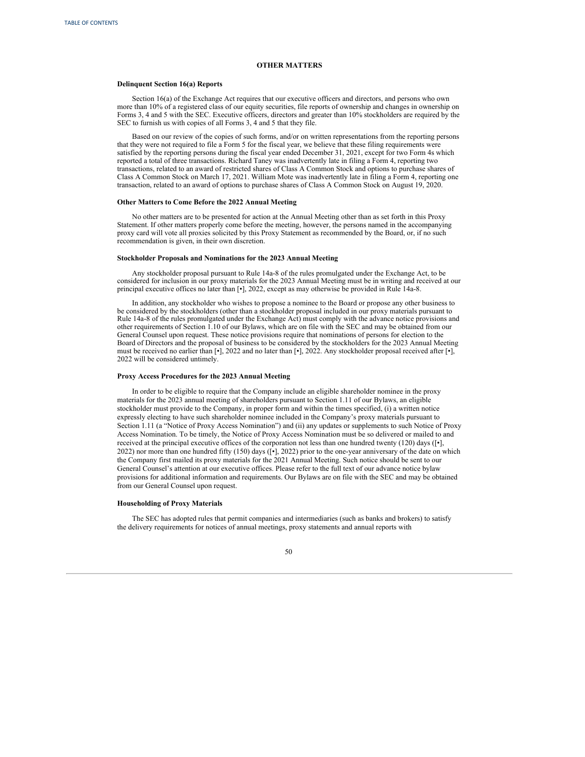## OTHER MATTERS

### Delinquent Section 16(a) Reports

Section 16(a) of the Exchange Act requires that our executive officers and directors, and persons who own more than 10% of a registered class of our equity securities, file reports of ownership and changes in ownership on Forms 3, 4 and 5 with the SEC. Executive officers, directors and greater than 10% stockholders are required by the SEC to furnish us with copies of all Forms 3, 4 and 5 that they file.

Based on our review of the copies of such forms, and/or on written representations from the reporting persons that they were not required to file a Form 5 for the fiscal year, we believe that these filing requirements were satisfied by the reporting persons during the fiscal year ended December 31, 2021, except for two Form 4s which reported a total of three transactions. Richard Taney was inadvertently late in filing a Form 4, reporting two transactions, related to an award of restricted shares of Class A Common Stock and options to purchase shares of Class A Common Stock on March 17, 2021. William Mote was inadvertently late in filing a Form 4, reporting one transaction, related to an award of options to purchase shares of Class A Common Stock on August 19, 2020.

### Other Matters to Come Before the 2022 Annual Meeting

No other matters are to be presented for action at the Annual Meeting other than as set forth in this Proxy Statement. If other matters properly come before the meeting, however, the persons named in the accompanying proxy card will vote all proxies solicited by this Proxy Statement as recommended by the Board, or, if no such recommendation is given, in their own discretion.

### Stockholder Proposals and Nominations for the 2023 Annual Meeting

Any stockholder proposal pursuant to Rule 14a-8 of the rules promulgated under the Exchange Act, to be considered for inclusion in our proxy materials for the 2023 Annual Meeting must be in writing and received at our principal executive offices no later than [•], 2022, except as may otherwise be provided in Rule 14a-8.

In addition, any stockholder who wishes to propose a nominee to the Board or propose any other business to be considered by the stockholders (other than a stockholder proposal included in our proxy materials pursuant to Rule 14a-8 of the rules promulgated under the Exchange Act) must comply with the advance notice provisions and other requirements of Section 1.10 of our Bylaws, which are on file with the SEC and may be obtained from our General Counsel upon request. These notice provisions require that nominations of persons for election to the Board of Directors and the proposal of business to be considered by the stockholders for the 2023 Annual Meeting must be received no earlier than [•], 2022 and no later than [•], 2022. Any stockholder proposal received after [•], 2022 will be considered untimely.

### Proxy Access Procedures for the 2023 Annual Meeting

In order to be eligible to require that the Company include an eligible shareholder nominee in the proxy materials for the 2023 annual meeting of shareholders pursuant to Section 1.11 of our Bylaws, an eligible stockholder must provide to the Company, in proper form and within the times specified, (i) a written notice expressly electing to have such shareholder nominee included in the Company's proxy materials pursuant to Section 1.11 (a "Notice of Proxy Access Nomination") and (ii) any updates or supplements to such Notice of Proxy Access Nomination. To be timely, the Notice of Proxy Access Nomination must be so delivered or mailed to and received at the principal executive offices of the corporation not less than one hundred twenty (120) days ([•], 2022) nor more than one hundred fifty (150) days ([•], 2022) prior to the one-year anniversary of the date on which the Company first mailed its proxy materials for the 2021 Annual Meeting. Such notice should be sent to our General Counsel's attention at our executive offices. Please refer to the full text of our advance notice bylaw provisions for additional information and requirements. Our Bylaws are on file with the SEC and may be obtained from our General Counsel upon request.

### Householding of Proxy Materials

The SEC has adopted rules that permit companies and intermediaries (such as banks and brokers) to satisfy the delivery requirements for notices of annual meetings, proxy statements and annual reports with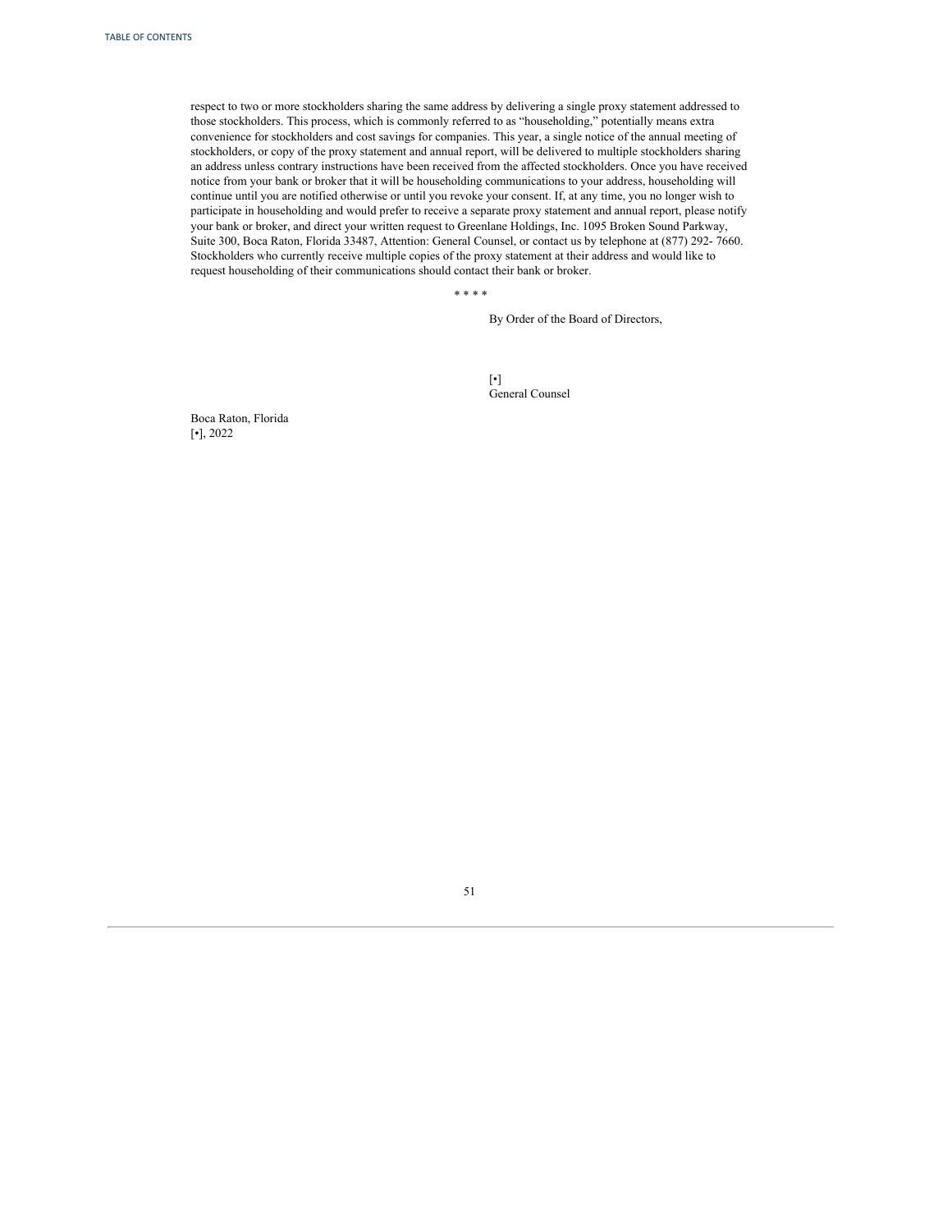respect to two or more stockholders sharing the same address by delivering a single proxy statement addressed to those stockholders. This process, which is commonly referred to as "householding," potentially means extra convenience for stockholders and cost savings for companies. This year, a single notice of the annual meeting of stockholders, or copy of the proxy statement and annual report, will be delivered to multiple stockholders sharing an address unless contrary instructions have been received from the affected stockholders. Once you have received notice from your bank or broker that it will be householding communications to your address, householding will continue until you are notified otherwise or until you revoke your consent. If, at any time, you no longer wish to participate in householding and would prefer to receive a separate proxy statement and annual report, please notify your bank or broker, and direct your written request to Greenlane Holdings, Inc. 1095 Broken Sound Parkway, Suite 300, Boca Raton, Florida 33487, Attention: General Counsel, or contact us by telephone at (877) 292- 7660. Stockholders who currently receive multiple copies of the proxy statement at their address and would like to request householding of their communications should contact their bank or broker.

* * * *

By Order of the Board of Directors,

[•]
General Counsel

Boca Raton, Florida
[•], 2022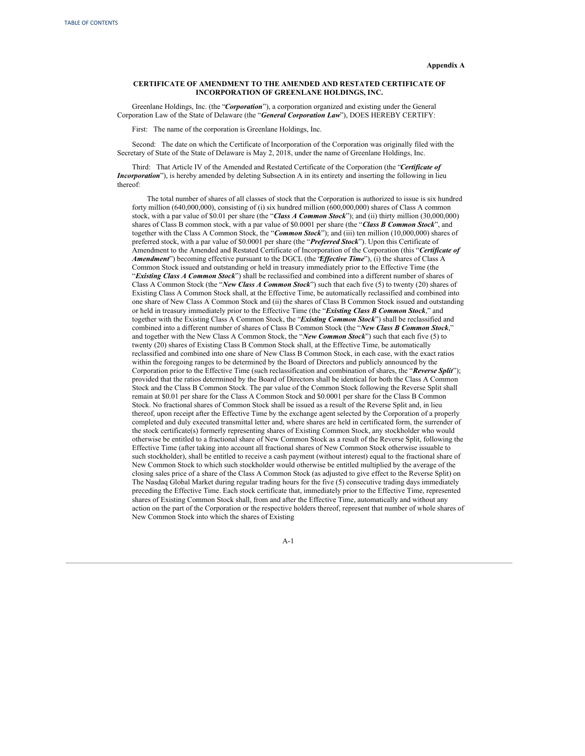**Appendix A**

**CERTIFICATE OF AMENDMENT TO THE AMENDED AND RESTATED CERTIFICATE OF INCORPORATION OF GREENLANE HOLDINGS, INC.**

Greenlane Holdings, Inc. (the "***Corporation***"), a corporation organized and existing under the General Corporation Law of the State of Delaware (the "***General Corporation Law***"), DOES HEREBY CERTIFY:

First: The name of the corporation is Greenlane Holdings, Inc.

Second: The date on which the Certificate of Incorporation of the Corporation was originally filed with the Secretary of State of the State of Delaware is May 2, 2018, under the name of Greenlane Holdings, Inc.

Third: That Article IV of the Amended and Restated Certificate of the Corporation (the "***Certificate of Incorporation***"), is hereby amended by deleting Subsection A in its entirety and inserting the following in lieu thereof:

The total number of shares of all classes of stock that the Corporation is authorized to issue is six hundred forty million (640,000,000), consisting of (i) six hundred million (600,000,000) shares of Class A common stock, with a par value of $0.01 per share (the "***Class A Common Stock***"); and (ii) thirty million (30,000,000) shares of Class B common stock, with a par value of $0.0001 per share (the "***Class B Common Stock***", and together with the Class A Common Stock, the "***Common Stock***"); and (iii) ten million (10,000,000) shares of preferred stock, with a par value of $0.0001 per share (the "***Preferred Stock***"). Upon this Certificate of Amendment to the Amended and Restated Certificate of Incorporation of the Corporation (this "***Certificate of Amendment***") becoming effective pursuant to the DGCL (the "***Effective Time***"), (i) the shares of Class A Common Stock issued and outstanding or held in treasury immediately prior to the Effective Time (the "***Existing Class A Common Stock***") shall be reclassified and combined into a different number of shares of Class A Common Stock (the "***New Class A Common Stock***") such that each five (5) to twenty (20) shares of Existing Class A Common Stock shall, at the Effective Time, be automatically reclassified and combined into one share of New Class A Common Stock and (ii) the shares of Class B Common Stock issued and outstanding or held in treasury immediately prior to the Effective Time (the "***Existing Class B Common Stock***," and together with the Existing Class A Common Stock, the "***Existing Common Stock***") shall be reclassified and combined into a different number of shares of Class B Common Stock (the "***New Class B Common Stock***," and together with the New Class A Common Stock, the "***New Common Stock***") such that each five (5) to twenty (20) shares of Existing Class B Common Stock shall, at the Effective Time, be automatically reclassified and combined into one share of New Class B Common Stock, in each case, with the exact ratios within the foregoing ranges to be determined by the Board of Directors and publicly announced by the Corporation prior to the Effective Time (such reclassification and combination of shares, the "***Reverse Split***"); provided that the ratios determined by the Board of Directors shall be identical for both the Class A Common Stock and the Class B Common Stock. The par value of the Common Stock following the Reverse Split shall remain at $0.01 per share for the Class A Common Stock and $0.0001 per share for the Class B Common Stock. No fractional shares of Common Stock shall be issued as a result of the Reverse Split and, in lieu thereof, upon receipt after the Effective Time by the exchange agent selected by the Corporation of a properly completed and duly executed transmittal letter and, where shares are held in certificated form, the surrender of the stock certificate(s) formerly representing shares of Existing Common Stock, any stockholder who would otherwise be entitled to a fractional share of New Common Stock as a result of the Reverse Split, following the Effective Time (after taking into account all fractional shares of New Common Stock otherwise issuable to such stockholder), shall be entitled to receive a cash payment (without interest) equal to the fractional share of New Common Stock to which such stockholder would otherwise be entitled multiplied by the average of the closing sales price of a share of the Class A Common Stock (as adjusted to give effect to the Reverse Split) on The Nasdaq Global Market during regular trading hours for the five (5) consecutive trading days immediately preceding the Effective Time. Each stock certificate that, immediately prior to the Effective Time, represented shares of Existing Common Stock shall, from and after the Effective Time, automatically and without any action on the part of the Corporation or the respective holders thereof, represent that number of whole shares of New Common Stock into which the shares of Existing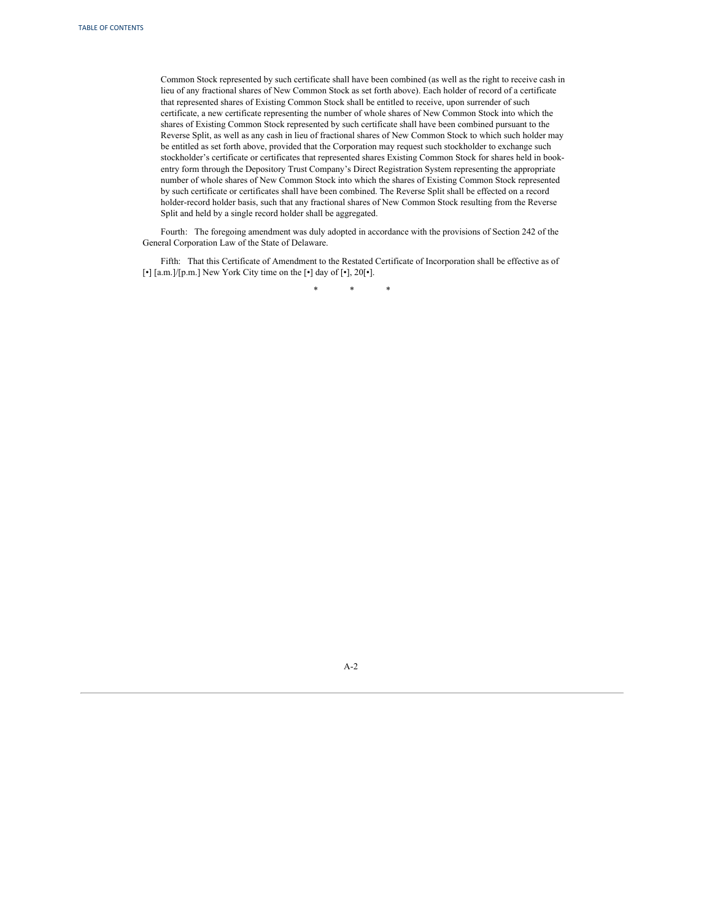Common Stock represented by such certificate shall have been combined (as well as the right to receive cash in lieu of any fractional shares of New Common Stock as set forth above). Each holder of record of a certificate that represented shares of Existing Common Stock shall be entitled to receive, upon surrender of such certificate, a new certificate representing the number of whole shares of New Common Stock into which the shares of Existing Common Stock represented by such certificate shall have been combined pursuant to the Reverse Split, as well as any cash in lieu of fractional shares of New Common Stock to which such holder may be entitled as set forth above, provided that the Corporation may request such stockholder to exchange such stockholder's certificate or certificates that represented shares Existing Common Stock for shares held in book-entry form through the Depository Trust Company's Direct Registration System representing the appropriate number of whole shares of New Common Stock into which the shares of Existing Common Stock represented by such certificate or certificates shall have been combined. The Reverse Split shall be effected on a record holder-record holder basis, such that any fractional shares of New Common Stock resulting from the Reverse Split and held by a single record holder shall be aggregated.

Fourth: The foregoing amendment was duly adopted in accordance with the provisions of Section 242 of the General Corporation Law of the State of Delaware.

Fifth: That this Certificate of Amendment to the Restated Certificate of Incorporation shall be effective as of [•] [a.m.]/[p.m.] New York City time on the [•] day of [•], 20[•].

\* \* \*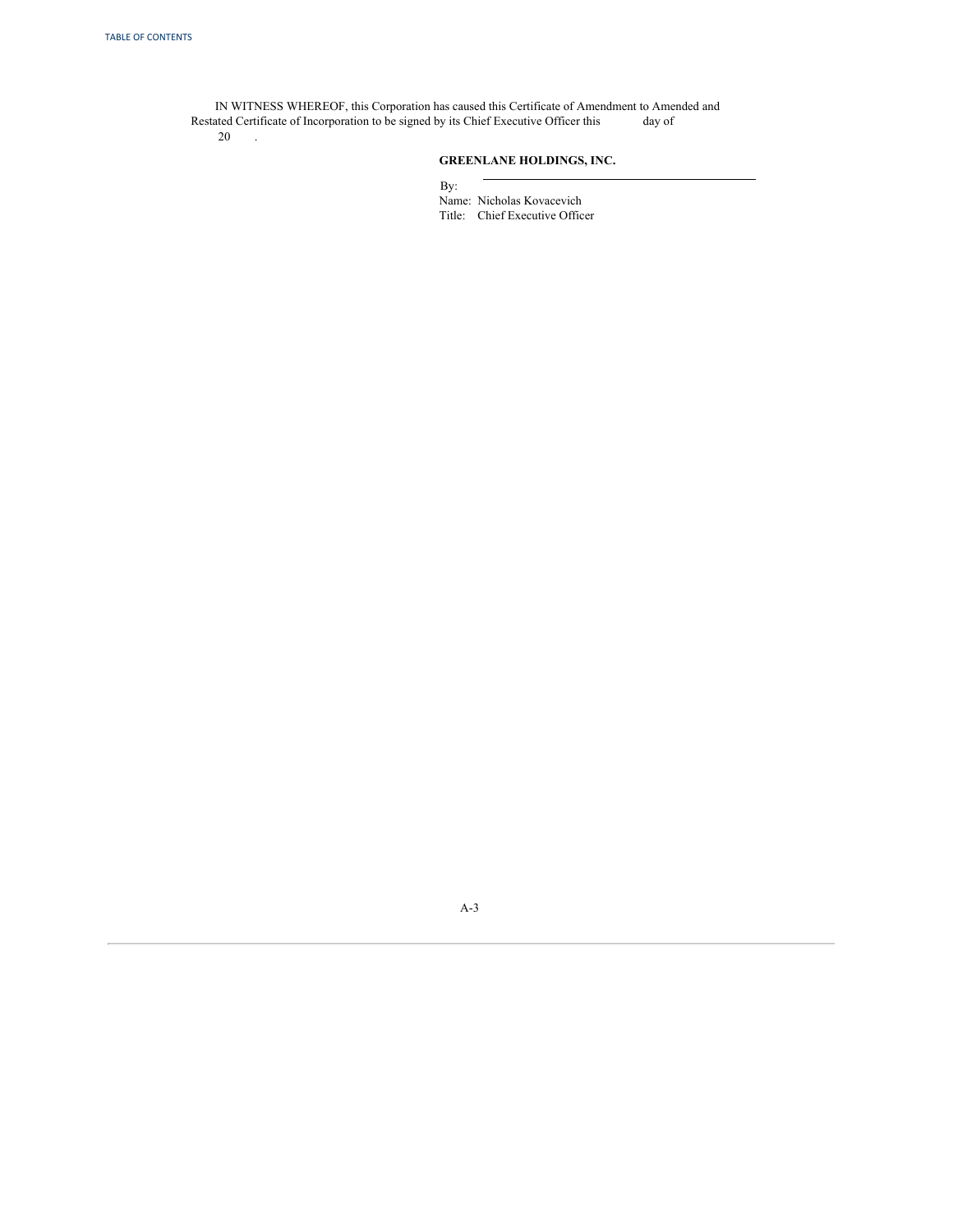IN WITNESS WHEREOF, this Corporation has caused this Certificate of Amendment to Amended and Restated Certificate of Incorporation to be signed by its Chief Executive Officer this day of 20 .

**GREENLANE HOLDINGS, INC.**

By: \_\_\_\_\_\_\_\_\_\_\_\_\_\_\_\_\_\_\_\_\_\_\_\_\_\_\_\_\_\_

Name: Nicholas Kovacevich

Title: Chief Executive Officer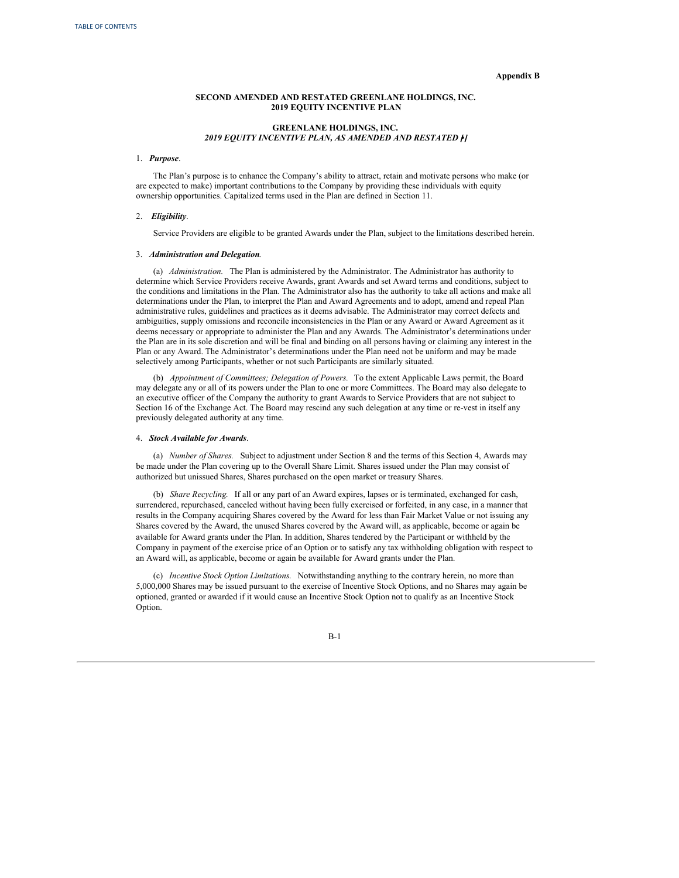**Appendix B**

# SECOND AMENDED AND RESTATED GREENLANE HOLDINGS, INC. 2019 EQUITY INCENTIVE PLAN

## GREENLANE HOLDINGS, INC.

## *2019 EQUITY INCENTIVE PLAN, AS AMENDED AND RESTATED [ ]*

1. ***Purpose***.

The Plan's purpose is to enhance the Company's ability to attract, retain and motivate persons who make (or are expected to make) important contributions to the Company by providing these individuals with equity ownership opportunities. Capitalized terms used in the Plan are defined in Section 11.

2. ***Eligibility***.

Service Providers are eligible to be granted Awards under the Plan, subject to the limitations described herein.

3. ***Administration and Delegation.***

(a) *Administration.* The Plan is administered by the Administrator. The Administrator has authority to determine which Service Providers receive Awards, grant Awards and set Award terms and conditions, subject to the conditions and limitations in the Plan. The Administrator also has the authority to take all actions and make all determinations under the Plan, to interpret the Plan and Award Agreements and to adopt, amend and repeal Plan administrative rules, guidelines and practices as it deems advisable. The Administrator may correct defects and ambiguities, supply omissions and reconcile inconsistencies in the Plan or any Award or Award Agreement as it deems necessary or appropriate to administer the Plan and any Awards. The Administrator's determinations under the Plan are in its sole discretion and will be final and binding on all persons having or claiming any interest in the Plan or any Award. The Administrator's determinations under the Plan need not be uniform and may be made selectively among Participants, whether or not such Participants are similarly situated.

(b) *Appointment of Committees; Delegation of Powers.* To the extent Applicable Laws permit, the Board may delegate any or all of its powers under the Plan to one or more Committees. The Board may also delegate to an executive officer of the Company the authority to grant Awards to Service Providers that are not subject to Section 16 of the Exchange Act. The Board may rescind any such delegation at any time or re-vest in itself any previously delegated authority at any time.

4. ***Stock Available for Awards***.

(a) *Number of Shares.* Subject to adjustment under Section 8 and the terms of this Section 4, Awards may be made under the Plan covering up to the Overall Share Limit. Shares issued under the Plan may consist of authorized but unissued Shares, Shares purchased on the open market or treasury Shares.

(b) *Share Recycling.* If all or any part of an Award expires, lapses or is terminated, exchanged for cash, surrendered, repurchased, canceled without having been fully exercised or forfeited, in any case, in a manner that results in the Company acquiring Shares covered by the Award for less than Fair Market Value or not issuing any Shares covered by the Award, the unused Shares covered by the Award will, as applicable, become or again be available for Award grants under the Plan. In addition, Shares tendered by the Participant or withheld by the Company in payment of the exercise price of an Option or to satisfy any tax withholding obligation with respect to an Award will, as applicable, become or again be available for Award grants under the Plan.

(c) *Incentive Stock Option Limitations.* Notwithstanding anything to the contrary herein, no more than 5,000,000 Shares may be issued pursuant to the exercise of Incentive Stock Options, and no Shares may again be optioned, granted or awarded if it would cause an Incentive Stock Option not to qualify as an Incentive Stock Option.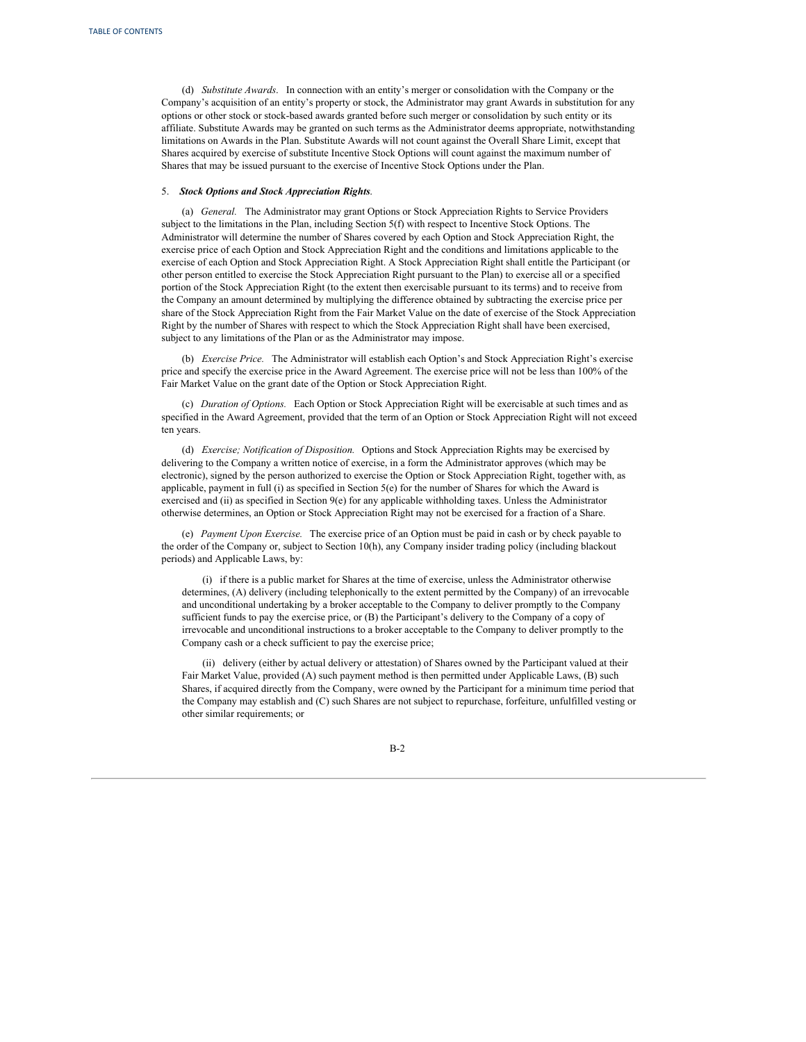(d) *Substitute Awards*. In connection with an entity's merger or consolidation with the Company or the Company's acquisition of an entity's property or stock, the Administrator may grant Awards in substitution for any options or other stock or stock-based awards granted before such merger or consolidation by such entity or its affiliate. Substitute Awards may be granted on such terms as the Administrator deems appropriate, notwithstanding limitations on Awards in the Plan. Substitute Awards will not count against the Overall Share Limit, except that Shares acquired by exercise of substitute Incentive Stock Options will count against the maximum number of Shares that may be issued pursuant to the exercise of Incentive Stock Options under the Plan.

5. ***Stock Options and Stock Appreciation Rights***.

(a) *General.* The Administrator may grant Options or Stock Appreciation Rights to Service Providers subject to the limitations in the Plan, including Section 5(f) with respect to Incentive Stock Options. The Administrator will determine the number of Shares covered by each Option and Stock Appreciation Right, the exercise price of each Option and Stock Appreciation Right and the conditions and limitations applicable to the exercise of each Option and Stock Appreciation Right. A Stock Appreciation Right shall entitle the Participant (or other person entitled to exercise the Stock Appreciation Right pursuant to the Plan) to exercise all or a specified portion of the Stock Appreciation Right (to the extent then exercisable pursuant to its terms) and to receive from the Company an amount determined by multiplying the difference obtained by subtracting the exercise price per share of the Stock Appreciation Right from the Fair Market Value on the date of exercise of the Stock Appreciation Right by the number of Shares with respect to which the Stock Appreciation Right shall have been exercised, subject to any limitations of the Plan or as the Administrator may impose.

(b) *Exercise Price.* The Administrator will establish each Option's and Stock Appreciation Right's exercise price and specify the exercise price in the Award Agreement. The exercise price will not be less than 100% of the Fair Market Value on the grant date of the Option or Stock Appreciation Right.

(c) *Duration of Options.* Each Option or Stock Appreciation Right will be exercisable at such times and as specified in the Award Agreement, provided that the term of an Option or Stock Appreciation Right will not exceed ten years.

(d) *Exercise; Notification of Disposition.* Options and Stock Appreciation Rights may be exercised by delivering to the Company a written notice of exercise, in a form the Administrator approves (which may be electronic), signed by the person authorized to exercise the Option or Stock Appreciation Right, together with, as applicable, payment in full (i) as specified in Section 5(e) for the number of Shares for which the Award is exercised and (ii) as specified in Section 9(e) for any applicable withholding taxes. Unless the Administrator otherwise determines, an Option or Stock Appreciation Right may not be exercised for a fraction of a Share.

(e) *Payment Upon Exercise.* The exercise price of an Option must be paid in cash or by check payable to the order of the Company or, subject to Section 10(h), any Company insider trading policy (including blackout periods) and Applicable Laws, by:

(i) if there is a public market for Shares at the time of exercise, unless the Administrator otherwise determines, (A) delivery (including telephonically to the extent permitted by the Company) of an irrevocable and unconditional undertaking by a broker acceptable to the Company to deliver promptly to the Company sufficient funds to pay the exercise price, or (B) the Participant's delivery to the Company of a copy of irrevocable and unconditional instructions to a broker acceptable to the Company to deliver promptly to the Company cash or a check sufficient to pay the exercise price;

(ii) delivery (either by actual delivery or attestation) of Shares owned by the Participant valued at their Fair Market Value, provided (A) such payment method is then permitted under Applicable Laws, (B) such Shares, if acquired directly from the Company, were owned by the Participant for a minimum time period that the Company may establish and (C) such Shares are not subject to repurchase, forfeiture, unfulfilled vesting or other similar requirements; or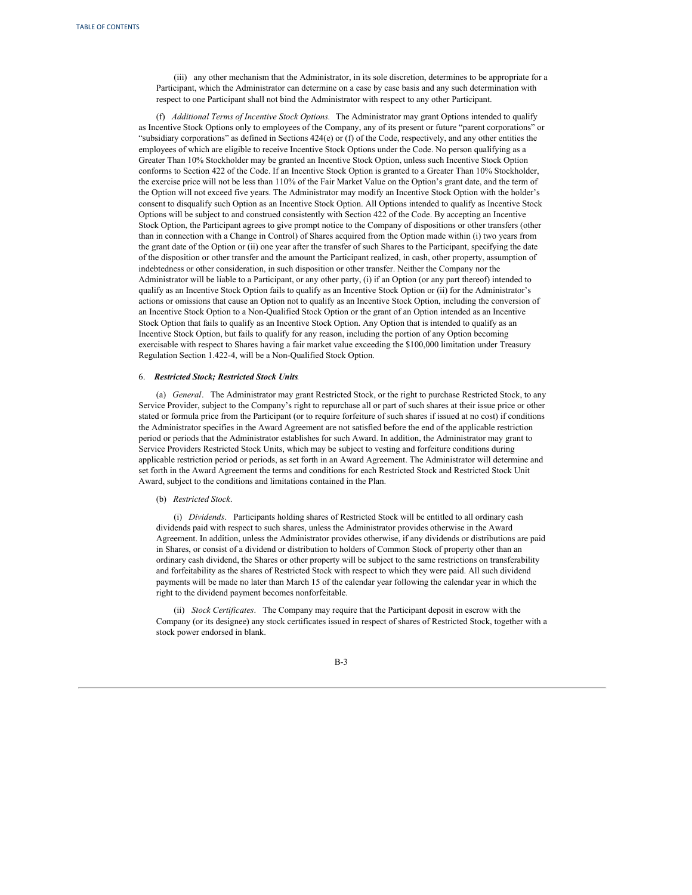(iii) any other mechanism that the Administrator, in its sole discretion, determines to be appropriate for a Participant, which the Administrator can determine on a case by case basis and any such determination with respect to one Participant shall not bind the Administrator with respect to any other Participant.

(f) *Additional Terms of Incentive Stock Options.* The Administrator may grant Options intended to qualify as Incentive Stock Options only to employees of the Company, any of its present or future "parent corporations" or "subsidiary corporations" as defined in Sections 424(e) or (f) of the Code, respectively, and any other entities the employees of which are eligible to receive Incentive Stock Options under the Code. No person qualifying as a Greater Than 10% Stockholder may be granted an Incentive Stock Option, unless such Incentive Stock Option conforms to Section 422 of the Code. If an Incentive Stock Option is granted to a Greater Than 10% Stockholder, the exercise price will not be less than 110% of the Fair Market Value on the Option's grant date, and the term of the Option will not exceed five years. The Administrator may modify an Incentive Stock Option with the holder's consent to disqualify such Option as an Incentive Stock Option. All Options intended to qualify as Incentive Stock Options will be subject to and construed consistently with Section 422 of the Code. By accepting an Incentive Stock Option, the Participant agrees to give prompt notice to the Company of dispositions or other transfers (other than in connection with a Change in Control) of Shares acquired from the Option made within (i) two years from the grant date of the Option or (ii) one year after the transfer of such Shares to the Participant, specifying the date of the disposition or other transfer and the amount the Participant realized, in cash, other property, assumption of indebtedness or other consideration, in such disposition or other transfer. Neither the Company nor the Administrator will be liable to a Participant, or any other party, (i) if an Option (or any part thereof) intended to qualify as an Incentive Stock Option fails to qualify as an Incentive Stock Option or (ii) for the Administrator's actions or omissions that cause an Option not to qualify as an Incentive Stock Option, including the conversion of an Incentive Stock Option to a Non-Qualified Stock Option or the grant of an Option intended as an Incentive Stock Option that fails to qualify as an Incentive Stock Option. Any Option that is intended to qualify as an Incentive Stock Option, but fails to qualify for any reason, including the portion of any Option becoming exercisable with respect to Shares having a fair market value exceeding the $100,000 limitation under Treasury Regulation Section 1.422-4, will be a Non-Qualified Stock Option.

6. ***Restricted Stock; Restricted Stock Units.***

(a) *General*. The Administrator may grant Restricted Stock, or the right to purchase Restricted Stock, to any Service Provider, subject to the Company's right to repurchase all or part of such shares at their issue price or other stated or formula price from the Participant (or to require forfeiture of such shares if issued at no cost) if conditions the Administrator specifies in the Award Agreement are not satisfied before the end of the applicable restriction period or periods that the Administrator establishes for such Award. In addition, the Administrator may grant to Service Providers Restricted Stock Units, which may be subject to vesting and forfeiture conditions during applicable restriction period or periods, as set forth in an Award Agreement. The Administrator will determine and set forth in the Award Agreement the terms and conditions for each Restricted Stock and Restricted Stock Unit Award, subject to the conditions and limitations contained in the Plan.

(b) *Restricted Stock*.

(i) *Dividends*. Participants holding shares of Restricted Stock will be entitled to all ordinary cash dividends paid with respect to such shares, unless the Administrator provides otherwise in the Award Agreement. In addition, unless the Administrator provides otherwise, if any dividends or distributions are paid in Shares, or consist of a dividend or distribution to holders of Common Stock of property other than an ordinary cash dividend, the Shares or other property will be subject to the same restrictions on transferability and forfeitability as the shares of Restricted Stock with respect to which they were paid. All such dividend payments will be made no later than March 15 of the calendar year following the calendar year in which the right to the dividend payment becomes nonforfeitable.

(ii) *Stock Certificates*. The Company may require that the Participant deposit in escrow with the Company (or its designee) any stock certificates issued in respect of shares of Restricted Stock, together with a stock power endorsed in blank.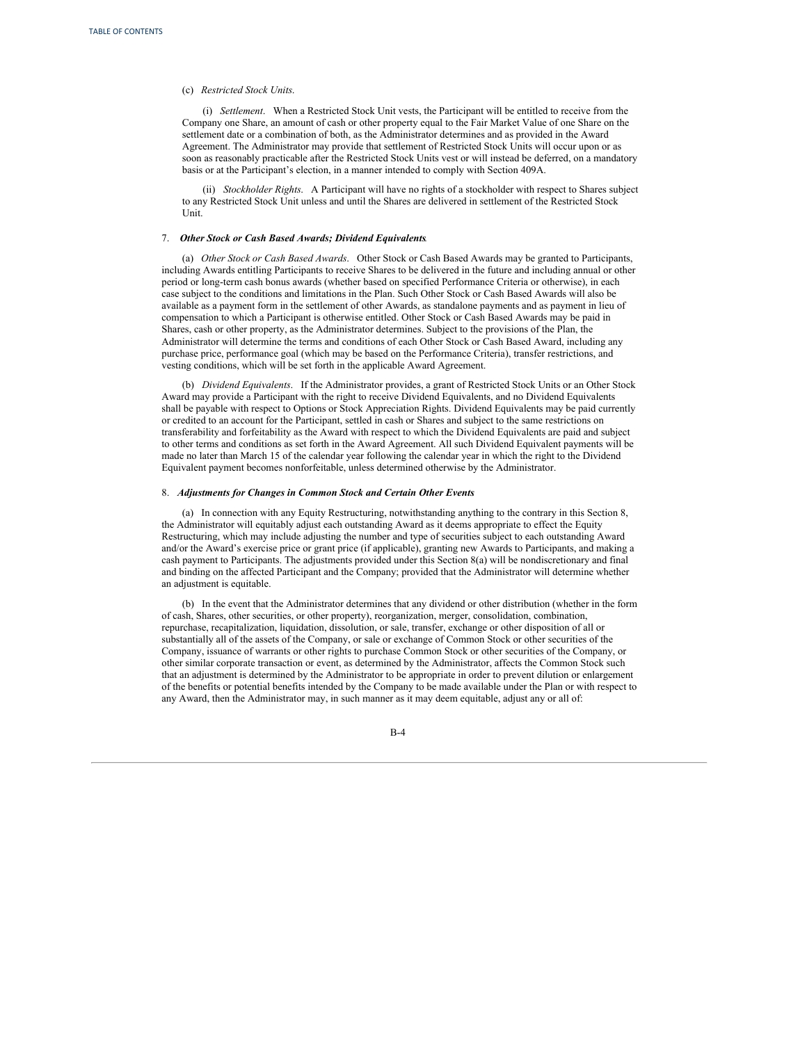(c) *Restricted Stock Units*.

(i) *Settlement*. When a Restricted Stock Unit vests, the Participant will be entitled to receive from the Company one Share, an amount of cash or other property equal to the Fair Market Value of one Share on the settlement date or a combination of both, as the Administrator determines and as provided in the Award Agreement. The Administrator may provide that settlement of Restricted Stock Units will occur upon or as soon as reasonably practicable after the Restricted Stock Units vest or will instead be deferred, on a mandatory basis or at the Participant's election, in a manner intended to comply with Section 409A.

(ii) *Stockholder Rights*. A Participant will have no rights of a stockholder with respect to Shares subject to any Restricted Stock Unit unless and until the Shares are delivered in settlement of the Restricted Stock Unit.

7. ***Other Stock or Cash Based Awards; Dividend Equivalents***.

(a) *Other Stock or Cash Based Awards*. Other Stock or Cash Based Awards may be granted to Participants, including Awards entitling Participants to receive Shares to be delivered in the future and including annual or other period or long-term cash bonus awards (whether based on specified Performance Criteria or otherwise), in each case subject to the conditions and limitations in the Plan. Such Other Stock or Cash Based Awards will also be available as a payment form in the settlement of other Awards, as standalone payments and as payment in lieu of compensation to which a Participant is otherwise entitled. Other Stock or Cash Based Awards may be paid in Shares, cash or other property, as the Administrator determines. Subject to the provisions of the Plan, the Administrator will determine the terms and conditions of each Other Stock or Cash Based Award, including any purchase price, performance goal (which may be based on the Performance Criteria), transfer restrictions, and vesting conditions, which will be set forth in the applicable Award Agreement.

(b) *Dividend Equivalents*. If the Administrator provides, a grant of Restricted Stock Units or an Other Stock Award may provide a Participant with the right to receive Dividend Equivalents, and no Dividend Equivalents shall be payable with respect to Options or Stock Appreciation Rights. Dividend Equivalents may be paid currently or credited to an account for the Participant, settled in cash or Shares and subject to the same restrictions on transferability and forfeitability as the Award with respect to which the Dividend Equivalents are paid and subject to other terms and conditions as set forth in the Award Agreement. All such Dividend Equivalent payments will be made no later than March 15 of the calendar year following the calendar year in which the right to the Dividend Equivalent payment becomes nonforfeitable, unless determined otherwise by the Administrator.

8. ***Adjustments for Changes in Common Stock and Certain Other Events***.

(a) In connection with any Equity Restructuring, notwithstanding anything to the contrary in this Section 8, the Administrator will equitably adjust each outstanding Award as it deems appropriate to effect the Equity Restructuring, which may include adjusting the number and type of securities subject to each outstanding Award and/or the Award's exercise price or grant price (if applicable), granting new Awards to Participants, and making a cash payment to Participants. The adjustments provided under this Section 8(a) will be nondiscretionary and final and binding on the affected Participant and the Company; provided that the Administrator will determine whether an adjustment is equitable.

(b) In the event that the Administrator determines that any dividend or other distribution (whether in the form of cash, Shares, other securities, or other property), reorganization, merger, consolidation, combination, repurchase, recapitalization, liquidation, dissolution, or sale, transfer, exchange or other disposition of all or substantially all of the assets of the Company, or sale or exchange of Common Stock or other securities of the Company, issuance of warrants or other rights to purchase Common Stock or other securities of the Company, or other similar corporate transaction or event, as determined by the Administrator, affects the Common Stock such that an adjustment is determined by the Administrator to be appropriate in order to prevent dilution or enlargement of the benefits or potential benefits intended by the Company to be made available under the Plan or with respect to any Award, then the Administrator may, in such manner as it may deem equitable, adjust any or all of: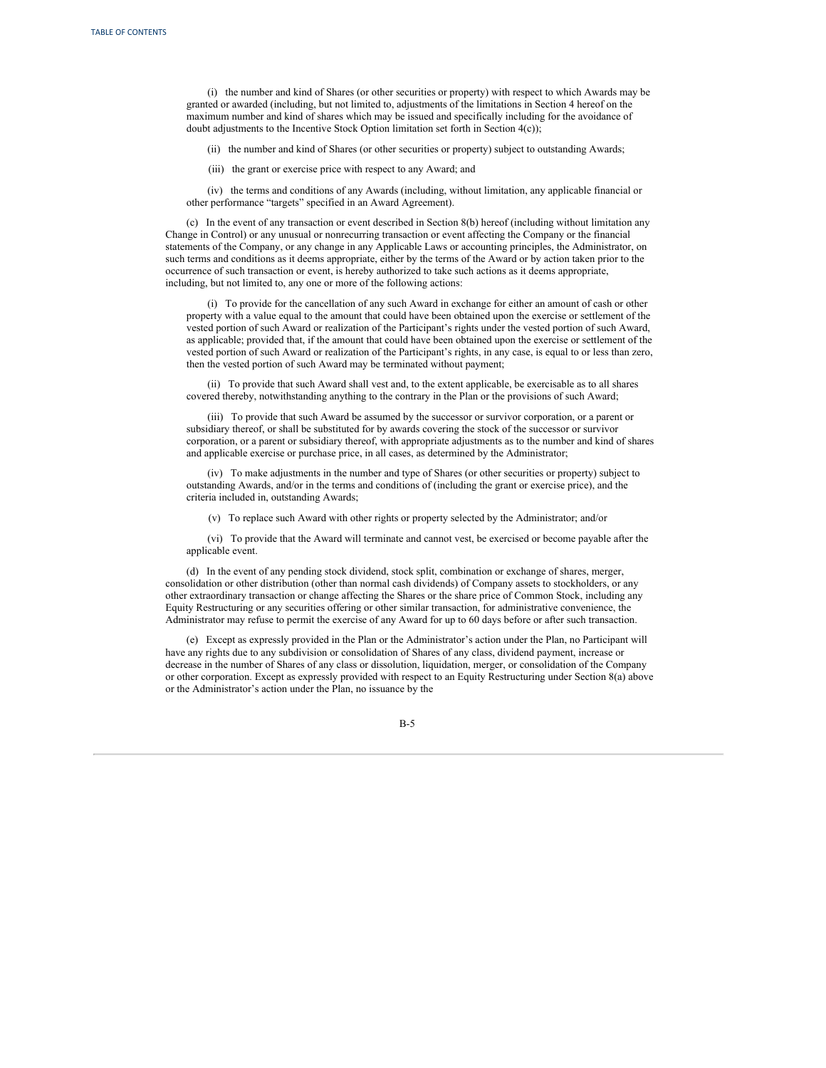(i) the number and kind of Shares (or other securities or property) with respect to which Awards may be granted or awarded (including, but not limited to, adjustments of the limitations in Section 4 hereof on the maximum number and kind of shares which may be issued and specifically including for the avoidance of doubt adjustments to the Incentive Stock Option limitation set forth in Section 4(c));

(ii) the number and kind of Shares (or other securities or property) subject to outstanding Awards;

(iii) the grant or exercise price with respect to any Award; and

(iv) the terms and conditions of any Awards (including, without limitation, any applicable financial or other performance "targets" specified in an Award Agreement).

(c) In the event of any transaction or event described in Section 8(b) hereof (including without limitation any Change in Control) or any unusual or nonrecurring transaction or event affecting the Company or the financial statements of the Company, or any change in any Applicable Laws or accounting principles, the Administrator, on such terms and conditions as it deems appropriate, either by the terms of the Award or by action taken prior to the occurrence of such transaction or event, is hereby authorized to take such actions as it deems appropriate, including, but not limited to, any one or more of the following actions:

(i) To provide for the cancellation of any such Award in exchange for either an amount of cash or other property with a value equal to the amount that could have been obtained upon the exercise or settlement of the vested portion of such Award or realization of the Participant's rights under the vested portion of such Award, as applicable; provided that, if the amount that could have been obtained upon the exercise or settlement of the vested portion of such Award or realization of the Participant's rights, in any case, is equal to or less than zero, then the vested portion of such Award may be terminated without payment;

(ii) To provide that such Award shall vest and, to the extent applicable, be exercisable as to all shares covered thereby, notwithstanding anything to the contrary in the Plan or the provisions of such Award;

(iii) To provide that such Award be assumed by the successor or survivor corporation, or a parent or subsidiary thereof, or shall be substituted for by awards covering the stock of the successor or survivor corporation, or a parent or subsidiary thereof, with appropriate adjustments as to the number and kind of shares and applicable exercise or purchase price, in all cases, as determined by the Administrator;

(iv) To make adjustments in the number and type of Shares (or other securities or property) subject to outstanding Awards, and/or in the terms and conditions of (including the grant or exercise price), and the criteria included in, outstanding Awards;

(v) To replace such Award with other rights or property selected by the Administrator; and/or

(vi) To provide that the Award will terminate and cannot vest, be exercised or become payable after the applicable event.

(d) In the event of any pending stock dividend, stock split, combination or exchange of shares, merger, consolidation or other distribution (other than normal cash dividends) of Company assets to stockholders, or any other extraordinary transaction or change affecting the Shares or the share price of Common Stock, including any Equity Restructuring or any securities offering or other similar transaction, for administrative convenience, the Administrator may refuse to permit the exercise of any Award for up to 60 days before or after such transaction.

(e) Except as expressly provided in the Plan or the Administrator's action under the Plan, no Participant will have any rights due to any subdivision or consolidation of Shares of any class, dividend payment, increase or decrease in the number of Shares of any class or dissolution, liquidation, merger, or consolidation of the Company or other corporation. Except as expressly provided with respect to an Equity Restructuring under Section 8(a) above or the Administrator's action under the Plan, no issuance by the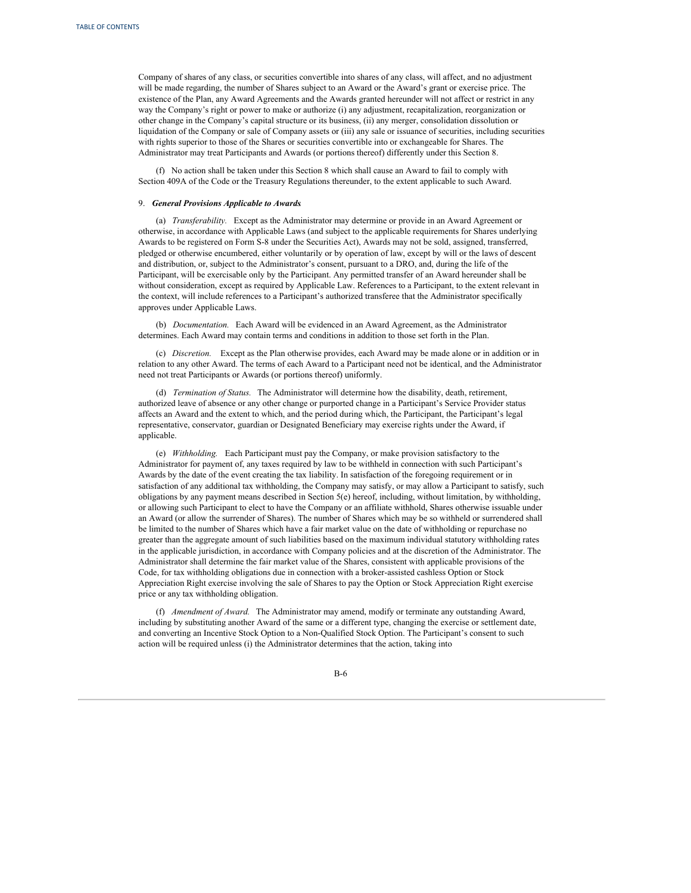Company of shares of any class, or securities convertible into shares of any class, will affect, and no adjustment will be made regarding, the number of Shares subject to an Award or the Award's grant or exercise price. The existence of the Plan, any Award Agreements and the Awards granted hereunder will not affect or restrict in any way the Company's right or power to make or authorize (i) any adjustment, recapitalization, reorganization or other change in the Company's capital structure or its business, (ii) any merger, consolidation dissolution or liquidation of the Company or sale of Company assets or (iii) any sale or issuance of securities, including securities with rights superior to those of the Shares or securities convertible into or exchangeable for Shares. The Administrator may treat Participants and Awards (or portions thereof) differently under this Section 8.

(f) No action shall be taken under this Section 8 which shall cause an Award to fail to comply with Section 409A of the Code or the Treasury Regulations thereunder, to the extent applicable to such Award.

9. ***General Provisions Applicable to Awards***

(a) *Transferability.* Except as the Administrator may determine or provide in an Award Agreement or otherwise, in accordance with Applicable Laws (and subject to the applicable requirements for Shares underlying Awards to be registered on Form S-8 under the Securities Act), Awards may not be sold, assigned, transferred, pledged or otherwise encumbered, either voluntarily or by operation of law, except by will or the laws of descent and distribution, or, subject to the Administrator's consent, pursuant to a DRO, and, during the life of the Participant, will be exercisable only by the Participant. Any permitted transfer of an Award hereunder shall be without consideration, except as required by Applicable Law. References to a Participant, to the extent relevant in the context, will include references to a Participant's authorized transferee that the Administrator specifically approves under Applicable Laws.

(b) *Documentation.* Each Award will be evidenced in an Award Agreement, as the Administrator determines. Each Award may contain terms and conditions in addition to those set forth in the Plan.

(c) *Discretion.* Except as the Plan otherwise provides, each Award may be made alone or in addition or in relation to any other Award. The terms of each Award to a Participant need not be identical, and the Administrator need not treat Participants or Awards (or portions thereof) uniformly.

(d) *Termination of Status.* The Administrator will determine how the disability, death, retirement, authorized leave of absence or any other change or purported change in a Participant's Service Provider status affects an Award and the extent to which, and the period during which, the Participant, the Participant's legal representative, conservator, guardian or Designated Beneficiary may exercise rights under the Award, if applicable.

(e) *Withholding.* Each Participant must pay the Company, or make provision satisfactory to the Administrator for payment of, any taxes required by law to be withheld in connection with such Participant's Awards by the date of the event creating the tax liability. In satisfaction of the foregoing requirement or in satisfaction of any additional tax withholding, the Company may satisfy, or may allow a Participant to satisfy, such obligations by any payment means described in Section 5(e) hereof, including, without limitation, by withholding, or allowing such Participant to elect to have the Company or an affiliate withhold, Shares otherwise issuable under an Award (or allow the surrender of Shares). The number of Shares which may be so withheld or surrendered shall be limited to the number of Shares which have a fair market value on the date of withholding or repurchase no greater than the aggregate amount of such liabilities based on the maximum individual statutory withholding rates in the applicable jurisdiction, in accordance with Company policies and at the discretion of the Administrator. The Administrator shall determine the fair market value of the Shares, consistent with applicable provisions of the Code, for tax withholding obligations due in connection with a broker-assisted cashless Option or Stock Appreciation Right exercise involving the sale of Shares to pay the Option or Stock Appreciation Right exercise price or any tax withholding obligation.

(f) *Amendment of Award.* The Administrator may amend, modify or terminate any outstanding Award, including by substituting another Award of the same or a different type, changing the exercise or settlement date, and converting an Incentive Stock Option to a Non-Qualified Stock Option. The Participant's consent to such action will be required unless (i) the Administrator determines that the action, taking into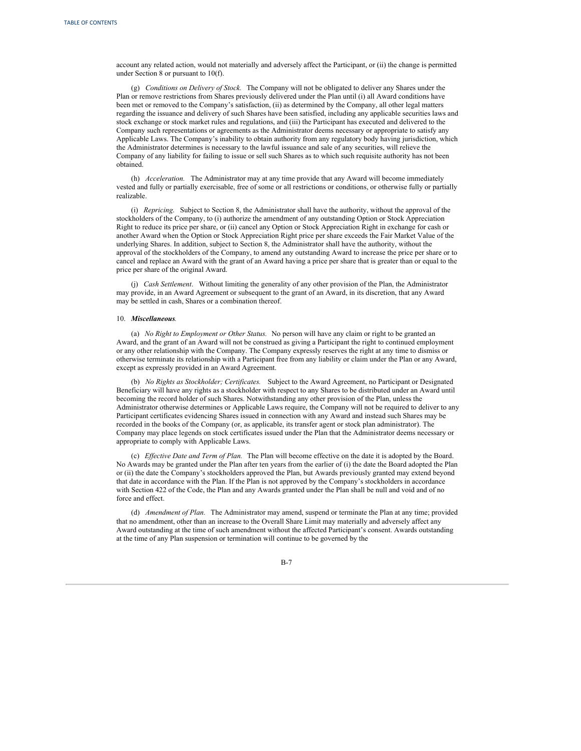account any related action, would not materially and adversely affect the Participant, or (ii) the change is permitted under Section 8 or pursuant to 10(f).

(g) *Conditions on Delivery of Stock.* The Company will not be obligated to deliver any Shares under the Plan or remove restrictions from Shares previously delivered under the Plan until (i) all Award conditions have been met or removed to the Company's satisfaction, (ii) as determined by the Company, all other legal matters regarding the issuance and delivery of such Shares have been satisfied, including any applicable securities laws and stock exchange or stock market rules and regulations, and (iii) the Participant has executed and delivered to the Company such representations or agreements as the Administrator deems necessary or appropriate to satisfy any Applicable Laws. The Company's inability to obtain authority from any regulatory body having jurisdiction, which the Administrator determines is necessary to the lawful issuance and sale of any securities, will relieve the Company of any liability for failing to issue or sell such Shares as to which such requisite authority has not been obtained.

(h) *Acceleration.* The Administrator may at any time provide that any Award will become immediately vested and fully or partially exercisable, free of some or all restrictions or conditions, or otherwise fully or partially realizable.

(i) *Repricing.* Subject to Section 8, the Administrator shall have the authority, without the approval of the stockholders of the Company, to (i) authorize the amendment of any outstanding Option or Stock Appreciation Right to reduce its price per share, or (ii) cancel any Option or Stock Appreciation Right in exchange for cash or another Award when the Option or Stock Appreciation Right price per share exceeds the Fair Market Value of the underlying Shares. In addition, subject to Section 8, the Administrator shall have the authority, without the approval of the stockholders of the Company, to amend any outstanding Award to increase the price per share or to cancel and replace an Award with the grant of an Award having a price per share that is greater than or equal to the price per share of the original Award.

(j) *Cash Settlement.* Without limiting the generality of any other provision of the Plan, the Administrator may provide, in an Award Agreement or subsequent to the grant of an Award, in its discretion, that any Award may be settled in cash, Shares or a combination thereof.

10. ***Miscellaneous.***

(a) *No Right to Employment or Other Status.* No person will have any claim or right to be granted an Award, and the grant of an Award will not be construed as giving a Participant the right to continued employment or any other relationship with the Company. The Company expressly reserves the right at any time to dismiss or otherwise terminate its relationship with a Participant free from any liability or claim under the Plan or any Award, except as expressly provided in an Award Agreement.

(b) *No Rights as Stockholder; Certificates.* Subject to the Award Agreement, no Participant or Designated Beneficiary will have any rights as a stockholder with respect to any Shares to be distributed under an Award until becoming the record holder of such Shares. Notwithstanding any other provision of the Plan, unless the Administrator otherwise determines or Applicable Laws require, the Company will not be required to deliver to any Participant certificates evidencing Shares issued in connection with any Award and instead such Shares may be recorded in the books of the Company (or, as applicable, its transfer agent or stock plan administrator). The Company may place legends on stock certificates issued under the Plan that the Administrator deems necessary or appropriate to comply with Applicable Laws.

(c) *Effective Date and Term of Plan.* The Plan will become effective on the date it is adopted by the Board. No Awards may be granted under the Plan after ten years from the earlier of (i) the date the Board adopted the Plan or (ii) the date the Company's stockholders approved the Plan, but Awards previously granted may extend beyond that date in accordance with the Plan. If the Plan is not approved by the Company's stockholders in accordance with Section 422 of the Code, the Plan and any Awards granted under the Plan shall be null and void and of no force and effect.

(d) *Amendment of Plan.* The Administrator may amend, suspend or terminate the Plan at any time; provided that no amendment, other than an increase to the Overall Share Limit may materially and adversely affect any Award outstanding at the time of such amendment without the affected Participant's consent. Awards outstanding at the time of any Plan suspension or termination will continue to be governed by the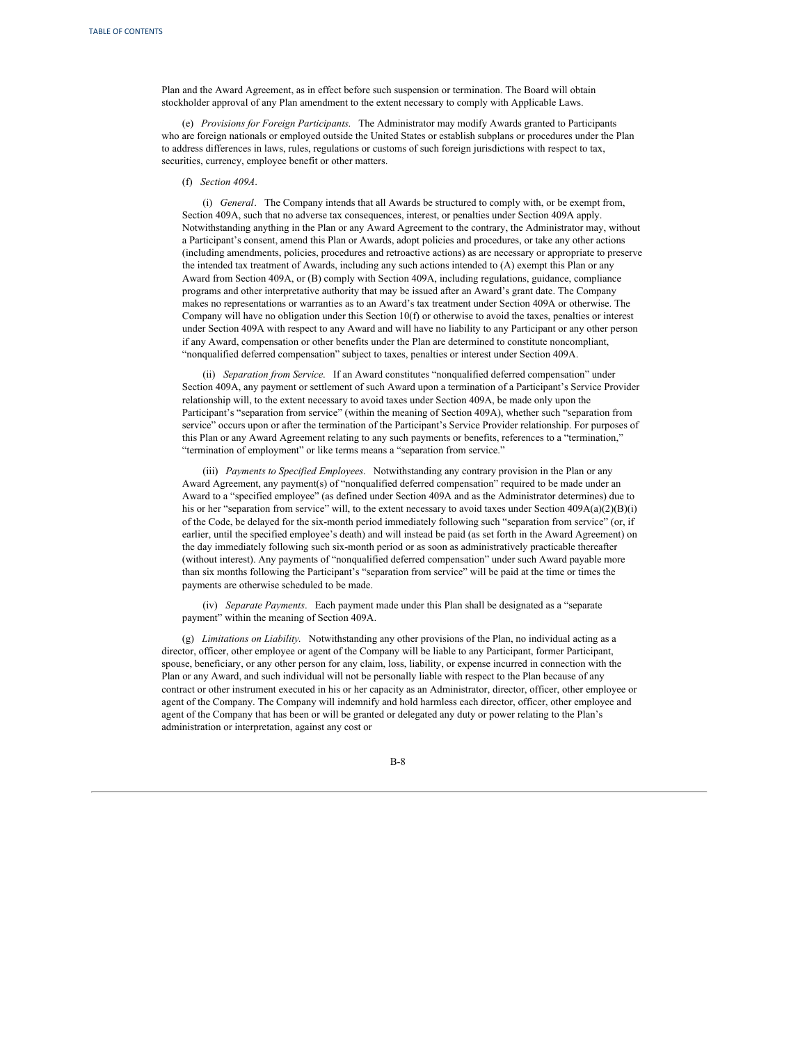Plan and the Award Agreement, as in effect before such suspension or termination. The Board will obtain stockholder approval of any Plan amendment to the extent necessary to comply with Applicable Laws.

(e) *Provisions for Foreign Participants.* The Administrator may modify Awards granted to Participants who are foreign nationals or employed outside the United States or establish subplans or procedures under the Plan to address differences in laws, rules, regulations or customs of such foreign jurisdictions with respect to tax, securities, currency, employee benefit or other matters.

(f) *Section 409A*.

(i) *General*. The Company intends that all Awards be structured to comply with, or be exempt from, Section 409A, such that no adverse tax consequences, interest, or penalties under Section 409A apply. Notwithstanding anything in the Plan or any Award Agreement to the contrary, the Administrator may, without a Participant's consent, amend this Plan or Awards, adopt policies and procedures, or take any other actions (including amendments, policies, procedures and retroactive actions) as are necessary or appropriate to preserve the intended tax treatment of Awards, including any such actions intended to (A) exempt this Plan or any Award from Section 409A, or (B) comply with Section 409A, including regulations, guidance, compliance programs and other interpretative authority that may be issued after an Award's grant date. The Company makes no representations or warranties as to an Award's tax treatment under Section 409A or otherwise. The Company will have no obligation under this Section 10(f) or otherwise to avoid the taxes, penalties or interest under Section 409A with respect to any Award and will have no liability to any Participant or any other person if any Award, compensation or other benefits under the Plan are determined to constitute noncompliant, "nonqualified deferred compensation" subject to taxes, penalties or interest under Section 409A.

(ii) *Separation from Service.* If an Award constitutes "nonqualified deferred compensation" under Section 409A, any payment or settlement of such Award upon a termination of a Participant's Service Provider relationship will, to the extent necessary to avoid taxes under Section 409A, be made only upon the Participant's "separation from service" (within the meaning of Section 409A), whether such "separation from service" occurs upon or after the termination of the Participant's Service Provider relationship. For purposes of this Plan or any Award Agreement relating to any such payments or benefits, references to a "termination," "termination of employment" or like terms means a "separation from service."

(iii) *Payments to Specified Employees.* Notwithstanding any contrary provision in the Plan or any Award Agreement, any payment(s) of "nonqualified deferred compensation" required to be made under an Award to a "specified employee" (as defined under Section 409A and as the Administrator determines) due to his or her "separation from service" will, to the extent necessary to avoid taxes under Section 409A(a)(2)(B)(i) of the Code, be delayed for the six-month period immediately following such "separation from service" (or, if earlier, until the specified employee's death) and will instead be paid (as set forth in the Award Agreement) on the day immediately following such six-month period or as soon as administratively practicable thereafter (without interest). Any payments of "nonqualified deferred compensation" under such Award payable more than six months following the Participant's "separation from service" will be paid at the time or times the payments are otherwise scheduled to be made.

(iv) *Separate Payments*. Each payment made under this Plan shall be designated as a "separate payment" within the meaning of Section 409A.

(g) *Limitations on Liability.* Notwithstanding any other provisions of the Plan, no individual acting as a director, officer, other employee or agent of the Company will be liable to any Participant, former Participant, spouse, beneficiary, or any other person for any claim, loss, liability, or expense incurred in connection with the Plan or any Award, and such individual will not be personally liable with respect to the Plan because of any contract or other instrument executed in his or her capacity as an Administrator, director, officer, other employee or agent of the Company. The Company will indemnify and hold harmless each director, officer, other employee and agent of the Company that has been or will be granted or delegated any duty or power relating to the Plan's administration or interpretation, against any cost or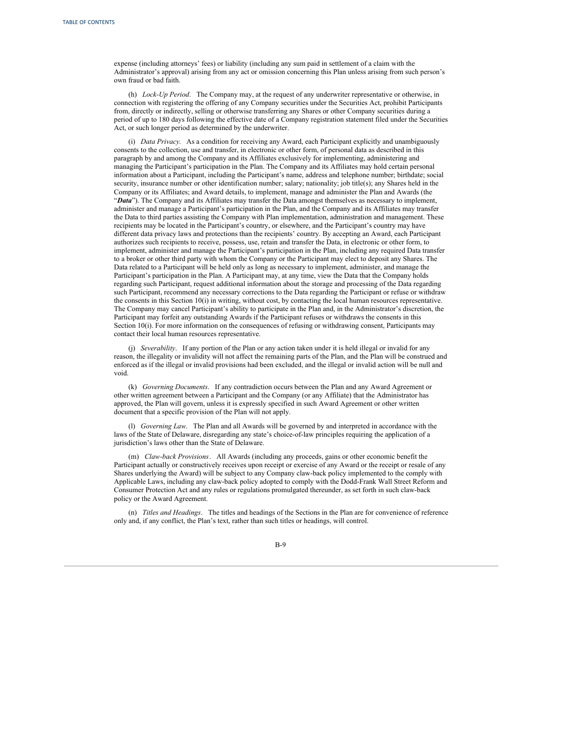expense (including attorneys' fees) or liability (including any sum paid in settlement of a claim with the Administrator's approval) arising from any act or omission concerning this Plan unless arising from such person's own fraud or bad faith.

(h) *Lock-Up Period*. The Company may, at the request of any underwriter representative or otherwise, in connection with registering the offering of any Company securities under the Securities Act, prohibit Participants from, directly or indirectly, selling or otherwise transferring any Shares or other Company securities during a period of up to 180 days following the effective date of a Company registration statement filed under the Securities Act, or such longer period as determined by the underwriter.

(i) *Data Privacy*. As a condition for receiving any Award, each Participant explicitly and unambiguously consents to the collection, use and transfer, in electronic or other form, of personal data as described in this paragraph by and among the Company and its Affiliates exclusively for implementing, administering and managing the Participant's participation in the Plan. The Company and its Affiliates may hold certain personal information about a Participant, including the Participant's name, address and telephone number; birthdate; social security, insurance number or other identification number; salary; nationality; job title(s); any Shares held in the Company or its Affiliates; and Award details, to implement, manage and administer the Plan and Awards (the "***Data***"). The Company and its Affiliates may transfer the Data amongst themselves as necessary to implement, administer and manage a Participant's participation in the Plan, and the Company and its Affiliates may transfer the Data to third parties assisting the Company with Plan implementation, administration and management. These recipients may be located in the Participant's country, or elsewhere, and the Participant's country may have different data privacy laws and protections than the recipients' country. By accepting an Award, each Participant authorizes such recipients to receive, possess, use, retain and transfer the Data, in electronic or other form, to implement, administer and manage the Participant's participation in the Plan, including any required Data transfer to a broker or other third party with whom the Company or the Participant may elect to deposit any Shares. The Data related to a Participant will be held only as long as necessary to implement, administer, and manage the Participant's participation in the Plan. A Participant may, at any time, view the Data that the Company holds regarding such Participant, request additional information about the storage and processing of the Data regarding such Participant, recommend any necessary corrections to the Data regarding the Participant or refuse or withdraw the consents in this Section 10(i) in writing, without cost, by contacting the local human resources representative. The Company may cancel Participant's ability to participate in the Plan and, in the Administrator's discretion, the Participant may forfeit any outstanding Awards if the Participant refuses or withdraws the consents in this Section 10(i). For more information on the consequences of refusing or withdrawing consent, Participants may contact their local human resources representative.

(j) *Severability*. If any portion of the Plan or any action taken under it is held illegal or invalid for any reason, the illegality or invalidity will not affect the remaining parts of the Plan, and the Plan will be construed and enforced as if the illegal or invalid provisions had been excluded, and the illegal or invalid action will be null and void.

(k) *Governing Documents*. If any contradiction occurs between the Plan and any Award Agreement or other written agreement between a Participant and the Company (or any Affiliate) that the Administrator has approved, the Plan will govern, unless it is expressly specified in such Award Agreement or other written document that a specific provision of the Plan will not apply.

(l) *Governing Law*. The Plan and all Awards will be governed by and interpreted in accordance with the laws of the State of Delaware, disregarding any state's choice-of-law principles requiring the application of a jurisdiction's laws other than the State of Delaware.

(m) *Claw-back Provisions*. All Awards (including any proceeds, gains or other economic benefit the Participant actually or constructively receives upon receipt or exercise of any Award or the receipt or resale of any Shares underlying the Award) will be subject to any Company claw-back policy implemented to the comply with Applicable Laws, including any claw-back policy adopted to comply with the Dodd-Frank Wall Street Reform and Consumer Protection Act and any rules or regulations promulgated thereunder, as set forth in such claw-back policy or the Award Agreement.

(n) *Titles and Headings*. The titles and headings of the Sections in the Plan are for convenience of reference only and, if any conflict, the Plan's text, rather than such titles or headings, will control.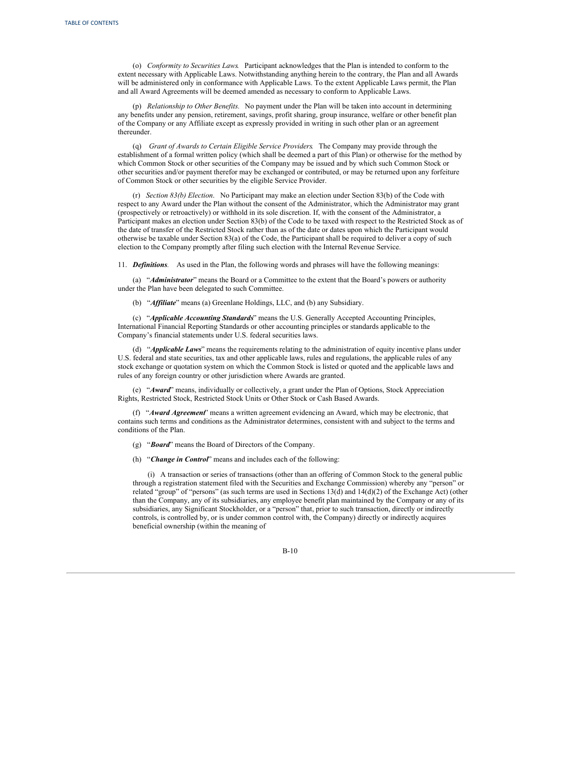(o) *Conformity to Securities Laws*. Participant acknowledges that the Plan is intended to conform to the extent necessary with Applicable Laws. Notwithstanding anything herein to the contrary, the Plan and all Awards will be administered only in conformance with Applicable Laws. To the extent Applicable Laws permit, the Plan and all Award Agreements will be deemed amended as necessary to conform to Applicable Laws.

(p) *Relationship to Other Benefits.* No payment under the Plan will be taken into account in determining any benefits under any pension, retirement, savings, profit sharing, group insurance, welfare or other benefit plan of the Company or any Affiliate except as expressly provided in writing in such other plan or an agreement thereunder.

(q) *Grant of Awards to Certain Eligible Service Providers*. The Company may provide through the establishment of a formal written policy (which shall be deemed a part of this Plan) or otherwise for the method by which Common Stock or other securities of the Company may be issued and by which such Common Stock or other securities and/or payment therefor may be exchanged or contributed, or may be returned upon any forfeiture of Common Stock or other securities by the eligible Service Provider.

(r) *Section 83(b) Election*. No Participant may make an election under Section 83(b) of the Code with respect to any Award under the Plan without the consent of the Administrator, which the Administrator may grant (prospectively or retroactively) or withhold in its sole discretion. If, with the consent of the Administrator, a Participant makes an election under Section 83(b) of the Code to be taxed with respect to the Restricted Stock as of the date of transfer of the Restricted Stock rather than as of the date or dates upon which the Participant would otherwise be taxable under Section 83(a) of the Code, the Participant shall be required to deliver a copy of such election to the Company promptly after filing such election with the Internal Revenue Service.

11. ***Definitions***. As used in the Plan, the following words and phrases will have the following meanings:

(a) "***Administrator***" means the Board or a Committee to the extent that the Board's powers or authority under the Plan have been delegated to such Committee.

(b) "***Affiliate***" means (a) Greenlane Holdings, LLC, and (b) any Subsidiary.

(c) "***Applicable Accounting Standards***" means the U.S. Generally Accepted Accounting Principles, International Financial Reporting Standards or other accounting principles or standards applicable to the Company's financial statements under U.S. federal securities laws.

(d) "***Applicable Laws***" means the requirements relating to the administration of equity incentive plans under U.S. federal and state securities, tax and other applicable laws, rules and regulations, the applicable rules of any stock exchange or quotation system on which the Common Stock is listed or quoted and the applicable laws and rules of any foreign country or other jurisdiction where Awards are granted.

(e) "***Award***" means, individually or collectively, a grant under the Plan of Options, Stock Appreciation Rights, Restricted Stock, Restricted Stock Units or Other Stock or Cash Based Awards.

(f) "***Award Agreement***" means a written agreement evidencing an Award, which may be electronic, that contains such terms and conditions as the Administrator determines, consistent with and subject to the terms and conditions of the Plan.

(g) "***Board***" means the Board of Directors of the Company.

(h) "***Change in Control***" means and includes each of the following:

(i) A transaction or series of transactions (other than an offering of Common Stock to the general public through a registration statement filed with the Securities and Exchange Commission) whereby any "person" or related "group" of "persons" (as such terms are used in Sections 13(d) and 14(d)(2) of the Exchange Act) (other than the Company, any of its subsidiaries, any employee benefit plan maintained by the Company or any of its subsidiaries, any Significant Stockholder, or a "person" that, prior to such transaction, directly or indirectly controls, is controlled by, or is under common control with, the Company) directly or indirectly acquires beneficial ownership (within the meaning of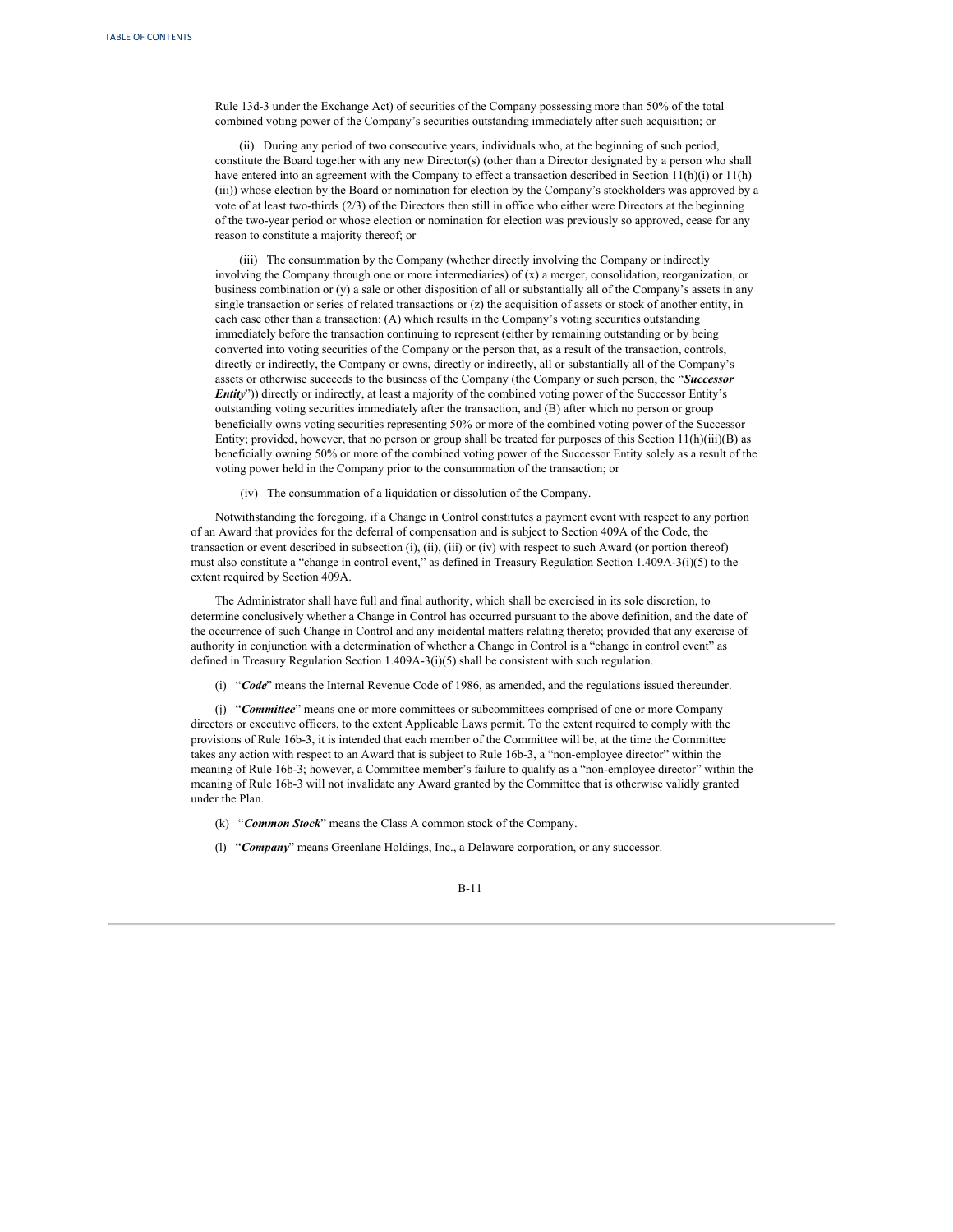Rule 13d-3 under the Exchange Act) of securities of the Company possessing more than 50% of the total combined voting power of the Company's securities outstanding immediately after such acquisition; or

(ii) During any period of two consecutive years, individuals who, at the beginning of such period, constitute the Board together with any new Director(s) (other than a Director designated by a person who shall have entered into an agreement with the Company to effect a transaction described in Section 11(h)(i) or 11(h)(iii)) whose election by the Board or nomination for election by the Company's stockholders was approved by a vote of at least two-thirds (2/3) of the Directors then still in office who either were Directors at the beginning of the two-year period or whose election or nomination for election was previously so approved, cease for any reason to constitute a majority thereof; or

(iii) The consummation by the Company (whether directly involving the Company or indirectly involving the Company through one or more intermediaries) of (x) a merger, consolidation, reorganization, or business combination or (y) a sale or other disposition of all or substantially all of the Company's assets in any single transaction or series of related transactions or (z) the acquisition of assets or stock of another entity, in each case other than a transaction: (A) which results in the Company's voting securities outstanding immediately before the transaction continuing to represent (either by remaining outstanding or by being converted into voting securities of the Company or the person that, as a result of the transaction, controls, directly or indirectly, the Company or owns, directly or indirectly, all or substantially all of the Company's assets or otherwise succeeds to the business of the Company (the Company or such person, the "***Successor Entity***")) directly or indirectly, at least a majority of the combined voting power of the Successor Entity's outstanding voting securities immediately after the transaction, and (B) after which no person or group beneficially owns voting securities representing 50% or more of the combined voting power of the Successor Entity; provided, however, that no person or group shall be treated for purposes of this Section 11(h)(iii)(B) as beneficially owning 50% or more of the combined voting power of the Successor Entity solely as a result of the voting power held in the Company prior to the consummation of the transaction; or

(iv) The consummation of a liquidation or dissolution of the Company.

Notwithstanding the foregoing, if a Change in Control constitutes a payment event with respect to any portion of an Award that provides for the deferral of compensation and is subject to Section 409A of the Code, the transaction or event described in subsection (i), (ii), (iii) or (iv) with respect to such Award (or portion thereof) must also constitute a "change in control event," as defined in Treasury Regulation Section 1.409A-3(i)(5) to the extent required by Section 409A.

The Administrator shall have full and final authority, which shall be exercised in its sole discretion, to determine conclusively whether a Change in Control has occurred pursuant to the above definition, and the date of the occurrence of such Change in Control and any incidental matters relating thereto; provided that any exercise of authority in conjunction with a determination of whether a Change in Control is a "change in control event" as defined in Treasury Regulation Section 1.409A-3(i)(5) shall be consistent with such regulation.

(i) "***Code***" means the Internal Revenue Code of 1986, as amended, and the regulations issued thereunder.

(j) "***Committee***" means one or more committees or subcommittees comprised of one or more Company directors or executive officers, to the extent Applicable Laws permit. To the extent required to comply with the provisions of Rule 16b-3, it is intended that each member of the Committee will be, at the time the Committee takes any action with respect to an Award that is subject to Rule 16b-3, a "non-employee director" within the meaning of Rule 16b-3; however, a Committee member's failure to qualify as a "non-employee director" within the meaning of Rule 16b-3 will not invalidate any Award granted by the Committee that is otherwise validly granted under the Plan.

(k) "***Common Stock***" means the Class A common stock of the Company.

(l) "***Company***" means Greenlane Holdings, Inc., a Delaware corporation, or any successor.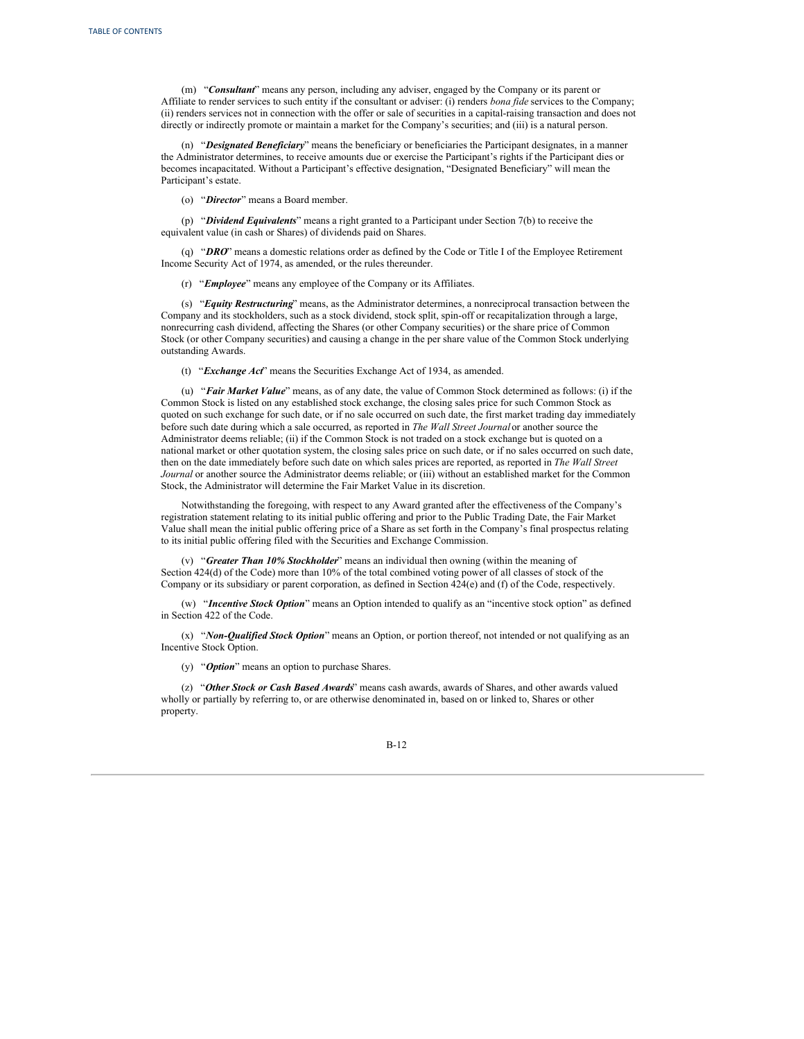(m) "***Consultant***" means any person, including any adviser, engaged by the Company or its parent or Affiliate to render services to such entity if the consultant or adviser: (i) renders *bona fide* services to the Company; (ii) renders services not in connection with the offer or sale of securities in a capital-raising transaction and does not directly or indirectly promote or maintain a market for the Company's securities; and (iii) is a natural person.

(n) "***Designated Beneficiary***" means the beneficiary or beneficiaries the Participant designates, in a manner the Administrator determines, to receive amounts due or exercise the Participant's rights if the Participant dies or becomes incapacitated. Without a Participant's effective designation, "Designated Beneficiary" will mean the Participant's estate.

(o) "***Director***" means a Board member.

(p) "***Dividend Equivalents***" means a right granted to a Participant under Section 7(b) to receive the equivalent value (in cash or Shares) of dividends paid on Shares.

(q) "***DRO***" means a domestic relations order as defined by the Code or Title I of the Employee Retirement Income Security Act of 1974, as amended, or the rules thereunder.

(r) "***Employee***" means any employee of the Company or its Affiliates.

(s) "***Equity Restructuring***" means, as the Administrator determines, a nonreciprocal transaction between the Company and its stockholders, such as a stock dividend, stock split, spin-off or recapitalization through a large, nonrecurring cash dividend, affecting the Shares (or other Company securities) or the share price of Common Stock (or other Company securities) and causing a change in the per share value of the Common Stock underlying outstanding Awards.

(t) "***Exchange Act***" means the Securities Exchange Act of 1934, as amended.

(u) "***Fair Market Value***" means, as of any date, the value of Common Stock determined as follows: (i) if the Common Stock is listed on any established stock exchange, the closing sales price for such Common Stock as quoted on such exchange for such date, or if no sale occurred on such date, the first market trading day immediately before such date during which a sale occurred, as reported in *The Wall Street Journal* or another source the Administrator deems reliable; (ii) if the Common Stock is not traded on a stock exchange but is quoted on a national market or other quotation system, the closing sales price on such date, or if no sales occurred on such date, then on the date immediately before such date on which sales prices are reported, as reported in *The Wall Street Journal* or another source the Administrator deems reliable; or (iii) without an established market for the Common Stock, the Administrator will determine the Fair Market Value in its discretion.

Notwithstanding the foregoing, with respect to any Award granted after the effectiveness of the Company's registration statement relating to its initial public offering and prior to the Public Trading Date, the Fair Market Value shall mean the initial public offering price of a Share as set forth in the Company's final prospectus relating to its initial public offering filed with the Securities and Exchange Commission.

(v) "***Greater Than 10% Stockholder***" means an individual then owning (within the meaning of Section 424(d) of the Code) more than 10% of the total combined voting power of all classes of stock of the Company or its subsidiary or parent corporation, as defined in Section 424(e) and (f) of the Code, respectively.

(w) "***Incentive Stock Option***" means an Option intended to qualify as an "incentive stock option" as defined in Section 422 of the Code.

(x) "***Non-Qualified Stock Option***" means an Option, or portion thereof, not intended or not qualifying as an Incentive Stock Option.

(y) "***Option***" means an option to purchase Shares.

(z) "***Other Stock or Cash Based Awards***" means cash awards, awards of Shares, and other awards valued wholly or partially by referring to, or are otherwise denominated in, based on or linked to, Shares or other property.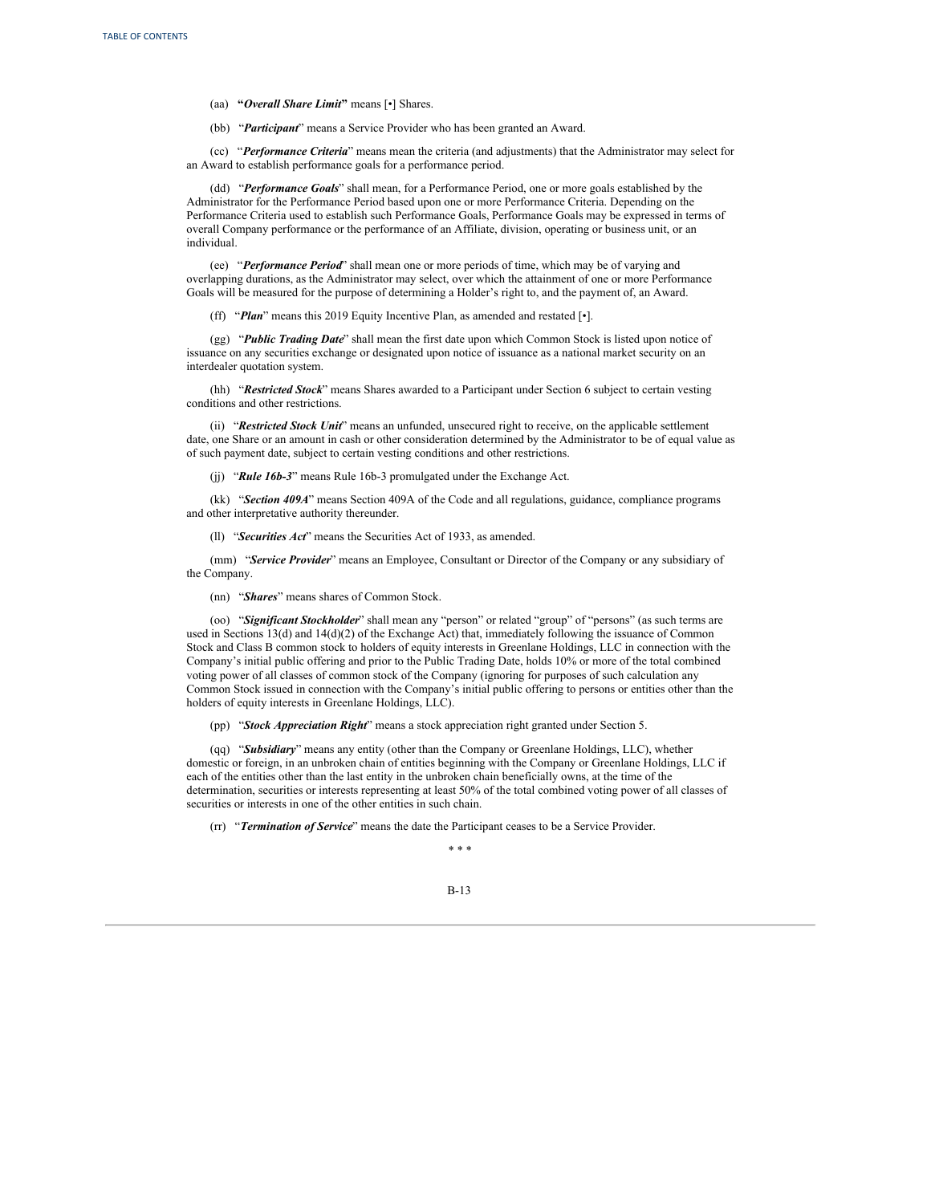(aa) ***"Overall Share Limit"*** means [•] Shares.

(bb) "***Participant***" means a Service Provider who has been granted an Award.

(cc) "***Performance Criteria***" means mean the criteria (and adjustments) that the Administrator may select for an Award to establish performance goals for a performance period.

(dd) "***Performance Goals***" shall mean, for a Performance Period, one or more goals established by the Administrator for the Performance Period based upon one or more Performance Criteria. Depending on the Performance Criteria used to establish such Performance Goals, Performance Goals may be expressed in terms of overall Company performance or the performance of an Affiliate, division, operating or business unit, or an individual.

(ee) "***Performance Period***" shall mean one or more periods of time, which may be of varying and overlapping durations, as the Administrator may select, over which the attainment of one or more Performance Goals will be measured for the purpose of determining a Holder's right to, and the payment of, an Award.

(ff) "***Plan***" means this 2019 Equity Incentive Plan, as amended and restated [•].

(gg) "***Public Trading Date***" shall mean the first date upon which Common Stock is listed upon notice of issuance on any securities exchange or designated upon notice of issuance as a national market security on an interdealer quotation system.

(hh) "***Restricted Stock***" means Shares awarded to a Participant under Section 6 subject to certain vesting conditions and other restrictions.

(ii) "***Restricted Stock Unit***" means an unfunded, unsecured right to receive, on the applicable settlement date, one Share or an amount in cash or other consideration determined by the Administrator to be of equal value as of such payment date, subject to certain vesting conditions and other restrictions.

(jj) "***Rule 16b-3***" means Rule 16b-3 promulgated under the Exchange Act.

(kk) "***Section 409A***" means Section 409A of the Code and all regulations, guidance, compliance programs and other interpretative authority thereunder.

(ll) "***Securities Act***" means the Securities Act of 1933, as amended.

(mm) "***Service Provider***" means an Employee, Consultant or Director of the Company or any subsidiary of the Company.

(nn) "***Shares***" means shares of Common Stock.

(oo) "***Significant Stockholder***" shall mean any "person" or related "group" of "persons" (as such terms are used in Sections 13(d) and 14(d)(2) of the Exchange Act) that, immediately following the issuance of Common Stock and Class B common stock to holders of equity interests in Greenlane Holdings, LLC in connection with the Company's initial public offering and prior to the Public Trading Date, holds 10% or more of the total combined voting power of all classes of common stock of the Company (ignoring for purposes of such calculation any Common Stock issued in connection with the Company's initial public offering to persons or entities other than the holders of equity interests in Greenlane Holdings, LLC).

(pp) "***Stock Appreciation Right***" means a stock appreciation right granted under Section 5.

(qq) "***Subsidiary***" means any entity (other than the Company or Greenlane Holdings, LLC), whether domestic or foreign, in an unbroken chain of entities beginning with the Company or Greenlane Holdings, LLC if each of the entities other than the last entity in the unbroken chain beneficially owns, at the time of the determination, securities or interests representing at least 50% of the total combined voting power of all classes of securities or interests in one of the other entities in such chain.

(rr) "***Termination of Service***" means the date the Participant ceases to be a Service Provider.

\* \* \*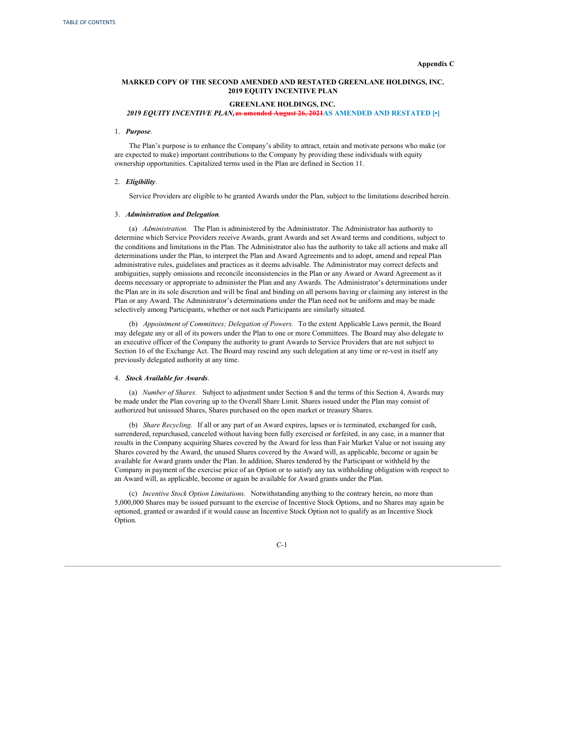**Appendix C**

**MARKED COPY OF THE SECOND AMENDED AND RESTATED GREENLANE HOLDINGS, INC. 2019 EQUITY INCENTIVE PLAN**

**GREENLANE HOLDINGS, INC.**

***2019 EQUITY INCENTIVE PLAN,*** ~~**as amended August 26, 2021**~~**AS AMENDED AND RESTATED [•]**

1. ***Purpose***.

The Plan's purpose is to enhance the Company's ability to attract, retain and motivate persons who make (or are expected to make) important contributions to the Company by providing these individuals with equity ownership opportunities. Capitalized terms used in the Plan are defined in Section 11.

2. ***Eligibility***.

Service Providers are eligible to be granted Awards under the Plan, subject to the limitations described herein.

3. ***Administration and Delegation.***

(a) *Administration.* The Plan is administered by the Administrator. The Administrator has authority to determine which Service Providers receive Awards, grant Awards and set Award terms and conditions, subject to the conditions and limitations in the Plan. The Administrator also has the authority to take all actions and make all determinations under the Plan, to interpret the Plan and Award Agreements and to adopt, amend and repeal Plan administrative rules, guidelines and practices as it deems advisable. The Administrator may correct defects and ambiguities, supply omissions and reconcile inconsistencies in the Plan or any Award or Award Agreement as it deems necessary or appropriate to administer the Plan and any Awards. The Administrator's determinations under the Plan are in its sole discretion and will be final and binding on all persons having or claiming any interest in the Plan or any Award. The Administrator's determinations under the Plan need not be uniform and may be made selectively among Participants, whether or not such Participants are similarly situated.

(b) *Appointment of Committees; Delegation of Powers.* To the extent Applicable Laws permit, the Board may delegate any or all of its powers under the Plan to one or more Committees. The Board may also delegate to an executive officer of the Company the authority to grant Awards to Service Providers that are not subject to Section 16 of the Exchange Act. The Board may rescind any such delegation at any time or re-vest in itself any previously delegated authority at any time.

4. ***Stock Available for Awards***.

(a) *Number of Shares.* Subject to adjustment under Section 8 and the terms of this Section 4, Awards may be made under the Plan covering up to the Overall Share Limit. Shares issued under the Plan may consist of authorized but unissued Shares, Shares purchased on the open market or treasury Shares.

(b) *Share Recycling.* If all or any part of an Award expires, lapses or is terminated, exchanged for cash, surrendered, repurchased, canceled without having been fully exercised or forfeited, in any case, in a manner that results in the Company acquiring Shares covered by the Award for less than Fair Market Value or not issuing any Shares covered by the Award, the unused Shares covered by the Award will, as applicable, become or again be available for Award grants under the Plan. In addition, Shares tendered by the Participant or withheld by the Company in payment of the exercise price of an Option or to satisfy any tax withholding obligation with respect to an Award will, as applicable, become or again be available for Award grants under the Plan.

(c) *Incentive Stock Option Limitations.* Notwithstanding anything to the contrary herein, no more than 5,000,000 Shares may be issued pursuant to the exercise of Incentive Stock Options, and no Shares may again be optioned, granted or awarded if it would cause an Incentive Stock Option not to qualify as an Incentive Stock Option.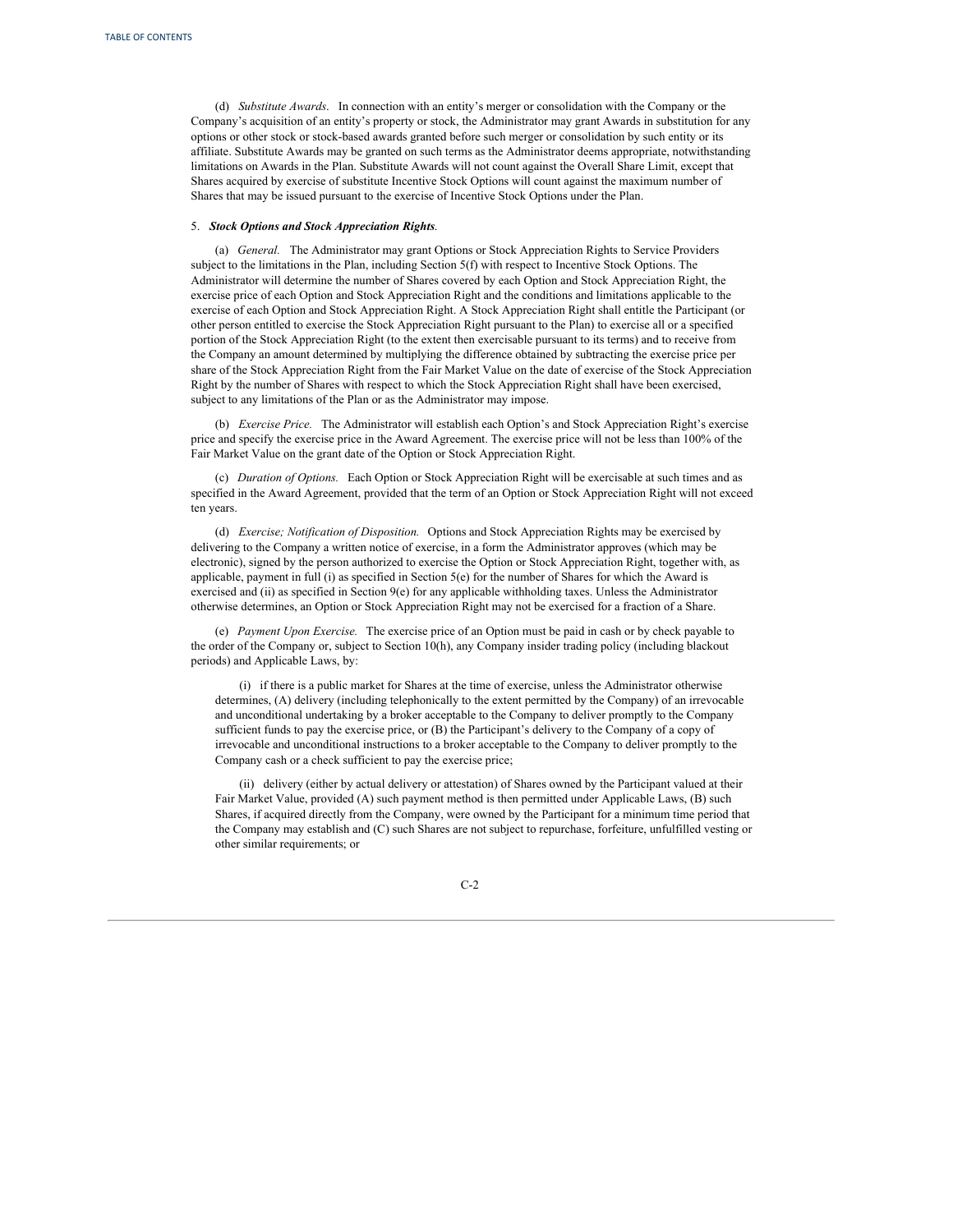(d) *Substitute Awards*. In connection with an entity's merger or consolidation with the Company or the Company's acquisition of an entity's property or stock, the Administrator may grant Awards in substitution for any options or other stock or stock-based awards granted before such merger or consolidation by such entity or its affiliate. Substitute Awards may be granted on such terms as the Administrator deems appropriate, notwithstanding limitations on Awards in the Plan. Substitute Awards will not count against the Overall Share Limit, except that Shares acquired by exercise of substitute Incentive Stock Options will count against the maximum number of Shares that may be issued pursuant to the exercise of Incentive Stock Options under the Plan.

5. ***Stock Options and Stock Appreciation Rights***.

(a) *General.* The Administrator may grant Options or Stock Appreciation Rights to Service Providers subject to the limitations in the Plan, including Section 5(f) with respect to Incentive Stock Options. The Administrator will determine the number of Shares covered by each Option and Stock Appreciation Right, the exercise price of each Option and Stock Appreciation Right and the conditions and limitations applicable to the exercise of each Option and Stock Appreciation Right. A Stock Appreciation Right shall entitle the Participant (or other person entitled to exercise the Stock Appreciation Right pursuant to the Plan) to exercise all or a specified portion of the Stock Appreciation Right (to the extent then exercisable pursuant to its terms) and to receive from the Company an amount determined by multiplying the difference obtained by subtracting the exercise price per share of the Stock Appreciation Right from the Fair Market Value on the date of exercise of the Stock Appreciation Right by the number of Shares with respect to which the Stock Appreciation Right shall have been exercised, subject to any limitations of the Plan or as the Administrator may impose.

(b) *Exercise Price.* The Administrator will establish each Option's and Stock Appreciation Right's exercise price and specify the exercise price in the Award Agreement. The exercise price will not be less than 100% of the Fair Market Value on the grant date of the Option or Stock Appreciation Right.

(c) *Duration of Options.* Each Option or Stock Appreciation Right will be exercisable at such times and as specified in the Award Agreement, provided that the term of an Option or Stock Appreciation Right will not exceed ten years.

(d) *Exercise; Notification of Disposition.* Options and Stock Appreciation Rights may be exercised by delivering to the Company a written notice of exercise, in a form the Administrator approves (which may be electronic), signed by the person authorized to exercise the Option or Stock Appreciation Right, together with, as applicable, payment in full (i) as specified in Section 5(e) for the number of Shares for which the Award is exercised and (ii) as specified in Section 9(e) for any applicable withholding taxes. Unless the Administrator otherwise determines, an Option or Stock Appreciation Right may not be exercised for a fraction of a Share.

(e) *Payment Upon Exercise.* The exercise price of an Option must be paid in cash or by check payable to the order of the Company or, subject to Section 10(h), any Company insider trading policy (including blackout periods) and Applicable Laws, by:

(i) if there is a public market for Shares at the time of exercise, unless the Administrator otherwise determines, (A) delivery (including telephonically to the extent permitted by the Company) of an irrevocable and unconditional undertaking by a broker acceptable to the Company to deliver promptly to the Company sufficient funds to pay the exercise price, or (B) the Participant's delivery to the Company of a copy of irrevocable and unconditional instructions to a broker acceptable to the Company to deliver promptly to the Company cash or a check sufficient to pay the exercise price;

(ii) delivery (either by actual delivery or attestation) of Shares owned by the Participant valued at their Fair Market Value, provided (A) such payment method is then permitted under Applicable Laws, (B) such Shares, if acquired directly from the Company, were owned by the Participant for a minimum time period that the Company may establish and (C) such Shares are not subject to repurchase, forfeiture, unfulfilled vesting or other similar requirements; or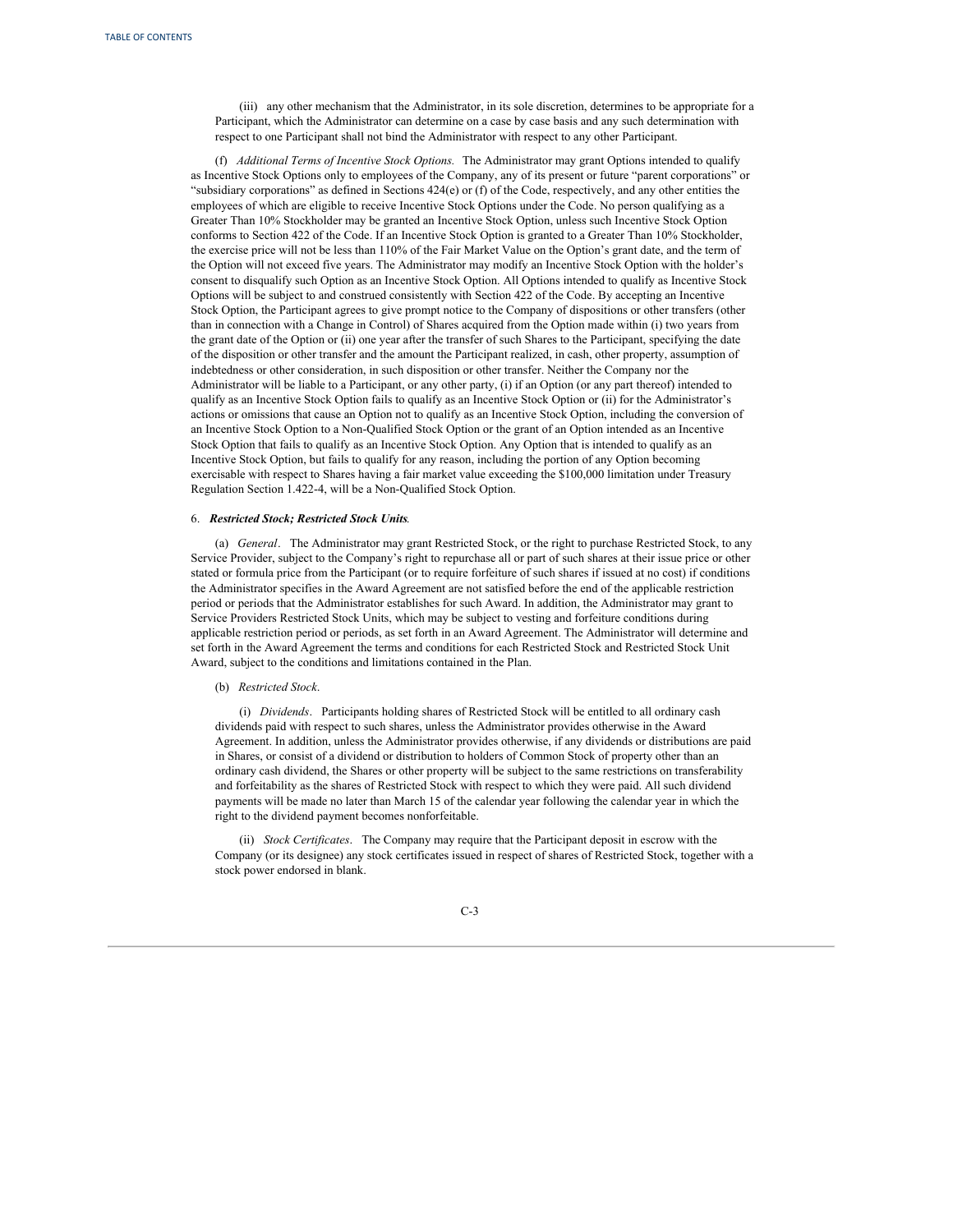(iii) any other mechanism that the Administrator, in its sole discretion, determines to be appropriate for a Participant, which the Administrator can determine on a case by case basis and any such determination with respect to one Participant shall not bind the Administrator with respect to any other Participant.

(f) *Additional Terms of Incentive Stock Options.* The Administrator may grant Options intended to qualify as Incentive Stock Options only to employees of the Company, any of its present or future "parent corporations" or "subsidiary corporations" as defined in Sections 424(e) or (f) of the Code, respectively, and any other entities the employees of which are eligible to receive Incentive Stock Options under the Code. No person qualifying as a Greater Than 10% Stockholder may be granted an Incentive Stock Option, unless such Incentive Stock Option conforms to Section 422 of the Code. If an Incentive Stock Option is granted to a Greater Than 10% Stockholder, the exercise price will not be less than 110% of the Fair Market Value on the Option's grant date, and the term of the Option will not exceed five years. The Administrator may modify an Incentive Stock Option with the holder's consent to disqualify such Option as an Incentive Stock Option. All Options intended to qualify as Incentive Stock Options will be subject to and construed consistently with Section 422 of the Code. By accepting an Incentive Stock Option, the Participant agrees to give prompt notice to the Company of dispositions or other transfers (other than in connection with a Change in Control) of Shares acquired from the Option made within (i) two years from the grant date of the Option or (ii) one year after the transfer of such Shares to the Participant, specifying the date of the disposition or other transfer and the amount the Participant realized, in cash, other property, assumption of indebtedness or other consideration, in such disposition or other transfer. Neither the Company nor the Administrator will be liable to a Participant, or any other party, (i) if an Option (or any part thereof) intended to qualify as an Incentive Stock Option fails to qualify as an Incentive Stock Option or (ii) for the Administrator's actions or omissions that cause an Option not to qualify as an Incentive Stock Option, including the conversion of an Incentive Stock Option to a Non-Qualified Stock Option or the grant of an Option intended as an Incentive Stock Option that fails to qualify as an Incentive Stock Option. Any Option that is intended to qualify as an Incentive Stock Option, but fails to qualify for any reason, including the portion of any Option becoming exercisable with respect to Shares having a fair market value exceeding the $100,000 limitation under Treasury Regulation Section 1.422-4, will be a Non-Qualified Stock Option.

6. ***Restricted Stock; Restricted Stock Units.***

(a) *General*. The Administrator may grant Restricted Stock, or the right to purchase Restricted Stock, to any Service Provider, subject to the Company's right to repurchase all or part of such shares at their issue price or other stated or formula price from the Participant (or to require forfeiture of such shares if issued at no cost) if conditions the Administrator specifies in the Award Agreement are not satisfied before the end of the applicable restriction period or periods that the Administrator establishes for such Award. In addition, the Administrator may grant to Service Providers Restricted Stock Units, which may be subject to vesting and forfeiture conditions during applicable restriction period or periods, as set forth in an Award Agreement. The Administrator will determine and set forth in the Award Agreement the terms and conditions for each Restricted Stock and Restricted Stock Unit Award, subject to the conditions and limitations contained in the Plan.

(b) *Restricted Stock*.

(i) *Dividends*. Participants holding shares of Restricted Stock will be entitled to all ordinary cash dividends paid with respect to such shares, unless the Administrator provides otherwise in the Award Agreement. In addition, unless the Administrator provides otherwise, if any dividends or distributions are paid in Shares, or consist of a dividend or distribution to holders of Common Stock of property other than an ordinary cash dividend, the Shares or other property will be subject to the same restrictions on transferability and forfeitability as the shares of Restricted Stock with respect to which they were paid. All such dividend payments will be made no later than March 15 of the calendar year following the calendar year in which the right to the dividend payment becomes nonforfeitable.

(ii) *Stock Certificates*. The Company may require that the Participant deposit in escrow with the Company (or its designee) any stock certificates issued in respect of shares of Restricted Stock, together with a stock power endorsed in blank.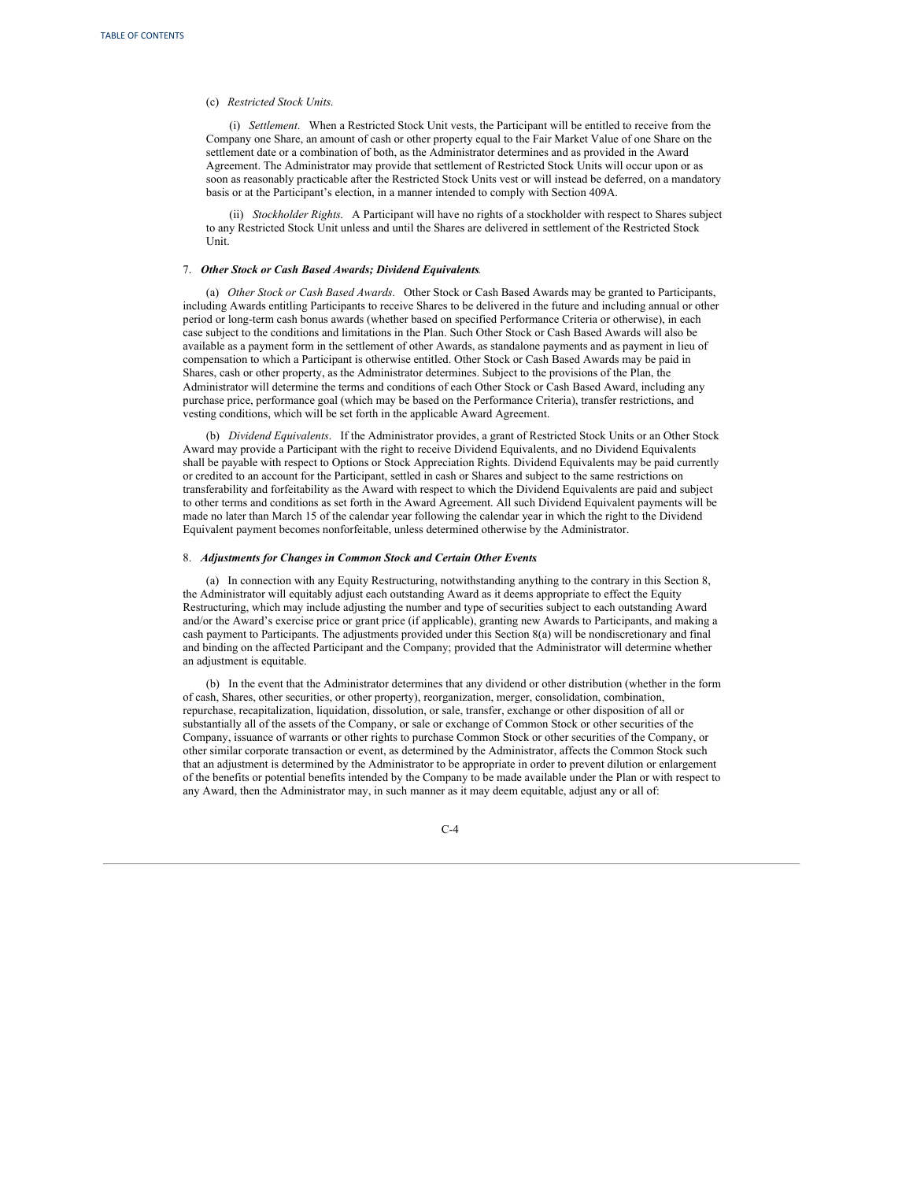(c) *Restricted Stock Units*.

(i) *Settlement*. When a Restricted Stock Unit vests, the Participant will be entitled to receive from the Company one Share, an amount of cash or other property equal to the Fair Market Value of one Share on the settlement date or a combination of both, as the Administrator determines and as provided in the Award Agreement. The Administrator may provide that settlement of Restricted Stock Units will occur upon or as soon as reasonably practicable after the Restricted Stock Units vest or will instead be deferred, on a mandatory basis or at the Participant's election, in a manner intended to comply with Section 409A.

(ii) *Stockholder Rights*. A Participant will have no rights of a stockholder with respect to Shares subject to any Restricted Stock Unit unless and until the Shares are delivered in settlement of the Restricted Stock Unit.

7. ***Other Stock or Cash Based Awards; Dividend Equivalents***.

(a) *Other Stock or Cash Based Awards*. Other Stock or Cash Based Awards may be granted to Participants, including Awards entitling Participants to receive Shares to be delivered in the future and including annual or other period or long-term cash bonus awards (whether based on specified Performance Criteria or otherwise), in each case subject to the conditions and limitations in the Plan. Such Other Stock or Cash Based Awards will also be available as a payment form in the settlement of other Awards, as standalone payments and as payment in lieu of compensation to which a Participant is otherwise entitled. Other Stock or Cash Based Awards may be paid in Shares, cash or other property, as the Administrator determines. Subject to the provisions of the Plan, the Administrator will determine the terms and conditions of each Other Stock or Cash Based Award, including any purchase price, performance goal (which may be based on the Performance Criteria), transfer restrictions, and vesting conditions, which will be set forth in the applicable Award Agreement.

(b) *Dividend Equivalents*. If the Administrator provides, a grant of Restricted Stock Units or an Other Stock Award may provide a Participant with the right to receive Dividend Equivalents, and no Dividend Equivalents shall be payable with respect to Options or Stock Appreciation Rights. Dividend Equivalents may be paid currently or credited to an account for the Participant, settled in cash or Shares and subject to the same restrictions on transferability and forfeitability as the Award with respect to which the Dividend Equivalents are paid and subject to other terms and conditions as set forth in the Award Agreement. All such Dividend Equivalent payments will be made no later than March 15 of the calendar year following the calendar year in which the right to the Dividend Equivalent payment becomes nonforfeitable, unless determined otherwise by the Administrator.

8. ***Adjustments for Changes in Common Stock and Certain Other Events***.

(a) In connection with any Equity Restructuring, notwithstanding anything to the contrary in this Section 8, the Administrator will equitably adjust each outstanding Award as it deems appropriate to effect the Equity Restructuring, which may include adjusting the number and type of securities subject to each outstanding Award and/or the Award's exercise price or grant price (if applicable), granting new Awards to Participants, and making a cash payment to Participants. The adjustments provided under this Section 8(a) will be nondiscretionary and final and binding on the affected Participant and the Company; provided that the Administrator will determine whether an adjustment is equitable.

(b) In the event that the Administrator determines that any dividend or other distribution (whether in the form of cash, Shares, other securities, or other property), reorganization, merger, consolidation, combination, repurchase, recapitalization, liquidation, dissolution, or sale, transfer, exchange or other disposition of all or substantially all of the assets of the Company, or sale or exchange of Common Stock or other securities of the Company, issuance of warrants or other rights to purchase Common Stock or other securities of the Company, or other similar corporate transaction or event, as determined by the Administrator, affects the Common Stock such that an adjustment is determined by the Administrator to be appropriate in order to prevent dilution or enlargement of the benefits or potential benefits intended by the Company to be made available under the Plan or with respect to any Award, then the Administrator may, in such manner as it may deem equitable, adjust any or all of: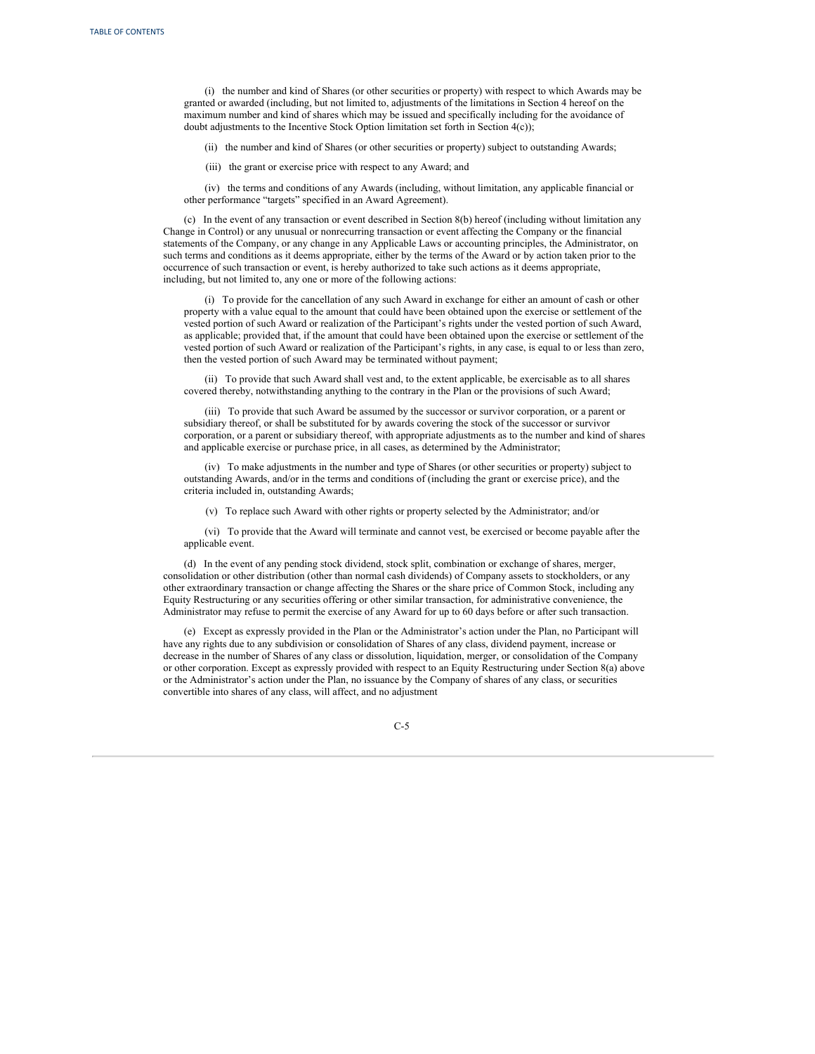(i) the number and kind of Shares (or other securities or property) with respect to which Awards may be granted or awarded (including, but not limited to, adjustments of the limitations in Section 4 hereof on the maximum number and kind of shares which may be issued and specifically including for the avoidance of doubt adjustments to the Incentive Stock Option limitation set forth in Section 4(c));

(ii) the number and kind of Shares (or other securities or property) subject to outstanding Awards;

(iii) the grant or exercise price with respect to any Award; and

(iv) the terms and conditions of any Awards (including, without limitation, any applicable financial or other performance "targets" specified in an Award Agreement).

(c) In the event of any transaction or event described in Section 8(b) hereof (including without limitation any Change in Control) or any unusual or nonrecurring transaction or event affecting the Company or the financial statements of the Company, or any change in any Applicable Laws or accounting principles, the Administrator, on such terms and conditions as it deems appropriate, either by the terms of the Award or by action taken prior to the occurrence of such transaction or event, is hereby authorized to take such actions as it deems appropriate, including, but not limited to, any one or more of the following actions:

(i) To provide for the cancellation of any such Award in exchange for either an amount of cash or other property with a value equal to the amount that could have been obtained upon the exercise or settlement of the vested portion of such Award or realization of the Participant's rights under the vested portion of such Award, as applicable; provided that, if the amount that could have been obtained upon the exercise or settlement of the vested portion of such Award or realization of the Participant's rights, in any case, is equal to or less than zero, then the vested portion of such Award may be terminated without payment;

(ii) To provide that such Award shall vest and, to the extent applicable, be exercisable as to all shares covered thereby, notwithstanding anything to the contrary in the Plan or the provisions of such Award;

(iii) To provide that such Award be assumed by the successor or survivor corporation, or a parent or subsidiary thereof, or shall be substituted for by awards covering the stock of the successor or survivor corporation, or a parent or subsidiary thereof, with appropriate adjustments as to the number and kind of shares and applicable exercise or purchase price, in all cases, as determined by the Administrator;

(iv) To make adjustments in the number and type of Shares (or other securities or property) subject to outstanding Awards, and/or in the terms and conditions of (including the grant or exercise price), and the criteria included in, outstanding Awards;

(v) To replace such Award with other rights or property selected by the Administrator; and/or

(vi) To provide that the Award will terminate and cannot vest, be exercised or become payable after the applicable event.

(d) In the event of any pending stock dividend, stock split, combination or exchange of shares, merger, consolidation or other distribution (other than normal cash dividends) of Company assets to stockholders, or any other extraordinary transaction or change affecting the Shares or the share price of Common Stock, including any Equity Restructuring or any securities offering or other similar transaction, for administrative convenience, the Administrator may refuse to permit the exercise of any Award for up to 60 days before or after such transaction.

(e) Except as expressly provided in the Plan or the Administrator's action under the Plan, no Participant will have any rights due to any subdivision or consolidation of Shares of any class, dividend payment, increase or decrease in the number of Shares of any class or dissolution, liquidation, merger, or consolidation of the Company or other corporation. Except as expressly provided with respect to an Equity Restructuring under Section 8(a) above or the Administrator's action under the Plan, no issuance by the Company of shares of any class, or securities convertible into shares of any class, will affect, and no adjustment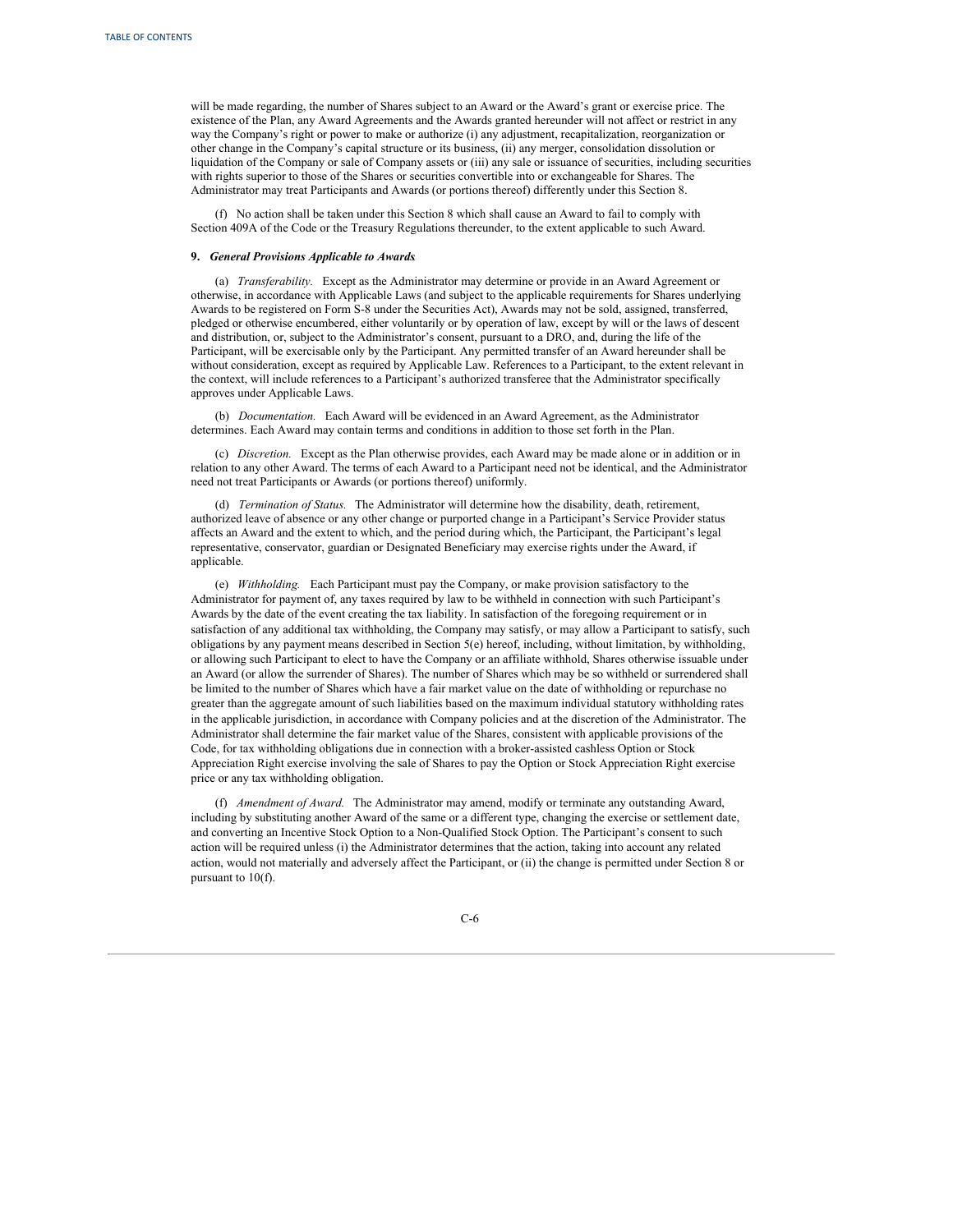will be made regarding, the number of Shares subject to an Award or the Award's grant or exercise price. The existence of the Plan, any Award Agreements and the Awards granted hereunder will not affect or restrict in any way the Company's right or power to make or authorize (i) any adjustment, recapitalization, reorganization or other change in the Company's capital structure or its business, (ii) any merger, consolidation dissolution or liquidation of the Company or sale of Company assets or (iii) any sale or issuance of securities, including securities with rights superior to those of the Shares or securities convertible into or exchangeable for Shares. The Administrator may treat Participants and Awards (or portions thereof) differently under this Section 8.

(f) No action shall be taken under this Section 8 which shall cause an Award to fail to comply with Section 409A of the Code or the Treasury Regulations thereunder, to the extent applicable to such Award.

**9. *General Provisions Applicable to Awards***

(a) *Transferability.* Except as the Administrator may determine or provide in an Award Agreement or otherwise, in accordance with Applicable Laws (and subject to the applicable requirements for Shares underlying Awards to be registered on Form S-8 under the Securities Act), Awards may not be sold, assigned, transferred, pledged or otherwise encumbered, either voluntarily or by operation of law, except by will or the laws of descent and distribution, or, subject to the Administrator's consent, pursuant to a DRO, and, during the life of the Participant, will be exercisable only by the Participant. Any permitted transfer of an Award hereunder shall be without consideration, except as required by Applicable Law. References to a Participant, to the extent relevant in the context, will include references to a Participant's authorized transferee that the Administrator specifically approves under Applicable Laws.

(b) *Documentation.* Each Award will be evidenced in an Award Agreement, as the Administrator determines. Each Award may contain terms and conditions in addition to those set forth in the Plan.

(c) *Discretion.* Except as the Plan otherwise provides, each Award may be made alone or in addition or in relation to any other Award. The terms of each Award to a Participant need not be identical, and the Administrator need not treat Participants or Awards (or portions thereof) uniformly.

(d) *Termination of Status.* The Administrator will determine how the disability, death, retirement, authorized leave of absence or any other change or purported change in a Participant's Service Provider status affects an Award and the extent to which, and the period during which, the Participant, the Participant's legal representative, conservator, guardian or Designated Beneficiary may exercise rights under the Award, if applicable.

(e) *Withholding.* Each Participant must pay the Company, or make provision satisfactory to the Administrator for payment of, any taxes required by law to be withheld in connection with such Participant's Awards by the date of the event creating the tax liability. In satisfaction of the foregoing requirement or in satisfaction of any additional tax withholding, the Company may satisfy, or may allow a Participant to satisfy, such obligations by any payment means described in Section 5(e) hereof, including, without limitation, by withholding, or allowing such Participant to elect to have the Company or an affiliate withhold, Shares otherwise issuable under an Award (or allow the surrender of Shares). The number of Shares which may be so withheld or surrendered shall be limited to the number of Shares which have a fair market value on the date of withholding or repurchase no greater than the aggregate amount of such liabilities based on the maximum individual statutory withholding rates in the applicable jurisdiction, in accordance with Company policies and at the discretion of the Administrator. The Administrator shall determine the fair market value of the Shares, consistent with applicable provisions of the Code, for tax withholding obligations due in connection with a broker-assisted cashless Option or Stock Appreciation Right exercise involving the sale of Shares to pay the Option or Stock Appreciation Right exercise price or any tax withholding obligation.

(f) *Amendment of Award.* The Administrator may amend, modify or terminate any outstanding Award, including by substituting another Award of the same or a different type, changing the exercise or settlement date, and converting an Incentive Stock Option to a Non-Qualified Stock Option. The Participant's consent to such action will be required unless (i) the Administrator determines that the action, taking into account any related action, would not materially and adversely affect the Participant, or (ii) the change is permitted under Section 8 or pursuant to 10(f).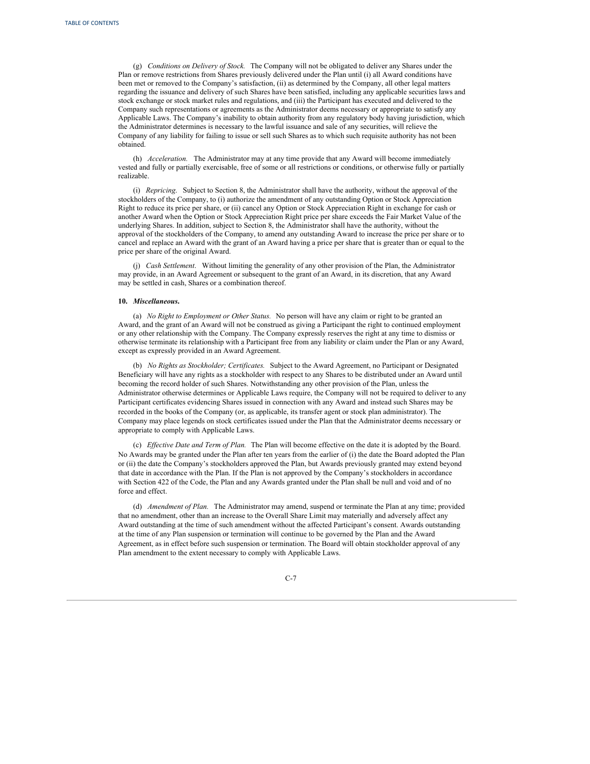(g) *Conditions on Delivery of Stock.* The Company will not be obligated to deliver any Shares under the Plan or remove restrictions from Shares previously delivered under the Plan until (i) all Award conditions have been met or removed to the Company's satisfaction, (ii) as determined by the Company, all other legal matters regarding the issuance and delivery of such Shares have been satisfied, including any applicable securities laws and stock exchange or stock market rules and regulations, and (iii) the Participant has executed and delivered to the Company such representations or agreements as the Administrator deems necessary or appropriate to satisfy any Applicable Laws. The Company's inability to obtain authority from any regulatory body having jurisdiction, which the Administrator determines is necessary to the lawful issuance and sale of any securities, will relieve the Company of any liability for failing to issue or sell such Shares as to which such requisite authority has not been obtained.

(h) *Acceleration.* The Administrator may at any time provide that any Award will become immediately vested and fully or partially exercisable, free of some or all restrictions or conditions, or otherwise fully or partially realizable.

(i) *Repricing.* Subject to Section 8, the Administrator shall have the authority, without the approval of the stockholders of the Company, to (i) authorize the amendment of any outstanding Option or Stock Appreciation Right to reduce its price per share, or (ii) cancel any Option or Stock Appreciation Right in exchange for cash or another Award when the Option or Stock Appreciation Right price per share exceeds the Fair Market Value of the underlying Shares. In addition, subject to Section 8, the Administrator shall have the authority, without the approval of the stockholders of the Company, to amend any outstanding Award to increase the price per share or to cancel and replace an Award with the grant of an Award having a price per share that is greater than or equal to the price per share of the original Award.

(j) *Cash Settlement*. Without limiting the generality of any other provision of the Plan, the Administrator may provide, in an Award Agreement or subsequent to the grant of an Award, in its discretion, that any Award may be settled in cash, Shares or a combination thereof.

**10. *Miscellaneous.***

(a) *No Right to Employment or Other Status.* No person will have any claim or right to be granted an Award, and the grant of an Award will not be construed as giving a Participant the right to continued employment or any other relationship with the Company. The Company expressly reserves the right at any time to dismiss or otherwise terminate its relationship with a Participant free from any liability or claim under the Plan or any Award, except as expressly provided in an Award Agreement.

(b) *No Rights as Stockholder; Certificates.* Subject to the Award Agreement, no Participant or Designated Beneficiary will have any rights as a stockholder with respect to any Shares to be distributed under an Award until becoming the record holder of such Shares. Notwithstanding any other provision of the Plan, unless the Administrator otherwise determines or Applicable Laws require, the Company will not be required to deliver to any Participant certificates evidencing Shares issued in connection with any Award and instead such Shares may be recorded in the books of the Company (or, as applicable, its transfer agent or stock plan administrator). The Company may place legends on stock certificates issued under the Plan that the Administrator deems necessary or appropriate to comply with Applicable Laws.

(c) *Effective Date and Term of Plan.* The Plan will become effective on the date it is adopted by the Board. No Awards may be granted under the Plan after ten years from the earlier of (i) the date the Board adopted the Plan or (ii) the date the Company's stockholders approved the Plan, but Awards previously granted may extend beyond that date in accordance with the Plan. If the Plan is not approved by the Company's stockholders in accordance with Section 422 of the Code, the Plan and any Awards granted under the Plan shall be null and void and of no force and effect.

(d) *Amendment of Plan.* The Administrator may amend, suspend or terminate the Plan at any time; provided that no amendment, other than an increase to the Overall Share Limit may materially and adversely affect any Award outstanding at the time of such amendment without the affected Participant's consent. Awards outstanding at the time of any Plan suspension or termination will continue to be governed by the Plan and the Award Agreement, as in effect before such suspension or termination. The Board will obtain stockholder approval of any Plan amendment to the extent necessary to comply with Applicable Laws.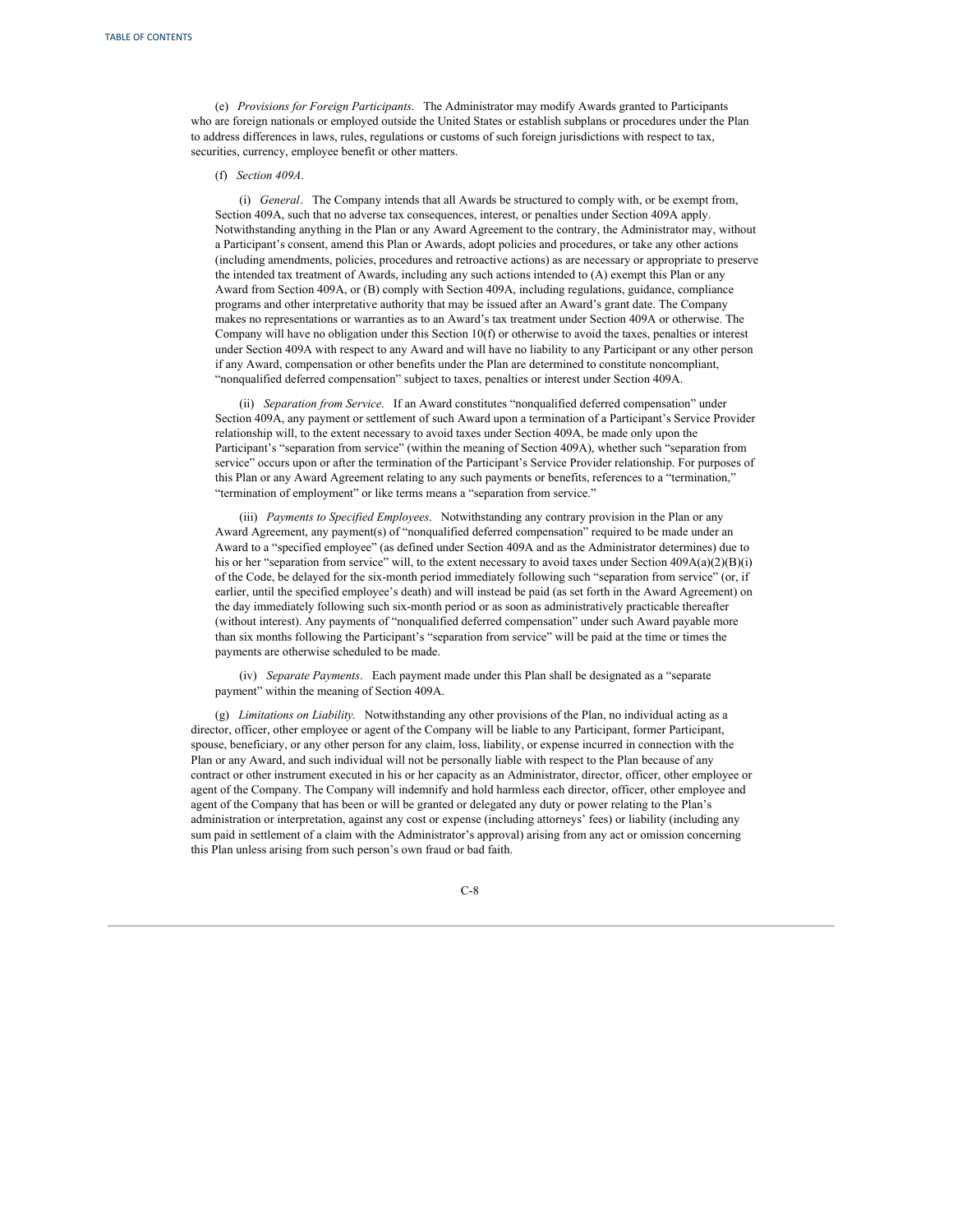(e) *Provisions for Foreign Participants.* The Administrator may modify Awards granted to Participants who are foreign nationals or employed outside the United States or establish subplans or procedures under the Plan to address differences in laws, rules, regulations or customs of such foreign jurisdictions with respect to tax, securities, currency, employee benefit or other matters.

(f) *Section 409A*.

(i) *General*. The Company intends that all Awards be structured to comply with, or be exempt from, Section 409A, such that no adverse tax consequences, interest, or penalties under Section 409A apply. Notwithstanding anything in the Plan or any Award Agreement to the contrary, the Administrator may, without a Participant's consent, amend this Plan or Awards, adopt policies and procedures, or take any other actions (including amendments, policies, procedures and retroactive actions) as are necessary or appropriate to preserve the intended tax treatment of Awards, including any such actions intended to (A) exempt this Plan or any Award from Section 409A, or (B) comply with Section 409A, including regulations, guidance, compliance programs and other interpretative authority that may be issued after an Award's grant date. The Company makes no representations or warranties as to an Award's tax treatment under Section 409A or otherwise. The Company will have no obligation under this Section 10(f) or otherwise to avoid the taxes, penalties or interest under Section 409A with respect to any Award and will have no liability to any Participant or any other person if any Award, compensation or other benefits under the Plan are determined to constitute noncompliant, "nonqualified deferred compensation" subject to taxes, penalties or interest under Section 409A.

(ii) *Separation from Service*. If an Award constitutes "nonqualified deferred compensation" under Section 409A, any payment or settlement of such Award upon a termination of a Participant's Service Provider relationship will, to the extent necessary to avoid taxes under Section 409A, be made only upon the Participant's "separation from service" (within the meaning of Section 409A), whether such "separation from service" occurs upon or after the termination of the Participant's Service Provider relationship. For purposes of this Plan or any Award Agreement relating to any such payments or benefits, references to a "termination," "termination of employment" or like terms means a "separation from service."

(iii) *Payments to Specified Employees*. Notwithstanding any contrary provision in the Plan or any Award Agreement, any payment(s) of "nonqualified deferred compensation" required to be made under an Award to a "specified employee" (as defined under Section 409A and as the Administrator determines) due to his or her "separation from service" will, to the extent necessary to avoid taxes under Section 409A(a)(2)(B)(i) of the Code, be delayed for the six-month period immediately following such "separation from service" (or, if earlier, until the specified employee's death) and will instead be paid (as set forth in the Award Agreement) on the day immediately following such six-month period or as soon as administratively practicable thereafter (without interest). Any payments of "nonqualified deferred compensation" under such Award payable more than six months following the Participant's "separation from service" will be paid at the time or times the payments are otherwise scheduled to be made.

(iv) *Separate Payments*. Each payment made under this Plan shall be designated as a "separate payment" within the meaning of Section 409A.

(g) *Limitations on Liability.* Notwithstanding any other provisions of the Plan, no individual acting as a director, officer, other employee or agent of the Company will be liable to any Participant, former Participant, spouse, beneficiary, or any other person for any claim, loss, liability, or expense incurred in connection with the Plan or any Award, and such individual will not be personally liable with respect to the Plan because of any contract or other instrument executed in his or her capacity as an Administrator, director, officer, other employee or agent of the Company. The Company will indemnify and hold harmless each director, officer, other employee and agent of the Company that has been or will be granted or delegated any duty or power relating to the Plan's administration or interpretation, against any cost or expense (including attorneys' fees) or liability (including any sum paid in settlement of a claim with the Administrator's approval) arising from any act or omission concerning this Plan unless arising from such person's own fraud or bad faith.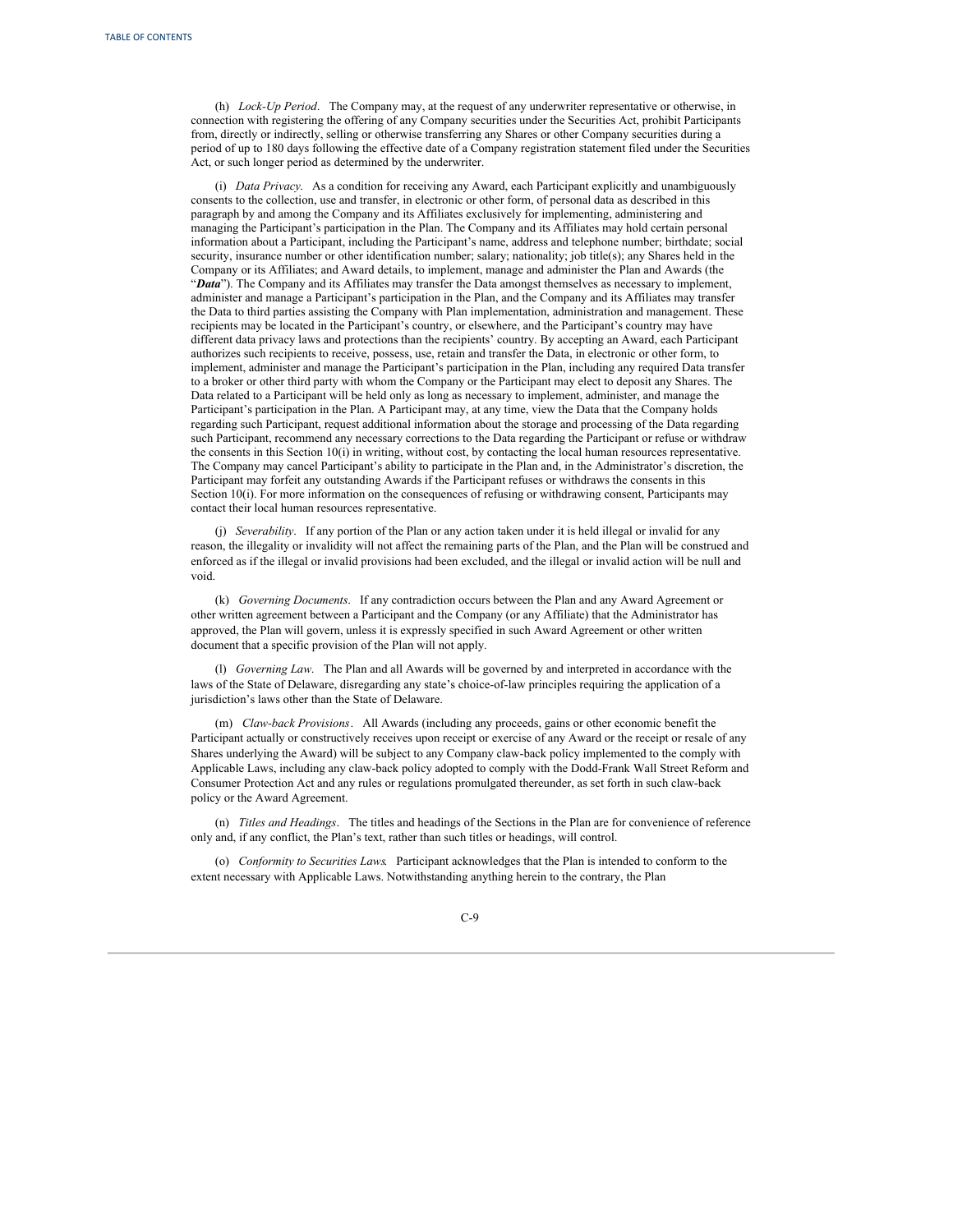(h) *Lock-Up Period*. The Company may, at the request of any underwriter representative or otherwise, in connection with registering the offering of any Company securities under the Securities Act, prohibit Participants from, directly or indirectly, selling or otherwise transferring any Shares or other Company securities during a period of up to 180 days following the effective date of a Company registration statement filed under the Securities Act, or such longer period as determined by the underwriter.

(i) *Data Privacy*. As a condition for receiving any Award, each Participant explicitly and unambiguously consents to the collection, use and transfer, in electronic or other form, of personal data as described in this paragraph by and among the Company and its Affiliates exclusively for implementing, administering and managing the Participant's participation in the Plan. The Company and its Affiliates may hold certain personal information about a Participant, including the Participant's name, address and telephone number; birthdate; social security, insurance number or other identification number; salary; nationality; job title(s); any Shares held in the Company or its Affiliates; and Award details, to implement, manage and administer the Plan and Awards (the "***Data***"). The Company and its Affiliates may transfer the Data amongst themselves as necessary to implement, administer and manage a Participant's participation in the Plan, and the Company and its Affiliates may transfer the Data to third parties assisting the Company with Plan implementation, administration and management. These recipients may be located in the Participant's country, or elsewhere, and the Participant's country may have different data privacy laws and protections than the recipients' country. By accepting an Award, each Participant authorizes such recipients to receive, possess, use, retain and transfer the Data, in electronic or other form, to implement, administer and manage the Participant's participation in the Plan, including any required Data transfer to a broker or other third party with whom the Company or the Participant may elect to deposit any Shares. The Data related to a Participant will be held only as long as necessary to implement, administer, and manage the Participant's participation in the Plan. A Participant may, at any time, view the Data that the Company holds regarding such Participant, request additional information about the storage and processing of the Data regarding such Participant, recommend any necessary corrections to the Data regarding the Participant or refuse or withdraw the consents in this Section 10(i) in writing, without cost, by contacting the local human resources representative. The Company may cancel Participant's ability to participate in the Plan and, in the Administrator's discretion, the Participant may forfeit any outstanding Awards if the Participant refuses or withdraws the consents in this Section 10(i). For more information on the consequences of refusing or withdrawing consent, Participants may contact their local human resources representative.

(j) *Severability*. If any portion of the Plan or any action taken under it is held illegal or invalid for any reason, the illegality or invalidity will not affect the remaining parts of the Plan, and the Plan will be construed and enforced as if the illegal or invalid provisions had been excluded, and the illegal or invalid action will be null and void.

(k) *Governing Documents*. If any contradiction occurs between the Plan and any Award Agreement or other written agreement between a Participant and the Company (or any Affiliate) that the Administrator has approved, the Plan will govern, unless it is expressly specified in such Award Agreement or other written document that a specific provision of the Plan will not apply.

(l) *Governing Law*. The Plan and all Awards will be governed by and interpreted in accordance with the laws of the State of Delaware, disregarding any state's choice-of-law principles requiring the application of a jurisdiction's laws other than the State of Delaware.

(m) *Claw-back Provisions*. All Awards (including any proceeds, gains or other economic benefit the Participant actually or constructively receives upon receipt or exercise of any Award or the receipt or resale of any Shares underlying the Award) will be subject to any Company claw-back policy implemented to the comply with Applicable Laws, including any claw-back policy adopted to comply with the Dodd-Frank Wall Street Reform and Consumer Protection Act and any rules or regulations promulgated thereunder, as set forth in such claw-back policy or the Award Agreement.

(n) *Titles and Headings*. The titles and headings of the Sections in the Plan are for convenience of reference only and, if any conflict, the Plan's text, rather than such titles or headings, will control.

(o) *Conformity to Securities Laws*. Participant acknowledges that the Plan is intended to conform to the extent necessary with Applicable Laws. Notwithstanding anything herein to the contrary, the Plan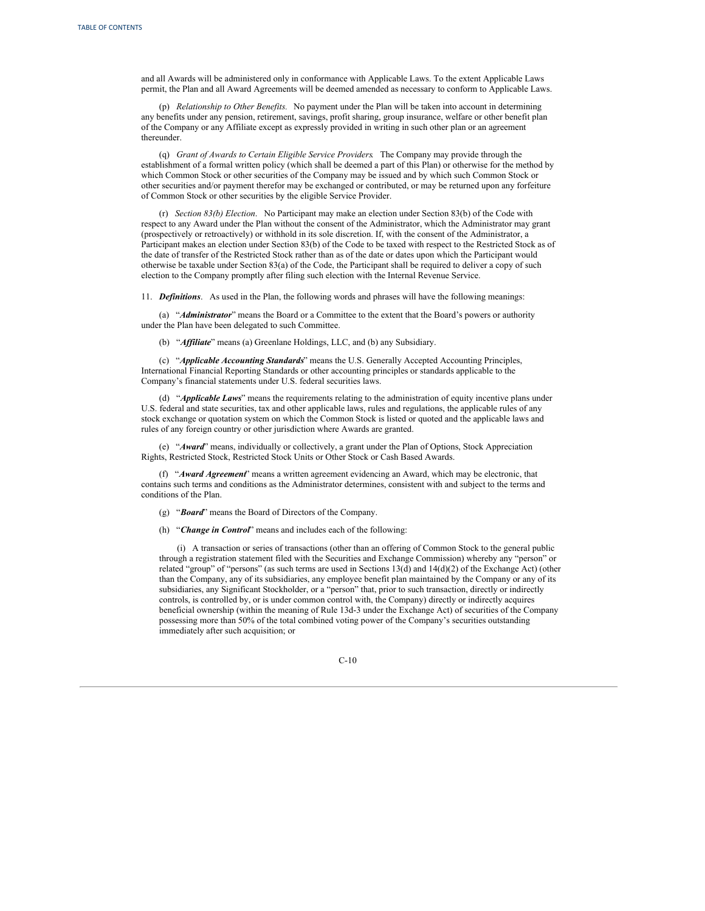and all Awards will be administered only in conformance with Applicable Laws. To the extent Applicable Laws permit, the Plan and all Award Agreements will be deemed amended as necessary to conform to Applicable Laws.

(p) *Relationship to Other Benefits.* No payment under the Plan will be taken into account in determining any benefits under any pension, retirement, savings, profit sharing, group insurance, welfare or other benefit plan of the Company or any Affiliate except as expressly provided in writing in such other plan or an agreement thereunder.

(q) *Grant of Awards to Certain Eligible Service Providers.* The Company may provide through the establishment of a formal written policy (which shall be deemed a part of this Plan) or otherwise for the method by which Common Stock or other securities of the Company may be issued and by which such Common Stock or other securities and/or payment therefor may be exchanged or contributed, or may be returned upon any forfeiture of Common Stock or other securities by the eligible Service Provider.

(r) *Section 83(b) Election*. No Participant may make an election under Section 83(b) of the Code with respect to any Award under the Plan without the consent of the Administrator, which the Administrator may grant (prospectively or retroactively) or withhold in its sole discretion. If, with the consent of the Administrator, a Participant makes an election under Section 83(b) of the Code to be taxed with respect to the Restricted Stock as of the date of transfer of the Restricted Stock rather than as of the date or dates upon which the Participant would otherwise be taxable under Section 83(a) of the Code, the Participant shall be required to deliver a copy of such election to the Company promptly after filing such election with the Internal Revenue Service.

11. ***Definitions***. As used in the Plan, the following words and phrases will have the following meanings:

(a) "***Administrator***" means the Board or a Committee to the extent that the Board's powers or authority under the Plan have been delegated to such Committee.

(b) "***Affiliate***" means (a) Greenlane Holdings, LLC, and (b) any Subsidiary.

(c) "***Applicable Accounting Standards***" means the U.S. Generally Accepted Accounting Principles, International Financial Reporting Standards or other accounting principles or standards applicable to the Company's financial statements under U.S. federal securities laws.

(d) "***Applicable Laws***" means the requirements relating to the administration of equity incentive plans under U.S. federal and state securities, tax and other applicable laws, rules and regulations, the applicable rules of any stock exchange or quotation system on which the Common Stock is listed or quoted and the applicable laws and rules of any foreign country or other jurisdiction where Awards are granted.

(e) "***Award***" means, individually or collectively, a grant under the Plan of Options, Stock Appreciation Rights, Restricted Stock, Restricted Stock Units or Other Stock or Cash Based Awards.

(f) "***Award Agreement***" means a written agreement evidencing an Award, which may be electronic, that contains such terms and conditions as the Administrator determines, consistent with and subject to the terms and conditions of the Plan.

(g) "***Board***" means the Board of Directors of the Company.

(h) "***Change in Control***" means and includes each of the following:

(i) A transaction or series of transactions (other than an offering of Common Stock to the general public through a registration statement filed with the Securities and Exchange Commission) whereby any "person" or related "group" of "persons" (as such terms are used in Sections 13(d) and 14(d)(2) of the Exchange Act) (other than the Company, any of its subsidiaries, any employee benefit plan maintained by the Company or any of its subsidiaries, any Significant Stockholder, or a "person" that, prior to such transaction, directly or indirectly controls, is controlled by, or is under common control with, the Company) directly or indirectly acquires beneficial ownership (within the meaning of Rule 13d-3 under the Exchange Act) of securities of the Company possessing more than 50% of the total combined voting power of the Company's securities outstanding immediately after such acquisition; or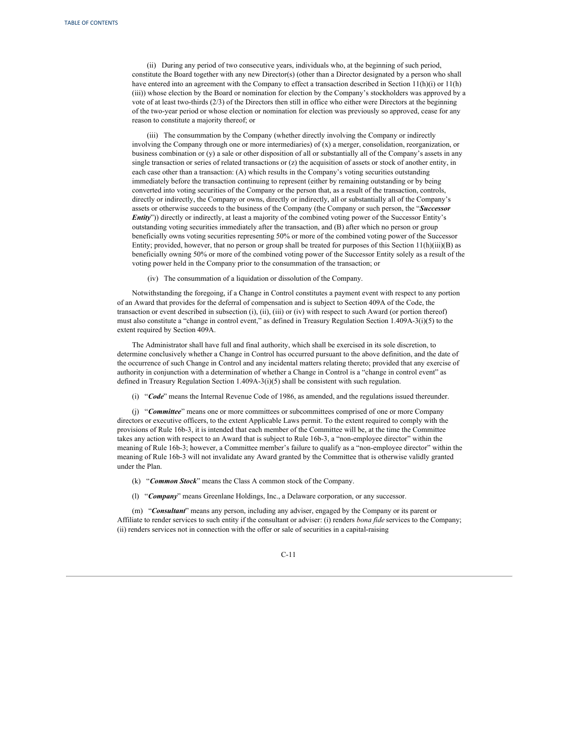(ii) During any period of two consecutive years, individuals who, at the beginning of such period, constitute the Board together with any new Director(s) (other than a Director designated by a person who shall have entered into an agreement with the Company to effect a transaction described in Section 11(h)(i) or 11(h)(iii)) whose election by the Board or nomination for election by the Company's stockholders was approved by a vote of at least two-thirds (2/3) of the Directors then still in office who either were Directors at the beginning of the two-year period or whose election or nomination for election was previously so approved, cease for any reason to constitute a majority thereof; or

(iii) The consummation by the Company (whether directly involving the Company or indirectly involving the Company through one or more intermediaries) of (x) a merger, consolidation, reorganization, or business combination or (y) a sale or other disposition of all or substantially all of the Company's assets in any single transaction or series of related transactions or (z) the acquisition of assets or stock of another entity, in each case other than a transaction: (A) which results in the Company's voting securities outstanding immediately before the transaction continuing to represent (either by remaining outstanding or by being converted into voting securities of the Company or the person that, as a result of the transaction, controls, directly or indirectly, the Company or owns, directly or indirectly, all or substantially all of the Company's assets or otherwise succeeds to the business of the Company (the Company or such person, the "***Successor Entity***")) directly or indirectly, at least a majority of the combined voting power of the Successor Entity's outstanding voting securities immediately after the transaction, and (B) after which no person or group beneficially owns voting securities representing 50% or more of the combined voting power of the Successor Entity; provided, however, that no person or group shall be treated for purposes of this Section 11(h)(iii)(B) as beneficially owning 50% or more of the combined voting power of the Successor Entity solely as a result of the voting power held in the Company prior to the consummation of the transaction; or

(iv) The consummation of a liquidation or dissolution of the Company.

Notwithstanding the foregoing, if a Change in Control constitutes a payment event with respect to any portion of an Award that provides for the deferral of compensation and is subject to Section 409A of the Code, the transaction or event described in subsection (i), (ii), (iii) or (iv) with respect to such Award (or portion thereof) must also constitute a "change in control event," as defined in Treasury Regulation Section 1.409A-3(i)(5) to the extent required by Section 409A.

The Administrator shall have full and final authority, which shall be exercised in its sole discretion, to determine conclusively whether a Change in Control has occurred pursuant to the above definition, and the date of the occurrence of such Change in Control and any incidental matters relating thereto; provided that any exercise of authority in conjunction with a determination of whether a Change in Control is a "change in control event" as defined in Treasury Regulation Section 1.409A-3(i)(5) shall be consistent with such regulation.

(i) "***Code***" means the Internal Revenue Code of 1986, as amended, and the regulations issued thereunder.

(j) "***Committee***" means one or more committees or subcommittees comprised of one or more Company directors or executive officers, to the extent Applicable Laws permit. To the extent required to comply with the provisions of Rule 16b-3, it is intended that each member of the Committee will be, at the time the Committee takes any action with respect to an Award that is subject to Rule 16b-3, a "non-employee director" within the meaning of Rule 16b-3; however, a Committee member's failure to qualify as a "non-employee director" within the meaning of Rule 16b-3 will not invalidate any Award granted by the Committee that is otherwise validly granted under the Plan.

(k) "***Common Stock***" means the Class A common stock of the Company.

(l) "***Company***" means Greenlane Holdings, Inc., a Delaware corporation, or any successor.

(m) "***Consultant***" means any person, including any adviser, engaged by the Company or its parent or Affiliate to render services to such entity if the consultant or adviser: (i) renders *bona fide* services to the Company; (ii) renders services not in connection with the offer or sale of securities in a capital-raising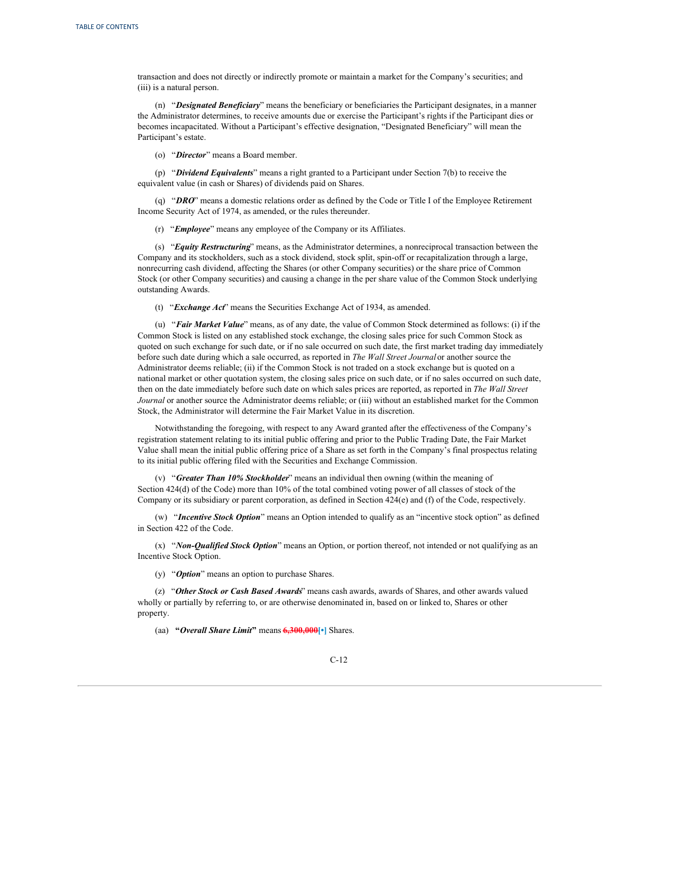transaction and does not directly or indirectly promote or maintain a market for the Company's securities; and (iii) is a natural person.

(n) "***Designated Beneficiary***" means the beneficiary or beneficiaries the Participant designates, in a manner the Administrator determines, to receive amounts due or exercise the Participant's rights if the Participant dies or becomes incapacitated. Without a Participant's effective designation, "Designated Beneficiary" will mean the Participant's estate.

(o) "***Director***" means a Board member.

(p) "***Dividend Equivalents***" means a right granted to a Participant under Section 7(b) to receive the equivalent value (in cash or Shares) of dividends paid on Shares.

(q) "***DRO***" means a domestic relations order as defined by the Code or Title I of the Employee Retirement Income Security Act of 1974, as amended, or the rules thereunder.

(r) "***Employee***" means any employee of the Company or its Affiliates.

(s) "***Equity Restructuring***" means, as the Administrator determines, a nonreciprocal transaction between the Company and its stockholders, such as a stock dividend, stock split, spin-off or recapitalization through a large, nonrecurring cash dividend, affecting the Shares (or other Company securities) or the share price of Common Stock (or other Company securities) and causing a change in the per share value of the Common Stock underlying outstanding Awards.

(t) "***Exchange Act***" means the Securities Exchange Act of 1934, as amended.

(u) "***Fair Market Value***" means, as of any date, the value of Common Stock determined as follows: (i) if the Common Stock is listed on any established stock exchange, the closing sales price for such Common Stock as quoted on such exchange for such date, or if no sale occurred on such date, the first market trading day immediately before such date during which a sale occurred, as reported in *The Wall Street Journal* or another source the Administrator deems reliable; (ii) if the Common Stock is not traded on a stock exchange but is quoted on a national market or other quotation system, the closing sales price on such date, or if no sales occurred on such date, then on the date immediately before such date on which sales prices are reported, as reported in *The Wall Street Journal* or another source the Administrator deems reliable; or (iii) without an established market for the Common Stock, the Administrator will determine the Fair Market Value in its discretion.

Notwithstanding the foregoing, with respect to any Award granted after the effectiveness of the Company's registration statement relating to its initial public offering and prior to the Public Trading Date, the Fair Market Value shall mean the initial public offering price of a Share as set forth in the Company's final prospectus relating to its initial public offering filed with the Securities and Exchange Commission.

(v) "***Greater Than 10% Stockholder***" means an individual then owning (within the meaning of Section 424(d) of the Code) more than 10% of the total combined voting power of all classes of stock of the Company or its subsidiary or parent corporation, as defined in Section 424(e) and (f) of the Code, respectively.

(w) "***Incentive Stock Option***" means an Option intended to qualify as an "incentive stock option" as defined in Section 422 of the Code.

(x) "***Non-Qualified Stock Option***" means an Option, or portion thereof, not intended or not qualifying as an Incentive Stock Option.

(y) "***Option***" means an option to purchase Shares.

(z) "***Other Stock or Cash Based Awards***" means cash awards, awards of Shares, and other awards valued wholly or partially by referring to, or are otherwise denominated in, based on or linked to, Shares or other property.

(aa) **"*Overall Share Limit*"** means ~~**6,300,000**~~**[•]** Shares.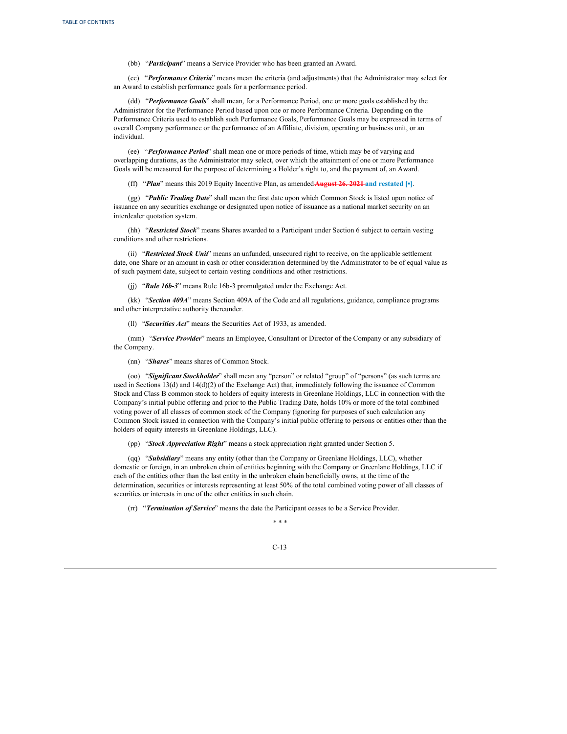(bb) “***Participant***” means a Service Provider who has been granted an Award.

(cc) “***Performance Criteria***” means mean the criteria (and adjustments) that the Administrator may select for an Award to establish performance goals for a performance period.

(dd) “***Performance Goals***” shall mean, for a Performance Period, one or more goals established by the Administrator for the Performance Period based upon one or more Performance Criteria. Depending on the Performance Criteria used to establish such Performance Goals, Performance Goals may be expressed in terms of overall Company performance or the performance of an Affiliate, division, operating or business unit, or an individual.

(ee) “***Performance Period***” shall mean one or more periods of time, which may be of varying and overlapping durations, as the Administrator may select, over which the attainment of one or more Performance Goals will be measured for the purpose of determining a Holder’s right to, and the payment of, an Award.

(ff) “***Plan***” means this 2019 Equity Incentive Plan, as amended ~~August 26, 2021~~ **and restated [•]**.

(gg) “***Public Trading Date***” shall mean the first date upon which Common Stock is listed upon notice of issuance on any securities exchange or designated upon notice of issuance as a national market security on an interdealer quotation system.

(hh) “***Restricted Stock***” means Shares awarded to a Participant under Section 6 subject to certain vesting conditions and other restrictions.

(ii) “***Restricted Stock Unit***” means an unfunded, unsecured right to receive, on the applicable settlement date, one Share or an amount in cash or other consideration determined by the Administrator to be of equal value as of such payment date, subject to certain vesting conditions and other restrictions.

(jj) “***Rule 16b-3***” means Rule 16b-3 promulgated under the Exchange Act.

(kk) “***Section 409A***” means Section 409A of the Code and all regulations, guidance, compliance programs and other interpretative authority thereunder.

(ll) “***Securities Act***” means the Securities Act of 1933, as amended.

(mm) “***Service Provider***” means an Employee, Consultant or Director of the Company or any subsidiary of the Company.

(nn) “***Shares***” means shares of Common Stock.

(oo) “***Significant Stockholder***” shall mean any “person” or related “group” of “persons” (as such terms are used in Sections 13(d) and 14(d)(2) of the Exchange Act) that, immediately following the issuance of Common Stock and Class B common stock to holders of equity interests in Greenlane Holdings, LLC in connection with the Company’s initial public offering and prior to the Public Trading Date, holds 10% or more of the total combined voting power of all classes of common stock of the Company (ignoring for purposes of such calculation any Common Stock issued in connection with the Company’s initial public offering to persons or entities other than the holders of equity interests in Greenlane Holdings, LLC).

(pp) “***Stock Appreciation Right***” means a stock appreciation right granted under Section 5.

(qq) “***Subsidiary***” means any entity (other than the Company or Greenlane Holdings, LLC), whether domestic or foreign, in an unbroken chain of entities beginning with the Company or Greenlane Holdings, LLC if each of the entities other than the last entity in the unbroken chain beneficially owns, at the time of the determination, securities or interests representing at least 50% of the total combined voting power of all classes of securities or interests in one of the other entities in such chain.

(rr) “***Termination of Service***” means the date the Participant ceases to be a Service Provider.

\* \* \*